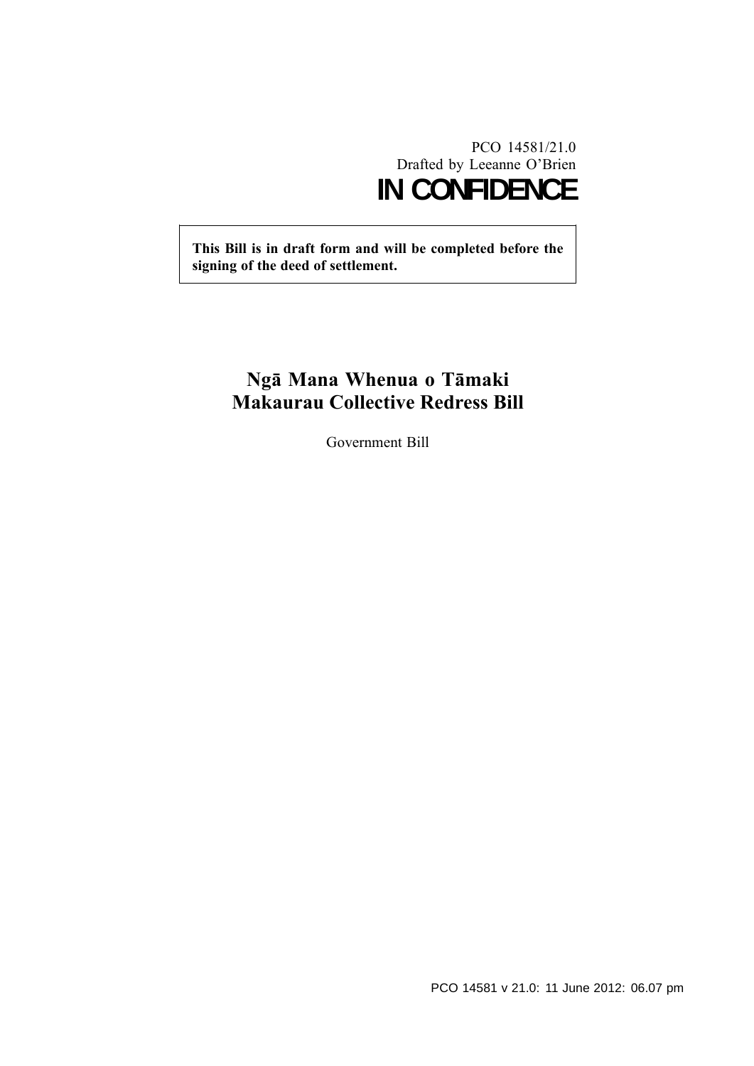PCO 14581/21.0
Drafted by Leeanne O'Brien

**IN CONFIDENCE**

**This Bill is in draft form and will be completed before the signing of the deed of settlement.**

# Ngā Mana Whenua o Tāmaki Makaurau Collective Redress Bill

Government Bill

PCO 14581 v 21.0: 11 June 2012: 06.07 pm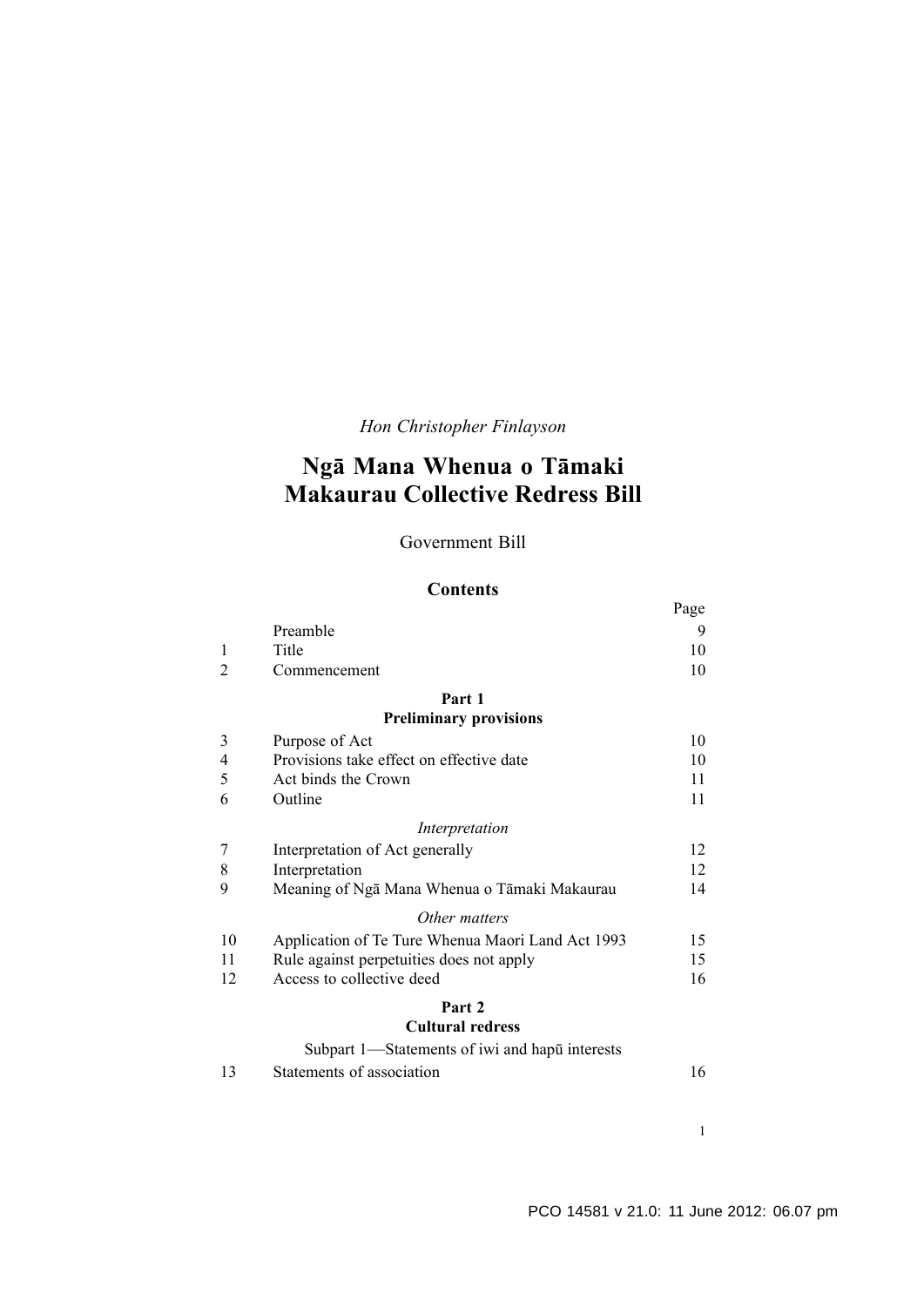*Hon Christopher Finlayson*

# Ngā Mana Whenua o Tāmaki Makaurau Collective Redress Bill

Government Bill

## Contents

| | | Page |
|---|---|---|
| | Preamble | 9 |
| 1 | Title | 10 |
| 2 | Commencement | 10 |
| | **Part 1** **Preliminary provisions** | |
| 3 | Purpose of Act | 10 |
| 4 | Provisions take effect on effective date | 10 |
| 5 | Act binds the Crown | 11 |
| 6 | Outline | 11 |
| | *Interpretation* | |
| 7 | Interpretation of Act generally | 12 |
| 8 | Interpretation | 12 |
| 9 | Meaning of Ngā Mana Whenua o Tāmaki Makaurau | 14 |
| | *Other matters* | |
| 10 | Application of Te Ture Whenua Maori Land Act 1993 | 15 |
| 11 | Rule against perpetuities does not apply | 15 |
| 12 | Access to collective deed | 16 |
| | **Part 2** **Cultural redress** | |
| | Subpart 1—Statements of iwi and hapū interests | |
| 13 | Statements of association | 16 |

PCO 14581 v 21.0: 11 June 2012: 06.07 pm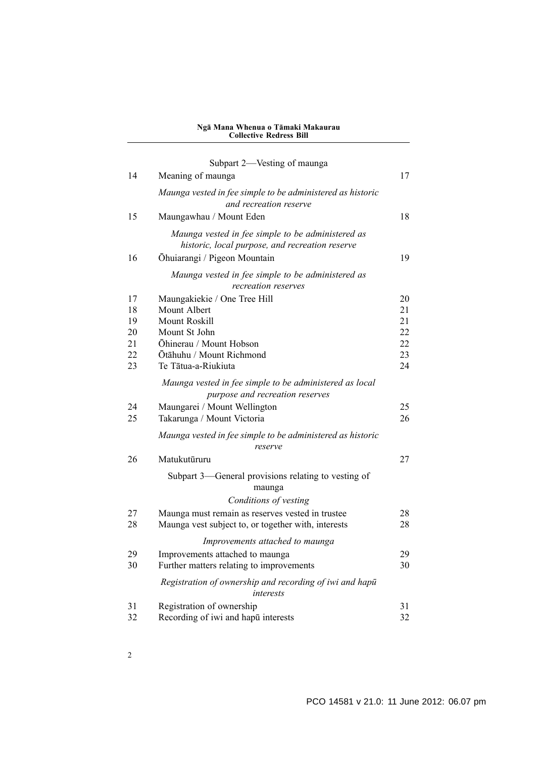| | Subpart 2—Vesting of maunga | |
|---|---|---|
| 14 | Meaning of maunga | 17 |
| | *Maunga vested in fee simple to be administered as historic and recreation reserve* | |
| 15 | Maungawhau / Mount Eden | 18 |
| | *Maunga vested in fee simple to be administered as historic, local purpose, and recreation reserve* | |
| 16 | Ōhuiarangi / Pigeon Mountain | 19 |
| | *Maunga vested in fee simple to be administered as recreation reserves* | |
| 17 | Maungakiekie / One Tree Hill | 20 |
| 18 | Mount Albert | 21 |
| 19 | Mount Roskill | 21 |
| 20 | Mount St John | 22 |
| 21 | Ōhinerau / Mount Hobson | 22 |
| 22 | Ōtāhuhu / Mount Richmond | 23 |
| 23 | Te Tātua-a-Riukiuta | 24 |
| | *Maunga vested in fee simple to be administered as local purpose and recreation reserves* | |
| 24 | Maungarei / Mount Wellington | 25 |
| 25 | Takarunga / Mount Victoria | 26 |
| | *Maunga vested in fee simple to be administered as historic reserve* | |
| 26 | Matukutūruru | 27 |
| | Subpart 3—General provisions relating to vesting of maunga | |
| | *Conditions of vesting* | |
| 27 | Maunga must remain as reserves vested in trustee | 28 |
| 28 | Maunga vest subject to, or together with, interests | 28 |
| | *Improvements attached to maunga* | |
| 29 | Improvements attached to maunga | 29 |
| 30 | Further matters relating to improvements | 30 |
| | *Registration of ownership and recording of iwi and hapū interests* | |
| 31 | Registration of ownership | 31 |
| 32 | Recording of iwi and hapū interests | 32 |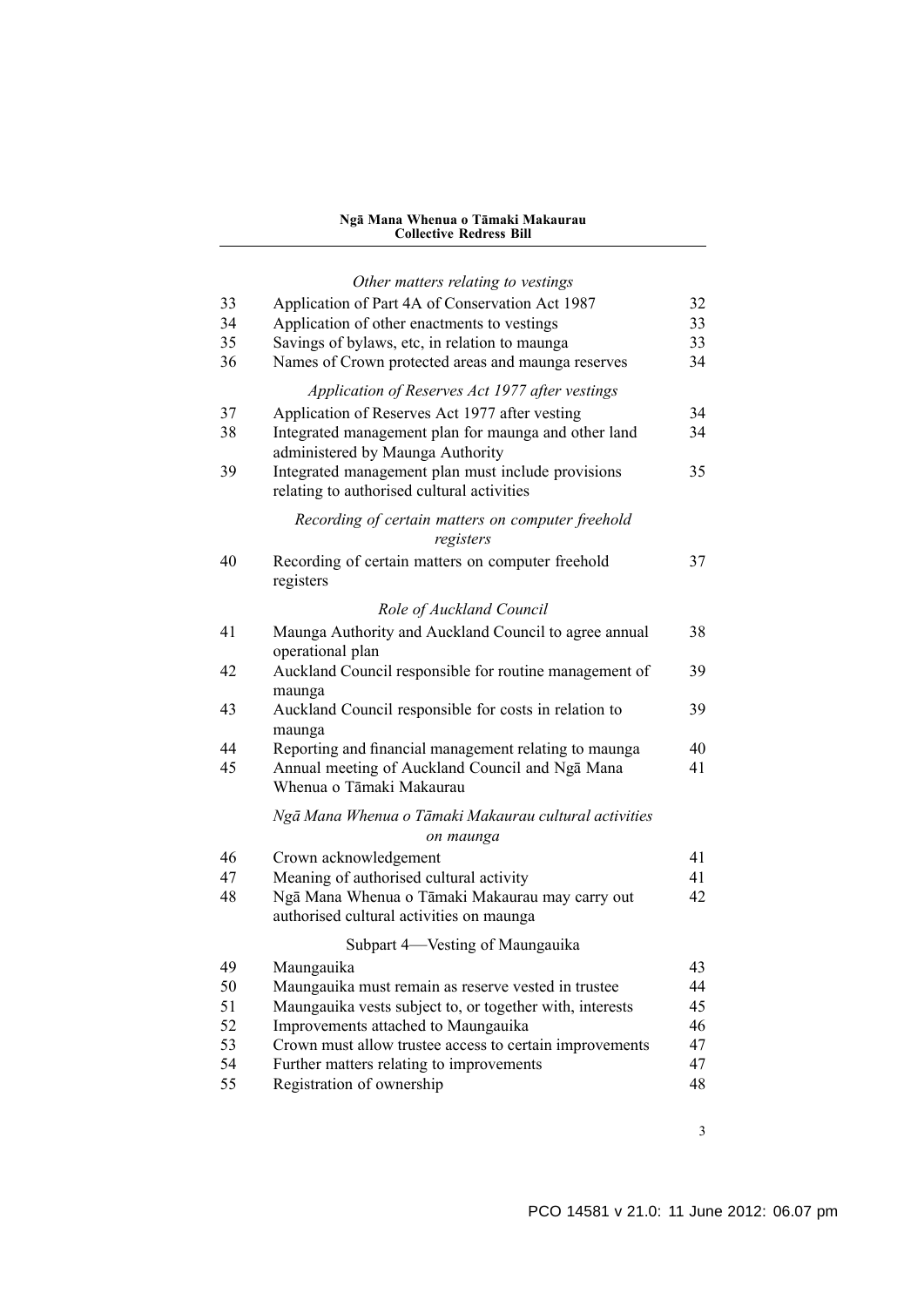| | *Other matters relating to vestings* | |
|---|---|---|
| 33 | Application of Part 4A of Conservation Act 1987 | 32 |
| 34 | Application of other enactments to vestings | 33 |
| 35 | Savings of bylaws, etc, in relation to maunga | 33 |
| 36 | Names of Crown protected areas and maunga reserves | 34 |
| | *Application of Reserves Act 1977 after vestings* | |
| 37 | Application of Reserves Act 1977 after vesting | 34 |
| 38 | Integrated management plan for maunga and other land administered by Maunga Authority | 34 |
| 39 | Integrated management plan must include provisions relating to authorised cultural activities | 35 |
| | *Recording of certain matters on computer freehold registers* | |
| 40 | Recording of certain matters on computer freehold registers | 37 |
| | *Role of Auckland Council* | |
| 41 | Maunga Authority and Auckland Council to agree annual operational plan | 38 |
| 42 | Auckland Council responsible for routine management of maunga | 39 |
| 43 | Auckland Council responsible for costs in relation to maunga | 39 |
| 44 | Reporting and financial management relating to maunga | 40 |
| 45 | Annual meeting of Auckland Council and Ngā Mana Whenua o Tāmaki Makaurau | 41 |
| | *Ngā Mana Whenua o Tāmaki Makaurau cultural activities on maunga* | |
| 46 | Crown acknowledgement | 41 |
| 47 | Meaning of authorised cultural activity | 41 |
| 48 | Ngā Mana Whenua o Tāmaki Makaurau may carry out authorised cultural activities on maunga | 42 |
| | Subpart 4—Vesting of Maungauika | |
| 49 | Maungauika | 43 |
| 50 | Maungauika must remain as reserve vested in trustee | 44 |
| 51 | Maungauika vests subject to, or together with, interests | 45 |
| 52 | Improvements attached to Maungauika | 46 |
| 53 | Crown must allow trustee access to certain improvements | 47 |
| 54 | Further matters relating to improvements | 47 |
| 55 | Registration of ownership | 48 |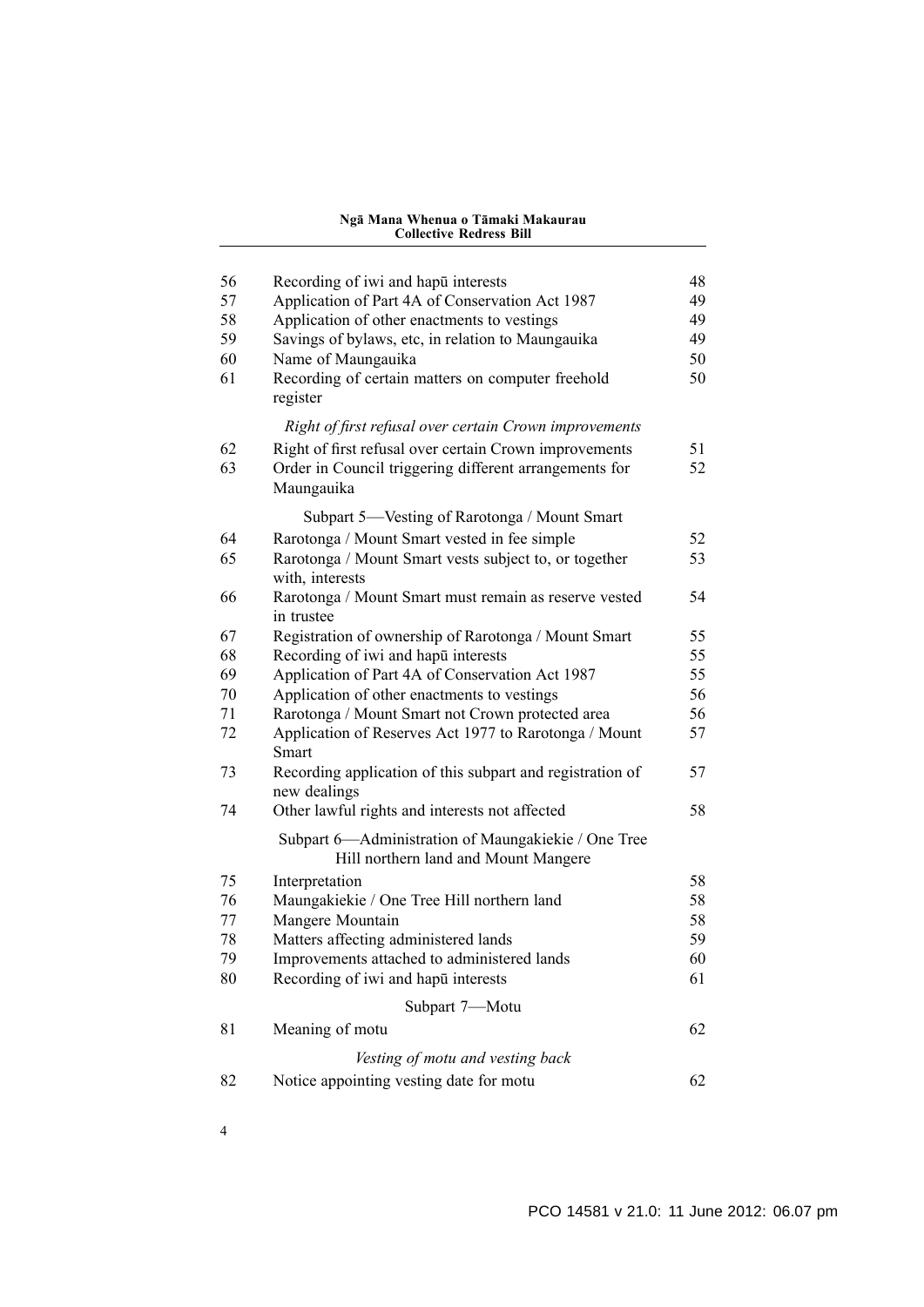| | | |
|---|---|---|
| 56 | Recording of iwi and hapū interests | 48 |
| 57 | Application of Part 4A of Conservation Act 1987 | 49 |
| 58 | Application of other enactments to vestings | 49 |
| 59 | Savings of bylaws, etc, in relation to Maungauika | 49 |
| 60 | Name of Maungauika | 50 |
| 61 | Recording of certain matters on computer freehold register | 50 |
| | *Right of first refusal over certain Crown improvements* | |
| 62 | Right of first refusal over certain Crown improvements | 51 |
| 63 | Order in Council triggering different arrangements for Maungauika | 52 |
| | Subpart 5—Vesting of Rarotonga / Mount Smart | |
| 64 | Rarotonga / Mount Smart vested in fee simple | 52 |
| 65 | Rarotonga / Mount Smart vests subject to, or together with, interests | 53 |
| 66 | Rarotonga / Mount Smart must remain as reserve vested in trustee | 54 |
| 67 | Registration of ownership of Rarotonga / Mount Smart | 55 |
| 68 | Recording of iwi and hapū interests | 55 |
| 69 | Application of Part 4A of Conservation Act 1987 | 55 |
| 70 | Application of other enactments to vestings | 56 |
| 71 | Rarotonga / Mount Smart not Crown protected area | 56 |
| 72 | Application of Reserves Act 1977 to Rarotonga / Mount Smart | 57 |
| 73 | Recording application of this subpart and registration of new dealings | 57 |
| 74 | Other lawful rights and interests not affected | 58 |
| | Subpart 6—Administration of Maungakiekie / One Tree Hill northern land and Mount Mangere | |
| 75 | Interpretation | 58 |
| 76 | Maungakiekie / One Tree Hill northern land | 58 |
| 77 | Mangere Mountain | 58 |
| 78 | Matters affecting administered lands | 59 |
| 79 | Improvements attached to administered lands | 60 |
| 80 | Recording of iwi and hapū interests | 61 |
| | Subpart 7—Motu | |
| 81 | Meaning of motu | 62 |
| | *Vesting of motu and vesting back* | |
| 82 | Notice appointing vesting date for motu | 62 |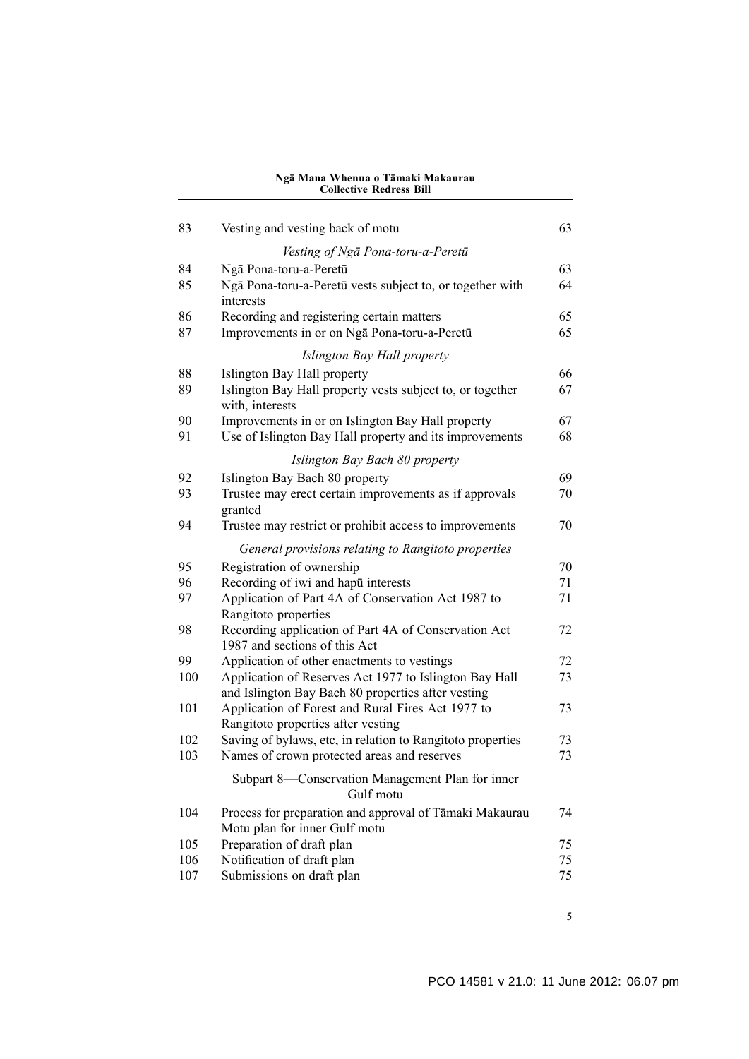| | | |
|---|---|---|
| 83 | Vesting and vesting back of motu | 63 |
| | *Vesting of Ngā Pona-toru-a-Peretū* | |
| 84 | Ngā Pona-toru-a-Peretū | 63 |
| 85 | Ngā Pona-toru-a-Peretū vests subject to, or together with interests | 64 |
| 86 | Recording and registering certain matters | 65 |
| 87 | Improvements in or on Ngā Pona-toru-a-Peretū | 65 |
| | *Islington Bay Hall property* | |
| 88 | Islington Bay Hall property | 66 |
| 89 | Islington Bay Hall property vests subject to, or together with, interests | 67 |
| 90 | Improvements in or on Islington Bay Hall property | 67 |
| 91 | Use of Islington Bay Hall property and its improvements | 68 |
| | *Islington Bay Bach 80 property* | |
| 92 | Islington Bay Bach 80 property | 69 |
| 93 | Trustee may erect certain improvements as if approvals granted | 70 |
| 94 | Trustee may restrict or prohibit access to improvements | 70 |
| | *General provisions relating to Rangitoto properties* | |
| 95 | Registration of ownership | 70 |
| 96 | Recording of iwi and hapū interests | 71 |
| 97 | Application of Part 4A of Conservation Act 1987 to Rangitoto properties | 71 |
| 98 | Recording application of Part 4A of Conservation Act 1987 and sections of this Act | 72 |
| 99 | Application of other enactments to vestings | 72 |
| 100 | Application of Reserves Act 1977 to Islington Bay Hall and Islington Bay Bach 80 properties after vesting | 73 |
| 101 | Application of Forest and Rural Fires Act 1977 to Rangitoto properties after vesting | 73 |
| 102 | Saving of bylaws, etc, in relation to Rangitoto properties | 73 |
| 103 | Names of crown protected areas and reserves | 73 |
| | Subpart 8—Conservation Management Plan for inner Gulf motu | |
| 104 | Process for preparation and approval of Tāmaki Makaurau Motu plan for inner Gulf motu | 74 |
| 105 | Preparation of draft plan | 75 |
| 106 | Notification of draft plan | 75 |
| 107 | Submissions on draft plan | 75 |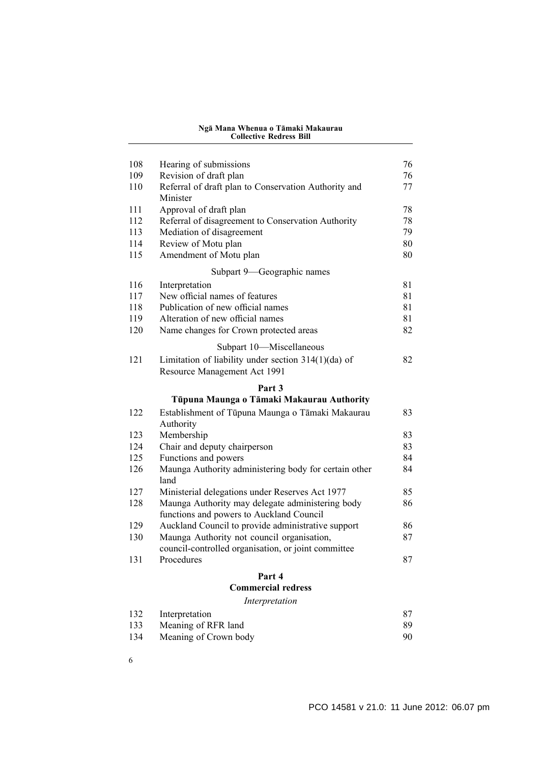| | | |
|---|---|---|
| 108 | Hearing of submissions | 76 |
| 109 | Revision of draft plan | 76 |
| 110 | Referral of draft plan to Conservation Authority and Minister | 77 |
| 111 | Approval of draft plan | 78 |
| 112 | Referral of disagreement to Conservation Authority | 78 |
| 113 | Mediation of disagreement | 79 |
| 114 | Review of Motu plan | 80 |
| 115 | Amendment of Motu plan | 80 |

Subpart 9—Geographic names

| | | |
|---|---|---|
| 116 | Interpretation | 81 |
| 117 | New official names of features | 81 |
| 118 | Publication of new official names | 81 |
| 119 | Alteration of new official names | 81 |
| 120 | Name changes for Crown protected areas | 82 |

Subpart 10—Miscellaneous

| | | |
|---|---|---|
| 121 | Limitation of liability under section 314(1)(da) of Resource Management Act 1991 | 82 |

**Part 3**
**Tūpuna Maunga o Tāmaki Makaurau Authority**

| | | |
|---|---|---|
| 122 | Establishment of Tūpuna Maunga o Tāmaki Makaurau Authority | 83 |
| 123 | Membership | 83 |
| 124 | Chair and deputy chairperson | 83 |
| 125 | Functions and powers | 84 |
| 126 | Maunga Authority administering body for certain other land | 84 |
| 127 | Ministerial delegations under Reserves Act 1977 | 85 |
| 128 | Maunga Authority may delegate administering body functions and powers to Auckland Council | 86 |
| 129 | Auckland Council to provide administrative support | 86 |
| 130 | Maunga Authority not council organisation, council-controlled organisation, or joint committee | 87 |
| 131 | Procedures | 87 |

**Part 4**
**Commercial redress**

*Interpretation*

| | | |
|---|---|---|
| 132 | Interpretation | 87 |
| 133 | Meaning of RFR land | 89 |
| 134 | Meaning of Crown body | 90 |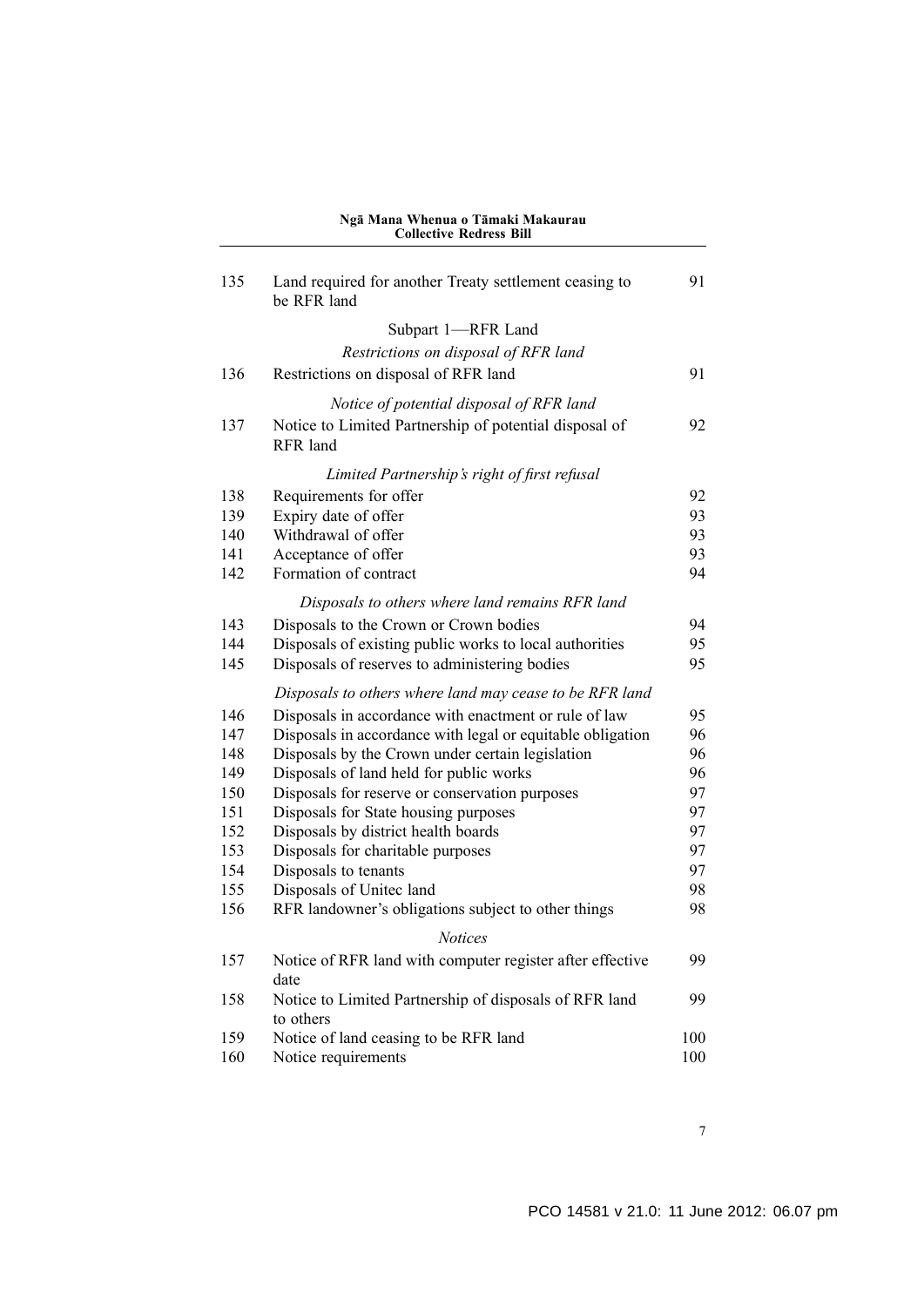| | | |
|---|---|---|
| 135 | Land required for another Treaty settlement ceasing to be RFR land | 91 |
| | Subpart 1—RFR Land | |
| | *Restrictions on disposal of RFR land* | |
| 136 | Restrictions on disposal of RFR land | 91 |
| | *Notice of potential disposal of RFR land* | |
| 137 | Notice to Limited Partnership of potential disposal of RFR land | 92 |
| | *Limited Partnership's right of first refusal* | |
| 138 | Requirements for offer | 92 |
| 139 | Expiry date of offer | 93 |
| 140 | Withdrawal of offer | 93 |
| 141 | Acceptance of offer | 93 |
| 142 | Formation of contract | 94 |
| | *Disposals to others where land remains RFR land* | |
| 143 | Disposals to the Crown or Crown bodies | 94 |
| 144 | Disposals of existing public works to local authorities | 95 |
| 145 | Disposals of reserves to administering bodies | 95 |
| | *Disposals to others where land may cease to be RFR land* | |
| 146 | Disposals in accordance with enactment or rule of law | 95 |
| 147 | Disposals in accordance with legal or equitable obligation | 96 |
| 148 | Disposals by the Crown under certain legislation | 96 |
| 149 | Disposals of land held for public works | 96 |
| 150 | Disposals for reserve or conservation purposes | 97 |
| 151 | Disposals for State housing purposes | 97 |
| 152 | Disposals by district health boards | 97 |
| 153 | Disposals for charitable purposes | 97 |
| 154 | Disposals to tenants | 97 |
| 155 | Disposals of Unitec land | 98 |
| 156 | RFR landowner's obligations subject to other things | 98 |
| | *Notices* | |
| 157 | Notice of RFR land with computer register after effective date | 99 |
| 158 | Notice to Limited Partnership of disposals of RFR land to others | 99 |
| 159 | Notice of land ceasing to be RFR land | 100 |
| 160 | Notice requirements | 100 |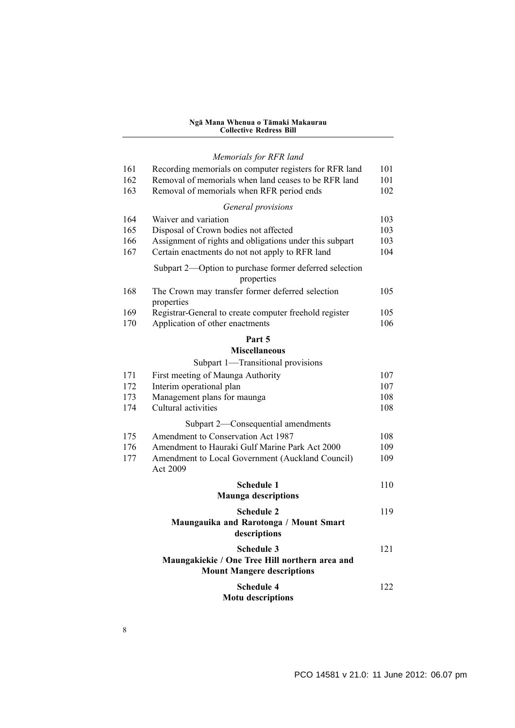*Memorials for RFR land*

| | | |
|---|---|---|
| 161 | Recording memorials on computer registers for RFR land | 101 |
| 162 | Removal of memorials when land ceases to be RFR land | 101 |
| 163 | Removal of memorials when RFR period ends | 102 |

*General provisions*

| | | |
|---|---|---|
| 164 | Waiver and variation | 103 |
| 165 | Disposal of Crown bodies not affected | 103 |
| 166 | Assignment of rights and obligations under this subpart | 103 |
| 167 | Certain enactments do not not apply to RFR land | 104 |

Subpart 2—Option to purchase former deferred selection properties

| | | |
|---|---|---|
| 168 | The Crown may transfer former deferred selection properties | 105 |
| 169 | Registrar-General to create computer freehold register | 105 |
| 170 | Application of other enactments | 106 |

**Part 5**
**Miscellaneous**

Subpart 1—Transitional provisions

| | | |
|---|---|---|
| 171 | First meeting of Maunga Authority | 107 |
| 172 | Interim operational plan | 107 |
| 173 | Management plans for maunga | 108 |
| 174 | Cultural activities | 108 |

Subpart 2—Consequential amendments

| | | |
|---|---|---|
| 175 | Amendment to Conservation Act 1987 | 108 |
| 176 | Amendment to Hauraki Gulf Marine Park Act 2000 | 109 |
| 177 | Amendment to Local Government (Auckland Council) Act 2009 | 109 |

**Schedule 1** 110
**Maunga descriptions**

**Schedule 2** 119
**Maungauika and Rarotonga / Mount Smart descriptions**

**Schedule 3** 121
**Maungakiekie / One Tree Hill northern area and Mount Mangere descriptions**

**Schedule 4** 122
**Motu descriptions**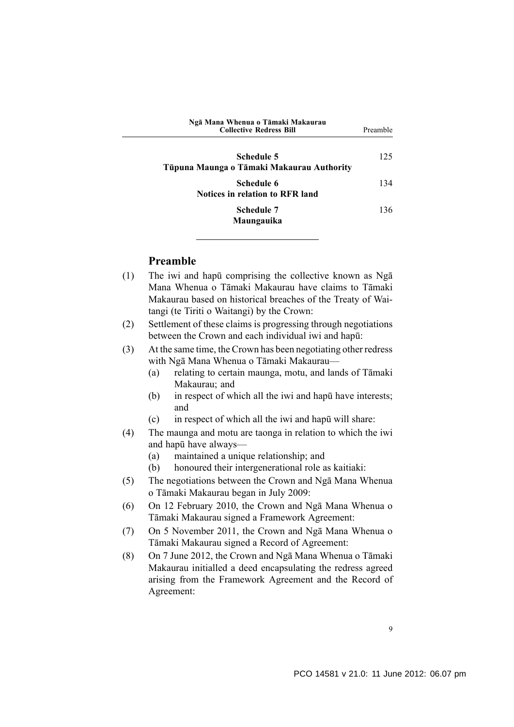| | |
|---|---|
| **Schedule 5**<br>**Tūpuna Maunga o Tāmaki Makaurau Authority** | 125 |
| **Schedule 6**<br>**Notices in relation to RFR land** | 134 |
| **Schedule 7**<br>**Maungauika** | 136 |

## Preamble

(1) The iwi and hapū comprising the collective known as Ngā Mana Whenua o Tāmaki Makaurau have claims to Tāmaki Makaurau based on historical breaches of the Treaty of Waitangi (te Tiriti o Waitangi) by the Crown:

(2) Settlement of these claims is progressing through negotiations between the Crown and each individual iwi and hapū:

(3) At the same time, the Crown has been negotiating other redress with Ngā Mana Whenua o Tāmaki Makaurau—

- (a) relating to certain maunga, motu, and lands of Tāmaki Makaurau; and
- (b) in respect of which all the iwi and hapū have interests; and
- (c) in respect of which all the iwi and hapū will share:

(4) The maunga and motu are taonga in relation to which the iwi and hapū have always—

- (a) maintained a unique relationship; and
- (b) honoured their intergenerational role as kaitiaki:

(5) The negotiations between the Crown and Ngā Mana Whenua o Tāmaki Makaurau began in July 2009:

(6) On 12 February 2010, the Crown and Ngā Mana Whenua o Tāmaki Makaurau signed a Framework Agreement:

(7) On 5 November 2011, the Crown and Ngā Mana Whenua o Tāmaki Makaurau signed a Record of Agreement:

(8) On 7 June 2012, the Crown and Ngā Mana Whenua o Tāmaki Makaurau initialled a deed encapsulating the redress agreed arising from the Framework Agreement and the Record of Agreement: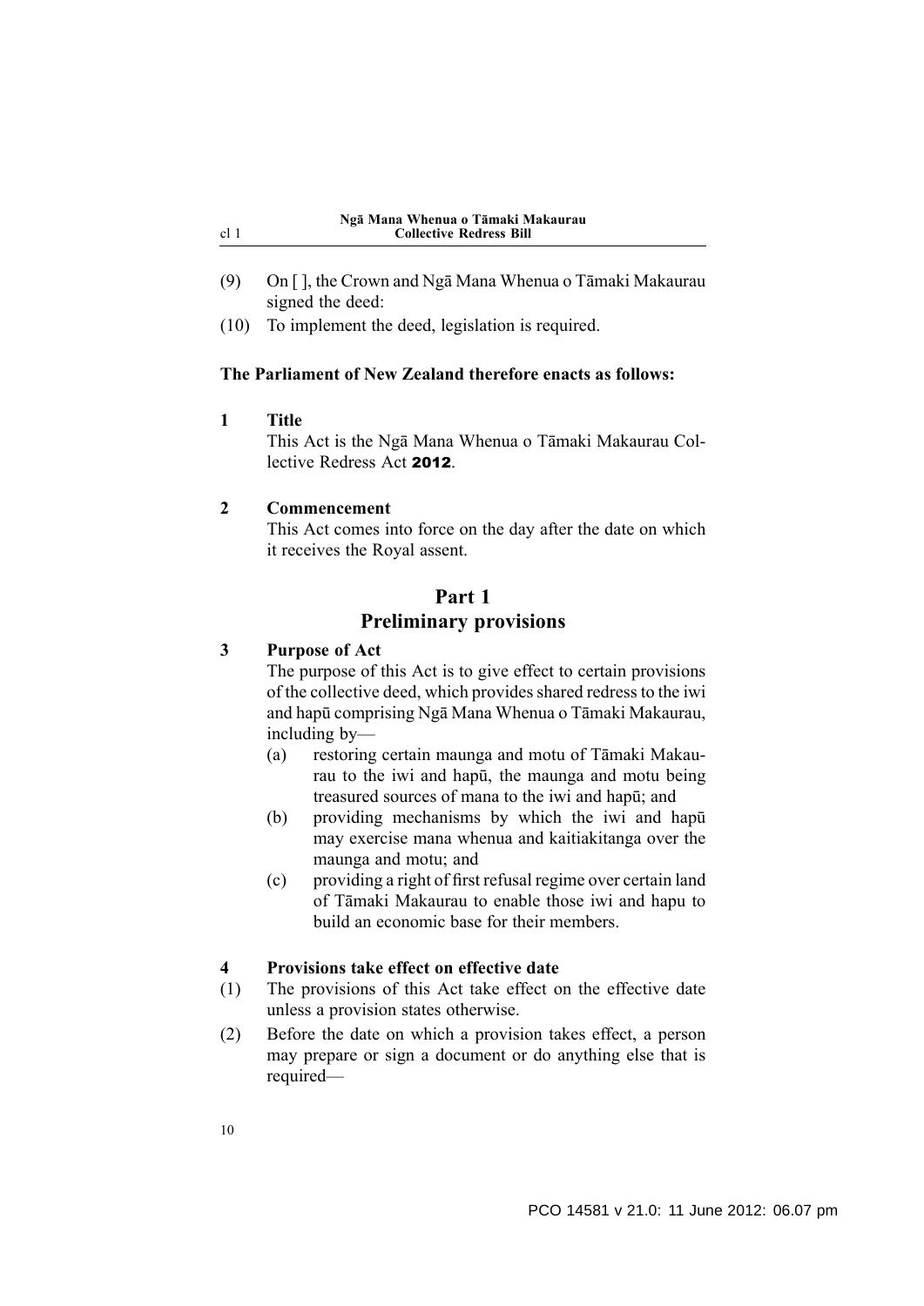(9) On [ ], the Crown and Ngā Mana Whenua o Tāmaki Makaurau signed the deed:

(10) To implement the deed, legislation is required.

**The Parliament of New Zealand therefore enacts as follows:**

**1 Title**

This Act is the Ngā Mana Whenua o Tāmaki Makaurau Collective Redress Act **2012**.

**2 Commencement**

This Act comes into force on the day after the date on which it receives the Royal assent.

## Part 1
## Preliminary provisions

**3 Purpose of Act**

The purpose of this Act is to give effect to certain provisions of the collective deed, which provides shared redress to the iwi and hapū comprising Ngā Mana Whenua o Tāmaki Makaurau, including by—

(a) restoring certain maunga and motu of Tāmaki Makaurau to the iwi and hapū, the maunga and motu being treasured sources of mana to the iwi and hapū; and

(b) providing mechanisms by which the iwi and hapū may exercise mana whenua and kaitiakitanga over the maunga and motu; and

(c) providing a right of first refusal regime over certain land of Tāmaki Makaurau to enable those iwi and hapu to build an economic base for their members.

**4 Provisions take effect on effective date**

(1) The provisions of this Act take effect on the effective date unless a provision states otherwise.

(2) Before the date on which a provision takes effect, a person may prepare or sign a document or do anything else that is required—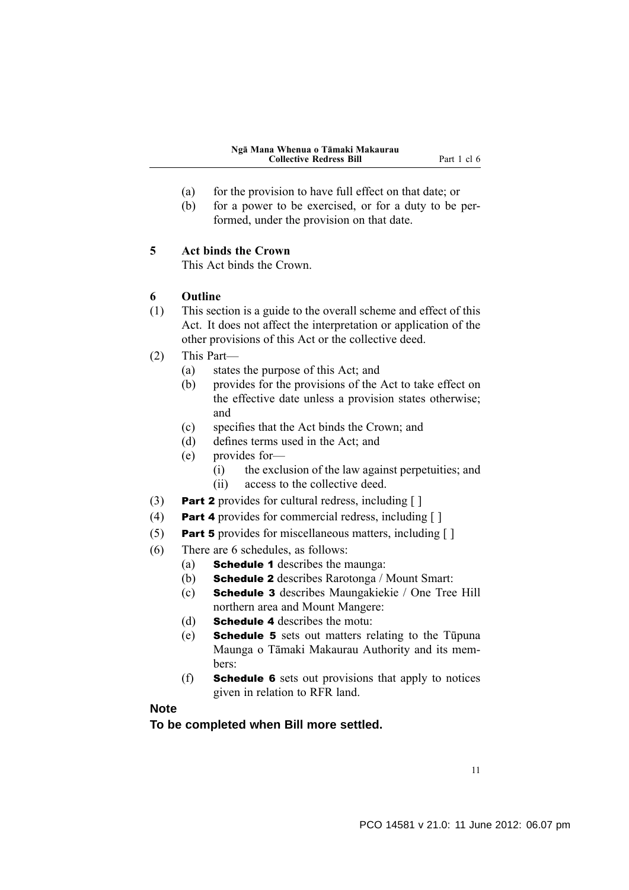(a) for the provision to have full effect on that date; or

(b) for a power to be exercised, or for a duty to be performed, under the provision on that date.

### 5 Act binds the Crown

This Act binds the Crown.

### 6 Outline

(1) This section is a guide to the overall scheme and effect of this Act. It does not affect the interpretation or application of the other provisions of this Act or the collective deed.

(2) This Part—

- (a) states the purpose of this Act; and
- (b) provides for the provisions of the Act to take effect on the effective date unless a provision states otherwise; and
- (c) specifies that the Act binds the Crown; and
- (d) defines terms used in the Act; and
- (e) provides for—
  - (i) the exclusion of the law against perpetuities; and
  - (ii) access to the collective deed.

(3) **Part 2** provides for cultural redress, including [ ]

(4) **Part 4** provides for commercial redress, including [ ]

(5) **Part 5** provides for miscellaneous matters, including [ ]

(6) There are 6 schedules, as follows:

- (a) **Schedule 1** describes the maunga:
- (b) **Schedule 2** describes Rarotonga / Mount Smart:
- (c) **Schedule 3** describes Maungakiekie / One Tree Hill northern area and Mount Mangere:
- (d) **Schedule 4** describes the motu:
- (e) **Schedule 5** sets out matters relating to the Tūpuna Maunga o Tāmaki Makaurau Authority and its members:
- (f) **Schedule 6** sets out provisions that apply to notices given in relation to RFR land.

**Note**

**To be completed when Bill more settled.**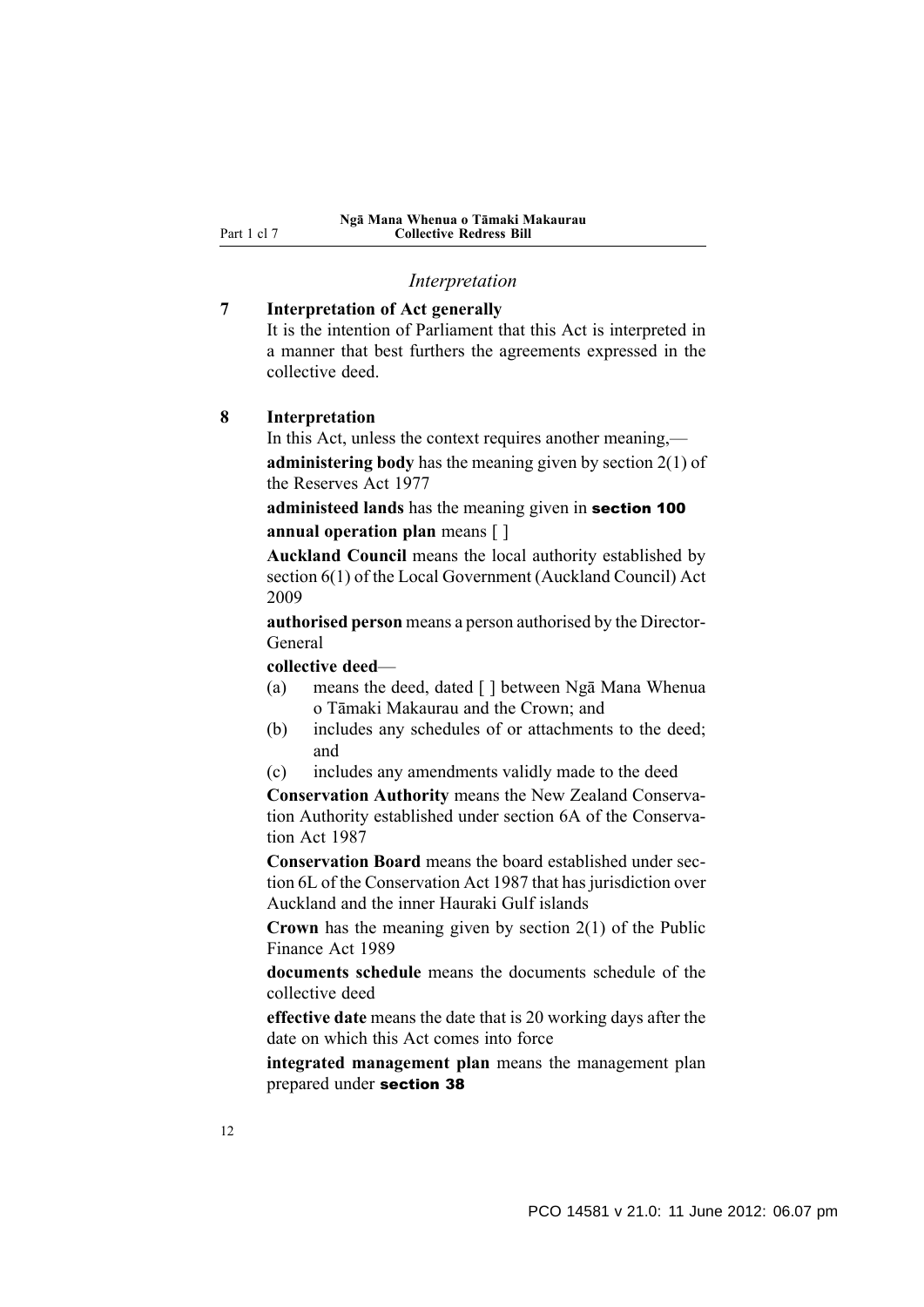*Interpretation*

**7 Interpretation of Act generally**

It is the intention of Parliament that this Act is interpreted in a manner that best furthers the agreements expressed in the collective deed.

**8 Interpretation**

In this Act, unless the context requires another meaning,—

**administering body** has the meaning given by section 2(1) of the Reserves Act 1977

**administeed lands** has the meaning given in **section 100**

**annual operation plan** means [ ]

**Auckland Council** means the local authority established by section 6(1) of the Local Government (Auckland Council) Act 2009

**authorised person** means a person authorised by the Director-General

**collective deed**—

(a) means the deed, dated [ ] between Ngā Mana Whenua o Tāmaki Makaurau and the Crown; and

(b) includes any schedules of or attachments to the deed; and

(c) includes any amendments validly made to the deed

**Conservation Authority** means the New Zealand Conservation Authority established under section 6A of the Conservation Act 1987

**Conservation Board** means the board established under section 6L of the Conservation Act 1987 that has jurisdiction over Auckland and the inner Hauraki Gulf islands

**Crown** has the meaning given by section 2(1) of the Public Finance Act 1989

**documents schedule** means the documents schedule of the collective deed

**effective date** means the date that is 20 working days after the date on which this Act comes into force

**integrated management plan** means the management plan prepared under **section 38**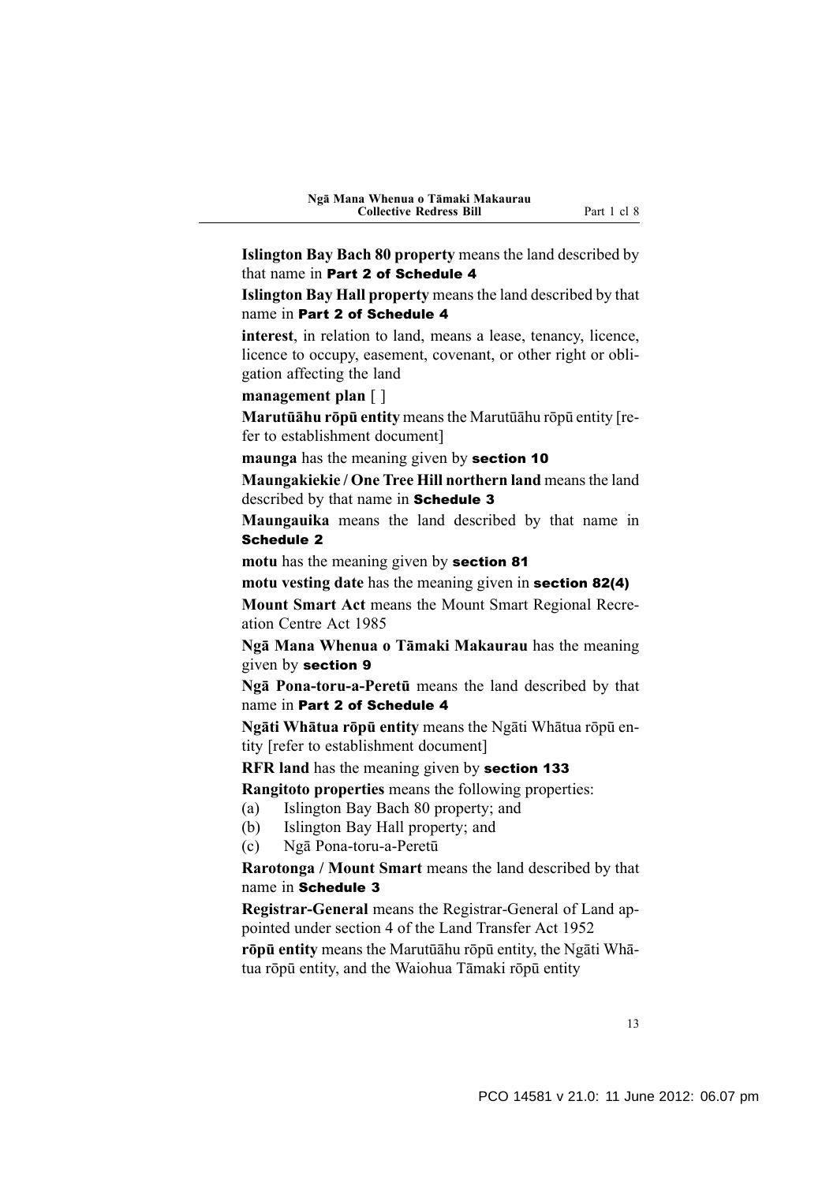**Islington Bay Bach 80 property** means the land described by that name in **Part 2 of Schedule 4**

**Islington Bay Hall property** means the land described by that name in **Part 2 of Schedule 4**

**interest**, in relation to land, means a lease, tenancy, licence, licence to occupy, easement, covenant, or other right or obligation affecting the land

**management plan** [ ]

**Marutūāhu rōpū entity** means the Marutūāhu rōpū entity [refer to establishment document]

**maunga** has the meaning given by **section 10**

**Maungakiekie / One Tree Hill northern land** means the land described by that name in **Schedule 3**

**Maungauika** means the land described by that name in **Schedule 2**

**motu** has the meaning given by **section 81**

**motu vesting date** has the meaning given in **section 82(4)**

**Mount Smart Act** means the Mount Smart Regional Recreation Centre Act 1985

**Ngā Mana Whenua o Tāmaki Makaurau** has the meaning given by **section 9**

**Ngā Pona-toru-a-Peretū** means the land described by that name in **Part 2 of Schedule 4**

**Ngāti Whātua rōpū entity** means the Ngāti Whātua rōpū entity [refer to establishment document]

**RFR land** has the meaning given by **section 133**

**Rangitoto properties** means the following properties:

(a) Islington Bay Bach 80 property; and

(b) Islington Bay Hall property; and

(c) Ngā Pona-toru-a-Peretū

**Rarotonga / Mount Smart** means the land described by that name in **Schedule 3**

**Registrar-General** means the Registrar-General of Land appointed under section 4 of the Land Transfer Act 1952

**rōpū entity** means the Marutūāhu rōpū entity, the Ngāti Whātua rōpū entity, and the Waiohua Tāmaki rōpū entity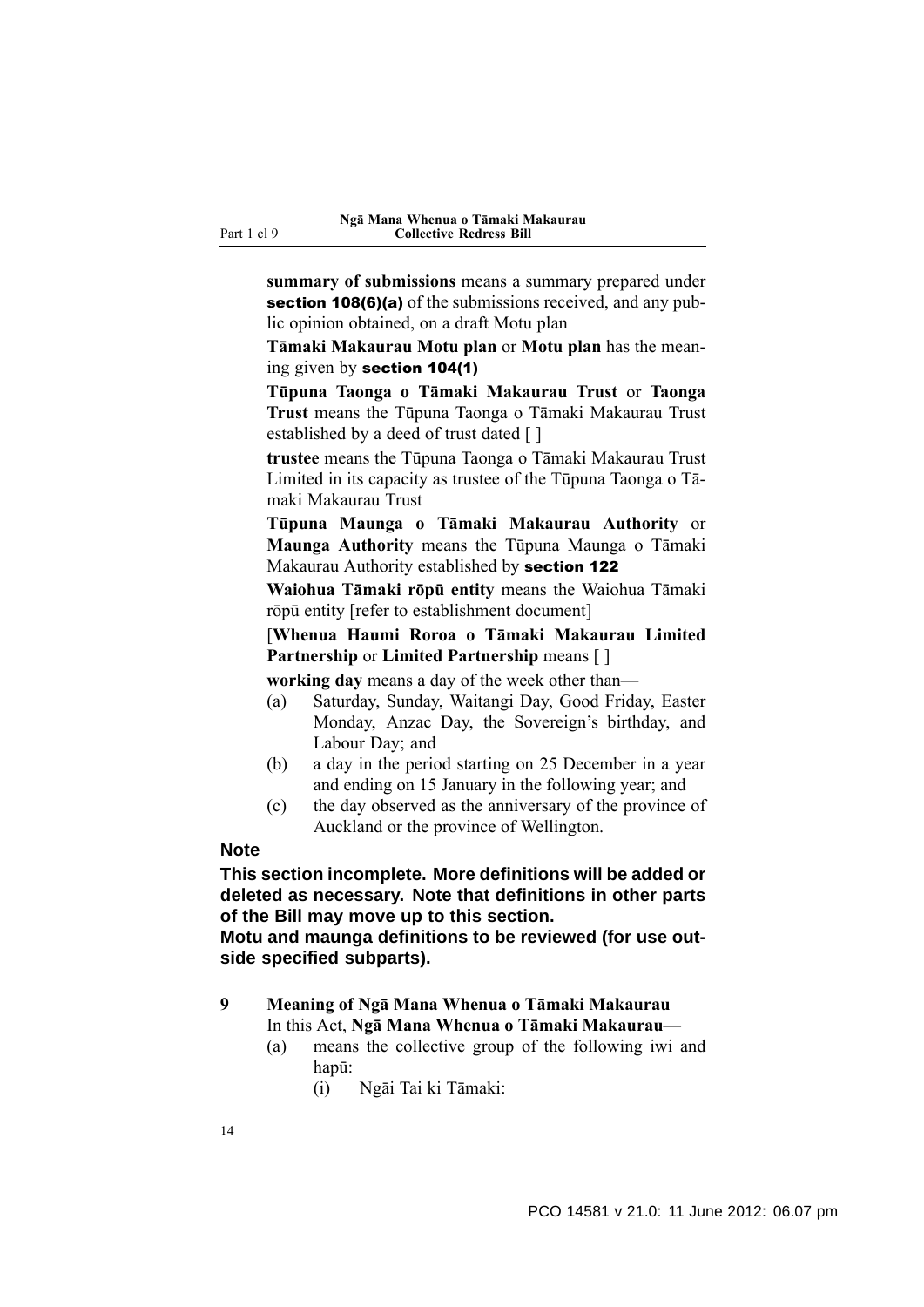**summary of submissions** means a summary prepared under **section 108(6)(a)** of the submissions received, and any public opinion obtained, on a draft Motu plan

**Tāmaki Makaurau Motu plan** or **Motu plan** has the meaning given by **section 104(1)**

**Tūpuna Taonga o Tāmaki Makaurau Trust** or **Taonga Trust** means the Tūpuna Taonga o Tāmaki Makaurau Trust established by a deed of trust dated [ ]

**trustee** means the Tūpuna Taonga o Tāmaki Makaurau Trust Limited in its capacity as trustee of the Tūpuna Taonga o Tāmaki Makaurau Trust

**Tūpuna Maunga o Tāmaki Makaurau Authority** or **Maunga Authority** means the Tūpuna Maunga o Tāmaki Makaurau Authority established by **section 122**

**Waiohua Tāmaki rōpū entity** means the Waiohua Tāmaki rōpū entity [refer to establishment document]

[**Whenua Haumi Roroa o Tāmaki Makaurau Limited Partnership** or **Limited Partnership** means [ ]

**working day** means a day of the week other than—

- (a) Saturday, Sunday, Waitangi Day, Good Friday, Easter Monday, Anzac Day, the Sovereign's birthday, and Labour Day; and
- (b) a day in the period starting on 25 December in a year and ending on 15 January in the following year; and
- (c) the day observed as the anniversary of the province of Auckland or the province of Wellington.

**Note**

**This section incomplete. More definitions will be added or deleted as necessary. Note that definitions in other parts of the Bill may move up to this section.**

**Motu and maunga definitions to be reviewed (for use outside specified subparts).**

**9 Meaning of Ngā Mana Whenua o Tāmaki Makaurau**

In this Act, **Ngā Mana Whenua o Tāmaki Makaurau**—

- (a) means the collective group of the following iwi and hapū:
  - (i) Ngāi Tai ki Tāmaki: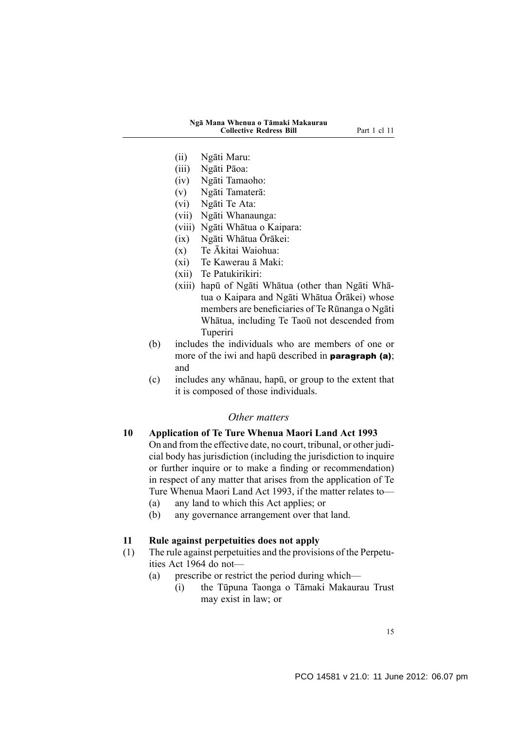(ii) Ngāti Maru:

(iii) Ngāti Pāoa:

(iv) Ngāti Tamaoho:

(v) Ngāti Tamaterā:

(vi) Ngāti Te Ata:

(vii) Ngāti Whanaunga:

(viii) Ngāti Whātua o Kaipara:

(ix) Ngāti Whātua Ōrākei:

(x) Te Ākitai Waiohua:

(xi) Te Kawerau ā Maki:

(xii) Te Patukirikiri:

(xiii) hapū of Ngāti Whātua (other than Ngāti Whātua o Kaipara and Ngāti Whātua Ōrākei) whose members are beneficiaries of Te Rūnanga o Ngāti Whātua, including Te Taoū not descended from Tuperiri

(b) includes the individuals who are members of one or more of the iwi and hapū described in **paragraph (a)**; and

(c) includes any whānau, hapū, or group to the extent that it is composed of those individuals.

## *Other matters*

**10 Application of Te Ture Whenua Maori Land Act 1993**

On and from the effective date, no court, tribunal, or other judicial body has jurisdiction (including the jurisdiction to inquire or further inquire or to make a finding or recommendation) in respect of any matter that arises from the application of Te Ture Whenua Maori Land Act 1993, if the matter relates to—

(a) any land to which this Act applies; or

(b) any governance arrangement over that land.

**11 Rule against perpetuities does not apply**

(1) The rule against perpetuities and the provisions of the Perpetuities Act 1964 do not—

(a) prescribe or restrict the period during which—

(i) the Tūpuna Taonga o Tāmaki Makaurau Trust may exist in law; or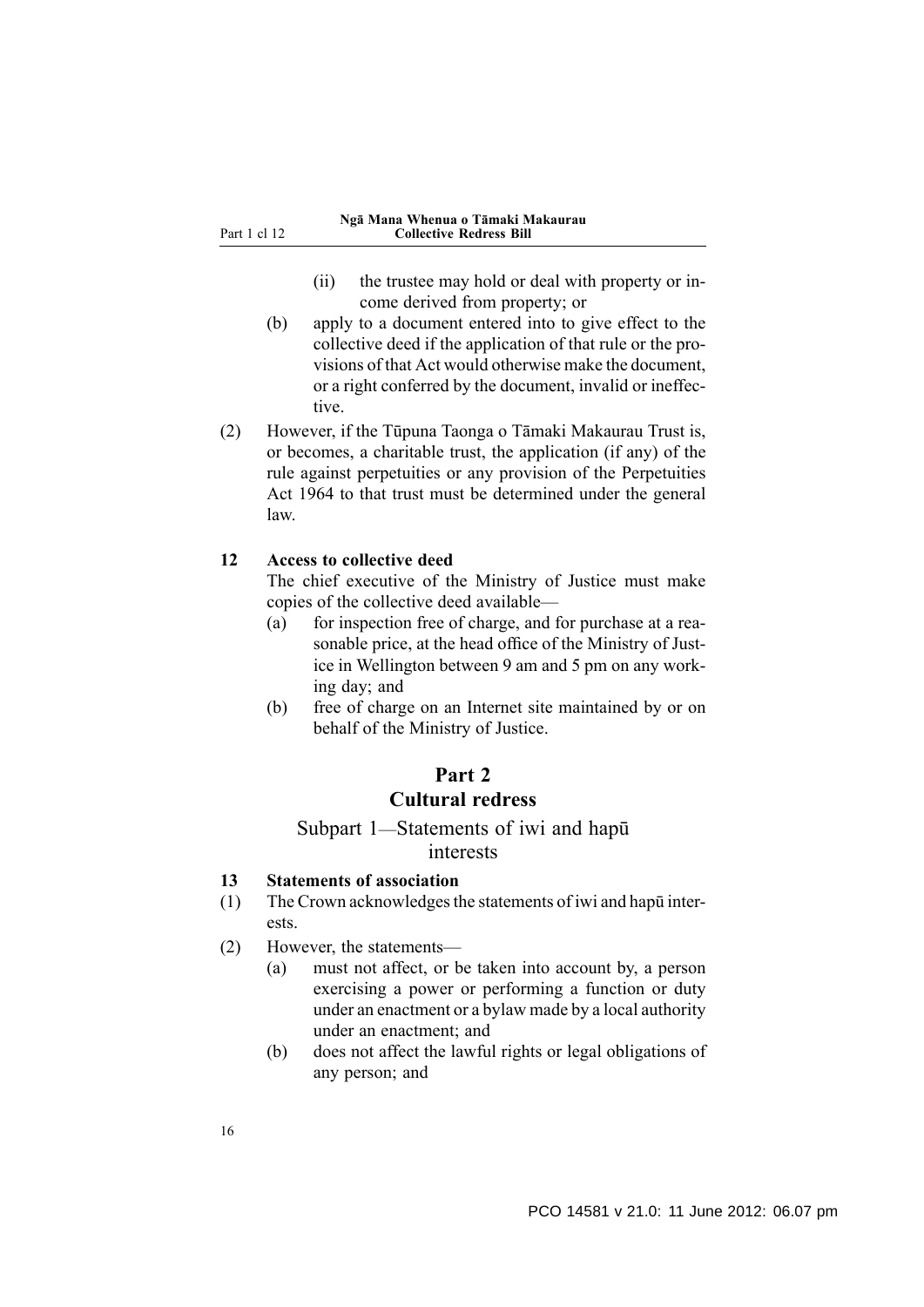(ii) the trustee may hold or deal with property or income derived from property; or

(b) apply to a document entered into to give effect to the collective deed if the application of that rule or the provisions of that Act would otherwise make the document, or a right conferred by the document, invalid or ineffective.

(2) However, if the Tūpuna Taonga o Tāmaki Makaurau Trust is, or becomes, a charitable trust, the application (if any) of the rule against perpetuities or any provision of the Perpetuities Act 1964 to that trust must be determined under the general law.

**12 Access to collective deed**

The chief executive of the Ministry of Justice must make copies of the collective deed available—

(a) for inspection free of charge, and for purchase at a reasonable price, at the head office of the Ministry of Justice in Wellington between 9 am and 5 pm on any working day; and

(b) free of charge on an Internet site maintained by or on behalf of the Ministry of Justice.

## Part 2
## Cultural redress

### Subpart 1—Statements of iwi and hapū interests

**13 Statements of association**

(1) The Crown acknowledges the statements of iwi and hapū interests.

(2) However, the statements—

(a) must not affect, or be taken into account by, a person exercising a power or performing a function or duty under an enactment or a bylaw made by a local authority under an enactment; and

(b) does not affect the lawful rights or legal obligations of any person; and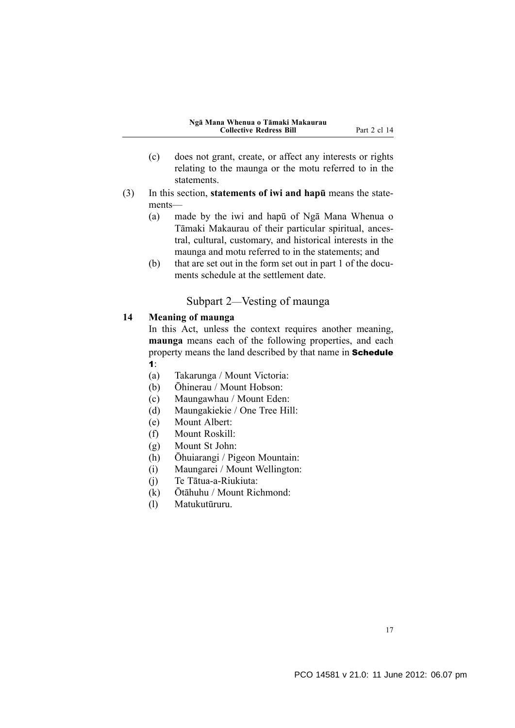(c) does not grant, create, or affect any interests or rights relating to the maunga or the motu referred to in the statements.

(3) In this section, **statements of iwi and hapū** means the statements—

(a) made by the iwi and hapū of Ngā Mana Whenua o Tāmaki Makaurau of their particular spiritual, ancestral, cultural, customary, and historical interests in the maunga and motu referred to in the statements; and

(b) that are set out in the form set out in part 1 of the documents schedule at the settlement date.

## Subpart 2—Vesting of maunga

### 14 Meaning of maunga

In this Act, unless the context requires another meaning, **maunga** means each of the following properties, and each property means the land described by that name in **Schedule 1**:

(a) Takarunga / Mount Victoria:

(b) Ōhinerau / Mount Hobson:

(c) Maungawhau / Mount Eden:

(d) Maungakiekie / One Tree Hill:

(e) Mount Albert:

(f) Mount Roskill:

(g) Mount St John:

(h) Ōhuiarangi / Pigeon Mountain:

(i) Maungarei / Mount Wellington:

(j) Te Tātua-a-Riukiuta:

(k) Ōtāhuhu / Mount Richmond:

(l) Matukutūruru.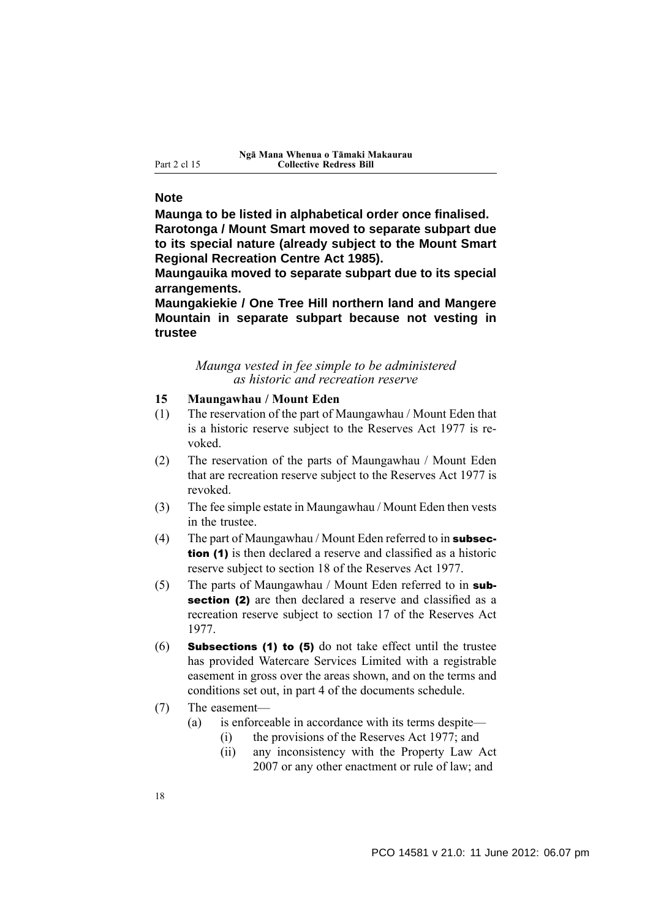**Note**

**Maunga to be listed in alphabetical order once finalised.**
**Rarotonga / Mount Smart moved to separate subpart due to its special nature (already subject to the Mount Smart Regional Recreation Centre Act 1985).**
**Maungauika moved to separate subpart due to its special arrangements.**
**Maungakiekie / One Tree Hill northern land and Mangere Mountain in separate subpart because not vesting in trustee**

*Maunga vested in fee simple to be administered as historic and recreation reserve*

### 15 Maungawhau / Mount Eden

(1) The reservation of the part of Maungawhau / Mount Eden that is a historic reserve subject to the Reserves Act 1977 is revoked.

(2) The reservation of the parts of Maungawhau / Mount Eden that are recreation reserve subject to the Reserves Act 1977 is revoked.

(3) The fee simple estate in Maungawhau / Mount Eden then vests in the trustee.

(4) The part of Maungawhau / Mount Eden referred to in **subsection (1)** is then declared a reserve and classified as a historic reserve subject to section 18 of the Reserves Act 1977.

(5) The parts of Maungawhau / Mount Eden referred to in **subsection (2)** are then declared a reserve and classified as a recreation reserve subject to section 17 of the Reserves Act 1977.

(6) **Subsections (1) to (5)** do not take effect until the trustee has provided Watercare Services Limited with a registrable easement in gross over the areas shown, and on the terms and conditions set out, in part 4 of the documents schedule.

(7) The easement—
- (a) is enforceable in accordance with its terms despite—
  - (i) the provisions of the Reserves Act 1977; and
  - (ii) any inconsistency with the Property Law Act 2007 or any other enactment or rule of law; and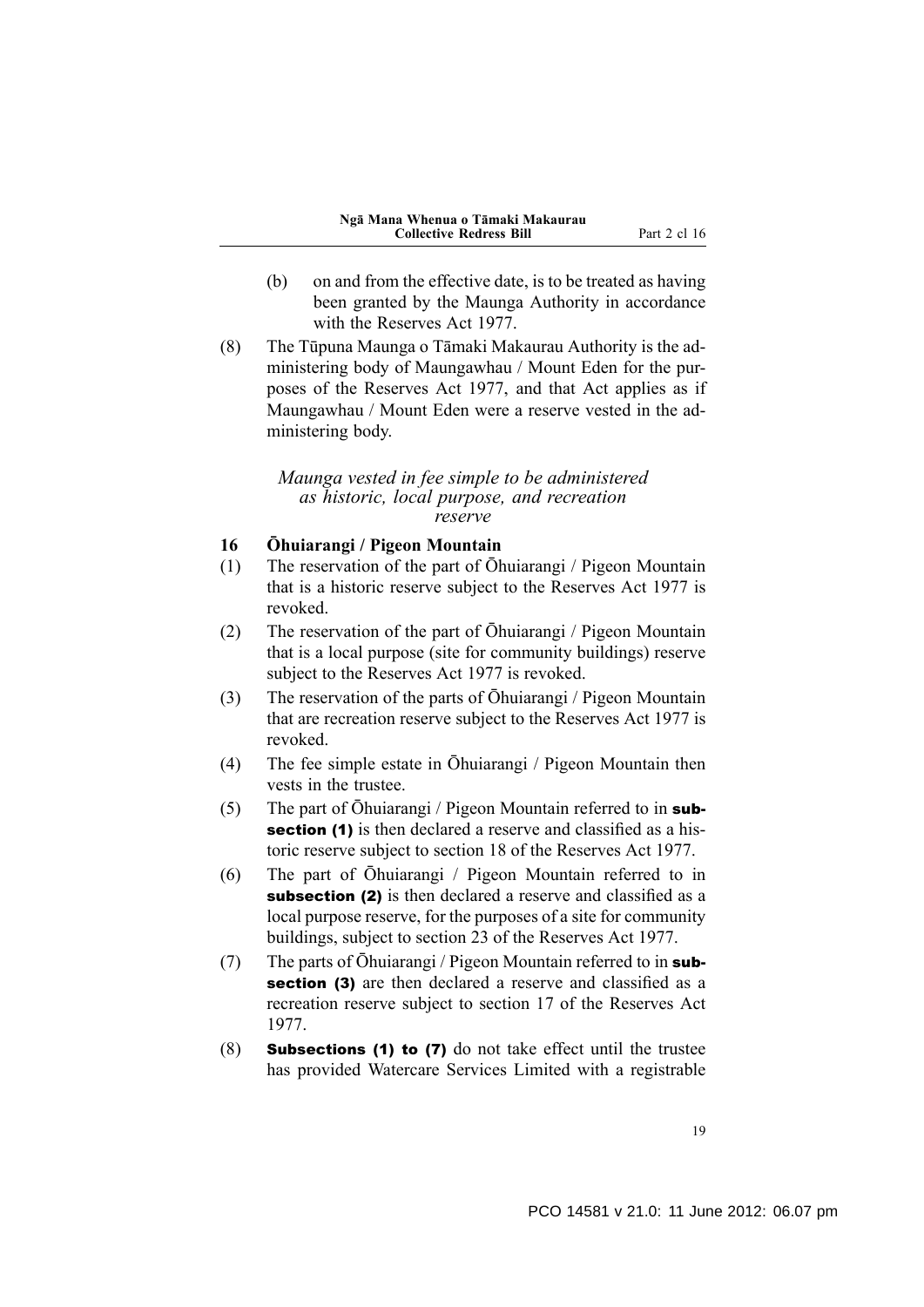(b) on and from the effective date, is to be treated as having been granted by the Maunga Authority in accordance with the Reserves Act 1977.

(8) The Tūpuna Maunga o Tāmaki Makaurau Authority is the administering body of Maungawhau / Mount Eden for the purposes of the Reserves Act 1977, and that Act applies as if Maungawhau / Mount Eden were a reserve vested in the administering body.

*Maunga vested in fee simple to be administered as historic, local purpose, and recreation reserve*

**16 Ōhuiarangi / Pigeon Mountain**

(1) The reservation of the part of Ōhuiarangi / Pigeon Mountain that is a historic reserve subject to the Reserves Act 1977 is revoked.

(2) The reservation of the part of Ōhuiarangi / Pigeon Mountain that is a local purpose (site for community buildings) reserve subject to the Reserves Act 1977 is revoked.

(3) The reservation of the parts of Ōhuiarangi / Pigeon Mountain that are recreation reserve subject to the Reserves Act 1977 is revoked.

(4) The fee simple estate in Ōhuiarangi / Pigeon Mountain then vests in the trustee.

(5) The part of Ōhuiarangi / Pigeon Mountain referred to in **subsection (1)** is then declared a reserve and classified as a historic reserve subject to section 18 of the Reserves Act 1977.

(6) The part of Ōhuiarangi / Pigeon Mountain referred to in **subsection (2)** is then declared a reserve and classified as a local purpose reserve, for the purposes of a site for community buildings, subject to section 23 of the Reserves Act 1977.

(7) The parts of Ōhuiarangi / Pigeon Mountain referred to in **subsection (3)** are then declared a reserve and classified as a recreation reserve subject to section 17 of the Reserves Act 1977.

(8) **Subsections (1) to (7)** do not take effect until the trustee has provided Watercare Services Limited with a registrable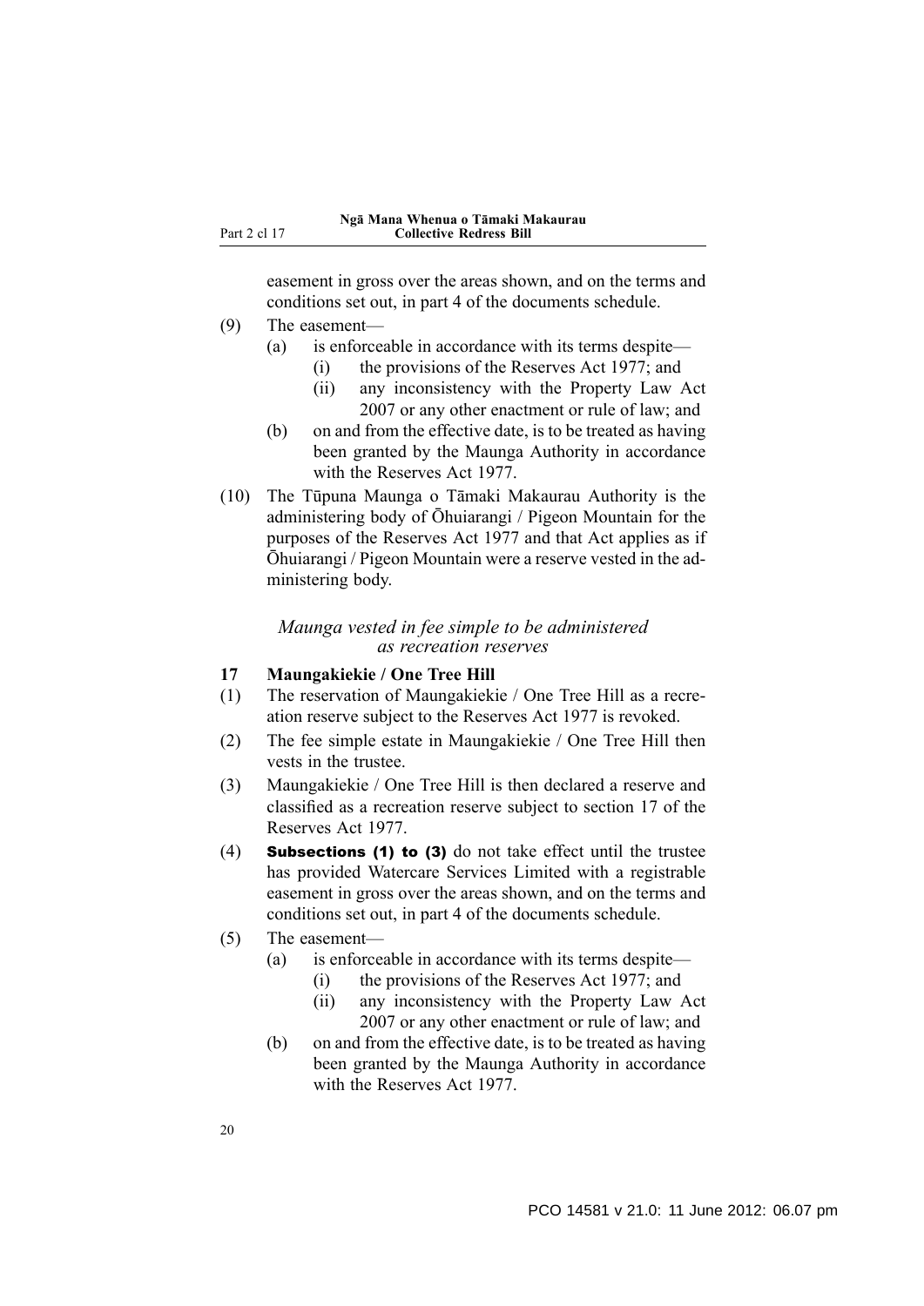easement in gross over the areas shown, and on the terms and conditions set out, in part 4 of the documents schedule.

(9) The easement—

(a) is enforceable in accordance with its terms despite—

(i) the provisions of the Reserves Act 1977; and

(ii) any inconsistency with the Property Law Act 2007 or any other enactment or rule of law; and

(b) on and from the effective date, is to be treated as having been granted by the Maunga Authority in accordance with the Reserves Act 1977.

(10) The Tūpuna Maunga o Tāmaki Makaurau Authority is the administering body of Ōhuiarangi / Pigeon Mountain for the purposes of the Reserves Act 1977 and that Act applies as if Ōhuiarangi / Pigeon Mountain were a reserve vested in the administering body.

*Maunga vested in fee simple to be administered as recreation reserves*

**17 Maungakiekie / One Tree Hill**

(1) The reservation of Maungakiekie / One Tree Hill as a recreation reserve subject to the Reserves Act 1977 is revoked.

(2) The fee simple estate in Maungakiekie / One Tree Hill then vests in the trustee.

(3) Maungakiekie / One Tree Hill is then declared a reserve and classified as a recreation reserve subject to section 17 of the Reserves Act 1977.

(4) **Subsections (1) to (3)** do not take effect until the trustee has provided Watercare Services Limited with a registrable easement in gross over the areas shown, and on the terms and conditions set out, in part 4 of the documents schedule.

(5) The easement—

(a) is enforceable in accordance with its terms despite—

(i) the provisions of the Reserves Act 1977; and

(ii) any inconsistency with the Property Law Act 2007 or any other enactment or rule of law; and

(b) on and from the effective date, is to be treated as having been granted by the Maunga Authority in accordance with the Reserves Act 1977.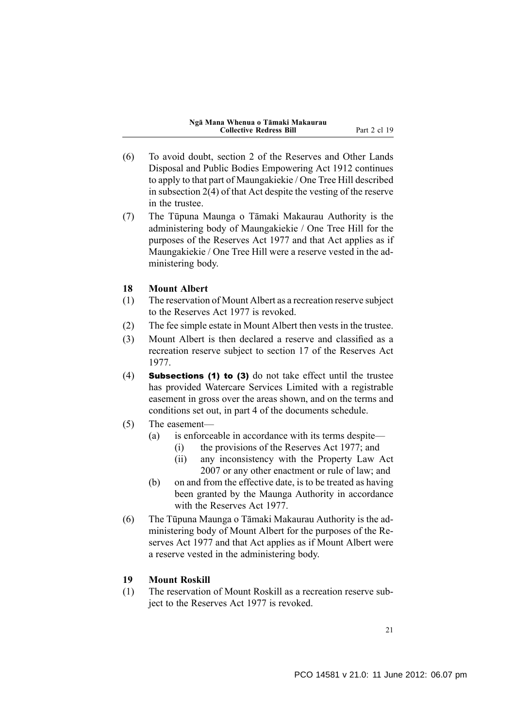(6) To avoid doubt, section 2 of the Reserves and Other Lands Disposal and Public Bodies Empowering Act 1912 continues to apply to that part of Maungakiekie / One Tree Hill described in subsection 2(4) of that Act despite the vesting of the reserve in the trustee.

(7) The Tūpuna Maunga o Tāmaki Makaurau Authority is the administering body of Maungakiekie / One Tree Hill for the purposes of the Reserves Act 1977 and that Act applies as if Maungakiekie / One Tree Hill were a reserve vested in the administering body.

### 18 Mount Albert

(1) The reservation of Mount Albert as a recreation reserve subject to the Reserves Act 1977 is revoked.

(2) The fee simple estate in Mount Albert then vests in the trustee.

(3) Mount Albert is then declared a reserve and classified as a recreation reserve subject to section 17 of the Reserves Act 1977.

(4) **Subsections (1) to (3)** do not take effect until the trustee has provided Watercare Services Limited with a registrable easement in gross over the areas shown, and on the terms and conditions set out, in part 4 of the documents schedule.

(5) The easement—
   - (a) is enforceable in accordance with its terms despite—
     - (i) the provisions of the Reserves Act 1977; and
     - (ii) any inconsistency with the Property Law Act 2007 or any other enactment or rule of law; and
   - (b) on and from the effective date, is to be treated as having been granted by the Maunga Authority in accordance with the Reserves Act 1977.

(6) The Tūpuna Maunga o Tāmaki Makaurau Authority is the administering body of Mount Albert for the purposes of the Reserves Act 1977 and that Act applies as if Mount Albert were a reserve vested in the administering body.

### 19 Mount Roskill

(1) The reservation of Mount Roskill as a recreation reserve subject to the Reserves Act 1977 is revoked.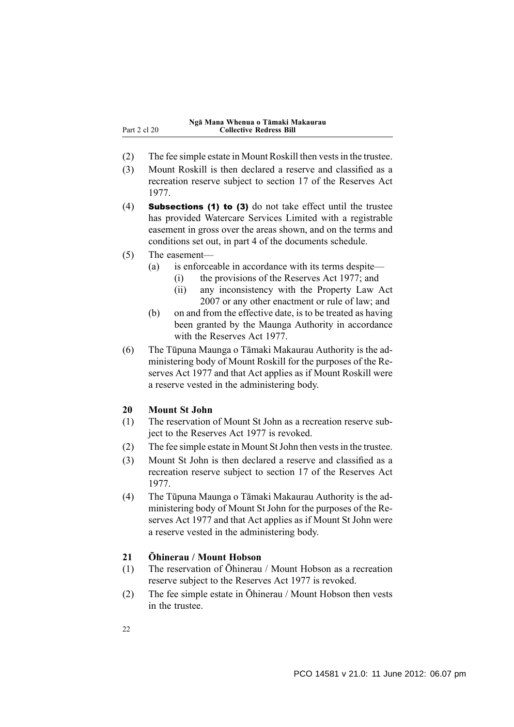(2) The fee simple estate in Mount Roskill then vests in the trustee.

(3) Mount Roskill is then declared a reserve and classified as a recreation reserve subject to section 17 of the Reserves Act 1977.

(4) **Subsections (1) to (3)** do not take effect until the trustee has provided Watercare Services Limited with a registrable easement in gross over the areas shown, and on the terms and conditions set out, in part 4 of the documents schedule.

(5) The easement—

- (a) is enforceable in accordance with its terms despite—
  - (i) the provisions of the Reserves Act 1977; and
  - (ii) any inconsistency with the Property Law Act 2007 or any other enactment or rule of law; and
- (b) on and from the effective date, is to be treated as having been granted by the Maunga Authority in accordance with the Reserves Act 1977.

(6) The Tūpuna Maunga o Tāmaki Makaurau Authority is the administering body of Mount Roskill for the purposes of the Reserves Act 1977 and that Act applies as if Mount Roskill were a reserve vested in the administering body.

### 20 Mount St John

(1) The reservation of Mount St John as a recreation reserve subject to the Reserves Act 1977 is revoked.

(2) The fee simple estate in Mount St John then vests in the trustee.

(3) Mount St John is then declared a reserve and classified as a recreation reserve subject to section 17 of the Reserves Act 1977.

(4) The Tūpuna Maunga o Tāmaki Makaurau Authority is the administering body of Mount St John for the purposes of the Reserves Act 1977 and that Act applies as if Mount St John were a reserve vested in the administering body.

### 21 Ōhinerau / Mount Hobson

(1) The reservation of Ōhinerau / Mount Hobson as a recreation reserve subject to the Reserves Act 1977 is revoked.

(2) The fee simple estate in Ōhinerau / Mount Hobson then vests in the trustee.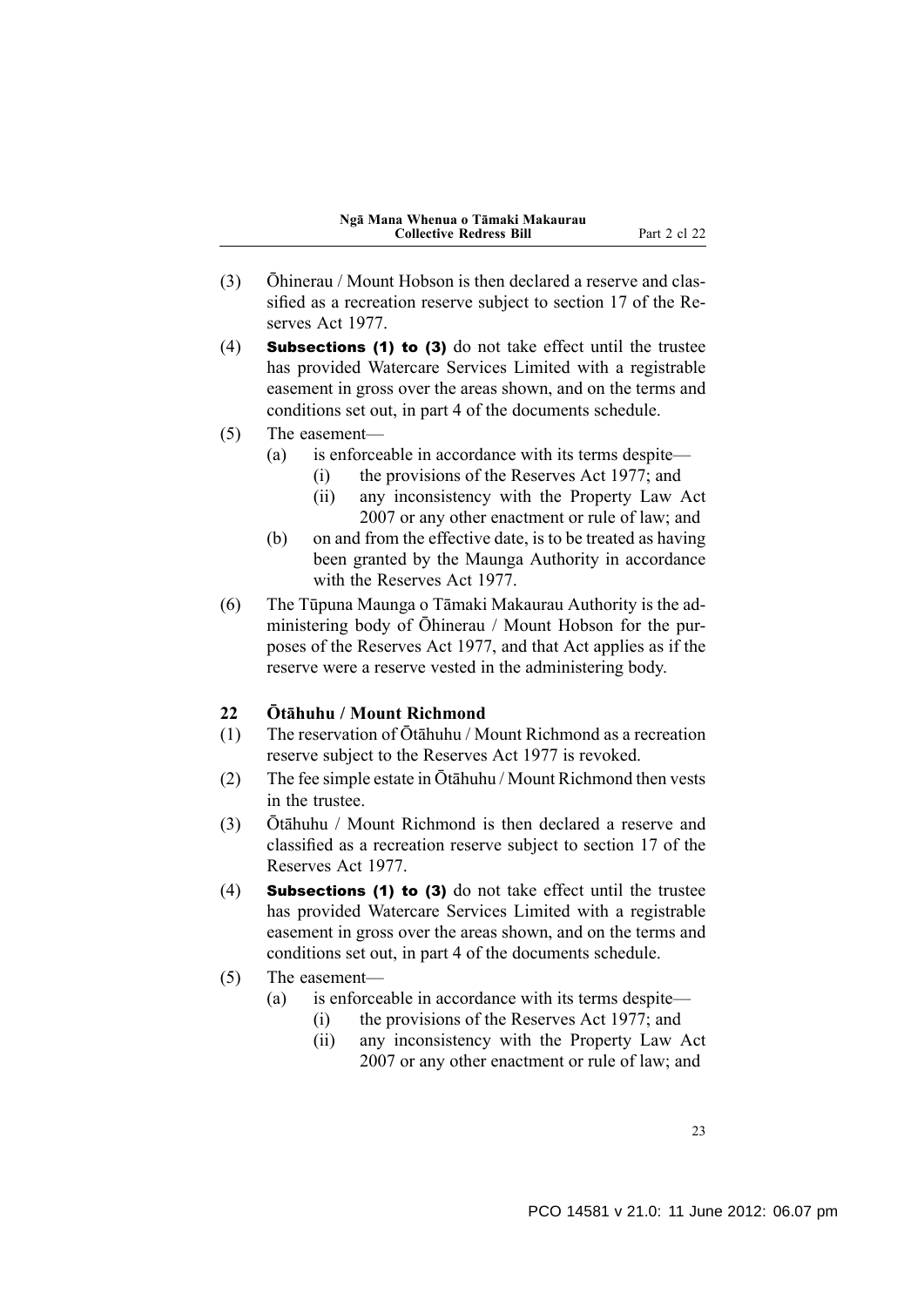(3) Ōhinerau / Mount Hobson is then declared a reserve and classified as a recreation reserve subject to section 17 of the Reserves Act 1977.

(4) **Subsections (1) to (3)** do not take effect until the trustee has provided Watercare Services Limited with a registrable easement in gross over the areas shown, and on the terms and conditions set out, in part 4 of the documents schedule.

(5) The easement—

- (a) is enforceable in accordance with its terms despite—
  - (i) the provisions of the Reserves Act 1977; and
  - (ii) any inconsistency with the Property Law Act 2007 or any other enactment or rule of law; and
- (b) on and from the effective date, is to be treated as having been granted by the Maunga Authority in accordance with the Reserves Act 1977.

(6) The Tūpuna Maunga o Tāmaki Makaurau Authority is the administering body of Ōhinerau / Mount Hobson for the purposes of the Reserves Act 1977, and that Act applies as if the reserve were a reserve vested in the administering body.

### 22 Ōtāhuhu / Mount Richmond

(1) The reservation of Ōtāhuhu / Mount Richmond as a recreation reserve subject to the Reserves Act 1977 is revoked.

(2) The fee simple estate in Ōtāhuhu / Mount Richmond then vests in the trustee.

(3) Ōtāhuhu / Mount Richmond is then declared a reserve and classified as a recreation reserve subject to section 17 of the Reserves Act 1977.

(4) **Subsections (1) to (3)** do not take effect until the trustee has provided Watercare Services Limited with a registrable easement in gross over the areas shown, and on the terms and conditions set out, in part 4 of the documents schedule.

(5) The easement—

- (a) is enforceable in accordance with its terms despite—
  - (i) the provisions of the Reserves Act 1977; and
  - (ii) any inconsistency with the Property Law Act 2007 or any other enactment or rule of law; and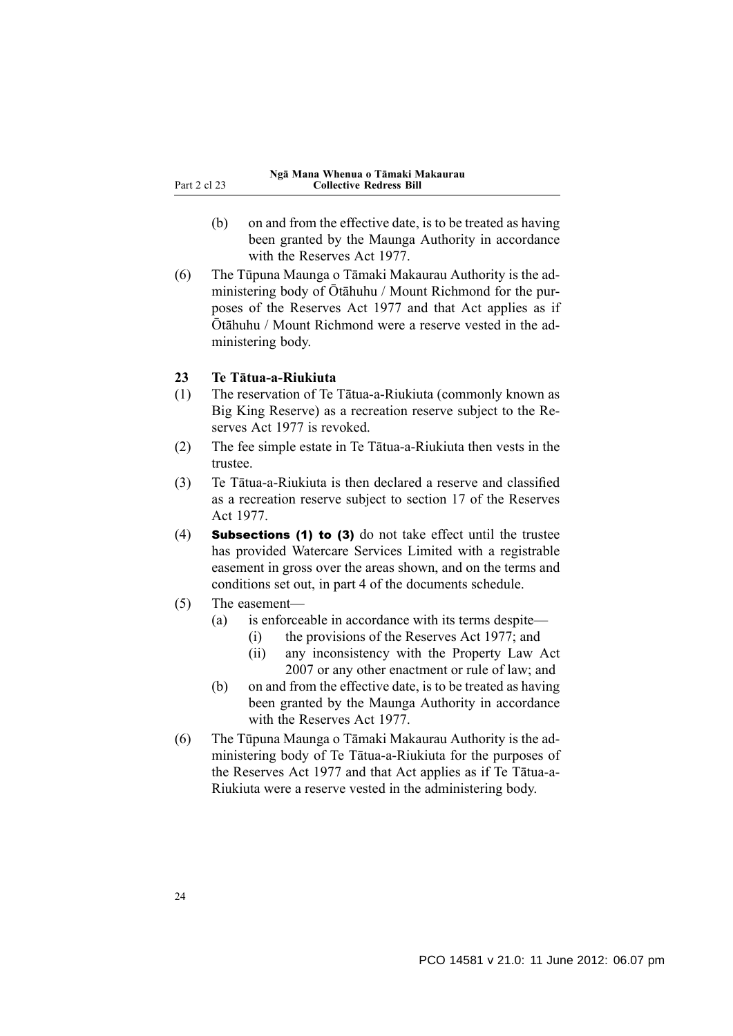(b) on and from the effective date, is to be treated as having been granted by the Maunga Authority in accordance with the Reserves Act 1977.

(6) The Tūpuna Maunga o Tāmaki Makaurau Authority is the administering body of Ōtāhuhu / Mount Richmond for the purposes of the Reserves Act 1977 and that Act applies as if Ōtāhuhu / Mount Richmond were a reserve vested in the administering body.

### 23 Te Tātua-a-Riukiuta

(1) The reservation of Te Tātua-a-Riukiuta (commonly known as Big King Reserve) as a recreation reserve subject to the Reserves Act 1977 is revoked.

(2) The fee simple estate in Te Tātua-a-Riukiuta then vests in the trustee.

(3) Te Tātua-a-Riukiuta is then declared a reserve and classified as a recreation reserve subject to section 17 of the Reserves Act 1977.

(4) **Subsections (1) to (3)** do not take effect until the trustee has provided Watercare Services Limited with a registrable easement in gross over the areas shown, and on the terms and conditions set out, in part 4 of the documents schedule.

(5) The easement—

- (a) is enforceable in accordance with its terms despite—
  - (i) the provisions of the Reserves Act 1977; and
  - (ii) any inconsistency with the Property Law Act 2007 or any other enactment or rule of law; and
- (b) on and from the effective date, is to be treated as having been granted by the Maunga Authority in accordance with the Reserves Act 1977.

(6) The Tūpuna Maunga o Tāmaki Makaurau Authority is the administering body of Te Tātua-a-Riukiuta for the purposes of the Reserves Act 1977 and that Act applies as if Te Tātua-a-Riukiuta were a reserve vested in the administering body.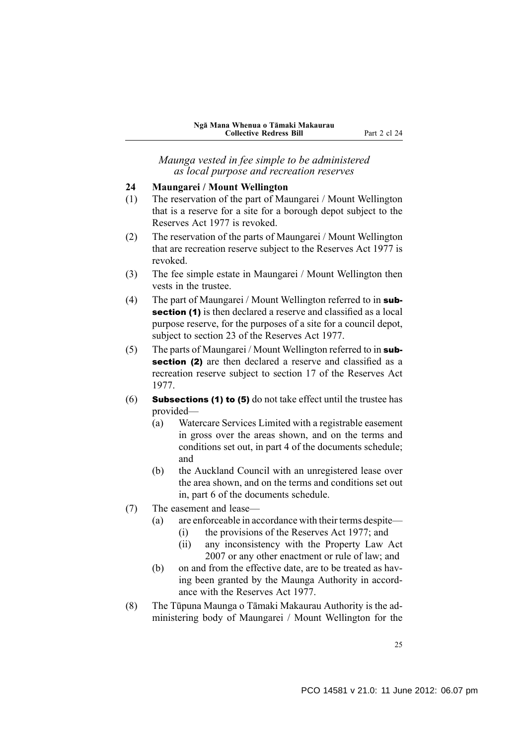*Maunga vested in fee simple to be administered as local purpose and recreation reserves*

**24 Maungarei / Mount Wellington**

(1) The reservation of the part of Maungarei / Mount Wellington that is a reserve for a site for a borough depot subject to the Reserves Act 1977 is revoked.

(2) The reservation of the parts of Maungarei / Mount Wellington that are recreation reserve subject to the Reserves Act 1977 is revoked.

(3) The fee simple estate in Maungarei / Mount Wellington then vests in the trustee.

(4) The part of Maungarei / Mount Wellington referred to in **subsection (1)** is then declared a reserve and classified as a local purpose reserve, for the purposes of a site for a council depot, subject to section 23 of the Reserves Act 1977.

(5) The parts of Maungarei / Mount Wellington referred to in **subsection (2)** are then declared a reserve and classified as a recreation reserve subject to section 17 of the Reserves Act 1977.

(6) **Subsections (1) to (5)** do not take effect until the trustee has provided—

- (a) Watercare Services Limited with a registrable easement in gross over the areas shown, and on the terms and conditions set out, in part 4 of the documents schedule; and
- (b) the Auckland Council with an unregistered lease over the area shown, and on the terms and conditions set out in, part 6 of the documents schedule.

(7) The easement and lease—

- (a) are enforceable in accordance with their terms despite—
  - (i) the provisions of the Reserves Act 1977; and
  - (ii) any inconsistency with the Property Law Act 2007 or any other enactment or rule of law; and
- (b) on and from the effective date, are to be treated as having been granted by the Maunga Authority in accordance with the Reserves Act 1977.

(8) The Tūpuna Maunga o Tāmaki Makaurau Authority is the administering body of Maungarei / Mount Wellington for the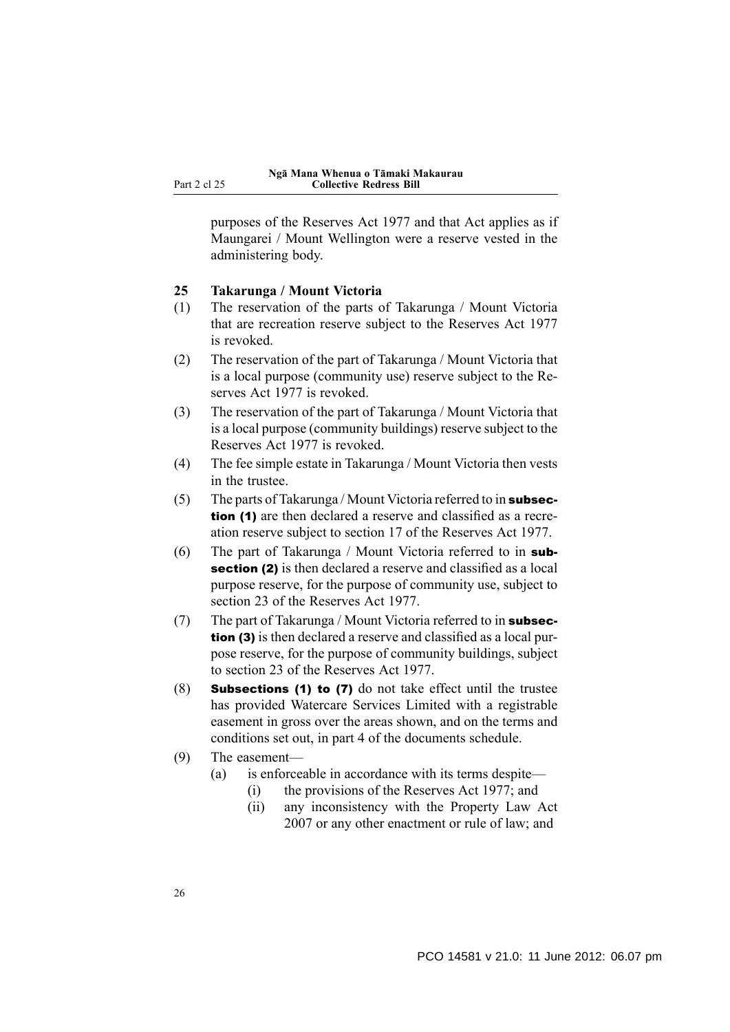purposes of the Reserves Act 1977 and that Act applies as if Maungarei / Mount Wellington were a reserve vested in the administering body.

### 25 Takarunga / Mount Victoria

(1) The reservation of the parts of Takarunga / Mount Victoria that are recreation reserve subject to the Reserves Act 1977 is revoked.

(2) The reservation of the part of Takarunga / Mount Victoria that is a local purpose (community use) reserve subject to the Reserves Act 1977 is revoked.

(3) The reservation of the part of Takarunga / Mount Victoria that is a local purpose (community buildings) reserve subject to the Reserves Act 1977 is revoked.

(4) The fee simple estate in Takarunga / Mount Victoria then vests in the trustee.

(5) The parts of Takarunga / Mount Victoria referred to in **subsection (1)** are then declared a reserve and classified as a recreation reserve subject to section 17 of the Reserves Act 1977.

(6) The part of Takarunga / Mount Victoria referred to in **subsection (2)** is then declared a reserve and classified as a local purpose reserve, for the purpose of community use, subject to section 23 of the Reserves Act 1977.

(7) The part of Takarunga / Mount Victoria referred to in **subsection (3)** is then declared a reserve and classified as a local purpose reserve, for the purpose of community buildings, subject to section 23 of the Reserves Act 1977.

(8) **Subsections (1) to (7)** do not take effect until the trustee has provided Watercare Services Limited with a registrable easement in gross over the areas shown, and on the terms and conditions set out, in part 4 of the documents schedule.

(9) The easement—

- (a) is enforceable in accordance with its terms despite—
  - (i) the provisions of the Reserves Act 1977; and
  - (ii) any inconsistency with the Property Law Act 2007 or any other enactment or rule of law; and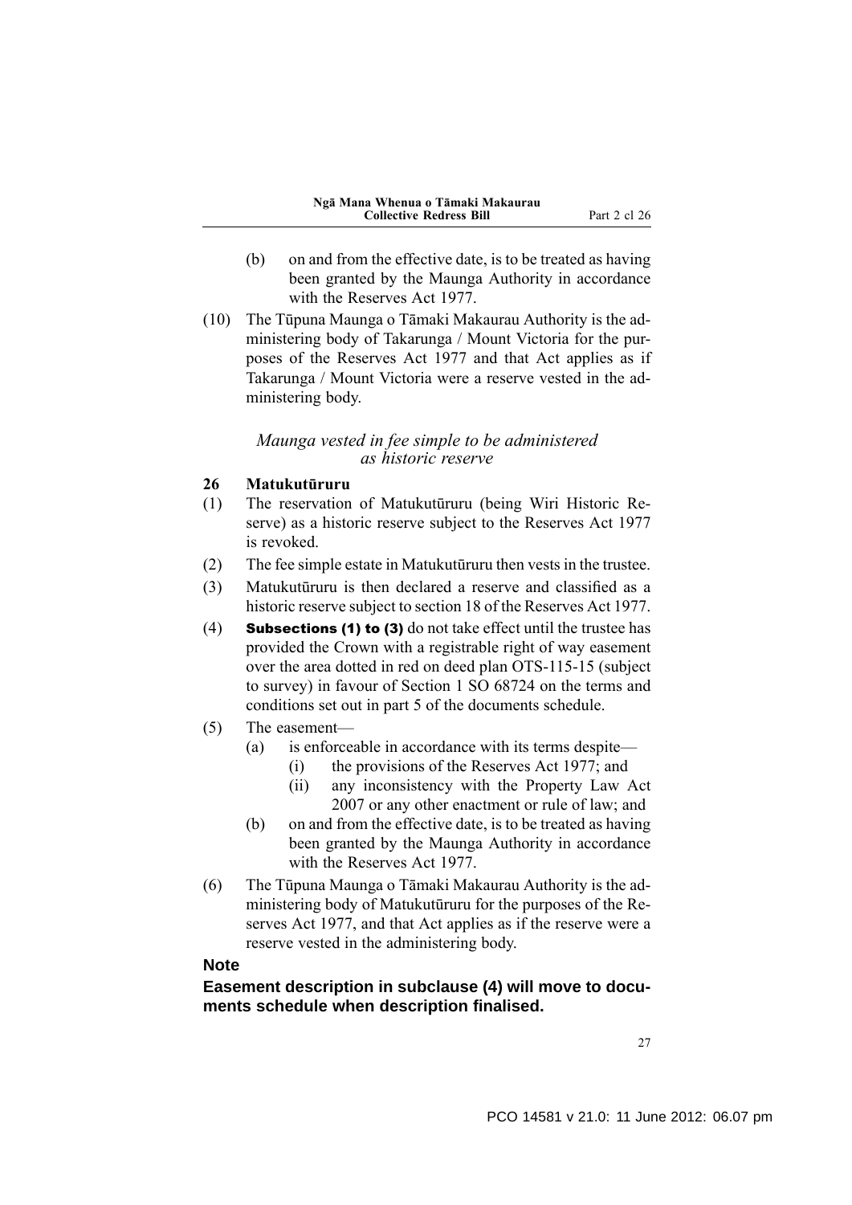(b) on and from the effective date, is to be treated as having been granted by the Maunga Authority in accordance with the Reserves Act 1977.

(10) The Tūpuna Maunga o Tāmaki Makaurau Authority is the administering body of Takarunga / Mount Victoria for the purposes of the Reserves Act 1977 and that Act applies as if Takarunga / Mount Victoria were a reserve vested in the administering body.

*Maunga vested in fee simple to be administered as historic reserve*

**26 Matukutūruru**

(1) The reservation of Matukutūruru (being Wiri Historic Reserve) as a historic reserve subject to the Reserves Act 1977 is revoked.

(2) The fee simple estate in Matukutūruru then vests in the trustee.

(3) Matukutūruru is then declared a reserve and classified as a historic reserve subject to section 18 of the Reserves Act 1977.

(4) **Subsections (1) to (3)** do not take effect until the trustee has provided the Crown with a registrable right of way easement over the area dotted in red on deed plan OTS-115-15 (subject to survey) in favour of Section 1 SO 68724 on the terms and conditions set out in part 5 of the documents schedule.

(5) The easement—

(a) is enforceable in accordance with its terms despite—

(i) the provisions of the Reserves Act 1977; and

(ii) any inconsistency with the Property Law Act 2007 or any other enactment or rule of law; and

(b) on and from the effective date, is to be treated as having been granted by the Maunga Authority in accordance with the Reserves Act 1977.

(6) The Tūpuna Maunga o Tāmaki Makaurau Authority is the administering body of Matukutūruru for the purposes of the Reserves Act 1977, and that Act applies as if the reserve were a reserve vested in the administering body.

**Note**

**Easement description in subclause (4) will move to documents schedule when description finalised.**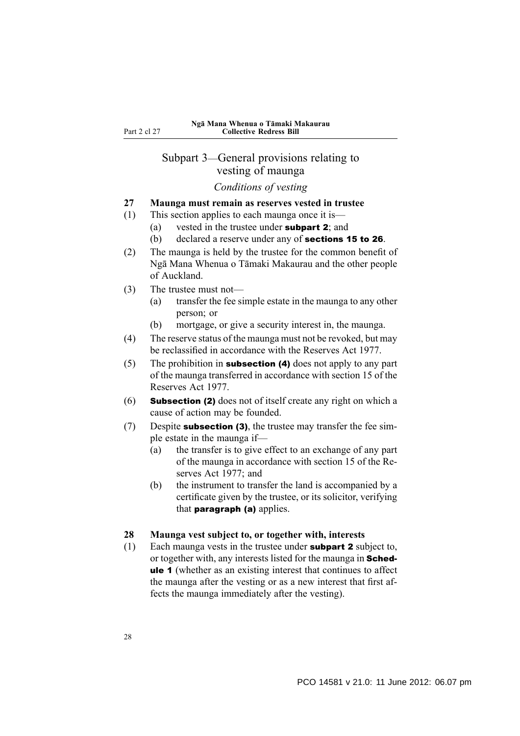## Subpart 3—General provisions relating to vesting of maunga

*Conditions of vesting*

### 27 Maunga must remain as reserves vested in trustee

(1) This section applies to each maunga once it is—

  (a) vested in the trustee under **subpart 2**; and

  (b) declared a reserve under any of **sections 15 to 26**.

(2) The maunga is held by the trustee for the common benefit of Ngā Mana Whenua o Tāmaki Makaurau and the other people of Auckland.

(3) The trustee must not—

  (a) transfer the fee simple estate in the maunga to any other person; or

  (b) mortgage, or give a security interest in, the maunga.

(4) The reserve status of the maunga must not be revoked, but may be reclassified in accordance with the Reserves Act 1977.

(5) The prohibition in **subsection (4)** does not apply to any part of the maunga transferred in accordance with section 15 of the Reserves Act 1977.

(6) **Subsection (2)** does not of itself create any right on which a cause of action may be founded.

(7) Despite **subsection (3)**, the trustee may transfer the fee simple estate in the maunga if—

  (a) the transfer is to give effect to an exchange of any part of the maunga in accordance with section 15 of the Reserves Act 1977; and

  (b) the instrument to transfer the land is accompanied by a certificate given by the trustee, or its solicitor, verifying that **paragraph (a)** applies.

### 28 Maunga vest subject to, or together with, interests

(1) Each maunga vests in the trustee under **subpart 2** subject to, or together with, any interests listed for the maunga in **Schedule 1** (whether as an existing interest that continues to affect the maunga after the vesting or as a new interest that first affects the maunga immediately after the vesting).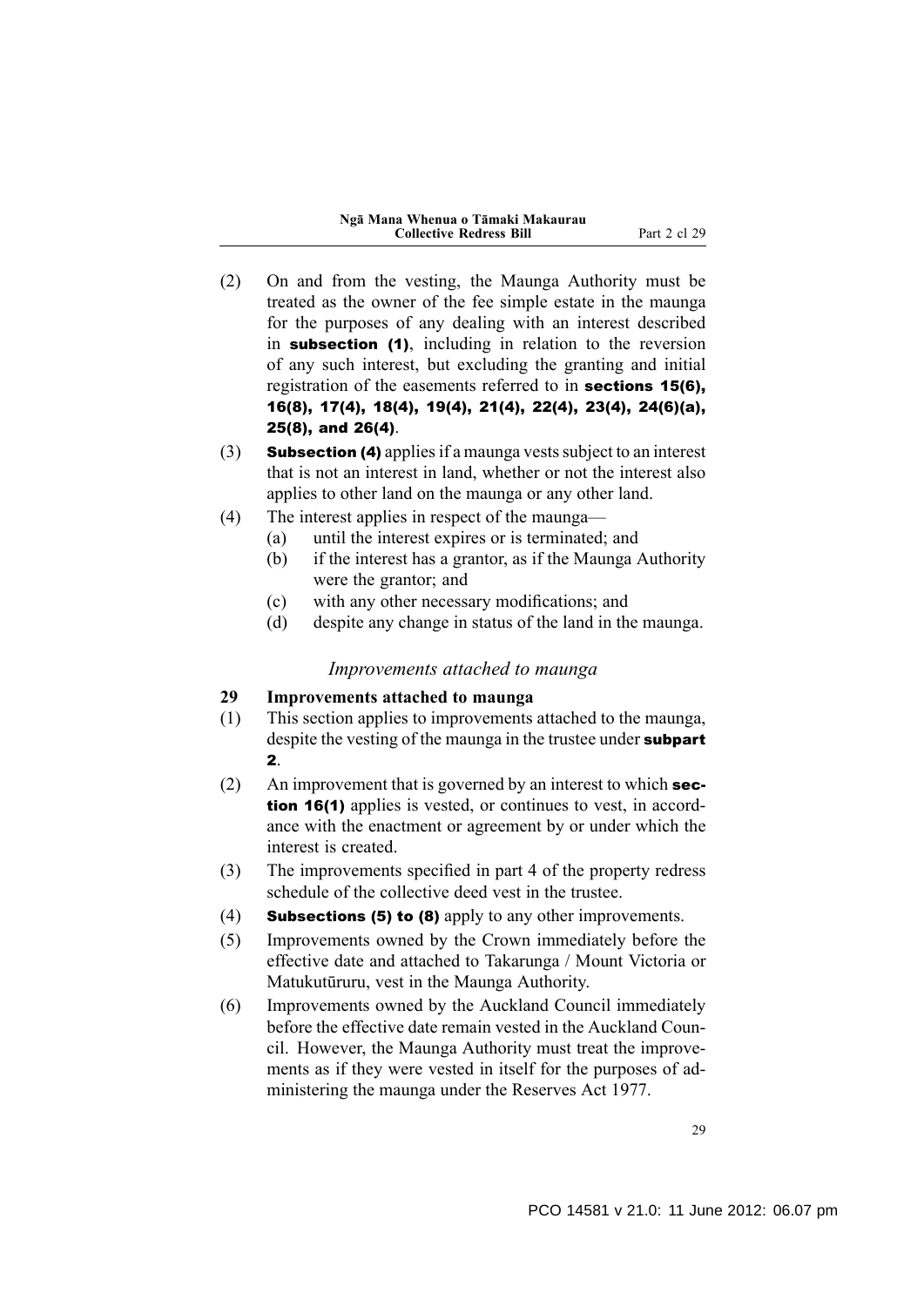(2) On and from the vesting, the Maunga Authority must be treated as the owner of the fee simple estate in the maunga for the purposes of any dealing with an interest described in **subsection (1)**, including in relation to the reversion of any such interest, but excluding the granting and initial registration of the easements referred to in **sections 15(6), 16(8), 17(4), 18(4), 19(4), 21(4), 22(4), 23(4), 24(6)(a), 25(8), and 26(4)**.

(3) **Subsection (4)** applies if a maunga vests subject to an interest that is not an interest in land, whether or not the interest also applies to other land on the maunga or any other land.

(4) The interest applies in respect of the maunga—

(a) until the interest expires or is terminated; and

(b) if the interest has a grantor, as if the Maunga Authority were the grantor; and

(c) with any other necessary modifications; and

(d) despite any change in status of the land in the maunga.

### *Improvements attached to maunga*

**29 Improvements attached to maunga**

(1) This section applies to improvements attached to the maunga, despite the vesting of the maunga in the trustee under **subpart 2**.

(2) An improvement that is governed by an interest to which **section 16(1)** applies is vested, or continues to vest, in accordance with the enactment or agreement by or under which the interest is created.

(3) The improvements specified in part 4 of the property redress schedule of the collective deed vest in the trustee.

(4) **Subsections (5) to (8)** apply to any other improvements.

(5) Improvements owned by the Crown immediately before the effective date and attached to Takarunga / Mount Victoria or Matukutūruru, vest in the Maunga Authority.

(6) Improvements owned by the Auckland Council immediately before the effective date remain vested in the Auckland Council. However, the Maunga Authority must treat the improvements as if they were vested in itself for the purposes of administering the maunga under the Reserves Act 1977.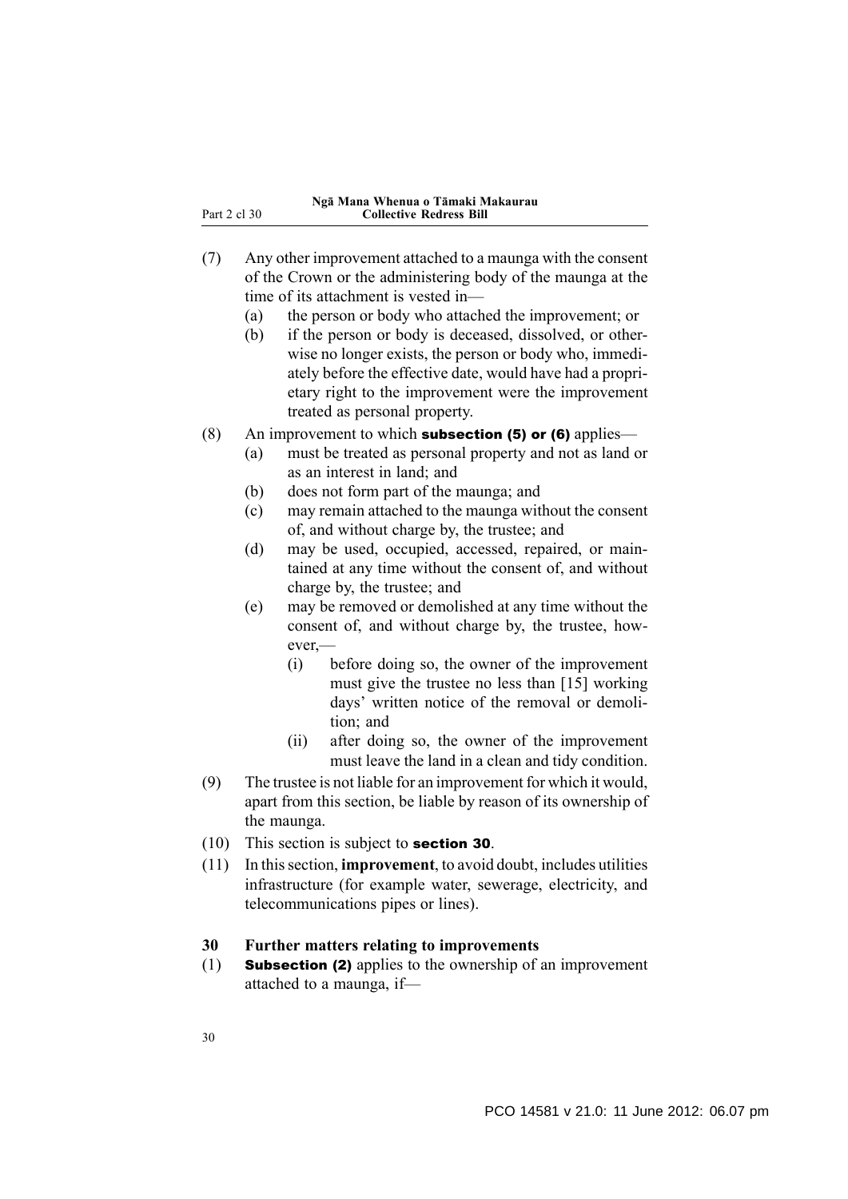(7) Any other improvement attached to a maunga with the consent of the Crown or the administering body of the maunga at the time of its attachment is vested in—

(a) the person or body who attached the improvement; or

(b) if the person or body is deceased, dissolved, or otherwise no longer exists, the person or body who, immediately before the effective date, would have had a proprietary right to the improvement were the improvement treated as personal property.

(8) An improvement to which **subsection (5) or (6)** applies—

(a) must be treated as personal property and not as land or as an interest in land; and

(b) does not form part of the maunga; and

(c) may remain attached to the maunga without the consent of, and without charge by, the trustee; and

(d) may be used, occupied, accessed, repaired, or maintained at any time without the consent of, and without charge by, the trustee; and

(e) may be removed or demolished at any time without the consent of, and without charge by, the trustee, however,—

(i) before doing so, the owner of the improvement must give the trustee no less than [15] working days' written notice of the removal or demolition; and

(ii) after doing so, the owner of the improvement must leave the land in a clean and tidy condition.

(9) The trustee is not liable for an improvement for which it would, apart from this section, be liable by reason of its ownership of the maunga.

(10) This section is subject to **section 30**.

(11) In this section, **improvement**, to avoid doubt, includes utilities infrastructure (for example water, sewerage, electricity, and telecommunications pipes or lines).

### 30 Further matters relating to improvements

(1) **Subsection (2)** applies to the ownership of an improvement attached to a maunga, if—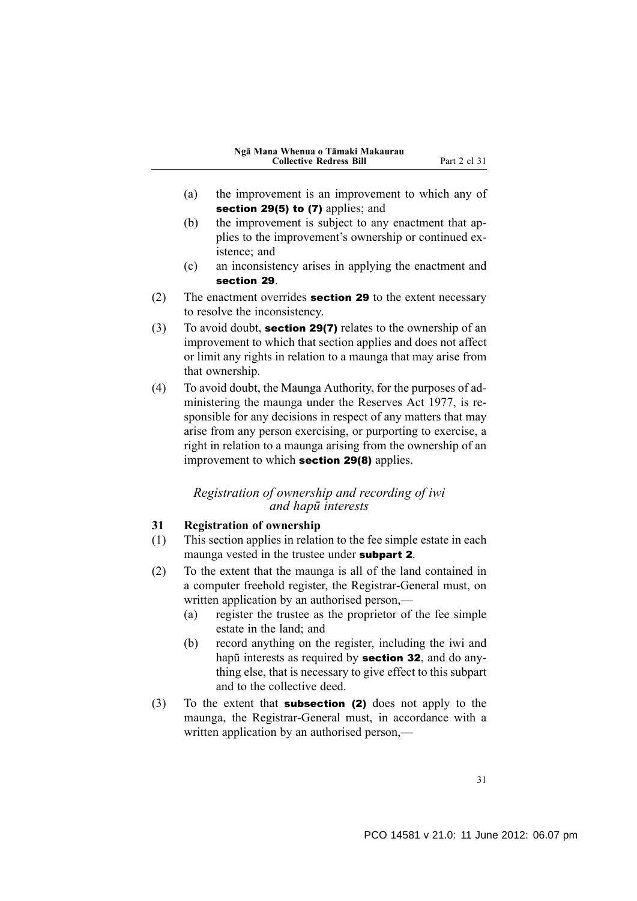(a) the improvement is an improvement to which any of **section 29(5) to (7)** applies; and

(b) the improvement is subject to any enactment that applies to the improvement's ownership or continued existence; and

(c) an inconsistency arises in applying the enactment and **section 29**.

(2) The enactment overrides **section 29** to the extent necessary to resolve the inconsistency.

(3) To avoid doubt, **section 29(7)** relates to the ownership of an improvement to which that section applies and does not affect or limit any rights in relation to a maunga that may arise from that ownership.

(4) To avoid doubt, the Maunga Authority, for the purposes of administering the maunga under the Reserves Act 1977, is responsible for any decisions in respect of any matters that may arise from any person exercising, or purporting to exercise, a right in relation to a maunga arising from the ownership of an improvement to which **section 29(8)** applies.

### *Registration of ownership and recording of iwi and hapū interests*

**31 Registration of ownership**

(1) This section applies in relation to the fee simple estate in each maunga vested in the trustee under **subpart 2**.

(2) To the extent that the maunga is all of the land contained in a computer freehold register, the Registrar-General must, on written application by an authorised person,—

(a) register the trustee as the proprietor of the fee simple estate in the land; and

(b) record anything on the register, including the iwi and hapū interests as required by **section 32**, and do anything else, that is necessary to give effect to this subpart and to the collective deed.

(3) To the extent that **subsection (2)** does not apply to the maunga, the Registrar-General must, in accordance with a written application by an authorised person,—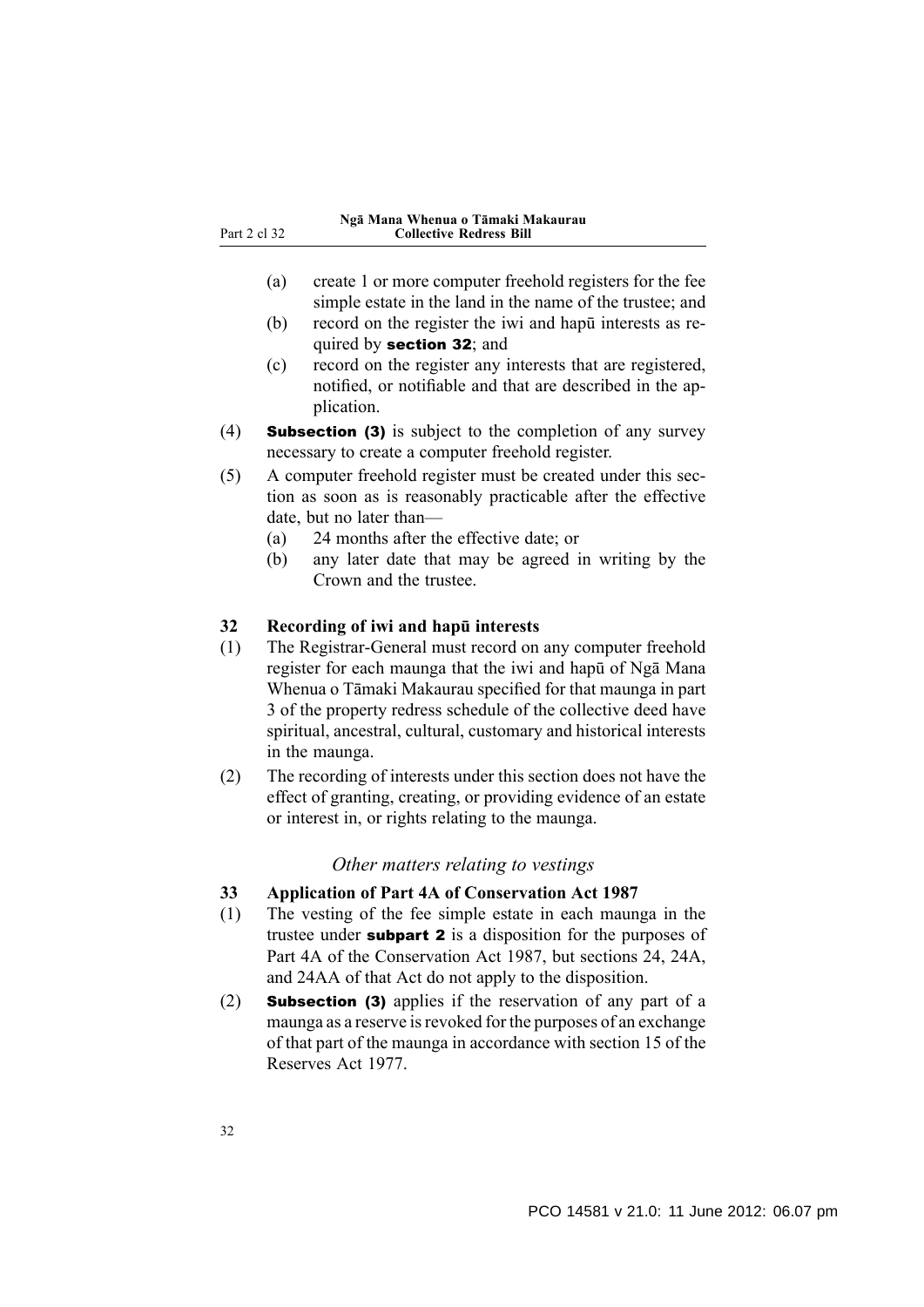(a) create 1 or more computer freehold registers for the fee simple estate in the land in the name of the trustee; and

(b) record on the register the iwi and hapū interests as required by **section 32**; and

(c) record on the register any interests that are registered, notified, or notifiable and that are described in the application.

(4) **Subsection (3)** is subject to the completion of any survey necessary to create a computer freehold register.

(5) A computer freehold register must be created under this section as soon as is reasonably practicable after the effective date, but no later than—

(a) 24 months after the effective date; or

(b) any later date that may be agreed in writing by the Crown and the trustee.

**32 Recording of iwi and hapū interests**

(1) The Registrar-General must record on any computer freehold register for each maunga that the iwi and hapū of Ngā Mana Whenua o Tāmaki Makaurau specified for that maunga in part 3 of the property redress schedule of the collective deed have spiritual, ancestral, cultural, customary and historical interests in the maunga.

(2) The recording of interests under this section does not have the effect of granting, creating, or providing evidence of an estate or interest in, or rights relating to the maunga.

*Other matters relating to vestings*

**33 Application of Part 4A of Conservation Act 1987**

(1) The vesting of the fee simple estate in each maunga in the trustee under **subpart 2** is a disposition for the purposes of Part 4A of the Conservation Act 1987, but sections 24, 24A, and 24AA of that Act do not apply to the disposition.

(2) **Subsection (3)** applies if the reservation of any part of a maunga as a reserve is revoked for the purposes of an exchange of that part of the maunga in accordance with section 15 of the Reserves Act 1977.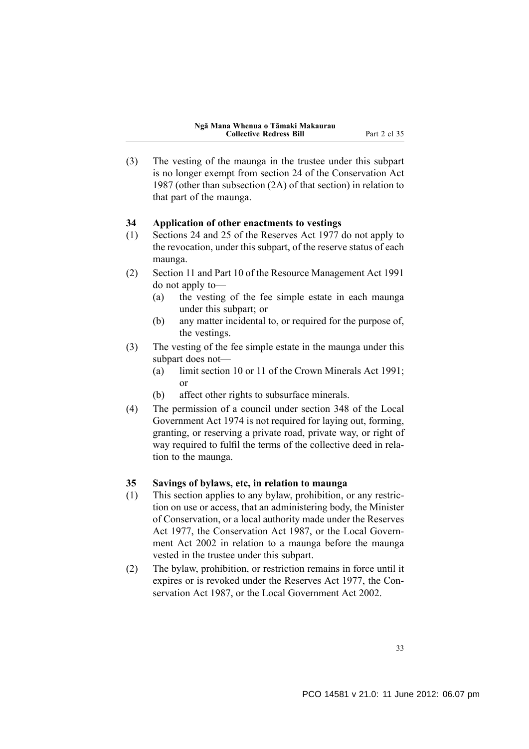(3) The vesting of the maunga in the trustee under this subpart is no longer exempt from section 24 of the Conservation Act 1987 (other than subsection (2A) of that section) in relation to that part of the maunga.

### 34 Application of other enactments to vestings

(1) Sections 24 and 25 of the Reserves Act 1977 do not apply to the revocation, under this subpart, of the reserve status of each maunga.

(2) Section 11 and Part 10 of the Resource Management Act 1991 do not apply to—

- (a) the vesting of the fee simple estate in each maunga under this subpart; or
- (b) any matter incidental to, or required for the purpose of, the vestings.

(3) The vesting of the fee simple estate in the maunga under this subpart does not—

- (a) limit section 10 or 11 of the Crown Minerals Act 1991; or
- (b) affect other rights to subsurface minerals.

(4) The permission of a council under section 348 of the Local Government Act 1974 is not required for laying out, forming, granting, or reserving a private road, private way, or right of way required to fulfil the terms of the collective deed in relation to the maunga.

### 35 Savings of bylaws, etc, in relation to maunga

(1) This section applies to any bylaw, prohibition, or any restriction on use or access, that an administering body, the Minister of Conservation, or a local authority made under the Reserves Act 1977, the Conservation Act 1987, or the Local Government Act 2002 in relation to a maunga before the maunga vested in the trustee under this subpart.

(2) The bylaw, prohibition, or restriction remains in force until it expires or is revoked under the Reserves Act 1977, the Conservation Act 1987, or the Local Government Act 2002.

PCO 14581 v 21.0: 11 June 2012: 06.07 pm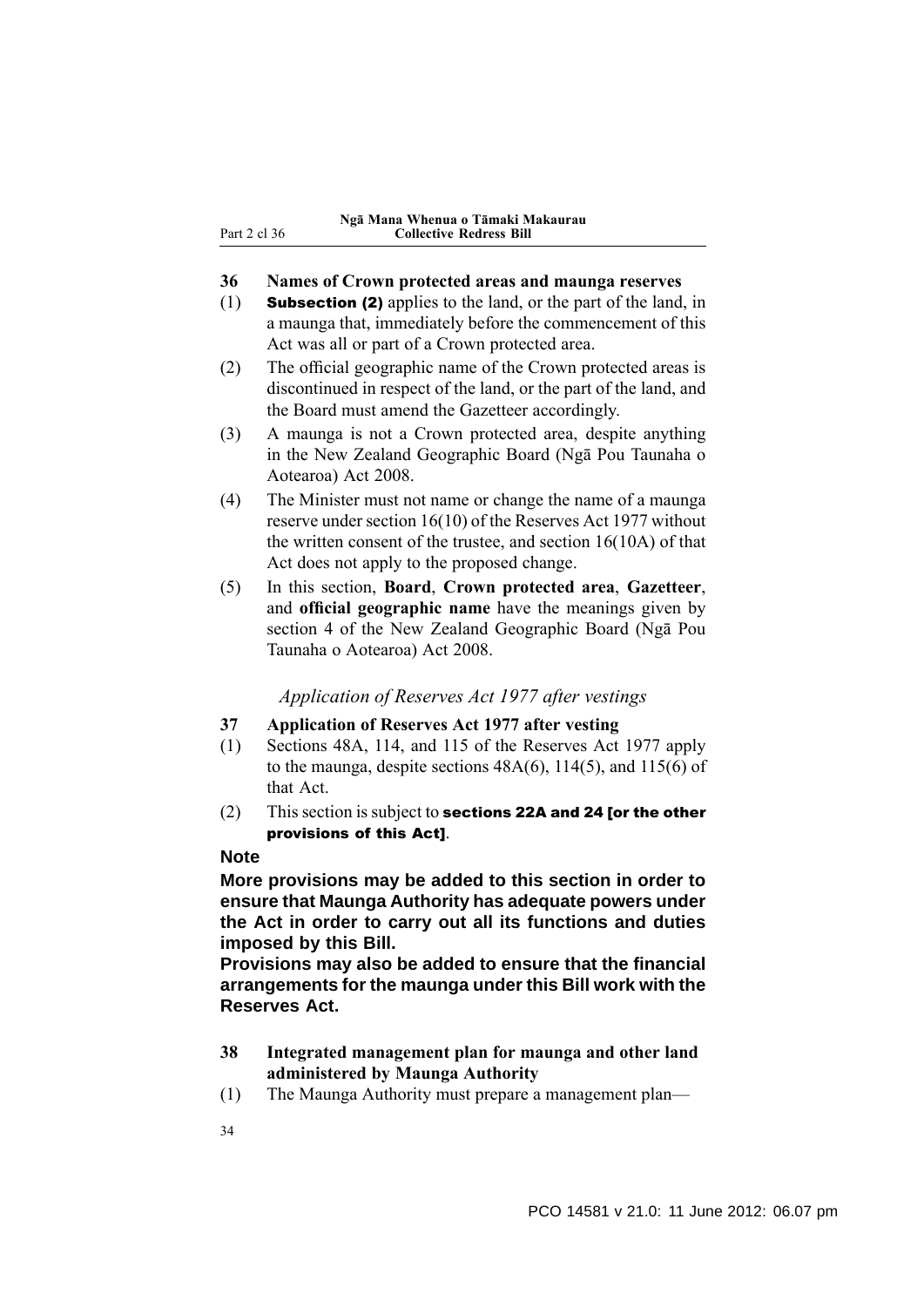**36 Names of Crown protected areas and maunga reserves**

(1) **Subsection (2)** applies to the land, or the part of the land, in a maunga that, immediately before the commencement of this Act was all or part of a Crown protected area.

(2) The official geographic name of the Crown protected areas is discontinued in respect of the land, or the part of the land, and the Board must amend the Gazetteer accordingly.

(3) A maunga is not a Crown protected area, despite anything in the New Zealand Geographic Board (Ngā Pou Taunaha o Aotearoa) Act 2008.

(4) The Minister must not name or change the name of a maunga reserve under section 16(10) of the Reserves Act 1977 without the written consent of the trustee, and section 16(10A) of that Act does not apply to the proposed change.

(5) In this section, **Board**, **Crown protected area**, **Gazetteer**, and **official geographic name** have the meanings given by section 4 of the New Zealand Geographic Board (Ngā Pou Taunaha o Aotearoa) Act 2008.

*Application of Reserves Act 1977 after vestings*

**37 Application of Reserves Act 1977 after vesting**

(1) Sections 48A, 114, and 115 of the Reserves Act 1977 apply to the maunga, despite sections 48A(6), 114(5), and 115(6) of that Act.

(2) This section is subject to **sections 22A and 24 [or the other provisions of this Act]**.

**Note**

**More provisions may be added to this section in order to ensure that Maunga Authority has adequate powers under the Act in order to carry out all its functions and duties imposed by this Bill.**

**Provisions may also be added to ensure that the financial arrangements for the maunga under this Bill work with the Reserves Act.**

**38 Integrated management plan for maunga and other land administered by Maunga Authority**

(1) The Maunga Authority must prepare a management plan—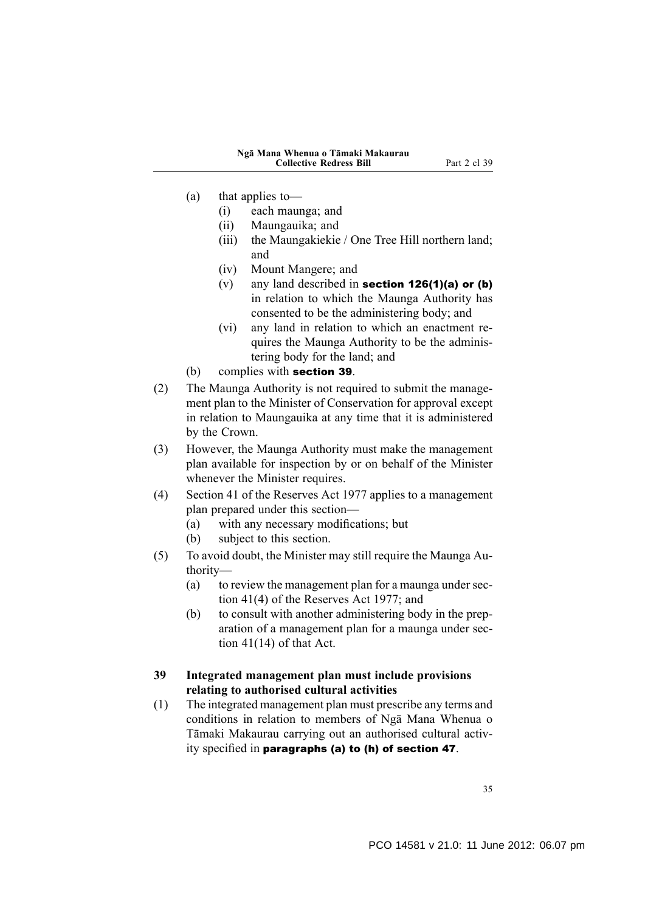(a) that applies to—
  (i) each maunga; and
  (ii) Maungauika; and
  (iii) the Maungakiekie / One Tree Hill northern land; and
  (iv) Mount Mangere; and
  (v) any land described in **section 126(1)(a) or (b)** in relation to which the Maunga Authority has consented to be the administering body; and
  (vi) any land in relation to which an enactment requires the Maunga Authority to be the administering body for the land; and

(b) complies with **section 39**.

(2) The Maunga Authority is not required to submit the management plan to the Minister of Conservation for approval except in relation to Maungauika at any time that it is administered by the Crown.

(3) However, the Maunga Authority must make the management plan available for inspection by or on behalf of the Minister whenever the Minister requires.

(4) Section 41 of the Reserves Act 1977 applies to a management plan prepared under this section—
  (a) with any necessary modifications; but
  (b) subject to this section.

(5) To avoid doubt, the Minister may still require the Maunga Authority—
  (a) to review the management plan for a maunga under section 41(4) of the Reserves Act 1977; and
  (b) to consult with another administering body in the preparation of a management plan for a maunga under section 41(14) of that Act.

### 39 Integrated management plan must include provisions relating to authorised cultural activities

(1) The integrated management plan must prescribe any terms and conditions in relation to members of Ngā Mana Whenua o Tāmaki Makaurau carrying out an authorised cultural activity specified in **paragraphs (a) to (h) of section 47**.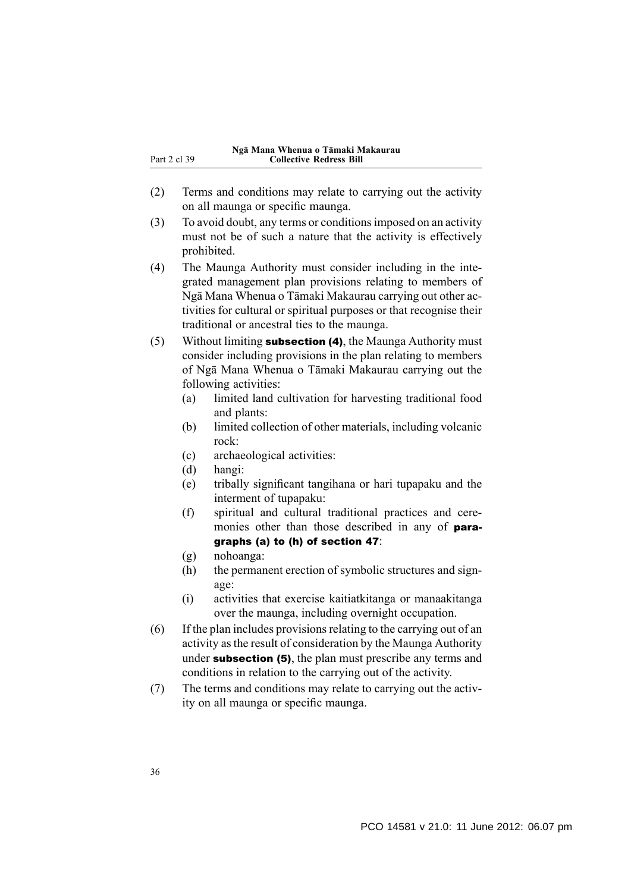(2) Terms and conditions may relate to carrying out the activity on all maunga or specific maunga.

(3) To avoid doubt, any terms or conditions imposed on an activity must not be of such a nature that the activity is effectively prohibited.

(4) The Maunga Authority must consider including in the integrated management plan provisions relating to members of Ngā Mana Whenua o Tāmaki Makaurau carrying out other activities for cultural or spiritual purposes or that recognise their traditional or ancestral ties to the maunga.

(5) Without limiting **subsection (4)**, the Maunga Authority must consider including provisions in the plan relating to members of Ngā Mana Whenua o Tāmaki Makaurau carrying out the following activities:

- (a) limited land cultivation for harvesting traditional food and plants:
- (b) limited collection of other materials, including volcanic rock:
- (c) archaeological activities:
- (d) hangi:
- (e) tribally significant tangihana or hari tupapaku and the interment of tupapaku:
- (f) spiritual and cultural traditional practices and ceremonies other than those described in any of **paragraphs (a) to (h) of section 47**:
- (g) nohoanga:
- (h) the permanent erection of symbolic structures and signage:
- (i) activities that exercise kaitiatkitanga or manaakitanga over the maunga, including overnight occupation.

(6) If the plan includes provisions relating to the carrying out of an activity as the result of consideration by the Maunga Authority under **subsection (5)**, the plan must prescribe any terms and conditions in relation to the carrying out of the activity.

(7) The terms and conditions may relate to carrying out the activity on all maunga or specific maunga.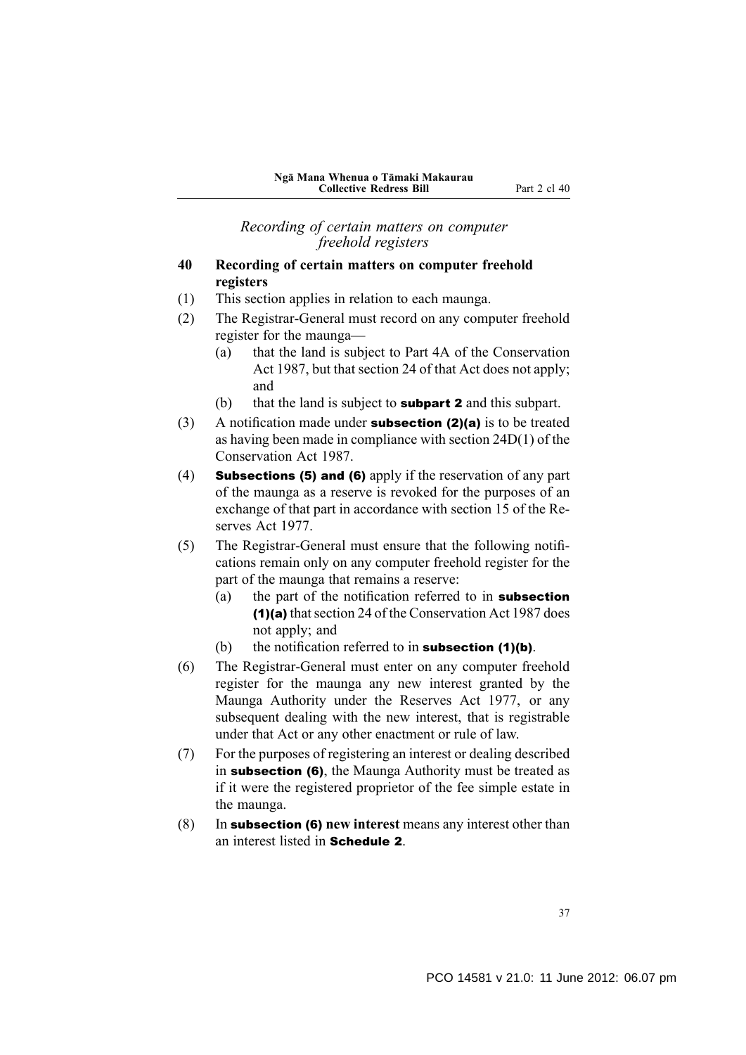*Recording of certain matters on computer freehold registers*

**40 Recording of certain matters on computer freehold registers**

(1) This section applies in relation to each maunga.

(2) The Registrar-General must record on any computer freehold register for the maunga—

(a) that the land is subject to Part 4A of the Conservation Act 1987, but that section 24 of that Act does not apply; and

(b) that the land is subject to **subpart 2** and this subpart.

(3) A notification made under **subsection (2)(a)** is to be treated as having been made in compliance with section 24D(1) of the Conservation Act 1987.

(4) **Subsections (5) and (6)** apply if the reservation of any part of the maunga as a reserve is revoked for the purposes of an exchange of that part in accordance with section 15 of the Reserves Act 1977.

(5) The Registrar-General must ensure that the following notifications remain only on any computer freehold register for the part of the maunga that remains a reserve:

(a) the part of the notification referred to in **subsection (1)(a)** that section 24 of the Conservation Act 1987 does not apply; and

(b) the notification referred to in **subsection (1)(b)**.

(6) The Registrar-General must enter on any computer freehold register for the maunga any new interest granted by the Maunga Authority under the Reserves Act 1977, or any subsequent dealing with the new interest, that is registrable under that Act or any other enactment or rule of law.

(7) For the purposes of registering an interest or dealing described in **subsection (6)**, the Maunga Authority must be treated as if it were the registered proprietor of the fee simple estate in the maunga.

(8) In **subsection (6) new interest** means any interest other than an interest listed in **Schedule 2**.

PCO 14581 v 21.0: 11 June 2012: 06.07 pm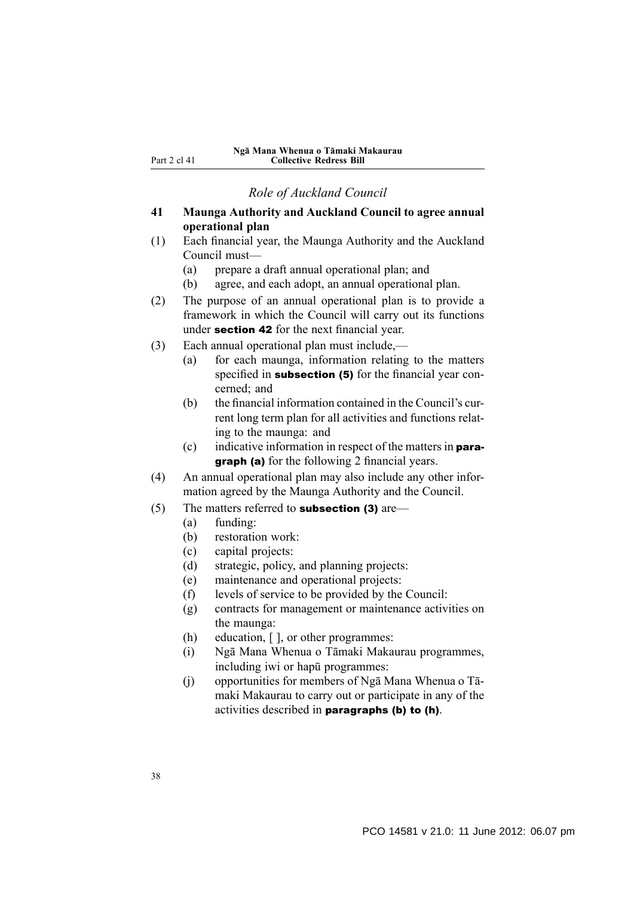*Role of Auckland Council*

**41 Maunga Authority and Auckland Council to agree annual operational plan**

(1) Each financial year, the Maunga Authority and the Auckland Council must—

(a) prepare a draft annual operational plan; and

(b) agree, and each adopt, an annual operational plan.

(2) The purpose of an annual operational plan is to provide a framework in which the Council will carry out its functions under **section 42** for the next financial year.

(3) Each annual operational plan must include,—

(a) for each maunga, information relating to the matters specified in **subsection (5)** for the financial year concerned; and

(b) the financial information contained in the Council's current long term plan for all activities and functions relating to the maunga: and

(c) indicative information in respect of the matters in **paragraph (a)** for the following 2 financial years.

(4) An annual operational plan may also include any other information agreed by the Maunga Authority and the Council.

(5) The matters referred to **subsection (3)** are—

(a) funding:

(b) restoration work:

(c) capital projects:

(d) strategic, policy, and planning projects:

(e) maintenance and operational projects:

(f) levels of service to be provided by the Council:

(g) contracts for management or maintenance activities on the maunga:

(h) education, [ ], or other programmes:

(i) Ngā Mana Whenua o Tāmaki Makaurau programmes, including iwi or hapū programmes:

(j) opportunities for members of Ngā Mana Whenua o Tāmaki Makaurau to carry out or participate in any of the activities described in **paragraphs (b) to (h)**.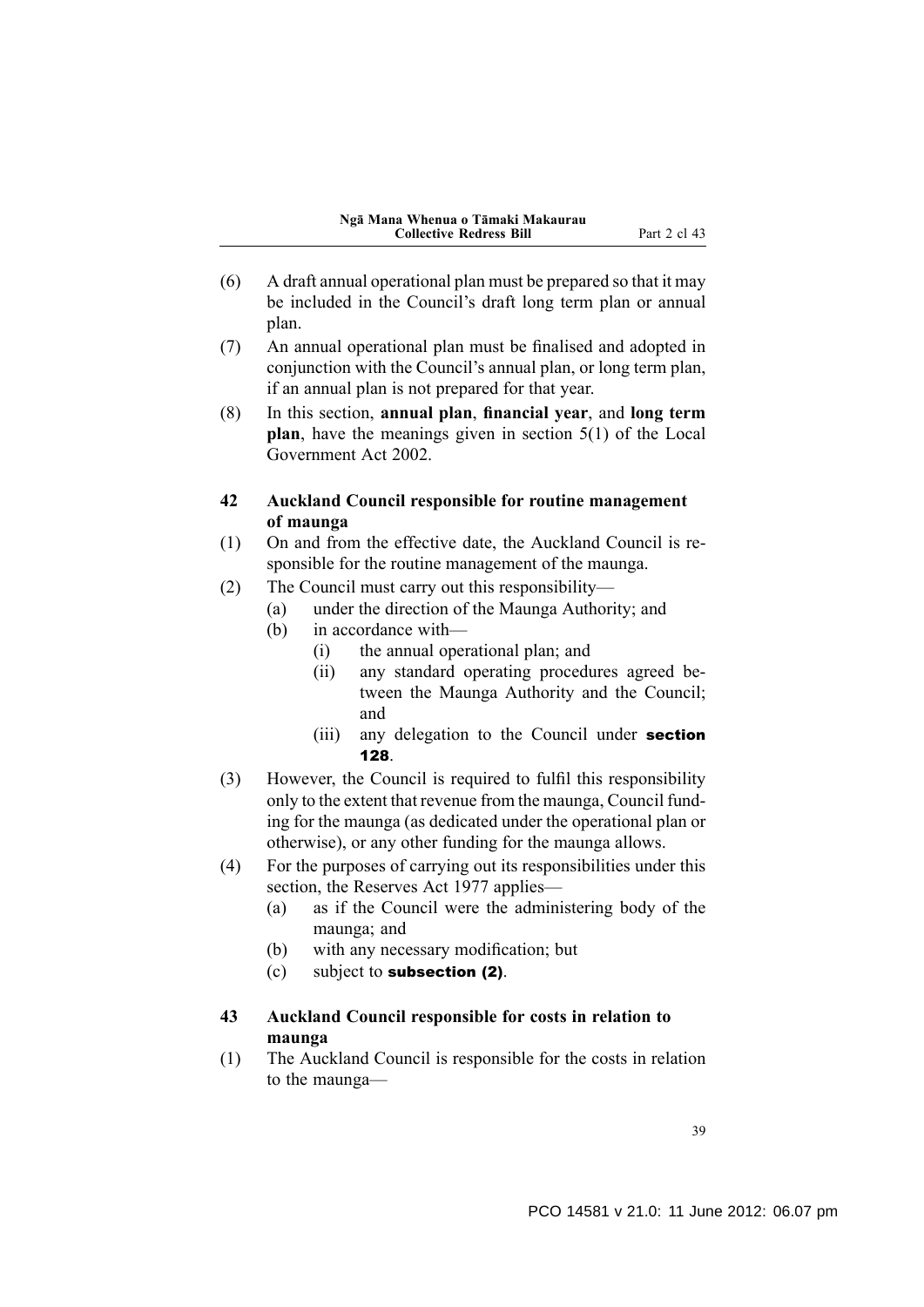(6) A draft annual operational plan must be prepared so that it may be included in the Council's draft long term plan or annual plan.

(7) An annual operational plan must be finalised and adopted in conjunction with the Council's annual plan, or long term plan, if an annual plan is not prepared for that year.

(8) In this section, **annual plan**, **financial year**, and **long term plan**, have the meanings given in section 5(1) of the Local Government Act 2002.

### 42 Auckland Council responsible for routine management of maunga

(1) On and from the effective date, the Auckland Council is responsible for the routine management of the maunga.

(2) The Council must carry out this responsibility—
   - (a) under the direction of the Maunga Authority; and
   - (b) in accordance with—
     - (i) the annual operational plan; and
     - (ii) any standard operating procedures agreed between the Maunga Authority and the Council; and
     - (iii) any delegation to the Council under **section 128**.

(3) However, the Council is required to fulfil this responsibility only to the extent that revenue from the maunga, Council funding for the maunga (as dedicated under the operational plan or otherwise), or any other funding for the maunga allows.

(4) For the purposes of carrying out its responsibilities under this section, the Reserves Act 1977 applies—
   - (a) as if the Council were the administering body of the maunga; and
   - (b) with any necessary modification; but
   - (c) subject to **subsection (2)**.

### 43 Auckland Council responsible for costs in relation to maunga

(1) The Auckland Council is responsible for the costs in relation to the maunga—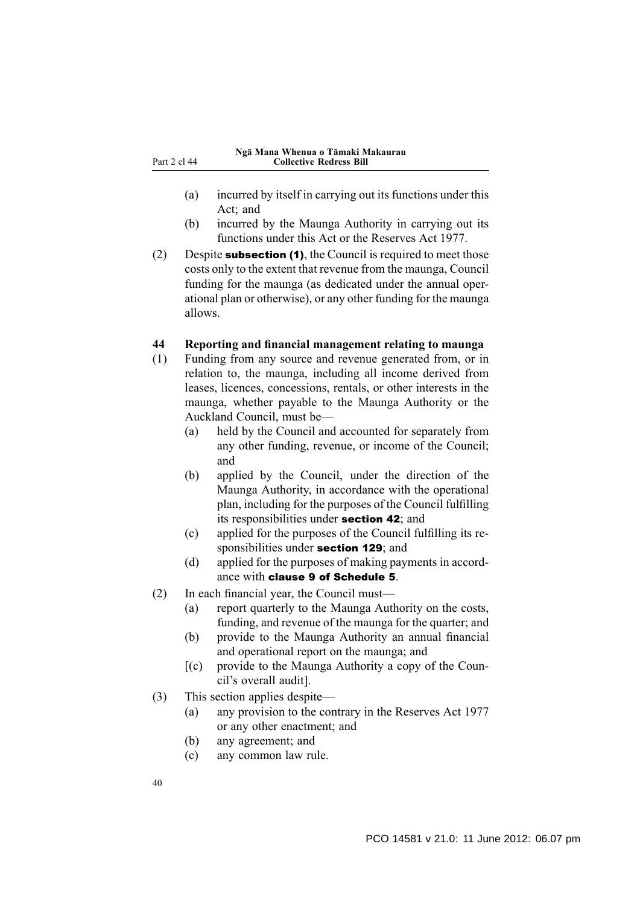(a) incurred by itself in carrying out its functions under this Act; and

(b) incurred by the Maunga Authority in carrying out its functions under this Act or the Reserves Act 1977.

(2) Despite **subsection (1)**, the Council is required to meet those costs only to the extent that revenue from the maunga, Council funding for the maunga (as dedicated under the annual operational plan or otherwise), or any other funding for the maunga allows.

### 44 Reporting and financial management relating to maunga

(1) Funding from any source and revenue generated from, or in relation to, the maunga, including all income derived from leases, licences, concessions, rentals, or other interests in the maunga, whether payable to the Maunga Authority or the Auckland Council, must be—

(a) held by the Council and accounted for separately from any other funding, revenue, or income of the Council; and

(b) applied by the Council, under the direction of the Maunga Authority, in accordance with the operational plan, including for the purposes of the Council fulfilling its responsibilities under **section 42**; and

(c) applied for the purposes of the Council fulfilling its responsibilities under **section 129**; and

(d) applied for the purposes of making payments in accordance with **clause 9 of Schedule 5**.

(2) In each financial year, the Council must—

(a) report quarterly to the Maunga Authority on the costs, funding, and revenue of the maunga for the quarter; and

(b) provide to the Maunga Authority an annual financial and operational report on the maunga; and

[(c) provide to the Maunga Authority a copy of the Council's overall audit].

(3) This section applies despite—

(a) any provision to the contrary in the Reserves Act 1977 or any other enactment; and

(b) any agreement; and

(c) any common law rule.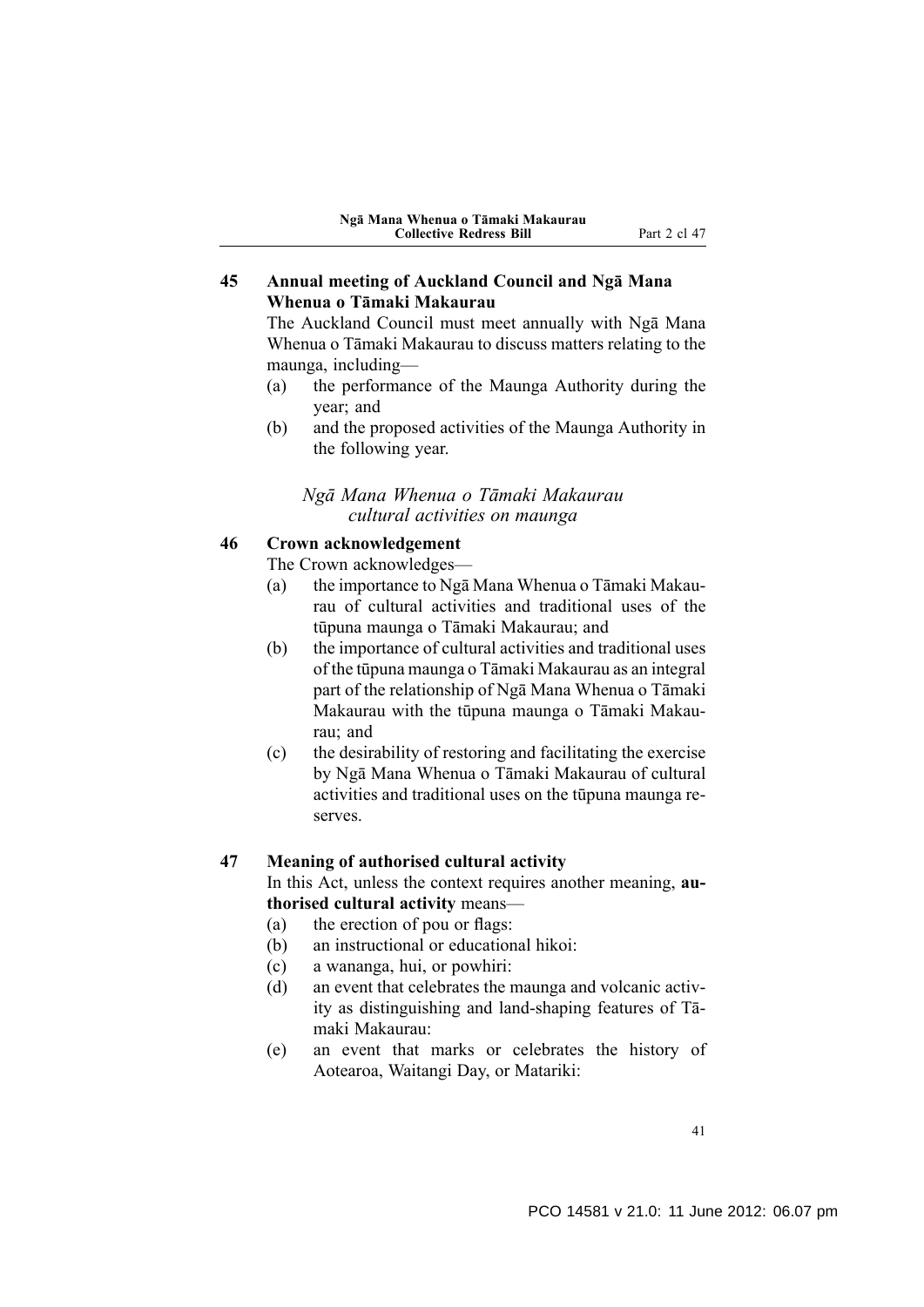## 45 Annual meeting of Auckland Council and Ngā Mana Whenua o Tāmaki Makaurau

The Auckland Council must meet annually with Ngā Mana Whenua o Tāmaki Makaurau to discuss matters relating to the maunga, including—

(a) the performance of the Maunga Authority during the year; and

(b) and the proposed activities of the Maunga Authority in the following year.

*Ngā Mana Whenua o Tāmaki Makaurau cultural activities on maunga*

## 46 Crown acknowledgement

The Crown acknowledges—

(a) the importance to Ngā Mana Whenua o Tāmaki Makaurau of cultural activities and traditional uses of the tūpuna maunga o Tāmaki Makaurau; and

(b) the importance of cultural activities and traditional uses of the tūpuna maunga o Tāmaki Makaurau as an integral part of the relationship of Ngā Mana Whenua o Tāmaki Makaurau with the tūpuna maunga o Tāmaki Makaurau; and

(c) the desirability of restoring and facilitating the exercise by Ngā Mana Whenua o Tāmaki Makaurau of cultural activities and traditional uses on the tūpuna maunga reserves.

## 47 Meaning of authorised cultural activity

In this Act, unless the context requires another meaning, **authorised cultural activity** means—

(a) the erection of pou or flags:

(b) an instructional or educational hikoi:

(c) a wananga, hui, or powhiri:

(d) an event that celebrates the maunga and volcanic activity as distinguishing and land-shaping features of Tāmaki Makaurau:

(e) an event that marks or celebrates the history of Aotearoa, Waitangi Day, or Matariki: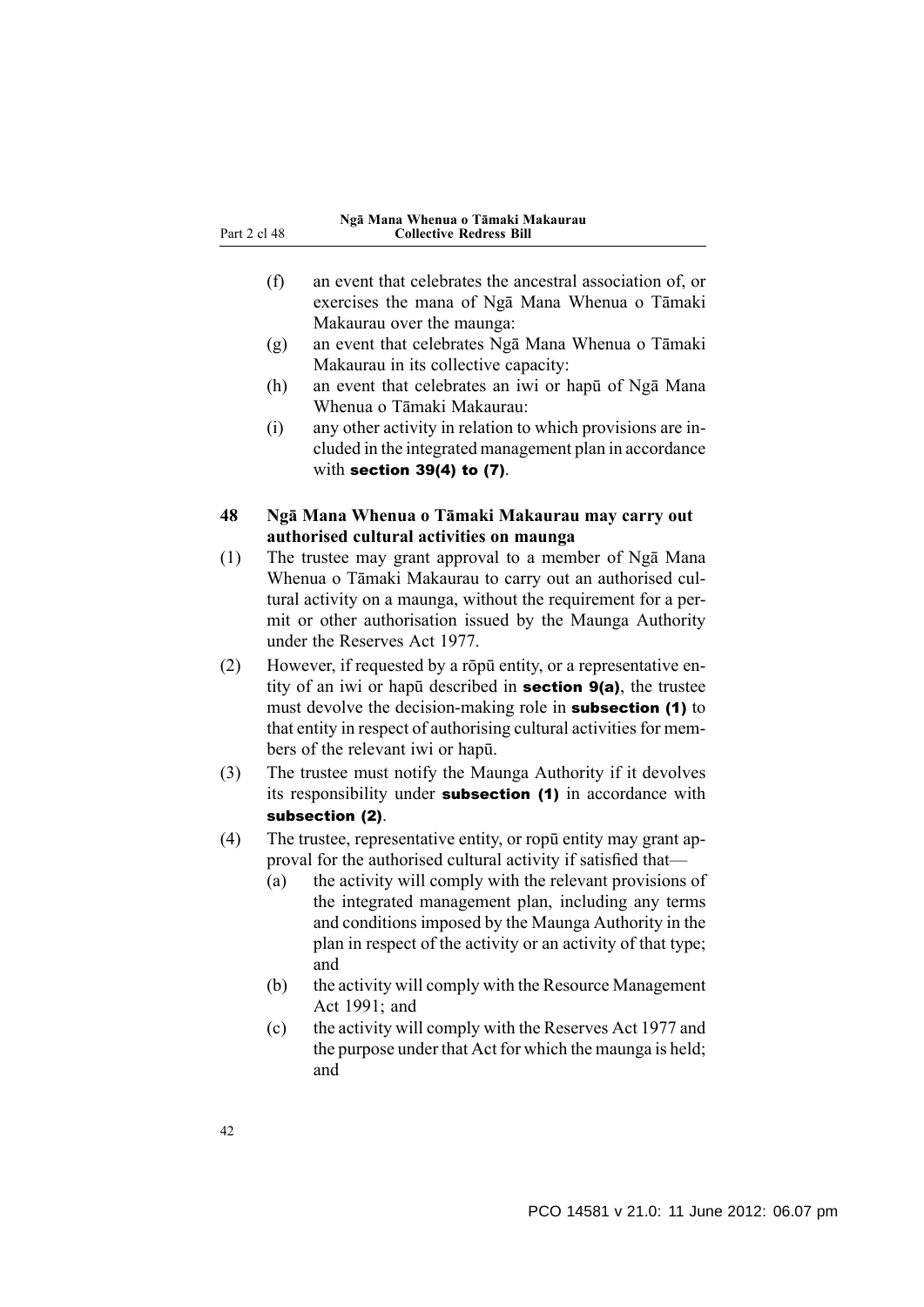(f) an event that celebrates the ancestral association of, or exercises the mana of Ngā Mana Whenua o Tāmaki Makaurau over the maunga:

(g) an event that celebrates Ngā Mana Whenua o Tāmaki Makaurau in its collective capacity:

(h) an event that celebrates an iwi or hapū of Ngā Mana Whenua o Tāmaki Makaurau:

(i) any other activity in relation to which provisions are included in the integrated management plan in accordance with **section 39(4) to (7)**.

### 48 Ngā Mana Whenua o Tāmaki Makaurau may carry out authorised cultural activities on maunga

(1) The trustee may grant approval to a member of Ngā Mana Whenua o Tāmaki Makaurau to carry out an authorised cultural activity on a maunga, without the requirement for a permit or other authorisation issued by the Maunga Authority under the Reserves Act 1977.

(2) However, if requested by a rōpū entity, or a representative entity of an iwi or hapū described in **section 9(a)**, the trustee must devolve the decision-making role in **subsection (1)** to that entity in respect of authorising cultural activities for members of the relevant iwi or hapū.

(3) The trustee must notify the Maunga Authority if it devolves its responsibility under **subsection (1)** in accordance with **subsection (2)**.

(4) The trustee, representative entity, or ropū entity may grant approval for the authorised cultural activity if satisfied that—

(a) the activity will comply with the relevant provisions of the integrated management plan, including any terms and conditions imposed by the Maunga Authority in the plan in respect of the activity or an activity of that type; and

(b) the activity will comply with the Resource Management Act 1991; and

(c) the activity will comply with the Reserves Act 1977 and the purpose under that Act for which the maunga is held; and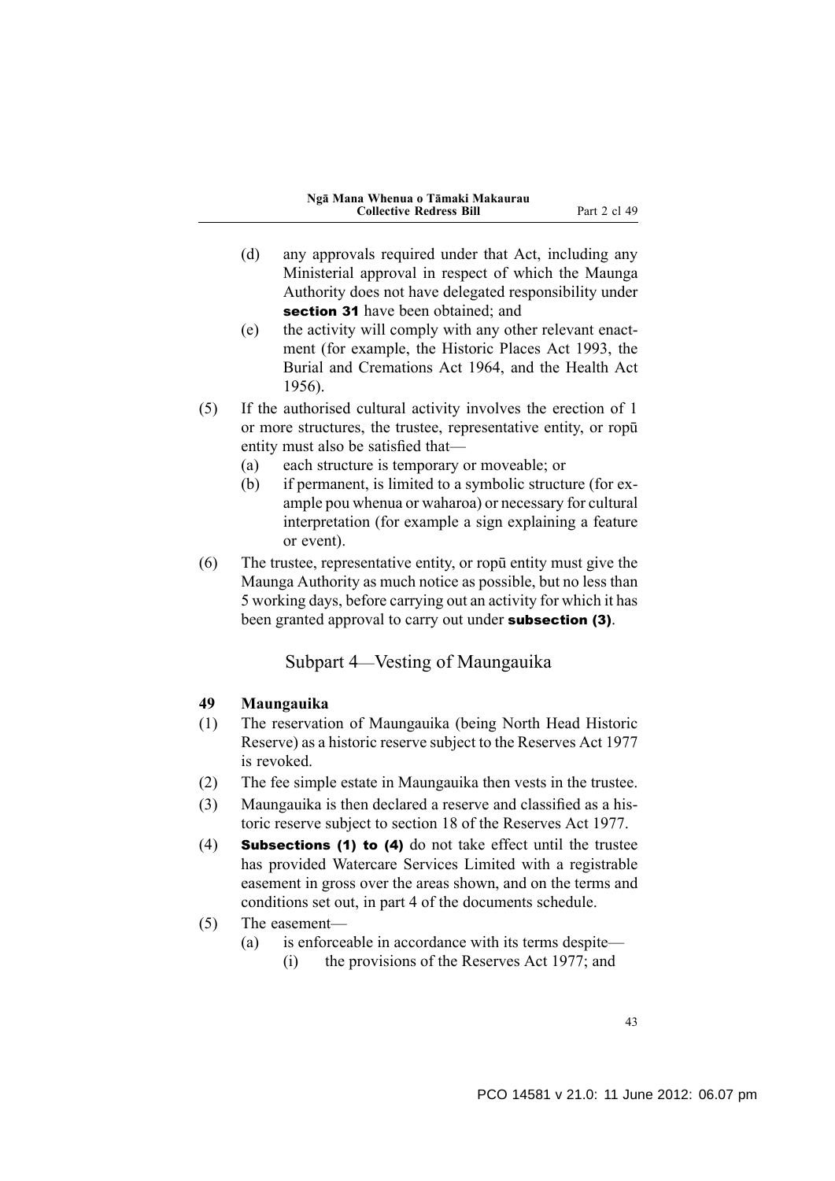(d) any approvals required under that Act, including any Ministerial approval in respect of which the Maunga Authority does not have delegated responsibility under **section 31** have been obtained; and

(e) the activity will comply with any other relevant enactment (for example, the Historic Places Act 1993, the Burial and Cremations Act 1964, and the Health Act 1956).

(5) If the authorised cultural activity involves the erection of 1 or more structures, the trustee, representative entity, or ropū entity must also be satisfied that—

(a) each structure is temporary or moveable; or

(b) if permanent, is limited to a symbolic structure (for example pou whenua or waharoa) or necessary for cultural interpretation (for example a sign explaining a feature or event).

(6) The trustee, representative entity, or ropū entity must give the Maunga Authority as much notice as possible, but no less than 5 working days, before carrying out an activity for which it has been granted approval to carry out under **subsection (3)**.

## Subpart 4—Vesting of Maungauika

### 49 Maungauika

(1) The reservation of Maungauika (being North Head Historic Reserve) as a historic reserve subject to the Reserves Act 1977 is revoked.

(2) The fee simple estate in Maungauika then vests in the trustee.

(3) Maungauika is then declared a reserve and classified as a historic reserve subject to section 18 of the Reserves Act 1977.

(4) **Subsections (1) to (4)** do not take effect until the trustee has provided Watercare Services Limited with a registrable easement in gross over the areas shown, and on the terms and conditions set out, in part 4 of the documents schedule.

(5) The easement—

(a) is enforceable in accordance with its terms despite—

(i) the provisions of the Reserves Act 1977; and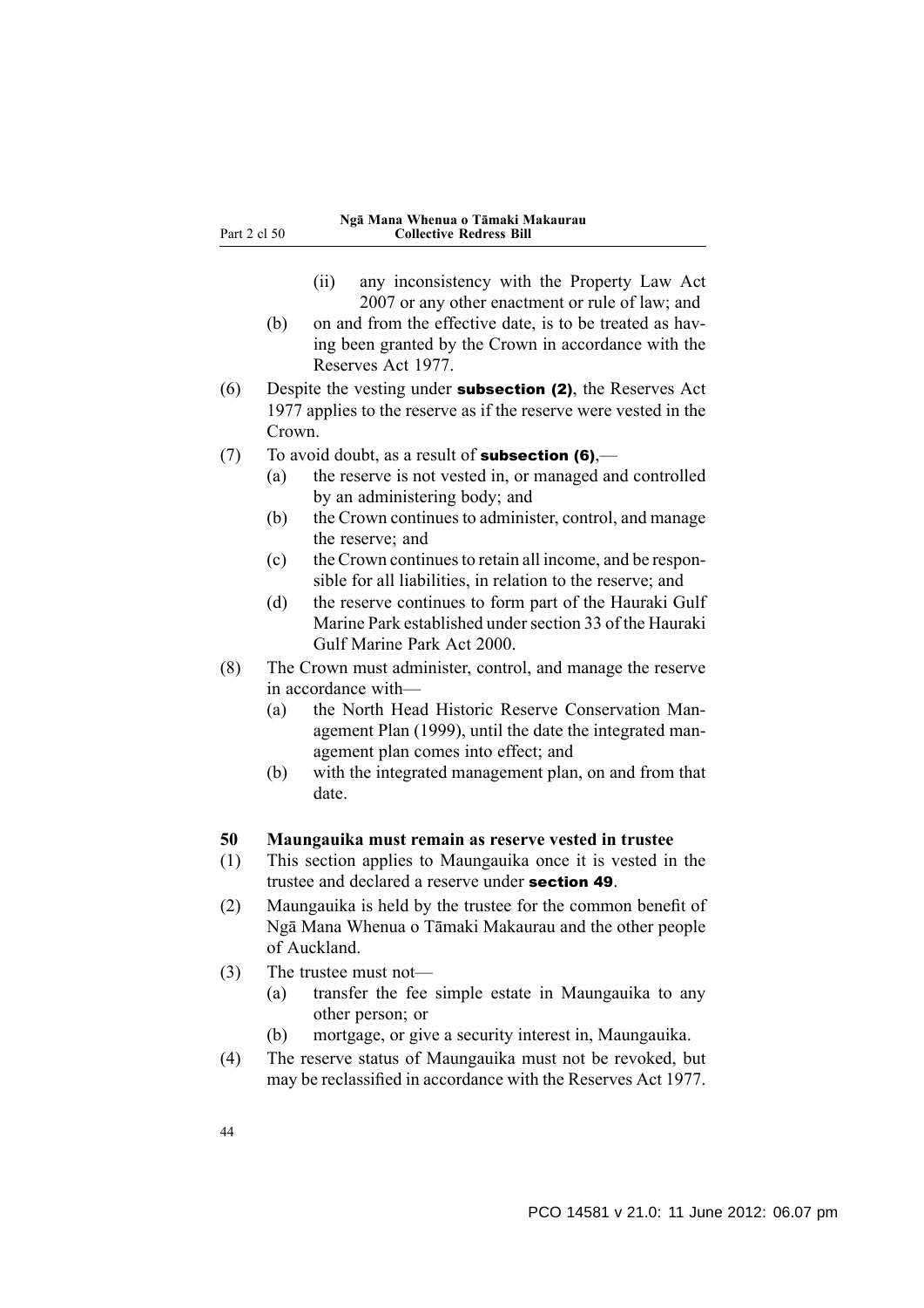(ii) any inconsistency with the Property Law Act 2007 or any other enactment or rule of law; and

(b) on and from the effective date, is to be treated as having been granted by the Crown in accordance with the Reserves Act 1977.

(6) Despite the vesting under **subsection (2)**, the Reserves Act 1977 applies to the reserve as if the reserve were vested in the Crown.

(7) To avoid doubt, as a result of **subsection (6)**,—

(a) the reserve is not vested in, or managed and controlled by an administering body; and

(b) the Crown continues to administer, control, and manage the reserve; and

(c) the Crown continues to retain all income, and be responsible for all liabilities, in relation to the reserve; and

(d) the reserve continues to form part of the Hauraki Gulf Marine Park established under section 33 of the Hauraki Gulf Marine Park Act 2000.

(8) The Crown must administer, control, and manage the reserve in accordance with—

(a) the North Head Historic Reserve Conservation Management Plan (1999), until the date the integrated management plan comes into effect; and

(b) with the integrated management plan, on and from that date.

**50 Maungauika must remain as reserve vested in trustee**

(1) This section applies to Maungauika once it is vested in the trustee and declared a reserve under **section 49**.

(2) Maungauika is held by the trustee for the common benefit of Ngā Mana Whenua o Tāmaki Makaurau and the other people of Auckland.

(3) The trustee must not—

(a) transfer the fee simple estate in Maungauika to any other person; or

(b) mortgage, or give a security interest in, Maungauika.

(4) The reserve status of Maungauika must not be revoked, but may be reclassified in accordance with the Reserves Act 1977.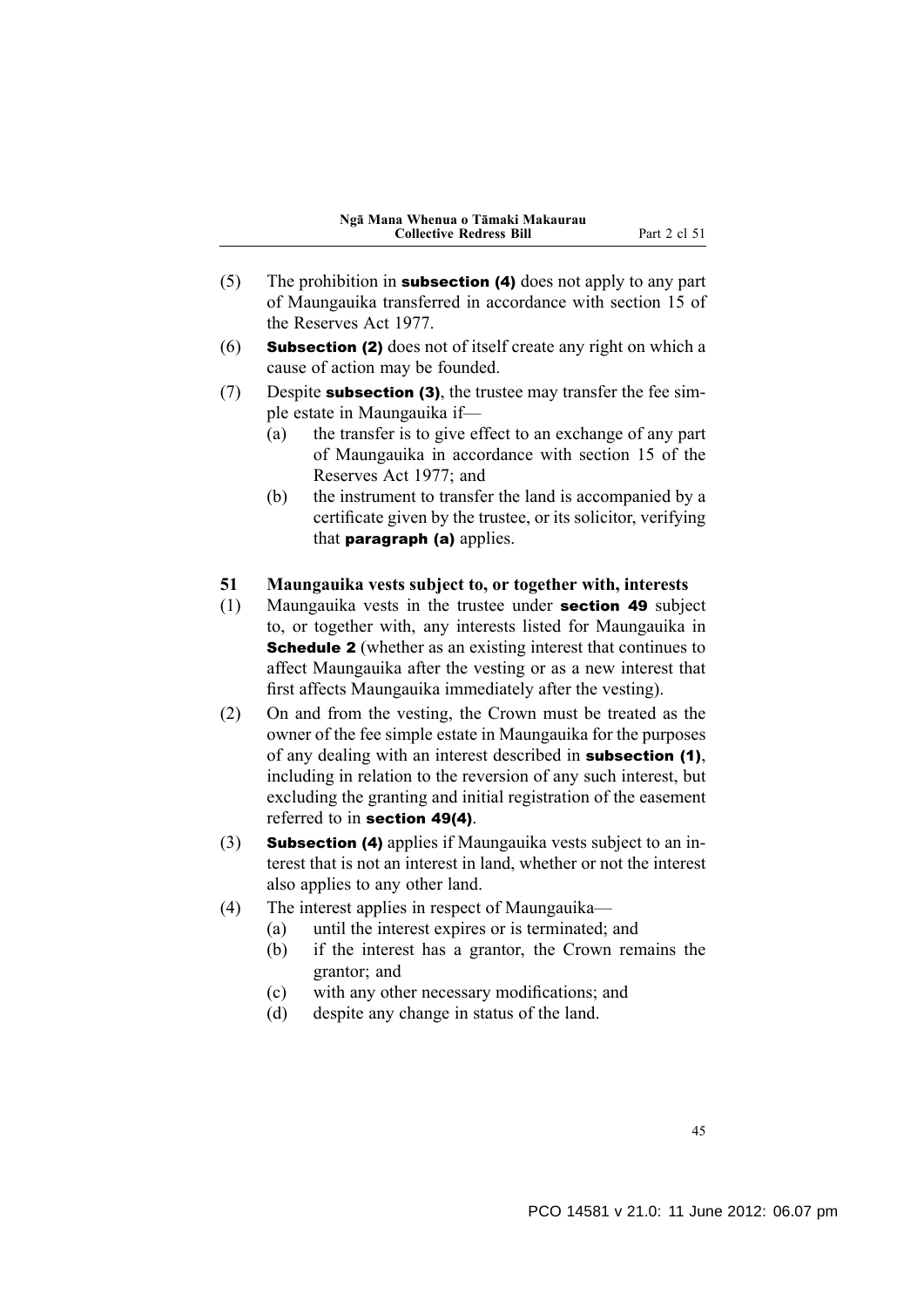(5) The prohibition in **subsection (4)** does not apply to any part of Maungauika transferred in accordance with section 15 of the Reserves Act 1977.

(6) **Subsection (2)** does not of itself create any right on which a cause of action may be founded.

(7) Despite **subsection (3)**, the trustee may transfer the fee simple estate in Maungauika if—

- (a) the transfer is to give effect to an exchange of any part of Maungauika in accordance with section 15 of the Reserves Act 1977; and
- (b) the instrument to transfer the land is accompanied by a certificate given by the trustee, or its solicitor, verifying that **paragraph (a)** applies.

### 51 Maungauika vests subject to, or together with, interests

(1) Maungauika vests in the trustee under **section 49** subject to, or together with, any interests listed for Maungauika in **Schedule 2** (whether as an existing interest that continues to affect Maungauika after the vesting or as a new interest that first affects Maungauika immediately after the vesting).

(2) On and from the vesting, the Crown must be treated as the owner of the fee simple estate in Maungauika for the purposes of any dealing with an interest described in **subsection (1)**, including in relation to the reversion of any such interest, but excluding the granting and initial registration of the easement referred to in **section 49(4)**.

(3) **Subsection (4)** applies if Maungauika vests subject to an interest that is not an interest in land, whether or not the interest also applies to any other land.

(4) The interest applies in respect of Maungauika—

- (a) until the interest expires or is terminated; and
- (b) if the interest has a grantor, the Crown remains the grantor; and
- (c) with any other necessary modifications; and
- (d) despite any change in status of the land.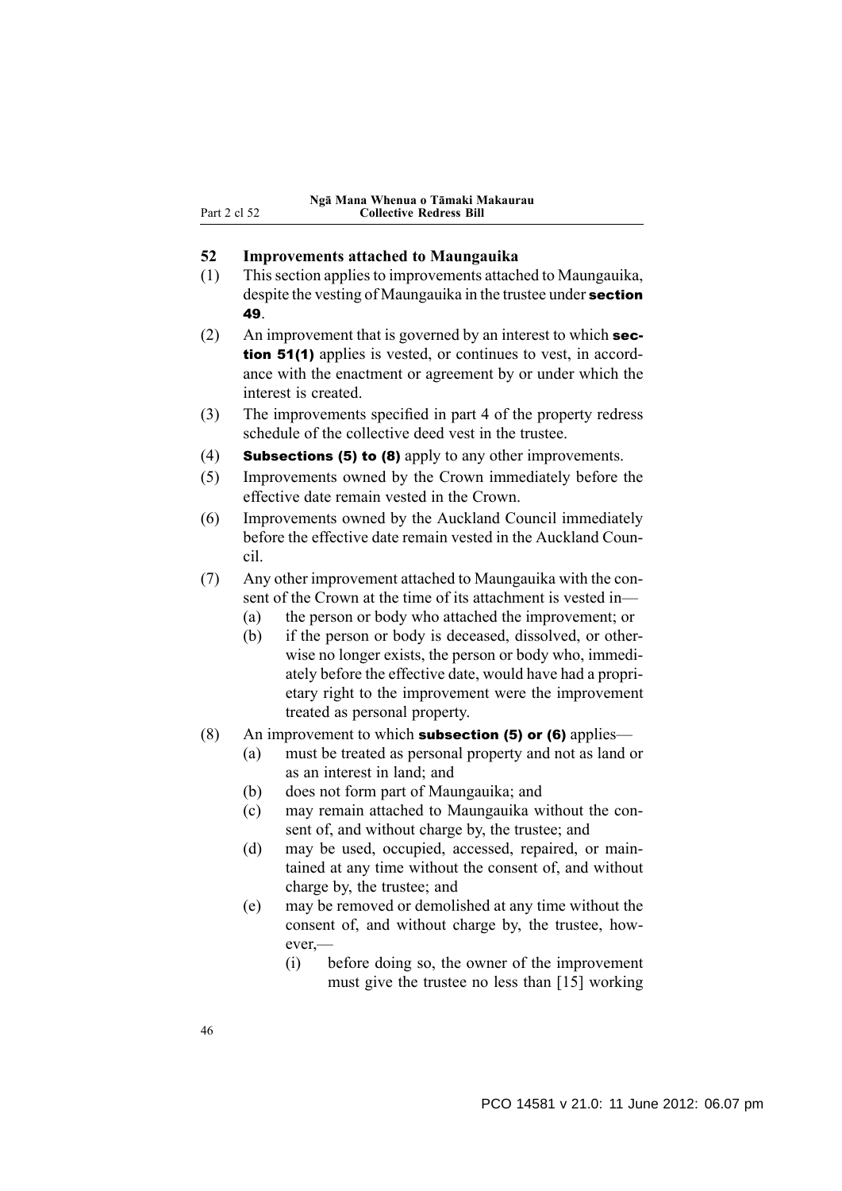### 52 Improvements attached to Maungauika

(1) This section applies to improvements attached to Maungauika, despite the vesting of Maungauika in the trustee under **section 49**.

(2) An improvement that is governed by an interest to which **section 51(1)** applies is vested, or continues to vest, in accordance with the enactment or agreement by or under which the interest is created.

(3) The improvements specified in part 4 of the property redress schedule of the collective deed vest in the trustee.

(4) **Subsections (5) to (8)** apply to any other improvements.

(5) Improvements owned by the Crown immediately before the effective date remain vested in the Crown.

(6) Improvements owned by the Auckland Council immediately before the effective date remain vested in the Auckland Council.

(7) Any other improvement attached to Maungauika with the consent of the Crown at the time of its attachment is vested in—

- (a) the person or body who attached the improvement; or
- (b) if the person or body is deceased, dissolved, or otherwise no longer exists, the person or body who, immediately before the effective date, would have had a proprietary right to the improvement were the improvement treated as personal property.

(8) An improvement to which **subsection (5) or (6)** applies—

- (a) must be treated as personal property and not as land or as an interest in land; and
- (b) does not form part of Maungauika; and
- (c) may remain attached to Maungauika without the consent of, and without charge by, the trustee; and
- (d) may be used, occupied, accessed, repaired, or maintained at any time without the consent of, and without charge by, the trustee; and
- (e) may be removed or demolished at any time without the consent of, and without charge by, the trustee, however,—
  - (i) before doing so, the owner of the improvement must give the trustee no less than [15] working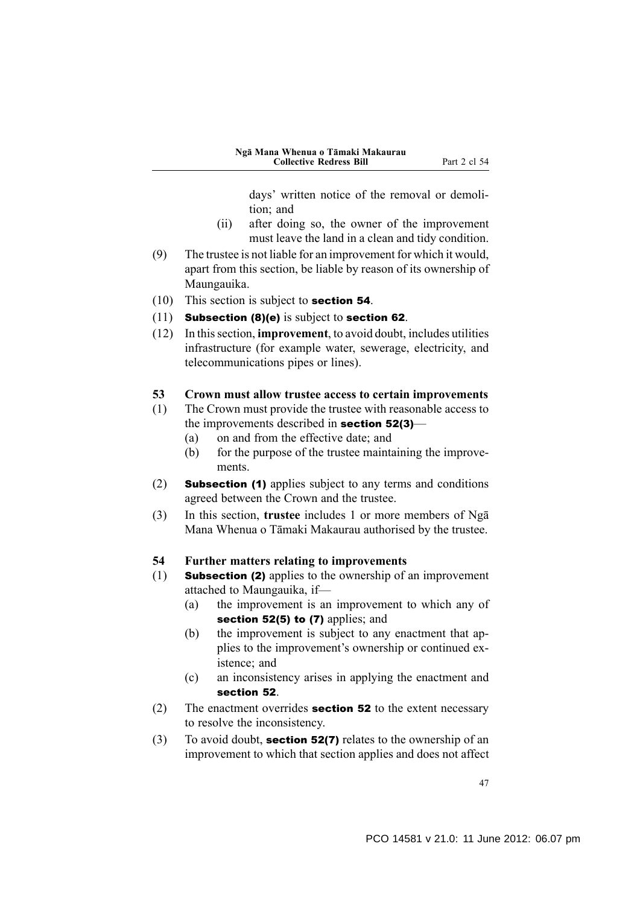days' written notice of the removal or demolition; and

(ii) after doing so, the owner of the improvement must leave the land in a clean and tidy condition.

(9) The trustee is not liable for an improvement for which it would, apart from this section, be liable by reason of its ownership of Maungauika.

(10) This section is subject to **section 54**.

(11) **Subsection (8)(e)** is subject to **section 62**.

(12) In this section, **improvement**, to avoid doubt, includes utilities infrastructure (for example water, sewerage, electricity, and telecommunications pipes or lines).

### 53 Crown must allow trustee access to certain improvements

(1) The Crown must provide the trustee with reasonable access to the improvements described in **section 52(3)**—

- (a) on and from the effective date; and
- (b) for the purpose of the trustee maintaining the improvements.

(2) **Subsection (1)** applies subject to any terms and conditions agreed between the Crown and the trustee.

(3) In this section, **trustee** includes 1 or more members of Ngā Mana Whenua o Tāmaki Makaurau authorised by the trustee.

### 54 Further matters relating to improvements

(1) **Subsection (2)** applies to the ownership of an improvement attached to Maungauika, if—

- (a) the improvement is an improvement to which any of **section 52(5) to (7)** applies; and
- (b) the improvement is subject to any enactment that applies to the improvement's ownership or continued existence; and
- (c) an inconsistency arises in applying the enactment and **section 52**.

(2) The enactment overrides **section 52** to the extent necessary to resolve the inconsistency.

(3) To avoid doubt, **section 52(7)** relates to the ownership of an improvement to which that section applies and does not affect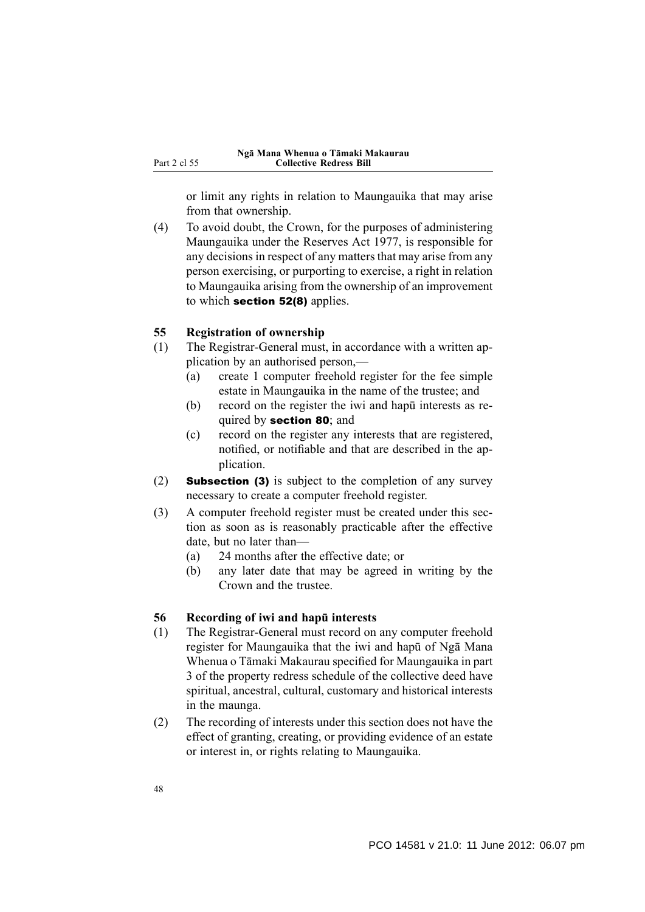or limit any rights in relation to Maungauika that may arise from that ownership.

(4) To avoid doubt, the Crown, for the purposes of administering Maungauika under the Reserves Act 1977, is responsible for any decisions in respect of any matters that may arise from any person exercising, or purporting to exercise, a right in relation to Maungauika arising from the ownership of an improvement to which **section 52(8)** applies.

### 55 Registration of ownership

(1) The Registrar-General must, in accordance with a written application by an authorised person,—

  (a) create 1 computer freehold register for the fee simple estate in Maungauika in the name of the trustee; and

  (b) record on the register the iwi and hapū interests as required by **section 80**; and

  (c) record on the register any interests that are registered, notified, or notifiable and that are described in the application.

(2) **Subsection (3)** is subject to the completion of any survey necessary to create a computer freehold register.

(3) A computer freehold register must be created under this section as soon as is reasonably practicable after the effective date, but no later than—

  (a) 24 months after the effective date; or

  (b) any later date that may be agreed in writing by the Crown and the trustee.

### 56 Recording of iwi and hapū interests

(1) The Registrar-General must record on any computer freehold register for Maungauika that the iwi and hapū of Ngā Mana Whenua o Tāmaki Makaurau specified for Maungauika in part 3 of the property redress schedule of the collective deed have spiritual, ancestral, cultural, customary and historical interests in the maunga.

(2) The recording of interests under this section does not have the effect of granting, creating, or providing evidence of an estate or interest in, or rights relating to Maungauika.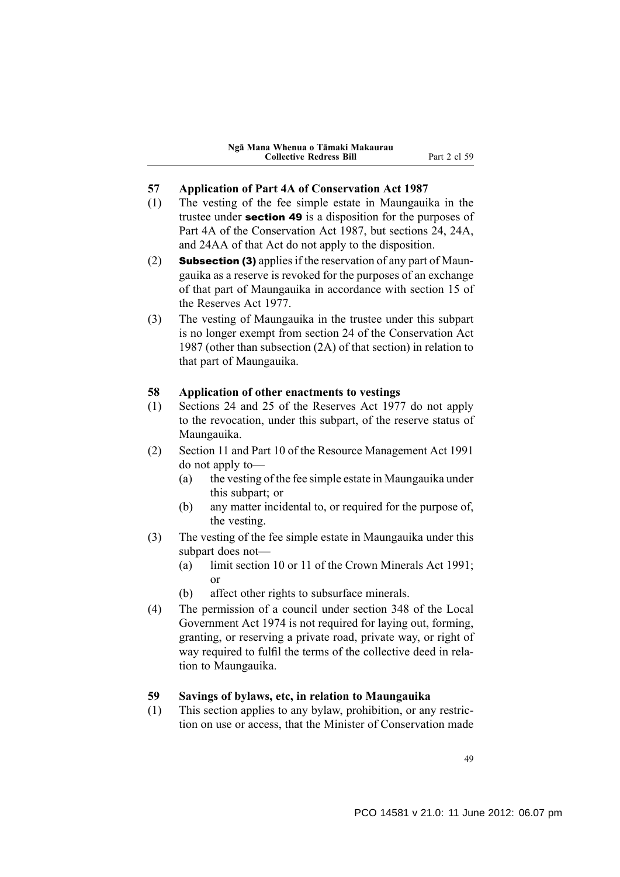### 57 Application of Part 4A of Conservation Act 1987

(1) The vesting of the fee simple estate in Maungauika in the trustee under **section 49** is a disposition for the purposes of Part 4A of the Conservation Act 1987, but sections 24, 24A, and 24AA of that Act do not apply to the disposition.

(2) **Subsection (3)** applies if the reservation of any part of Maungauika as a reserve is revoked for the purposes of an exchange of that part of Maungauika in accordance with section 15 of the Reserves Act 1977.

(3) The vesting of Maungauika in the trustee under this subpart is no longer exempt from section 24 of the Conservation Act 1987 (other than subsection (2A) of that section) in relation to that part of Maungauika.

### 58 Application of other enactments to vestings

(1) Sections 24 and 25 of the Reserves Act 1977 do not apply to the revocation, under this subpart, of the reserve status of Maungauika.

(2) Section 11 and Part 10 of the Resource Management Act 1991 do not apply to—
   - (a) the vesting of the fee simple estate in Maungauika under this subpart; or
   - (b) any matter incidental to, or required for the purpose of, the vesting.

(3) The vesting of the fee simple estate in Maungauika under this subpart does not—
   - (a) limit section 10 or 11 of the Crown Minerals Act 1991; or
   - (b) affect other rights to subsurface minerals.

(4) The permission of a council under section 348 of the Local Government Act 1974 is not required for laying out, forming, granting, or reserving a private road, private way, or right of way required to fulfil the terms of the collective deed in relation to Maungauika.

### 59 Savings of bylaws, etc, in relation to Maungauika

(1) This section applies to any bylaw, prohibition, or any restriction on use or access, that the Minister of Conservation made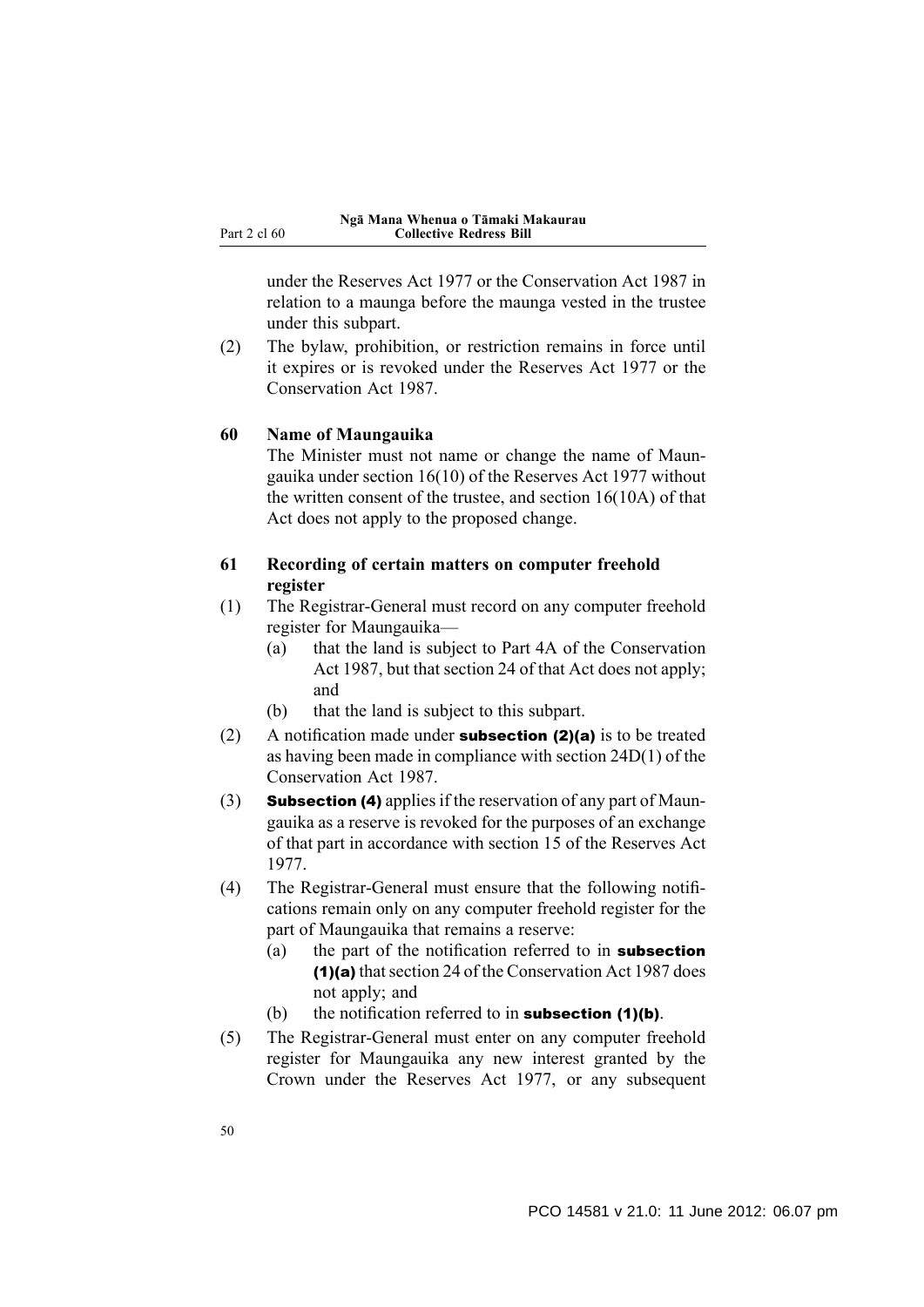under the Reserves Act 1977 or the Conservation Act 1987 in relation to a maunga before the maunga vested in the trustee under this subpart.

(2) The bylaw, prohibition, or restriction remains in force until it expires or is revoked under the Reserves Act 1977 or the Conservation Act 1987.

**60 Name of Maungauika**

The Minister must not name or change the name of Maungauika under section 16(10) of the Reserves Act 1977 without the written consent of the trustee, and section 16(10A) of that Act does not apply to the proposed change.

**61 Recording of certain matters on computer freehold register**

(1) The Registrar-General must record on any computer freehold register for Maungauika—

(a) that the land is subject to Part 4A of the Conservation Act 1987, but that section 24 of that Act does not apply; and

(b) that the land is subject to this subpart.

(2) A notification made under **subsection (2)(a)** is to be treated as having been made in compliance with section 24D(1) of the Conservation Act 1987.

(3) **Subsection (4)** applies if the reservation of any part of Maungauika as a reserve is revoked for the purposes of an exchange of that part in accordance with section 15 of the Reserves Act 1977.

(4) The Registrar-General must ensure that the following notifications remain only on any computer freehold register for the part of Maungauika that remains a reserve:

(a) the part of the notification referred to in **subsection (1)(a)** that section 24 of the Conservation Act 1987 does not apply; and

(b) the notification referred to in **subsection (1)(b)**.

(5) The Registrar-General must enter on any computer freehold register for Maungauika any new interest granted by the Crown under the Reserves Act 1977, or any subsequent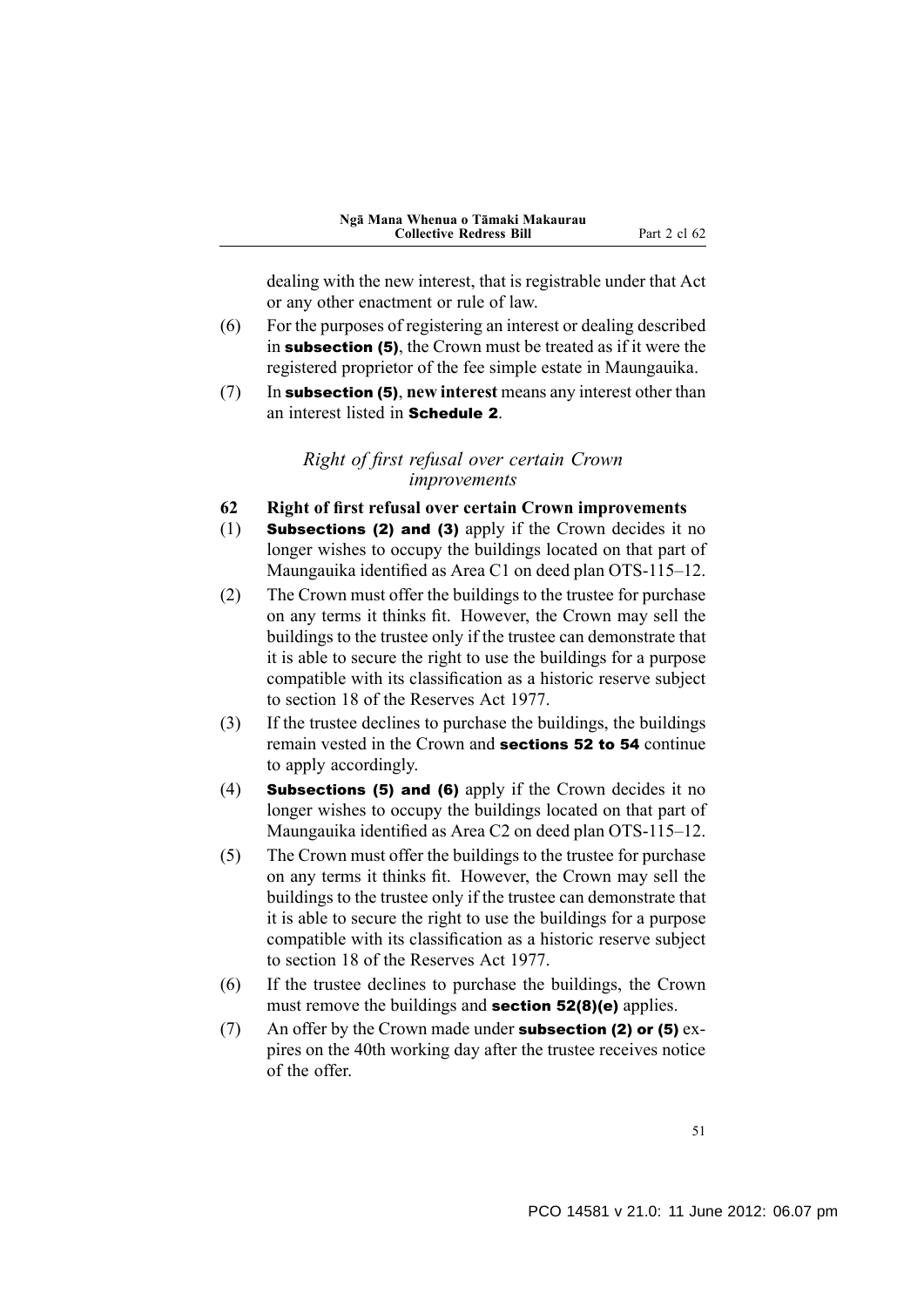dealing with the new interest, that is registrable under that Act or any other enactment or rule of law.

(6) For the purposes of registering an interest or dealing described in **subsection (5)**, the Crown must be treated as if it were the registered proprietor of the fee simple estate in Maungauika.

(7) In **subsection (5)**, **new interest** means any interest other than an interest listed in **Schedule 2**.

### *Right of first refusal over certain Crown improvements*

**62 Right of first refusal over certain Crown improvements**

(1) **Subsections (2) and (3)** apply if the Crown decides it no longer wishes to occupy the buildings located on that part of Maungauika identified as Area C1 on deed plan OTS-115–12.

(2) The Crown must offer the buildings to the trustee for purchase on any terms it thinks fit. However, the Crown may sell the buildings to the trustee only if the trustee can demonstrate that it is able to secure the right to use the buildings for a purpose compatible with its classification as a historic reserve subject to section 18 of the Reserves Act 1977.

(3) If the trustee declines to purchase the buildings, the buildings remain vested in the Crown and **sections 52 to 54** continue to apply accordingly.

(4) **Subsections (5) and (6)** apply if the Crown decides it no longer wishes to occupy the buildings located on that part of Maungauika identified as Area C2 on deed plan OTS-115–12.

(5) The Crown must offer the buildings to the trustee for purchase on any terms it thinks fit. However, the Crown may sell the buildings to the trustee only if the trustee can demonstrate that it is able to secure the right to use the buildings for a purpose compatible with its classification as a historic reserve subject to section 18 of the Reserves Act 1977.

(6) If the trustee declines to purchase the buildings, the Crown must remove the buildings and **section 52(8)(e)** applies.

(7) An offer by the Crown made under **subsection (2) or (5)** expires on the 40th working day after the trustee receives notice of the offer.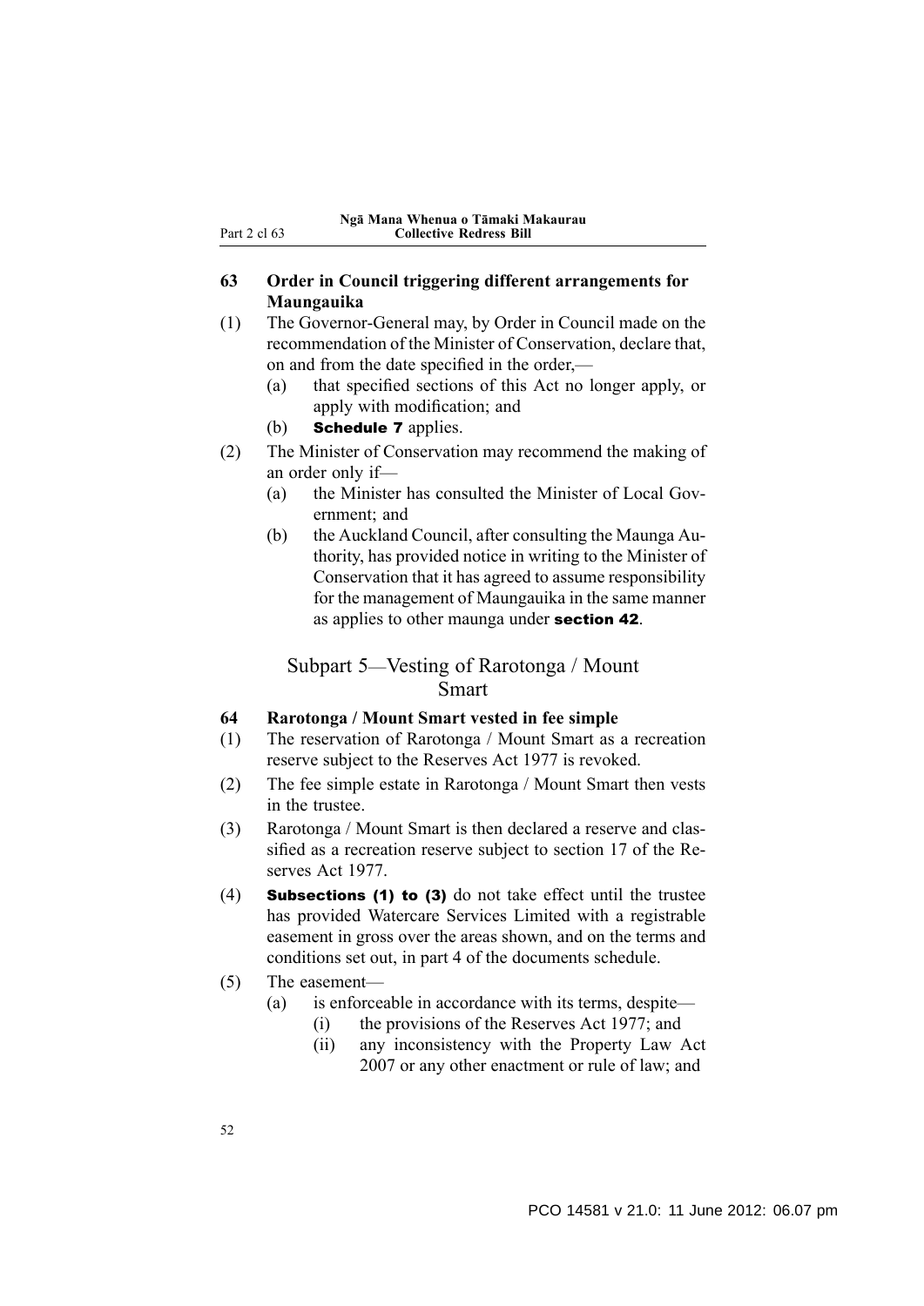### 63 Order in Council triggering different arrangements for Maungauika

(1) The Governor-General may, by Order in Council made on the recommendation of the Minister of Conservation, declare that, on and from the date specified in the order,—

- (a) that specified sections of this Act no longer apply, or apply with modification; and
- (b) **Schedule 7** applies.

(2) The Minister of Conservation may recommend the making of an order only if—

- (a) the Minister has consulted the Minister of Local Government; and
- (b) the Auckland Council, after consulting the Maunga Authority, has provided notice in writing to the Minister of Conservation that it has agreed to assume responsibility for the management of Maungauika in the same manner as applies to other maunga under **section 42**.

## Subpart 5—Vesting of Rarotonga / Mount Smart

### 64 Rarotonga / Mount Smart vested in fee simple

(1) The reservation of Rarotonga / Mount Smart as a recreation reserve subject to the Reserves Act 1977 is revoked.

(2) The fee simple estate in Rarotonga / Mount Smart then vests in the trustee.

(3) Rarotonga / Mount Smart is then declared a reserve and classified as a recreation reserve subject to section 17 of the Reserves Act 1977.

(4) **Subsections (1) to (3)** do not take effect until the trustee has provided Watercare Services Limited with a registrable easement in gross over the areas shown, and on the terms and conditions set out, in part 4 of the documents schedule.

(5) The easement—

- (a) is enforceable in accordance with its terms, despite—
  - (i) the provisions of the Reserves Act 1977; and
  - (ii) any inconsistency with the Property Law Act 2007 or any other enactment or rule of law; and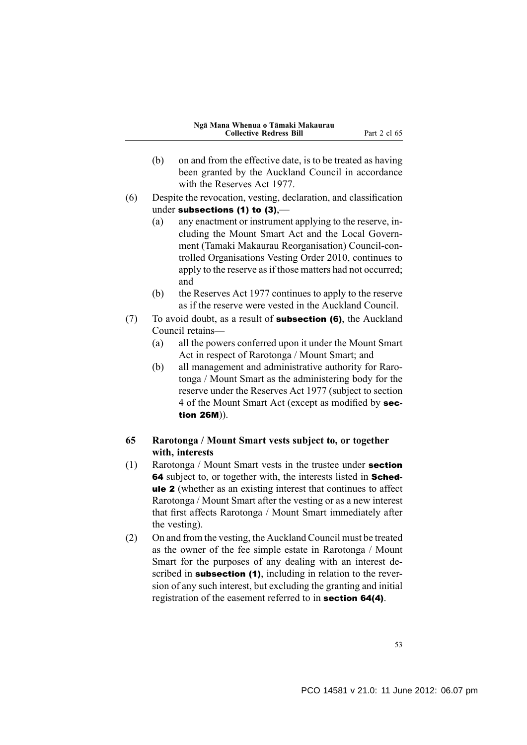(b) on and from the effective date, is to be treated as having been granted by the Auckland Council in accordance with the Reserves Act 1977.

(6) Despite the revocation, vesting, declaration, and classification under **subsections (1) to (3)**,—

(a) any enactment or instrument applying to the reserve, including the Mount Smart Act and the Local Government (Tamaki Makaurau Reorganisation) Council-controlled Organisations Vesting Order 2010, continues to apply to the reserve as if those matters had not occurred; and

(b) the Reserves Act 1977 continues to apply to the reserve as if the reserve were vested in the Auckland Council.

(7) To avoid doubt, as a result of **subsection (6)**, the Auckland Council retains—

(a) all the powers conferred upon it under the Mount Smart Act in respect of Rarotonga / Mount Smart; and

(b) all management and administrative authority for Rarotonga / Mount Smart as the administering body for the reserve under the Reserves Act 1977 (subject to section 4 of the Mount Smart Act (except as modified by **section 26M**)).

### 65 Rarotonga / Mount Smart vests subject to, or together with, interests

(1) Rarotonga / Mount Smart vests in the trustee under **section 64** subject to, or together with, the interests listed in **Schedule 2** (whether as an existing interest that continues to affect Rarotonga / Mount Smart after the vesting or as a new interest that first affects Rarotonga / Mount Smart immediately after the vesting).

(2) On and from the vesting, the Auckland Council must be treated as the owner of the fee simple estate in Rarotonga / Mount Smart for the purposes of any dealing with an interest described in **subsection (1)**, including in relation to the reversion of any such interest, but excluding the granting and initial registration of the easement referred to in **section 64(4)**.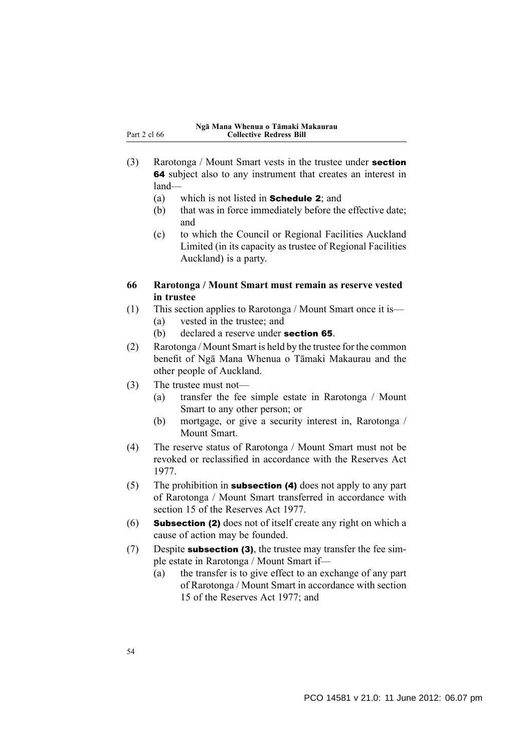(3) Rarotonga / Mount Smart vests in the trustee under **section 64** subject also to any instrument that creates an interest in land—

   (a) which is not listed in **Schedule 2**; and

   (b) that was in force immediately before the effective date; and

   (c) to which the Council or Regional Facilities Auckland Limited (in its capacity as trustee of Regional Facilities Auckland) is a party.

### 66 Rarotonga / Mount Smart must remain as reserve vested in trustee

(1) This section applies to Rarotonga / Mount Smart once it is—

   (a) vested in the trustee; and

   (b) declared a reserve under **section 65**.

(2) Rarotonga / Mount Smart is held by the trustee for the common benefit of Ngā Mana Whenua o Tāmaki Makaurau and the other people of Auckland.

(3) The trustee must not—

   (a) transfer the fee simple estate in Rarotonga / Mount Smart to any other person; or

   (b) mortgage, or give a security interest in, Rarotonga / Mount Smart.

(4) The reserve status of Rarotonga / Mount Smart must not be revoked or reclassified in accordance with the Reserves Act 1977.

(5) The prohibition in **subsection (4)** does not apply to any part of Rarotonga / Mount Smart transferred in accordance with section 15 of the Reserves Act 1977.

(6) **Subsection (2)** does not of itself create any right on which a cause of action may be founded.

(7) Despite **subsection (3)**, the trustee may transfer the fee simple estate in Rarotonga / Mount Smart if—

   (a) the transfer is to give effect to an exchange of any part of Rarotonga / Mount Smart in accordance with section 15 of the Reserves Act 1977; and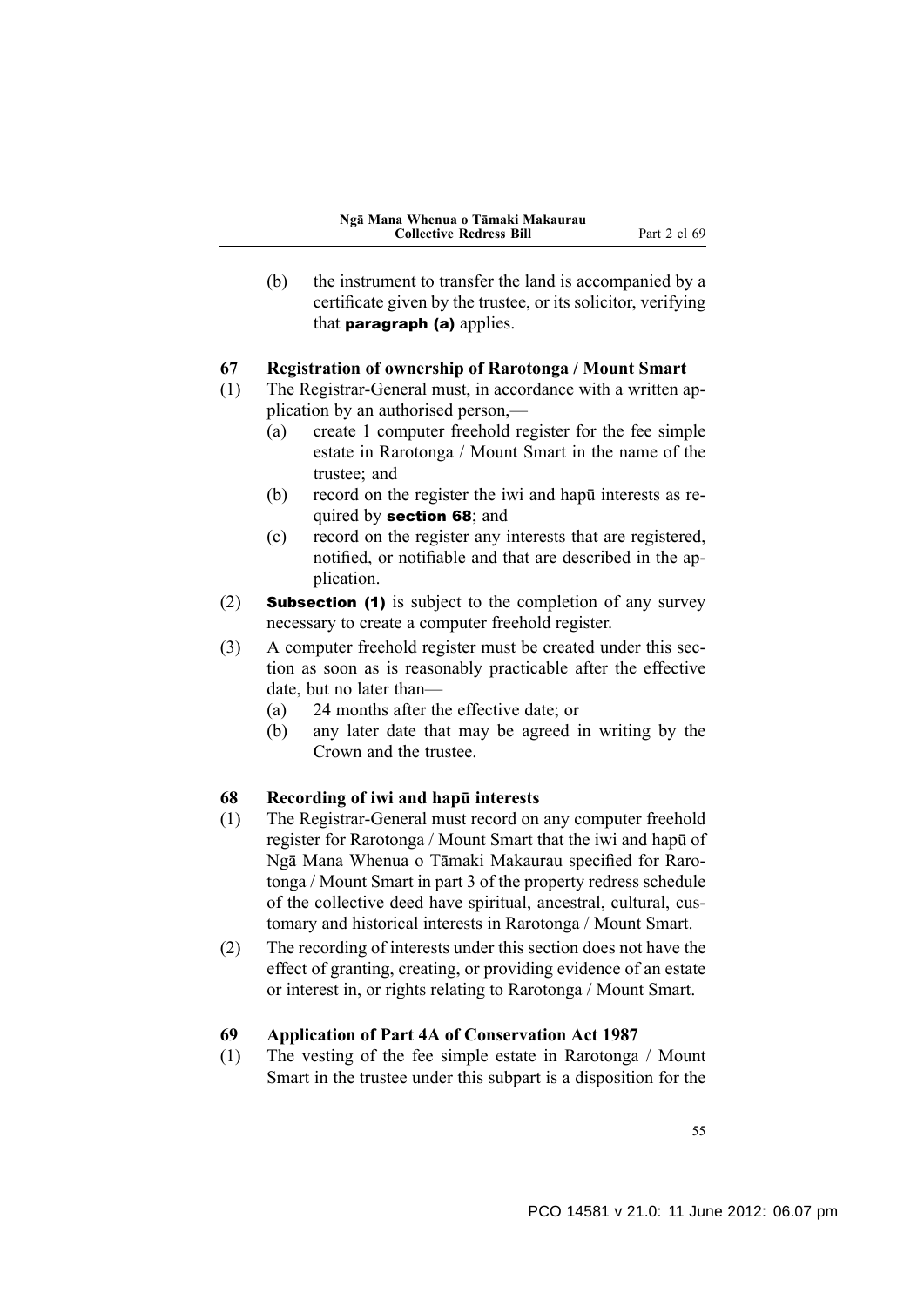(b) the instrument to transfer the land is accompanied by a certificate given by the trustee, or its solicitor, verifying that **paragraph (a)** applies.

### 67 Registration of ownership of Rarotonga / Mount Smart

(1) The Registrar-General must, in accordance with a written application by an authorised person,—

(a) create 1 computer freehold register for the fee simple estate in Rarotonga / Mount Smart in the name of the trustee; and

(b) record on the register the iwi and hapū interests as required by **section 68**; and

(c) record on the register any interests that are registered, notified, or notifiable and that are described in the application.

(2) **Subsection (1)** is subject to the completion of any survey necessary to create a computer freehold register.

(3) A computer freehold register must be created under this section as soon as is reasonably practicable after the effective date, but no later than—

(a) 24 months after the effective date; or

(b) any later date that may be agreed in writing by the Crown and the trustee.

### 68 Recording of iwi and hapū interests

(1) The Registrar-General must record on any computer freehold register for Rarotonga / Mount Smart that the iwi and hapū of Ngā Mana Whenua o Tāmaki Makaurau specified for Rarotonga / Mount Smart in part 3 of the property redress schedule of the collective deed have spiritual, ancestral, cultural, customary and historical interests in Rarotonga / Mount Smart.

(2) The recording of interests under this section does not have the effect of granting, creating, or providing evidence of an estate or interest in, or rights relating to Rarotonga / Mount Smart.

### 69 Application of Part 4A of Conservation Act 1987

(1) The vesting of the fee simple estate in Rarotonga / Mount Smart in the trustee under this subpart is a disposition for the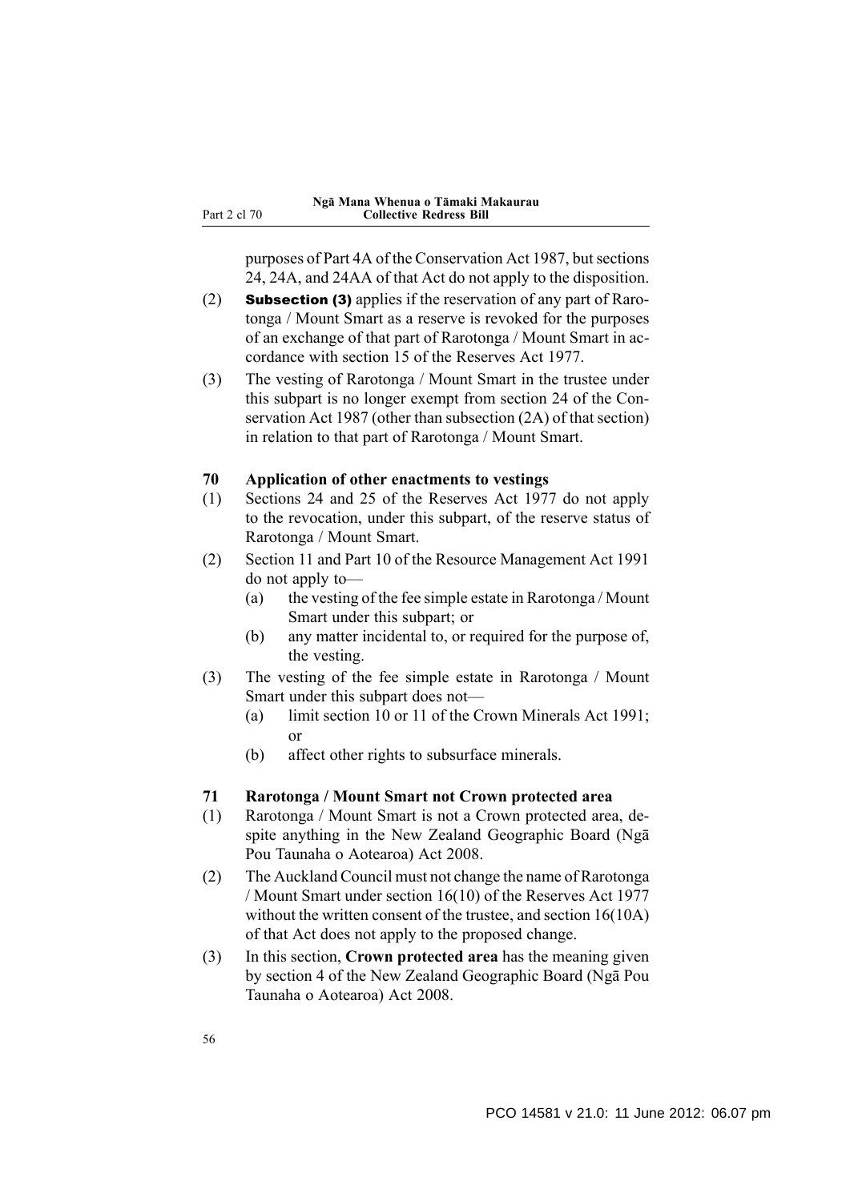purposes of Part 4A of the Conservation Act 1987, but sections 24, 24A, and 24AA of that Act do not apply to the disposition.

(2) **Subsection (3)** applies if the reservation of any part of Rarotonga / Mount Smart as a reserve is revoked for the purposes of an exchange of that part of Rarotonga / Mount Smart in accordance with section 15 of the Reserves Act 1977.

(3) The vesting of Rarotonga / Mount Smart in the trustee under this subpart is no longer exempt from section 24 of the Conservation Act 1987 (other than subsection (2A) of that section) in relation to that part of Rarotonga / Mount Smart.

### 70 Application of other enactments to vestings

(1) Sections 24 and 25 of the Reserves Act 1977 do not apply to the revocation, under this subpart, of the reserve status of Rarotonga / Mount Smart.

(2) Section 11 and Part 10 of the Resource Management Act 1991 do not apply to—

- (a) the vesting of the fee simple estate in Rarotonga / Mount Smart under this subpart; or
- (b) any matter incidental to, or required for the purpose of, the vesting.

(3) The vesting of the fee simple estate in Rarotonga / Mount Smart under this subpart does not—

- (a) limit section 10 or 11 of the Crown Minerals Act 1991; or
- (b) affect other rights to subsurface minerals.

### 71 Rarotonga / Mount Smart not Crown protected area

(1) Rarotonga / Mount Smart is not a Crown protected area, despite anything in the New Zealand Geographic Board (Ngā Pou Taunaha o Aotearoa) Act 2008.

(2) The Auckland Council must not change the name of Rarotonga / Mount Smart under section 16(10) of the Reserves Act 1977 without the written consent of the trustee, and section 16(10A) of that Act does not apply to the proposed change.

(3) In this section, **Crown protected area** has the meaning given by section 4 of the New Zealand Geographic Board (Ngā Pou Taunaha o Aotearoa) Act 2008.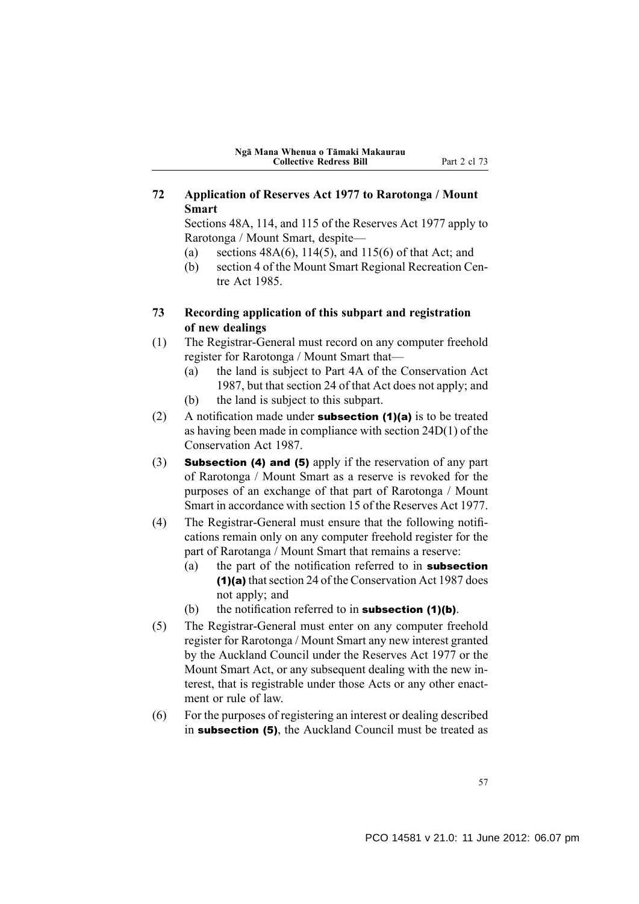## 72 Application of Reserves Act 1977 to Rarotonga / Mount Smart

Sections 48A, 114, and 115 of the Reserves Act 1977 apply to Rarotonga / Mount Smart, despite—

- (a) sections 48A(6), 114(5), and 115(6) of that Act; and
- (b) section 4 of the Mount Smart Regional Recreation Centre Act 1985.

## 73 Recording application of this subpart and registration of new dealings

(1) The Registrar-General must record on any computer freehold register for Rarotonga / Mount Smart that—

- (a) the land is subject to Part 4A of the Conservation Act 1987, but that section 24 of that Act does not apply; and
- (b) the land is subject to this subpart.

(2) A notification made under **subsection (1)(a)** is to be treated as having been made in compliance with section 24D(1) of the Conservation Act 1987.

(3) **Subsection (4) and (5)** apply if the reservation of any part of Rarotonga / Mount Smart as a reserve is revoked for the purposes of an exchange of that part of Rarotonga / Mount Smart in accordance with section 15 of the Reserves Act 1977.

(4) The Registrar-General must ensure that the following notifications remain only on any computer freehold register for the part of Rarotanga / Mount Smart that remains a reserve:

- (a) the part of the notification referred to in **subsection (1)(a)** that section 24 of the Conservation Act 1987 does not apply; and
- (b) the notification referred to in **subsection (1)(b)**.

(5) The Registrar-General must enter on any computer freehold register for Rarotonga / Mount Smart any new interest granted by the Auckland Council under the Reserves Act 1977 or the Mount Smart Act, or any subsequent dealing with the new interest, that is registrable under those Acts or any other enactment or rule of law.

(6) For the purposes of registering an interest or dealing described in **subsection (5)**, the Auckland Council must be treated as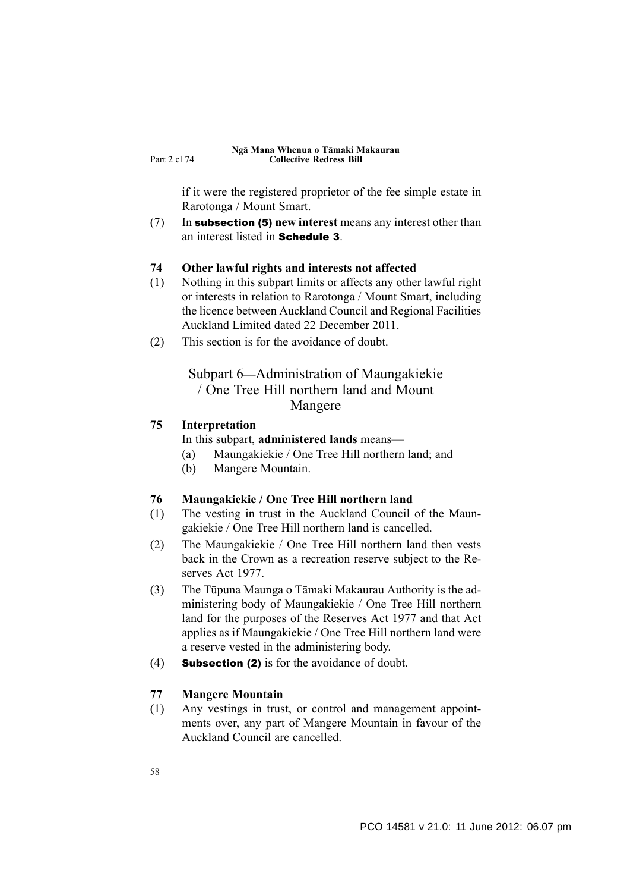if it were the registered proprietor of the fee simple estate in Rarotonga / Mount Smart.

(7) In **subsection (5)** **new interest** means any interest other than an interest listed in **Schedule 3**.

### 74 Other lawful rights and interests not affected

(1) Nothing in this subpart limits or affects any other lawful right or interests in relation to Rarotonga / Mount Smart, including the licence between Auckland Council and Regional Facilities Auckland Limited dated 22 December 2011.

(2) This section is for the avoidance of doubt.

## Subpart 6—Administration of Maungakiekie / One Tree Hill northern land and Mount Mangere

### 75 Interpretation

In this subpart, **administered lands** means—

(a) Maungakiekie / One Tree Hill northern land; and

(b) Mangere Mountain.

### 76 Maungakiekie / One Tree Hill northern land

(1) The vesting in trust in the Auckland Council of the Maungakiekie / One Tree Hill northern land is cancelled.

(2) The Maungakiekie / One Tree Hill northern land then vests back in the Crown as a recreation reserve subject to the Reserves Act 1977.

(3) The Tūpuna Maunga o Tāmaki Makaurau Authority is the administering body of Maungakiekie / One Tree Hill northern land for the purposes of the Reserves Act 1977 and that Act applies as if Maungakiekie / One Tree Hill northern land were a reserve vested in the administering body.

(4) **Subsection (2)** is for the avoidance of doubt.

### 77 Mangere Mountain

(1) Any vestings in trust, or control and management appointments over, any part of Mangere Mountain in favour of the Auckland Council are cancelled.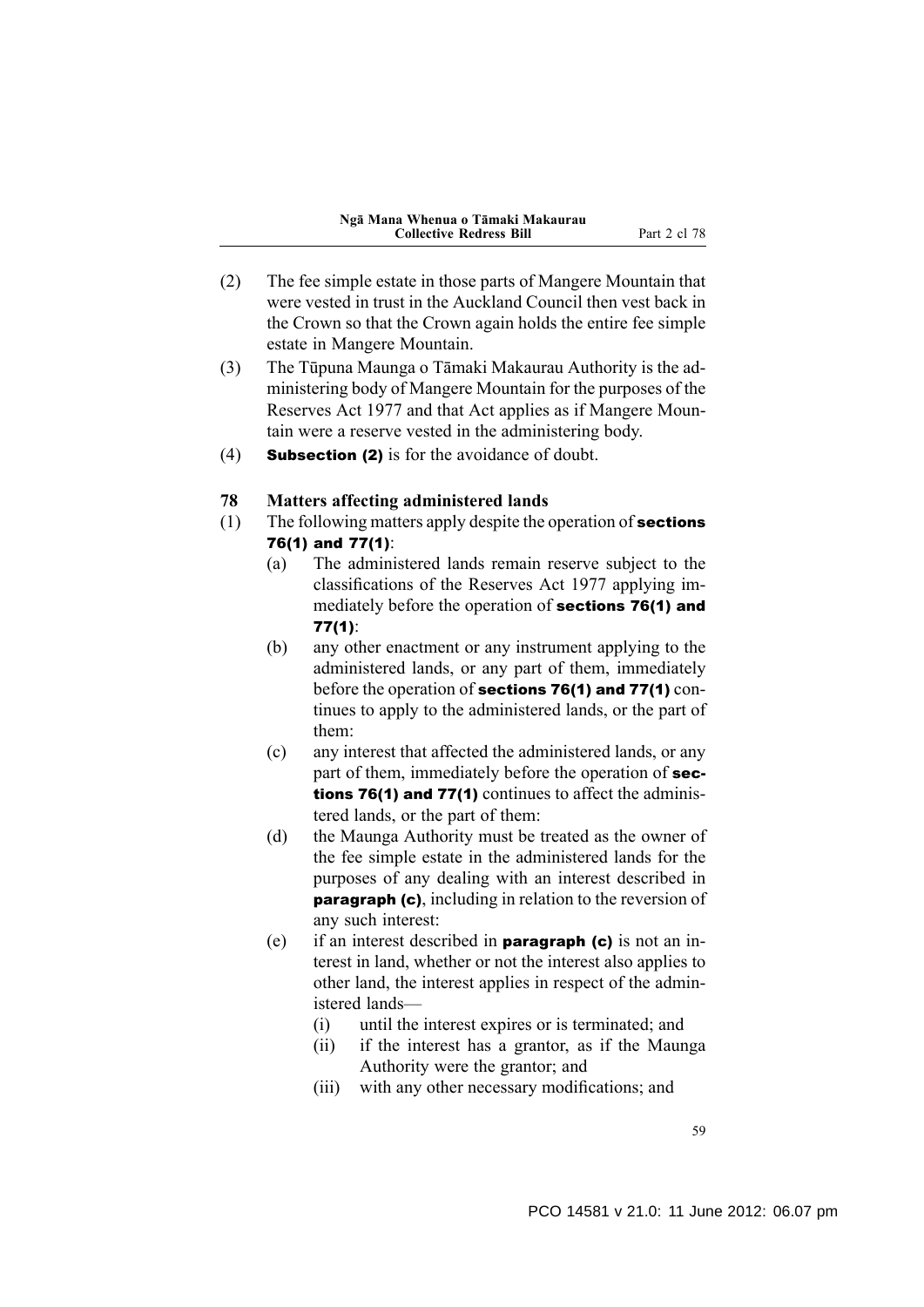(2) The fee simple estate in those parts of Mangere Mountain that were vested in trust in the Auckland Council then vest back in the Crown so that the Crown again holds the entire fee simple estate in Mangere Mountain.

(3) The Tūpuna Maunga o Tāmaki Makaurau Authority is the administering body of Mangere Mountain for the purposes of the Reserves Act 1977 and that Act applies as if Mangere Mountain were a reserve vested in the administering body.

(4) **Subsection (2)** is for the avoidance of doubt.

### 78 Matters affecting administered lands

(1) The following matters apply despite the operation of **sections 76(1) and 77(1)**:

- (a) The administered lands remain reserve subject to the classifications of the Reserves Act 1977 applying immediately before the operation of **sections 76(1) and 77(1)**:
- (b) any other enactment or any instrument applying to the administered lands, or any part of them, immediately before the operation of **sections 76(1) and 77(1)** continues to apply to the administered lands, or the part of them:
- (c) any interest that affected the administered lands, or any part of them, immediately before the operation of **sections 76(1) and 77(1)** continues to affect the administered lands, or the part of them:
- (d) the Maunga Authority must be treated as the owner of the fee simple estate in the administered lands for the purposes of any dealing with an interest described in **paragraph (c)**, including in relation to the reversion of any such interest:
- (e) if an interest described in **paragraph (c)** is not an interest in land, whether or not the interest also applies to other land, the interest applies in respect of the administered lands—
  - (i) until the interest expires or is terminated; and
  - (ii) if the interest has a grantor, as if the Maunga Authority were the grantor; and
  - (iii) with any other necessary modifications; and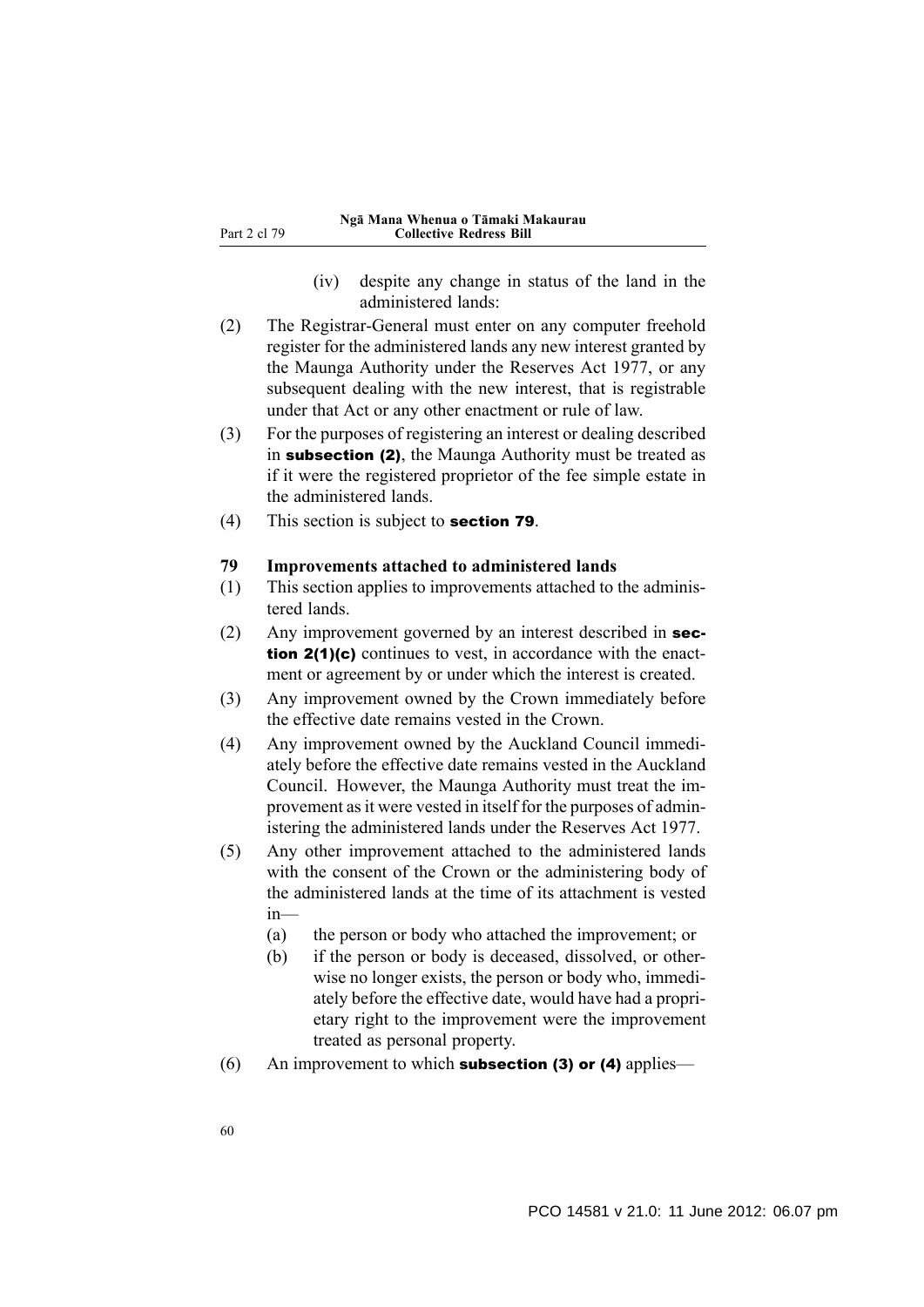(iv) despite any change in status of the land in the administered lands:

(2) The Registrar-General must enter on any computer freehold register for the administered lands any new interest granted by the Maunga Authority under the Reserves Act 1977, or any subsequent dealing with the new interest, that is registrable under that Act or any other enactment or rule of law.

(3) For the purposes of registering an interest or dealing described in **subsection (2)**, the Maunga Authority must be treated as if it were the registered proprietor of the fee simple estate in the administered lands.

(4) This section is subject to **section 79**.

**79 Improvements attached to administered lands**

(1) This section applies to improvements attached to the administered lands.

(2) Any improvement governed by an interest described in **section 2(1)(c)** continues to vest, in accordance with the enactment or agreement by or under which the interest is created.

(3) Any improvement owned by the Crown immediately before the effective date remains vested in the Crown.

(4) Any improvement owned by the Auckland Council immediately before the effective date remains vested in the Auckland Council. However, the Maunga Authority must treat the improvement as it were vested in itself for the purposes of administering the administered lands under the Reserves Act 1977.

(5) Any other improvement attached to the administered lands with the consent of the Crown or the administering body of the administered lands at the time of its attachment is vested in—

(a) the person or body who attached the improvement; or

(b) if the person or body is deceased, dissolved, or otherwise no longer exists, the person or body who, immediately before the effective date, would have had a proprietary right to the improvement were the improvement treated as personal property.

(6) An improvement to which **subsection (3) or (4)** applies—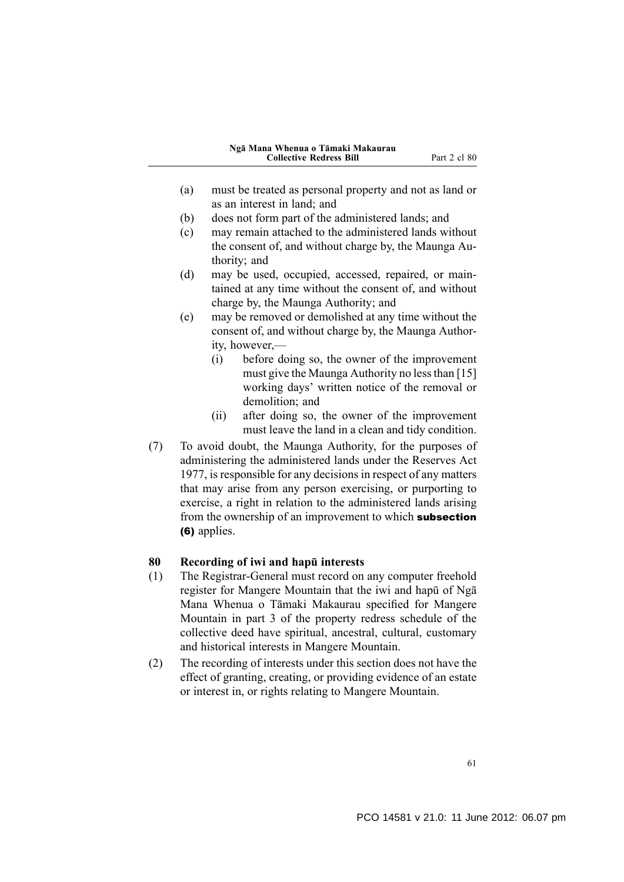(a) must be treated as personal property and not as land or as an interest in land; and

(b) does not form part of the administered lands; and

(c) may remain attached to the administered lands without the consent of, and without charge by, the Maunga Authority; and

(d) may be used, occupied, accessed, repaired, or maintained at any time without the consent of, and without charge by, the Maunga Authority; and

(e) may be removed or demolished at any time without the consent of, and without charge by, the Maunga Authority, however,—

  (i) before doing so, the owner of the improvement must give the Maunga Authority no less than [15] working days' written notice of the removal or demolition; and

  (ii) after doing so, the owner of the improvement must leave the land in a clean and tidy condition.

(7) To avoid doubt, the Maunga Authority, for the purposes of administering the administered lands under the Reserves Act 1977, is responsible for any decisions in respect of any matters that may arise from any person exercising, or purporting to exercise, a right in relation to the administered lands arising from the ownership of an improvement to which **subsection (6)** applies.

### 80 Recording of iwi and hapū interests

(1) The Registrar-General must record on any computer freehold register for Mangere Mountain that the iwi and hapū of Ngā Mana Whenua o Tāmaki Makaurau specified for Mangere Mountain in part 3 of the property redress schedule of the collective deed have spiritual, ancestral, cultural, customary and historical interests in Mangere Mountain.

(2) The recording of interests under this section does not have the effect of granting, creating, or providing evidence of an estate or interest in, or rights relating to Mangere Mountain.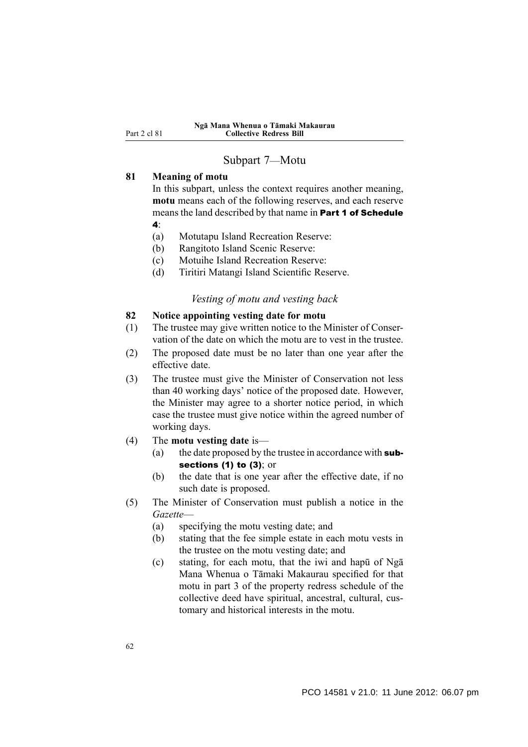## Subpart 7—Motu

**81 Meaning of motu**

In this subpart, unless the context requires another meaning, **motu** means each of the following reserves, and each reserve means the land described by that name in **Part 1 of Schedule 4**:

(a) Motutapu Island Recreation Reserve:

(b) Rangitoto Island Scenic Reserve:

(c) Motuihe Island Recreation Reserve:

(d) Tiritiri Matangi Island Scientific Reserve.

*Vesting of motu and vesting back*

**82 Notice appointing vesting date for motu**

(1) The trustee may give written notice to the Minister of Conservation of the date on which the motu are to vest in the trustee.

(2) The proposed date must be no later than one year after the effective date.

(3) The trustee must give the Minister of Conservation not less than 40 working days' notice of the proposed date. However, the Minister may agree to a shorter notice period, in which case the trustee must give notice within the agreed number of working days.

(4) The **motu vesting date** is—

(a) the date proposed by the trustee in accordance with **subsections (1) to (3)**; or

(b) the date that is one year after the effective date, if no such date is proposed.

(5) The Minister of Conservation must publish a notice in the *Gazette*—

(a) specifying the motu vesting date; and

(b) stating that the fee simple estate in each motu vests in the trustee on the motu vesting date; and

(c) stating, for each motu, that the iwi and hapū of Ngā Mana Whenua o Tāmaki Makaurau specified for that motu in part 3 of the property redress schedule of the collective deed have spiritual, ancestral, cultural, customary and historical interests in the motu.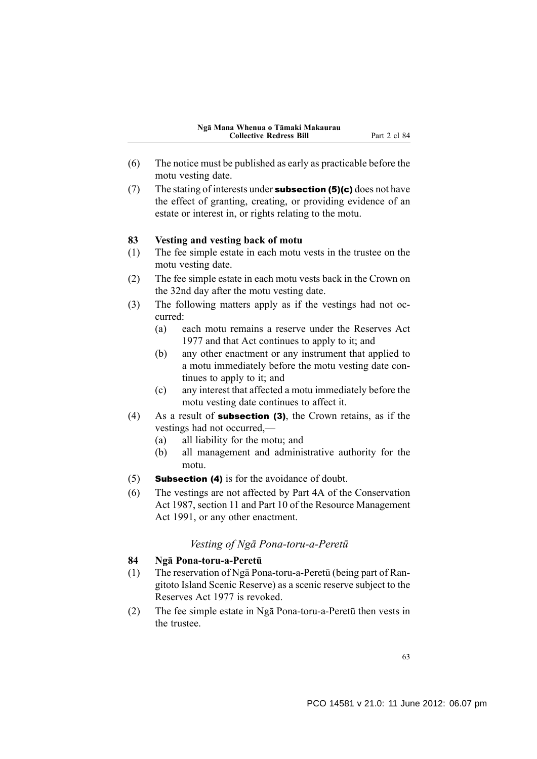(6) The notice must be published as early as practicable before the motu vesting date.

(7) The stating of interests under **subsection (5)(c)** does not have the effect of granting, creating, or providing evidence of an estate or interest in, or rights relating to the motu.

### 83 Vesting and vesting back of motu

(1) The fee simple estate in each motu vests in the trustee on the motu vesting date.

(2) The fee simple estate in each motu vests back in the Crown on the 32nd day after the motu vesting date.

(3) The following matters apply as if the vestings had not occurred:

- (a) each motu remains a reserve under the Reserves Act 1977 and that Act continues to apply to it; and
- (b) any other enactment or any instrument that applied to a motu immediately before the motu vesting date continues to apply to it; and
- (c) any interest that affected a motu immediately before the motu vesting date continues to affect it.

(4) As a result of **subsection (3)**, the Crown retains, as if the vestings had not occurred,—

- (a) all liability for the motu; and
- (b) all management and administrative authority for the motu.

(5) **Subsection (4)** is for the avoidance of doubt.

(6) The vestings are not affected by Part 4A of the Conservation Act 1987, section 11 and Part 10 of the Resource Management Act 1991, or any other enactment.

*Vesting of Ngā Pona-toru-a-Peretū*

### 84 Ngā Pona-toru-a-Peretū

(1) The reservation of Ngā Pona-toru-a-Peretū (being part of Rangitoto Island Scenic Reserve) as a scenic reserve subject to the Reserves Act 1977 is revoked.

(2) The fee simple estate in Ngā Pona-toru-a-Peretū then vests in the trustee.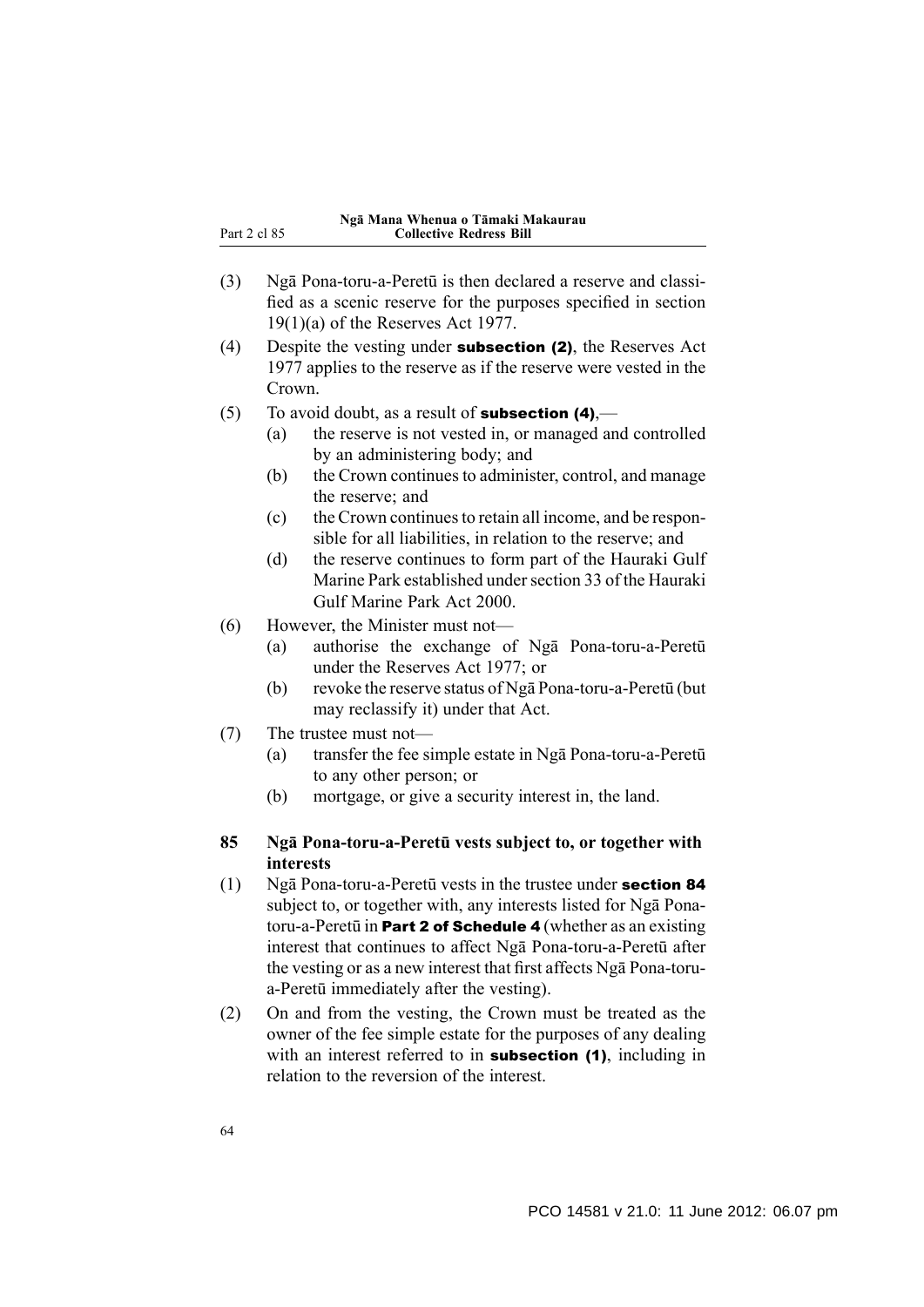(3) Ngā Pona-toru-a-Peretū is then declared a reserve and classified as a scenic reserve for the purposes specified in section 19(1)(a) of the Reserves Act 1977.

(4) Despite the vesting under **subsection (2)**, the Reserves Act 1977 applies to the reserve as if the reserve were vested in the Crown.

(5) To avoid doubt, as a result of **subsection (4)**,—

- (a) the reserve is not vested in, or managed and controlled by an administering body; and
- (b) the Crown continues to administer, control, and manage the reserve; and
- (c) the Crown continues to retain all income, and be responsible for all liabilities, in relation to the reserve; and
- (d) the reserve continues to form part of the Hauraki Gulf Marine Park established under section 33 of the Hauraki Gulf Marine Park Act 2000.

(6) However, the Minister must not—

- (a) authorise the exchange of Ngā Pona-toru-a-Peretū under the Reserves Act 1977; or
- (b) revoke the reserve status of Ngā Pona-toru-a-Peretū (but may reclassify it) under that Act.

(7) The trustee must not—

- (a) transfer the fee simple estate in Ngā Pona-toru-a-Peretū to any other person; or
- (b) mortgage, or give a security interest in, the land.

### 85 Ngā Pona-toru-a-Peretū vests subject to, or together with interests

(1) Ngā Pona-toru-a-Peretū vests in the trustee under **section 84** subject to, or together with, any interests listed for Ngā Pona-toru-a-Peretū in **Part 2 of Schedule 4** (whether as an existing interest that continues to affect Ngā Pona-toru-a-Peretū after the vesting or as a new interest that first affects Ngā Pona-toru-a-Peretū immediately after the vesting).

(2) On and from the vesting, the Crown must be treated as the owner of the fee simple estate for the purposes of any dealing with an interest referred to in **subsection (1)**, including in relation to the reversion of the interest.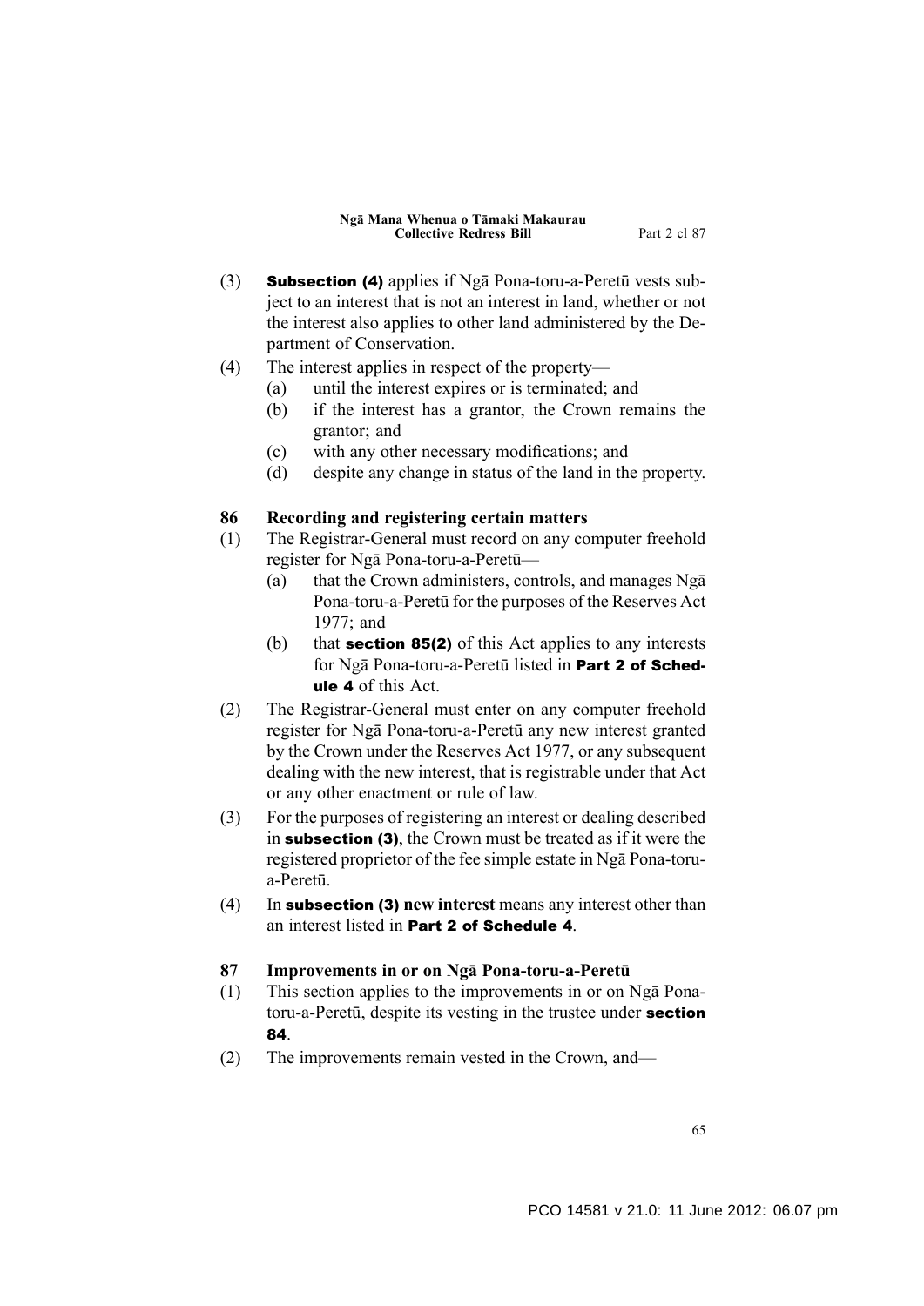(3) **Subsection (4)** applies if Ngā Pona-toru-a-Peretū vests subject to an interest that is not an interest in land, whether or not the interest also applies to other land administered by the Department of Conservation.

(4) The interest applies in respect of the property—

  (a) until the interest expires or is terminated; and

  (b) if the interest has a grantor, the Crown remains the grantor; and

  (c) with any other necessary modifications; and

  (d) despite any change in status of the land in the property.

### 86 Recording and registering certain matters

(1) The Registrar-General must record on any computer freehold register for Ngā Pona-toru-a-Peretū—

  (a) that the Crown administers, controls, and manages Ngā Pona-toru-a-Peretū for the purposes of the Reserves Act 1977; and

  (b) that **section 85(2)** of this Act applies to any interests for Ngā Pona-toru-a-Peretū listed in **Part 2 of Schedule 4** of this Act.

(2) The Registrar-General must enter on any computer freehold register for Ngā Pona-toru-a-Peretū any new interest granted by the Crown under the Reserves Act 1977, or any subsequent dealing with the new interest, that is registrable under that Act or any other enactment or rule of law.

(3) For the purposes of registering an interest or dealing described in **subsection (3)**, the Crown must be treated as if it were the registered proprietor of the fee simple estate in Ngā Pona-toru-a-Peretū.

(4) In **subsection (3)** **new interest** means any interest other than an interest listed in **Part 2 of Schedule 4**.

### 87 Improvements in or on Ngā Pona-toru-a-Peretū

(1) This section applies to the improvements in or on Ngā Pona-toru-a-Peretū, despite its vesting in the trustee under **section 84**.

(2) The improvements remain vested in the Crown, and—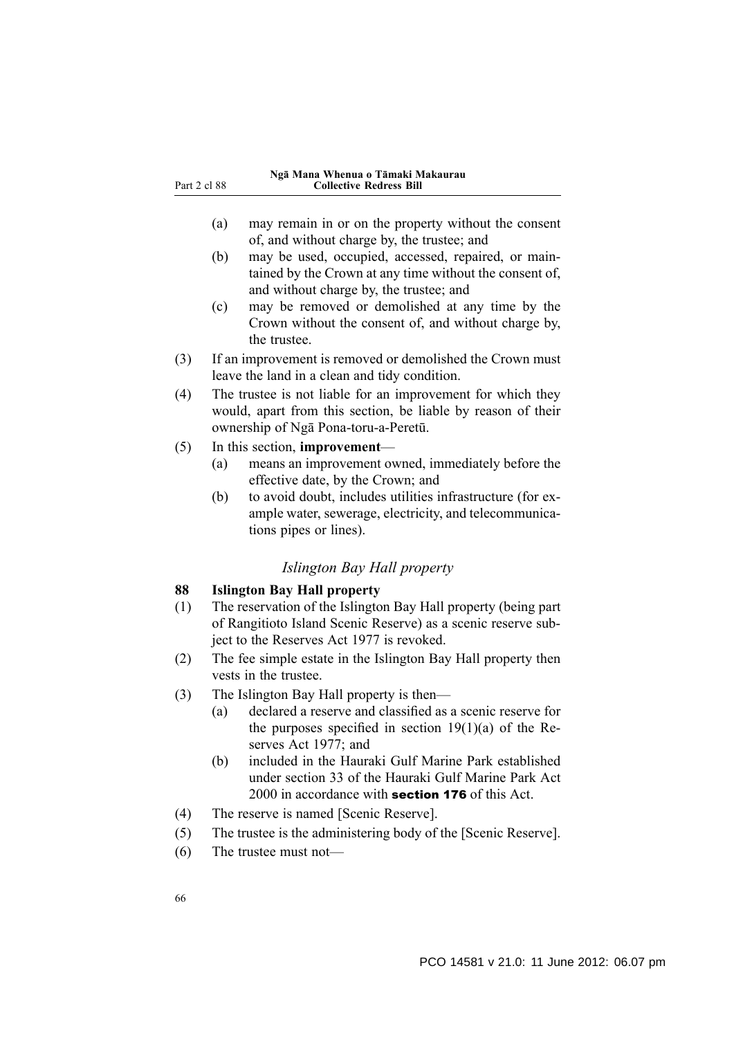(a) may remain in or on the property without the consent of, and without charge by, the trustee; and

(b) may be used, occupied, accessed, repaired, or maintained by the Crown at any time without the consent of, and without charge by, the trustee; and

(c) may be removed or demolished at any time by the Crown without the consent of, and without charge by, the trustee.

(3) If an improvement is removed or demolished the Crown must leave the land in a clean and tidy condition.

(4) The trustee is not liable for an improvement for which they would, apart from this section, be liable by reason of their ownership of Ngā Pona-toru-a-Peretū.

(5) In this section, **improvement**—

(a) means an improvement owned, immediately before the effective date, by the Crown; and

(b) to avoid doubt, includes utilities infrastructure (for example water, sewerage, electricity, and telecommunications pipes or lines).

### *Islington Bay Hall property*

**88 Islington Bay Hall property**

(1) The reservation of the Islington Bay Hall property (being part of Rangitioto Island Scenic Reserve) as a scenic reserve subject to the Reserves Act 1977 is revoked.

(2) The fee simple estate in the Islington Bay Hall property then vests in the trustee.

(3) The Islington Bay Hall property is then—

(a) declared a reserve and classified as a scenic reserve for the purposes specified in section 19(1)(a) of the Reserves Act 1977; and

(b) included in the Hauraki Gulf Marine Park established under section 33 of the Hauraki Gulf Marine Park Act 2000 in accordance with **section 176** of this Act.

(4) The reserve is named [Scenic Reserve].

(5) The trustee is the administering body of the [Scenic Reserve].

(6) The trustee must not—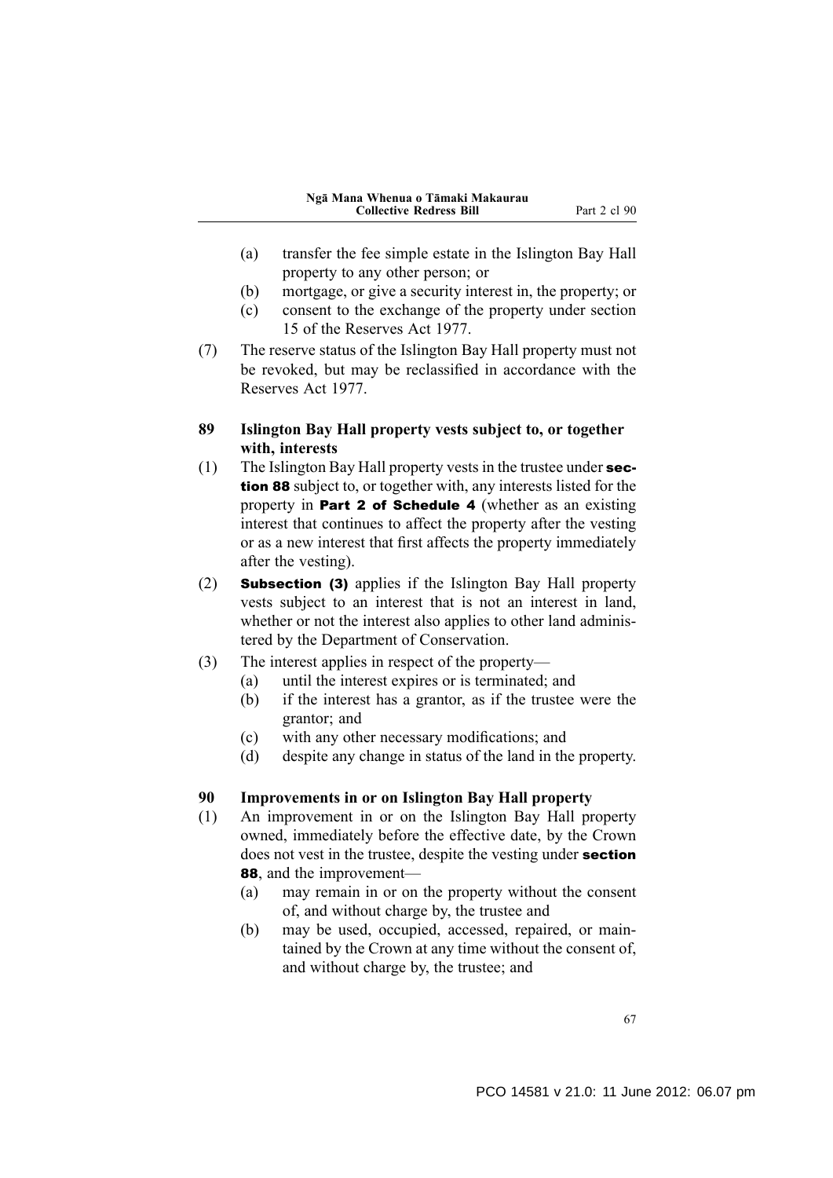(a) transfer the fee simple estate in the Islington Bay Hall property to any other person; or

(b) mortgage, or give a security interest in, the property; or

(c) consent to the exchange of the property under section 15 of the Reserves Act 1977.

(7) The reserve status of the Islington Bay Hall property must not be revoked, but may be reclassified in accordance with the Reserves Act 1977.

### 89 Islington Bay Hall property vests subject to, or together with, interests

(1) The Islington Bay Hall property vests in the trustee under **section 88** subject to, or together with, any interests listed for the property in **Part 2 of Schedule 4** (whether as an existing interest that continues to affect the property after the vesting or as a new interest that first affects the property immediately after the vesting).

(2) **Subsection (3)** applies if the Islington Bay Hall property vests subject to an interest that is not an interest in land, whether or not the interest also applies to other land administered by the Department of Conservation.

(3) The interest applies in respect of the property—

(a) until the interest expires or is terminated; and

(b) if the interest has a grantor, as if the trustee were the grantor; and

(c) with any other necessary modifications; and

(d) despite any change in status of the land in the property.

### 90 Improvements in or on Islington Bay Hall property

(1) An improvement in or on the Islington Bay Hall property owned, immediately before the effective date, by the Crown does not vest in the trustee, despite the vesting under **section 88**, and the improvement—

(a) may remain in or on the property without the consent of, and without charge by, the trustee and

(b) may be used, occupied, accessed, repaired, or maintained by the Crown at any time without the consent of, and without charge by, the trustee; and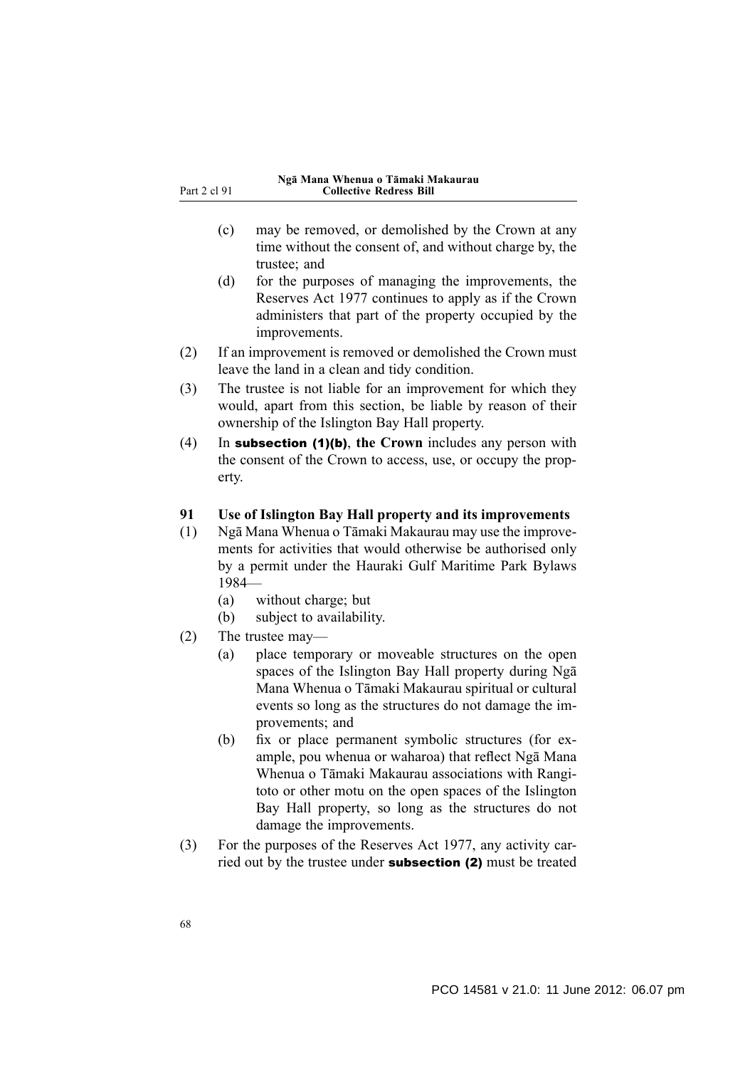(c) may be removed, or demolished by the Crown at any time without the consent of, and without charge by, the trustee; and

(d) for the purposes of managing the improvements, the Reserves Act 1977 continues to apply as if the Crown administers that part of the property occupied by the improvements.

(2) If an improvement is removed or demolished the Crown must leave the land in a clean and tidy condition.

(3) The trustee is not liable for an improvement for which they would, apart from this section, be liable by reason of their ownership of the Islington Bay Hall property.

(4) In **subsection (1)(b)**, **the Crown** includes any person with the consent of the Crown to access, use, or occupy the property.

### 91 Use of Islington Bay Hall property and its improvements

(1) Ngā Mana Whenua o Tāmaki Makaurau may use the improvements for activities that would otherwise be authorised only by a permit under the Hauraki Gulf Maritime Park Bylaws 1984—

(a) without charge; but

(b) subject to availability.

(2) The trustee may—

(a) place temporary or moveable structures on the open spaces of the Islington Bay Hall property during Ngā Mana Whenua o Tāmaki Makaurau spiritual or cultural events so long as the structures do not damage the improvements; and

(b) fix or place permanent symbolic structures (for example, pou whenua or waharoa) that reflect Ngā Mana Whenua o Tāmaki Makaurau associations with Rangitoto or other motu on the open spaces of the Islington Bay Hall property, so long as the structures do not damage the improvements.

(3) For the purposes of the Reserves Act 1977, any activity carried out by the trustee under **subsection (2)** must be treated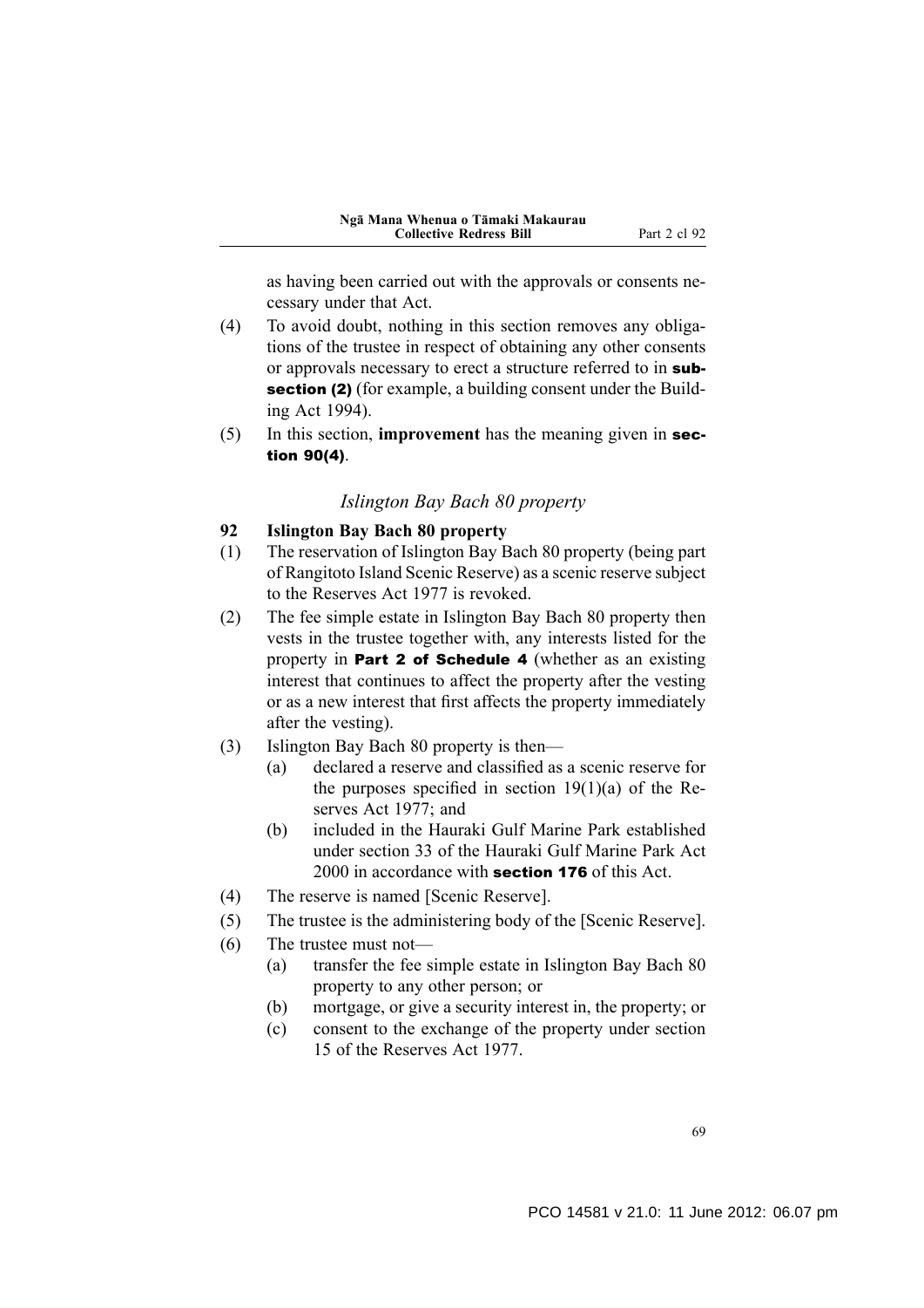as having been carried out with the approvals or consents necessary under that Act.

(4) To avoid doubt, nothing in this section removes any obligations of the trustee in respect of obtaining any other consents or approvals necessary to erect a structure referred to in **subsection (2)** (for example, a building consent under the Building Act 1994).

(5) In this section, **improvement** has the meaning given in **section 90(4)**.

### *Islington Bay Bach 80 property*

**92 Islington Bay Bach 80 property**

(1) The reservation of Islington Bay Bach 80 property (being part of Rangitoto Island Scenic Reserve) as a scenic reserve subject to the Reserves Act 1977 is revoked.

(2) The fee simple estate in Islington Bay Bach 80 property then vests in the trustee together with, any interests listed for the property in **Part 2 of Schedule 4** (whether as an existing interest that continues to affect the property after the vesting or as a new interest that first affects the property immediately after the vesting).

(3) Islington Bay Bach 80 property is then—

- (a) declared a reserve and classified as a scenic reserve for the purposes specified in section 19(1)(a) of the Reserves Act 1977; and
- (b) included in the Hauraki Gulf Marine Park established under section 33 of the Hauraki Gulf Marine Park Act 2000 in accordance with **section 176** of this Act.

(4) The reserve is named [Scenic Reserve].

(5) The trustee is the administering body of the [Scenic Reserve].

(6) The trustee must not—

- (a) transfer the fee simple estate in Islington Bay Bach 80 property to any other person; or
- (b) mortgage, or give a security interest in, the property; or
- (c) consent to the exchange of the property under section 15 of the Reserves Act 1977.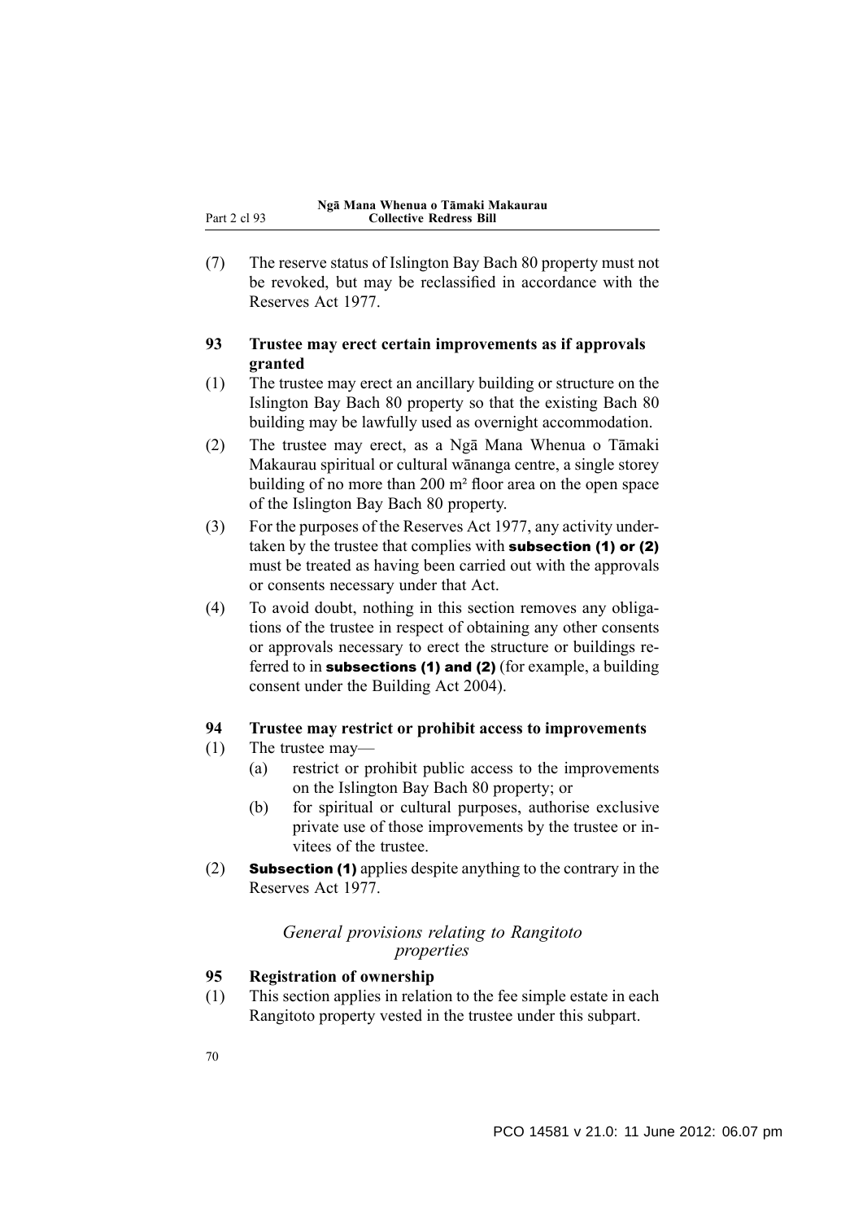(7) The reserve status of Islington Bay Bach 80 property must not be revoked, but may be reclassified in accordance with the Reserves Act 1977.

**93 Trustee may erect certain improvements as if approvals granted**

(1) The trustee may erect an ancillary building or structure on the Islington Bay Bach 80 property so that the existing Bach 80 building may be lawfully used as overnight accommodation.

(2) The trustee may erect, as a Ngā Mana Whenua o Tāmaki Makaurau spiritual or cultural wānanga centre, a single storey building of no more than 200 m² floor area on the open space of the Islington Bay Bach 80 property.

(3) For the purposes of the Reserves Act 1977, any activity undertaken by the trustee that complies with **subsection (1) or (2)** must be treated as having been carried out with the approvals or consents necessary under that Act.

(4) To avoid doubt, nothing in this section removes any obligations of the trustee in respect of obtaining any other consents or approvals necessary to erect the structure or buildings referred to in **subsections (1) and (2)** (for example, a building consent under the Building Act 2004).

**94 Trustee may restrict or prohibit access to improvements**

(1) The trustee may—

(a) restrict or prohibit public access to the improvements on the Islington Bay Bach 80 property; or

(b) for spiritual or cultural purposes, authorise exclusive private use of those improvements by the trustee or invitees of the trustee.

(2) **Subsection (1)** applies despite anything to the contrary in the Reserves Act 1977.

*General provisions relating to Rangitoto properties*

**95 Registration of ownership**

(1) This section applies in relation to the fee simple estate in each Rangitoto property vested in the trustee under this subpart.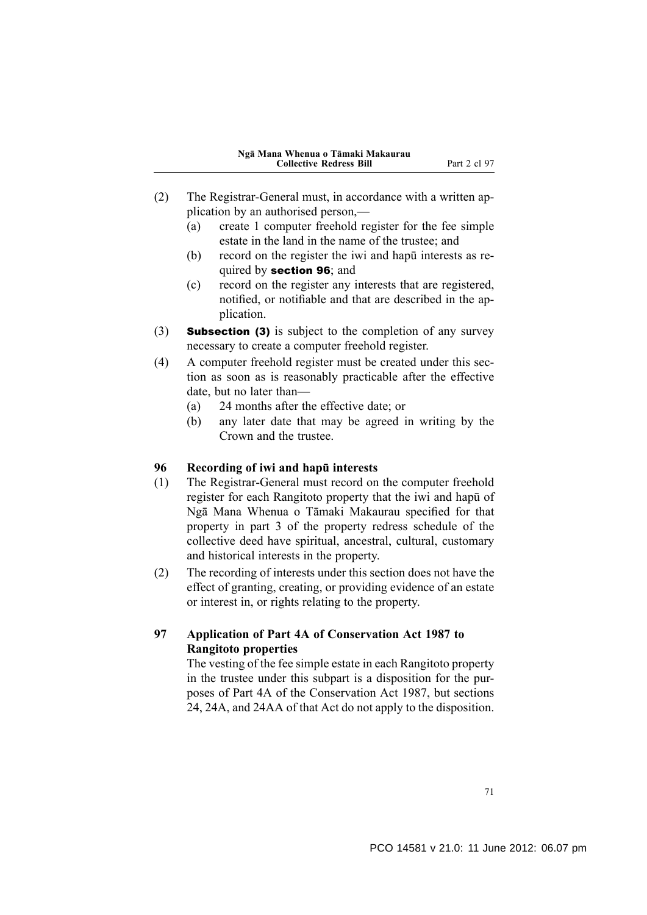(2) The Registrar-General must, in accordance with a written application by an authorised person,—

(a) create 1 computer freehold register for the fee simple estate in the land in the name of the trustee; and

(b) record on the register the iwi and hapū interests as required by **section 96**; and

(c) record on the register any interests that are registered, notified, or notifiable and that are described in the application.

(3) **Subsection (3)** is subject to the completion of any survey necessary to create a computer freehold register.

(4) A computer freehold register must be created under this section as soon as is reasonably practicable after the effective date, but no later than—

(a) 24 months after the effective date; or

(b) any later date that may be agreed in writing by the Crown and the trustee.

### 96 Recording of iwi and hapū interests

(1) The Registrar-General must record on the computer freehold register for each Rangitoto property that the iwi and hapū of Ngā Mana Whenua o Tāmaki Makaurau specified for that property in part 3 of the property redress schedule of the collective deed have spiritual, ancestral, cultural, customary and historical interests in the property.

(2) The recording of interests under this section does not have the effect of granting, creating, or providing evidence of an estate or interest in, or rights relating to the property.

### 97 Application of Part 4A of Conservation Act 1987 to Rangitoto properties

The vesting of the fee simple estate in each Rangitoto property in the trustee under this subpart is a disposition for the purposes of Part 4A of the Conservation Act 1987, but sections 24, 24A, and 24AA of that Act do not apply to the disposition.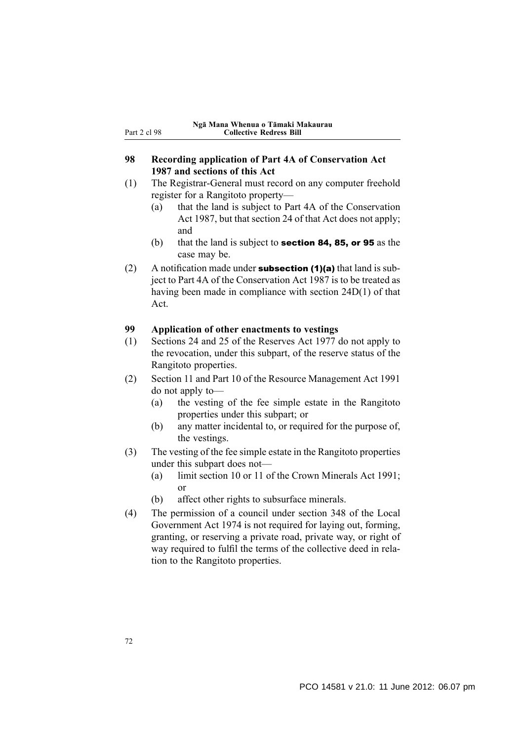### 98 Recording application of Part 4A of Conservation Act 1987 and sections of this Act

(1) The Registrar-General must record on any computer freehold register for a Rangitoto property—

(a) that the land is subject to Part 4A of the Conservation Act 1987, but that section 24 of that Act does not apply; and

(b) that the land is subject to **section 84, 85, or 95** as the case may be.

(2) A notification made under **subsection (1)(a)** that land is subject to Part 4A of the Conservation Act 1987 is to be treated as having been made in compliance with section 24D(1) of that Act.

### 99 Application of other enactments to vestings

(1) Sections 24 and 25 of the Reserves Act 1977 do not apply to the revocation, under this subpart, of the reserve status of the Rangitoto properties.

(2) Section 11 and Part 10 of the Resource Management Act 1991 do not apply to—

(a) the vesting of the fee simple estate in the Rangitoto properties under this subpart; or

(b) any matter incidental to, or required for the purpose of, the vestings.

(3) The vesting of the fee simple estate in the Rangitoto properties under this subpart does not—

(a) limit section 10 or 11 of the Crown Minerals Act 1991; or

(b) affect other rights to subsurface minerals.

(4) The permission of a council under section 348 of the Local Government Act 1974 is not required for laying out, forming, granting, or reserving a private road, private way, or right of way required to fulfil the terms of the collective deed in relation to the Rangitoto properties.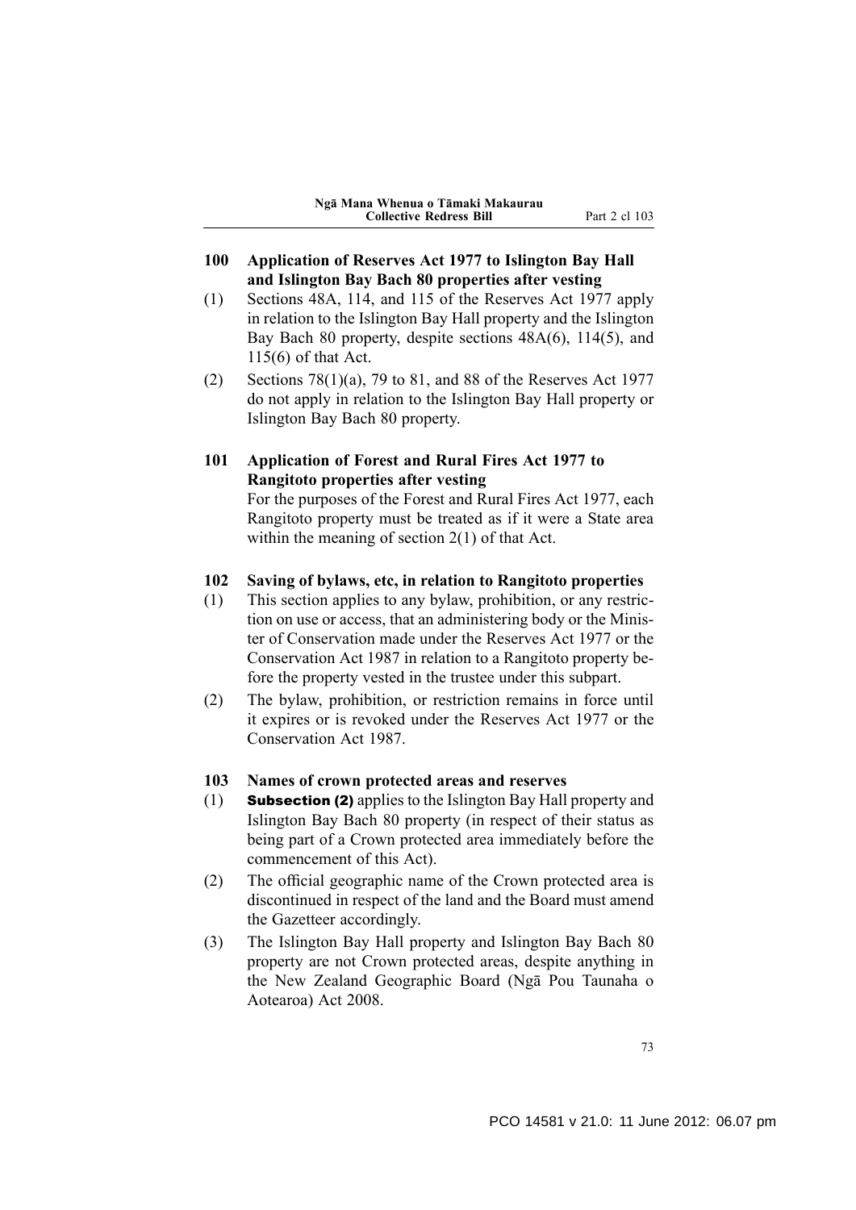## 100 Application of Reserves Act 1977 to Islington Bay Hall and Islington Bay Bach 80 properties after vesting

(1) Sections 48A, 114, and 115 of the Reserves Act 1977 apply in relation to the Islington Bay Hall property and the Islington Bay Bach 80 property, despite sections 48A(6), 114(5), and 115(6) of that Act.

(2) Sections 78(1)(a), 79 to 81, and 88 of the Reserves Act 1977 do not apply in relation to the Islington Bay Hall property or Islington Bay Bach 80 property.

## 101 Application of Forest and Rural Fires Act 1977 to Rangitoto properties after vesting

For the purposes of the Forest and Rural Fires Act 1977, each Rangitoto property must be treated as if it were a State area within the meaning of section 2(1) of that Act.

## 102 Saving of bylaws, etc, in relation to Rangitoto properties

(1) This section applies to any bylaw, prohibition, or any restriction on use or access, that an administering body or the Minister of Conservation made under the Reserves Act 1977 or the Conservation Act 1987 in relation to a Rangitoto property before the property vested in the trustee under this subpart.

(2) The bylaw, prohibition, or restriction remains in force until it expires or is revoked under the Reserves Act 1977 or the Conservation Act 1987.

## 103 Names of crown protected areas and reserves

(1) **Subsection (2)** applies to the Islington Bay Hall property and Islington Bay Bach 80 property (in respect of their status as being part of a Crown protected area immediately before the commencement of this Act).

(2) The official geographic name of the Crown protected area is discontinued in respect of the land and the Board must amend the Gazetteer accordingly.

(3) The Islington Bay Hall property and Islington Bay Bach 80 property are not Crown protected areas, despite anything in the New Zealand Geographic Board (Ngā Pou Taunaha o Aotearoa) Act 2008.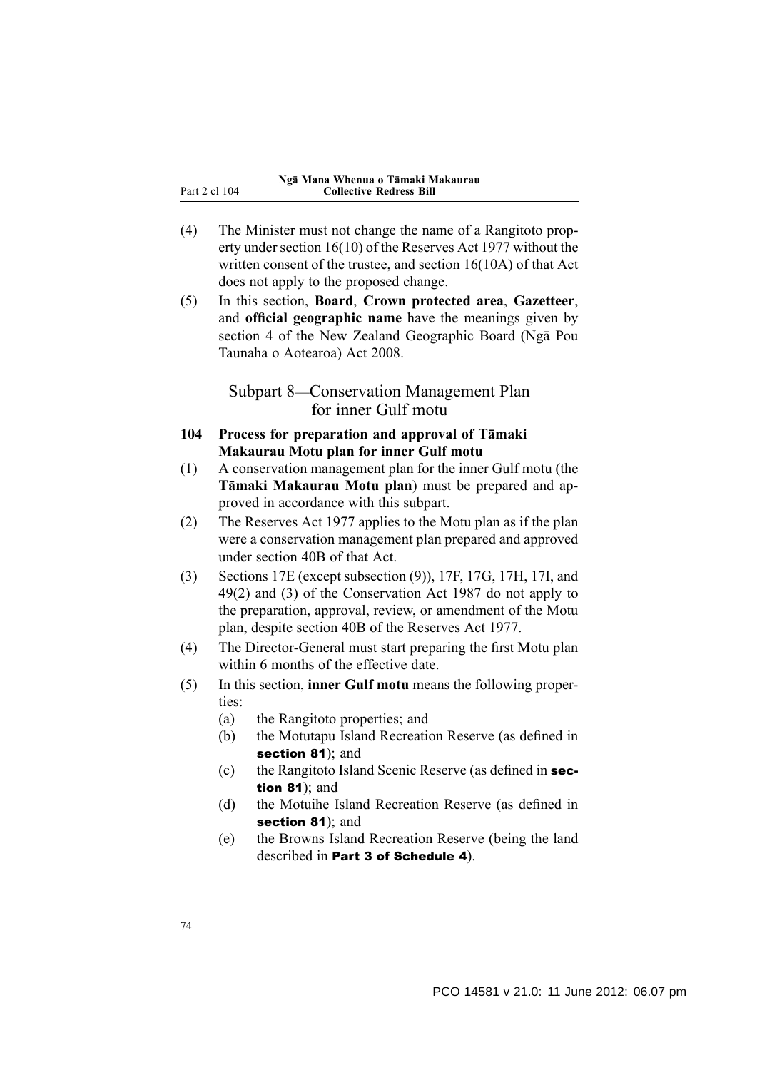(4) The Minister must not change the name of a Rangitoto property under section 16(10) of the Reserves Act 1977 without the written consent of the trustee, and section 16(10A) of that Act does not apply to the proposed change.

(5) In this section, **Board**, **Crown protected area**, **Gazetteer**, and **official geographic name** have the meanings given by section 4 of the New Zealand Geographic Board (Ngā Pou Taunaha o Aotearoa) Act 2008.

## Subpart 8—Conservation Management Plan for inner Gulf motu

### 104 Process for preparation and approval of Tāmaki Makaurau Motu plan for inner Gulf motu

(1) A conservation management plan for the inner Gulf motu (the **Tāmaki Makaurau Motu plan**) must be prepared and approved in accordance with this subpart.

(2) The Reserves Act 1977 applies to the Motu plan as if the plan were a conservation management plan prepared and approved under section 40B of that Act.

(3) Sections 17E (except subsection (9)), 17F, 17G, 17H, 17I, and 49(2) and (3) of the Conservation Act 1987 do not apply to the preparation, approval, review, or amendment of the Motu plan, despite section 40B of the Reserves Act 1977.

(4) The Director-General must start preparing the first Motu plan within 6 months of the effective date.

(5) In this section, **inner Gulf motu** means the following properties:

- (a) the Rangitoto properties; and
- (b) the Motutapu Island Recreation Reserve (as defined in **section 81**); and
- (c) the Rangitoto Island Scenic Reserve (as defined in **section 81**); and
- (d) the Motuihe Island Recreation Reserve (as defined in **section 81**); and
- (e) the Browns Island Recreation Reserve (being the land described in **Part 3 of Schedule 4**).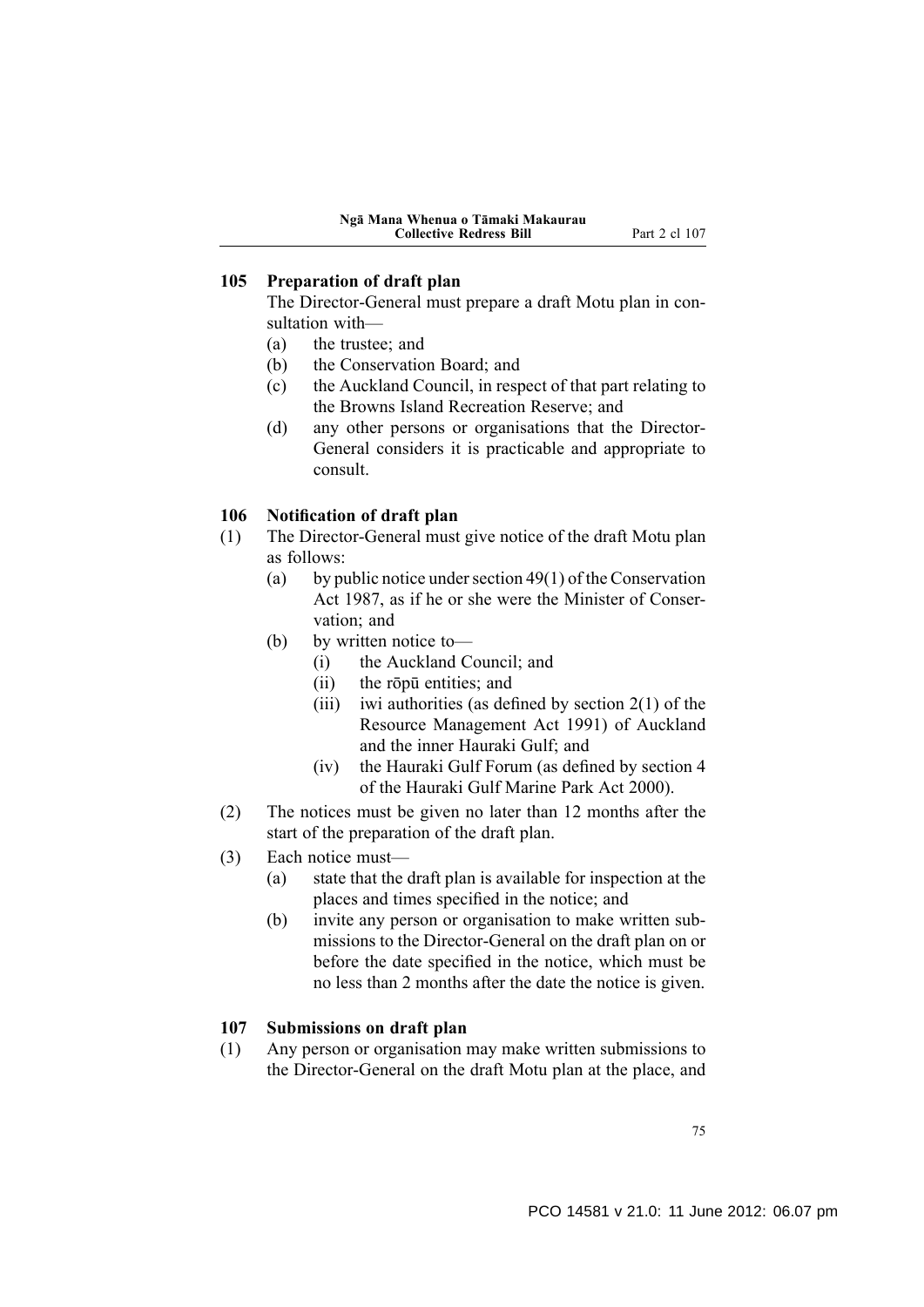### 105 Preparation of draft plan

The Director-General must prepare a draft Motu plan in consultation with—

(a) the trustee; and

(b) the Conservation Board; and

(c) the Auckland Council, in respect of that part relating to the Browns Island Recreation Reserve; and

(d) any other persons or organisations that the Director-General considers it is practicable and appropriate to consult.

### 106 Notification of draft plan

(1) The Director-General must give notice of the draft Motu plan as follows:

(a) by public notice under section 49(1) of the Conservation Act 1987, as if he or she were the Minister of Conservation; and

(b) by written notice to—

(i) the Auckland Council; and

(ii) the rōpū entities; and

(iii) iwi authorities (as defined by section 2(1) of the Resource Management Act 1991) of Auckland and the inner Hauraki Gulf; and

(iv) the Hauraki Gulf Forum (as defined by section 4 of the Hauraki Gulf Marine Park Act 2000).

(2) The notices must be given no later than 12 months after the start of the preparation of the draft plan.

(3) Each notice must—

(a) state that the draft plan is available for inspection at the places and times specified in the notice; and

(b) invite any person or organisation to make written submissions to the Director-General on the draft plan on or before the date specified in the notice, which must be no less than 2 months after the date the notice is given.

### 107 Submissions on draft plan

(1) Any person or organisation may make written submissions to the Director-General on the draft Motu plan at the place, and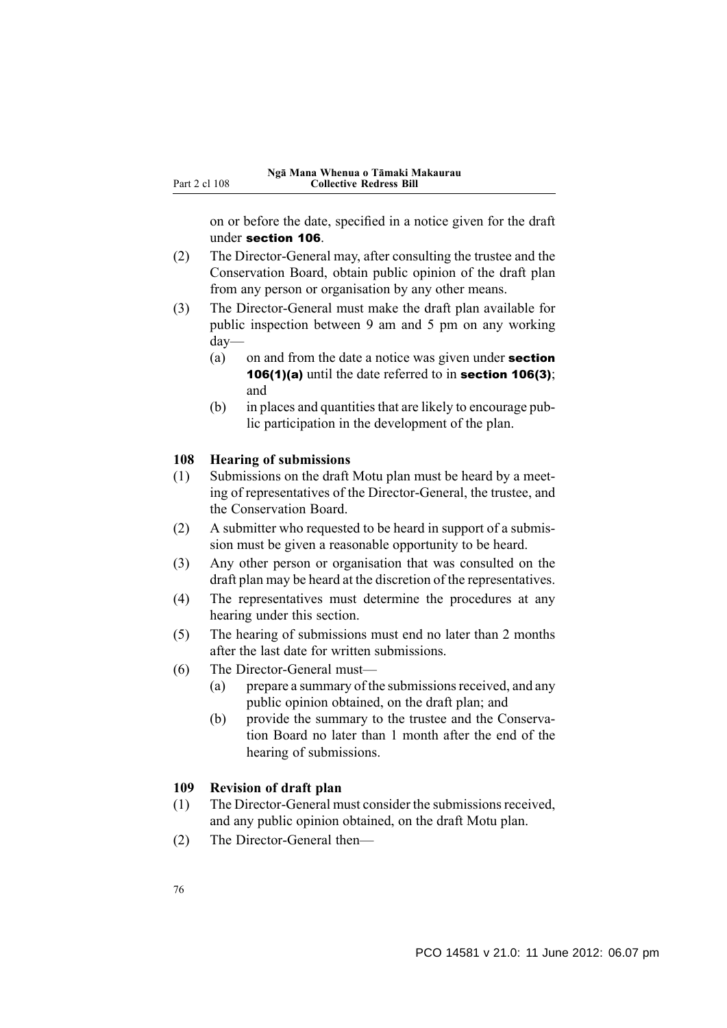on or before the date, specified in a notice given for the draft under **section 106**.

(2) The Director-General may, after consulting the trustee and the Conservation Board, obtain public opinion of the draft plan from any person or organisation by any other means.

(3) The Director-General must make the draft plan available for public inspection between 9 am and 5 pm on any working day—

- (a) on and from the date a notice was given under **section 106(1)(a)** until the date referred to in **section 106(3)**; and
- (b) in places and quantities that are likely to encourage public participation in the development of the plan.

### 108 Hearing of submissions

(1) Submissions on the draft Motu plan must be heard by a meeting of representatives of the Director-General, the trustee, and the Conservation Board.

(2) A submitter who requested to be heard in support of a submission must be given a reasonable opportunity to be heard.

(3) Any other person or organisation that was consulted on the draft plan may be heard at the discretion of the representatives.

(4) The representatives must determine the procedures at any hearing under this section.

(5) The hearing of submissions must end no later than 2 months after the last date for written submissions.

(6) The Director-General must—

- (a) prepare a summary of the submissions received, and any public opinion obtained, on the draft plan; and
- (b) provide the summary to the trustee and the Conservation Board no later than 1 month after the end of the hearing of submissions.

### 109 Revision of draft plan

(1) The Director-General must consider the submissions received, and any public opinion obtained, on the draft Motu plan.

(2) The Director-General then—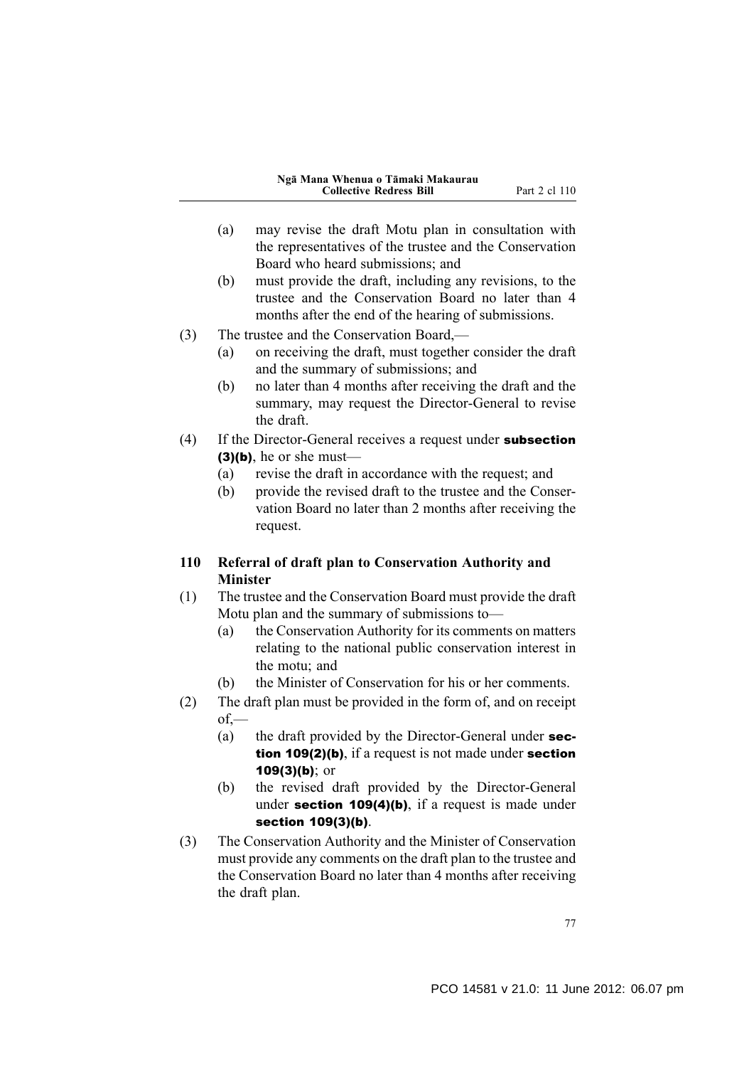(a) may revise the draft Motu plan in consultation with the representatives of the trustee and the Conservation Board who heard submissions; and

(b) must provide the draft, including any revisions, to the trustee and the Conservation Board no later than 4 months after the end of the hearing of submissions.

(3) The trustee and the Conservation Board,—

(a) on receiving the draft, must together consider the draft and the summary of submissions; and

(b) no later than 4 months after receiving the draft and the summary, may request the Director-General to revise the draft.

(4) If the Director-General receives a request under **subsection (3)(b)**, he or she must—

(a) revise the draft in accordance with the request; and

(b) provide the revised draft to the trustee and the Conservation Board no later than 2 months after receiving the request.

**110 Referral of draft plan to Conservation Authority and Minister**

(1) The trustee and the Conservation Board must provide the draft Motu plan and the summary of submissions to—

(a) the Conservation Authority for its comments on matters relating to the national public conservation interest in the motu; and

(b) the Minister of Conservation for his or her comments.

(2) The draft plan must be provided in the form of, and on receipt of,—

(a) the draft provided by the Director-General under **section 109(2)(b)**, if a request is not made under **section 109(3)(b)**; or

(b) the revised draft provided by the Director-General under **section 109(4)(b)**, if a request is made under **section 109(3)(b)**.

(3) The Conservation Authority and the Minister of Conservation must provide any comments on the draft plan to the trustee and the Conservation Board no later than 4 months after receiving the draft plan.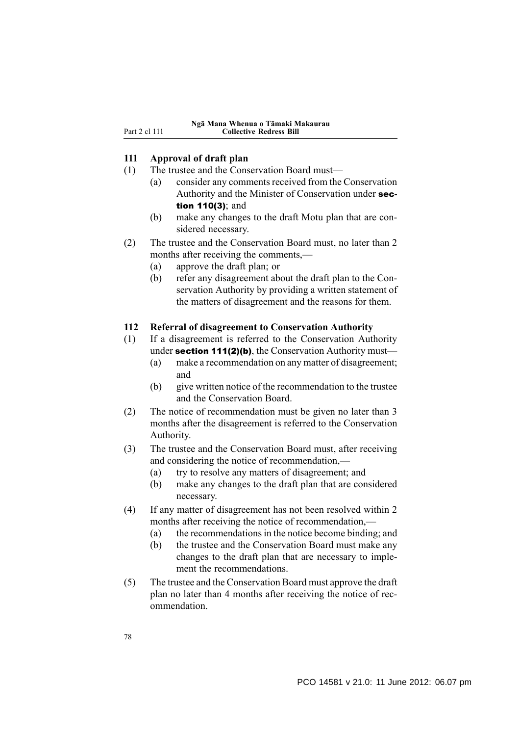## 111 Approval of draft plan

(1) The trustee and the Conservation Board must—

  (a) consider any comments received from the Conservation Authority and the Minister of Conservation under **section 110(3)**; and

  (b) make any changes to the draft Motu plan that are considered necessary.

(2) The trustee and the Conservation Board must, no later than 2 months after receiving the comments,—

  (a) approve the draft plan; or

  (b) refer any disagreement about the draft plan to the Conservation Authority by providing a written statement of the matters of disagreement and the reasons for them.

## 112 Referral of disagreement to Conservation Authority

(1) If a disagreement is referred to the Conservation Authority under **section 111(2)(b)**, the Conservation Authority must—

  (a) make a recommendation on any matter of disagreement; and

  (b) give written notice of the recommendation to the trustee and the Conservation Board.

(2) The notice of recommendation must be given no later than 3 months after the disagreement is referred to the Conservation Authority.

(3) The trustee and the Conservation Board must, after receiving and considering the notice of recommendation,—

  (a) try to resolve any matters of disagreement; and

  (b) make any changes to the draft plan that are considered necessary.

(4) If any matter of disagreement has not been resolved within 2 months after receiving the notice of recommendation,—

  (a) the recommendations in the notice become binding; and

  (b) the trustee and the Conservation Board must make any changes to the draft plan that are necessary to implement the recommendations.

(5) The trustee and the Conservation Board must approve the draft plan no later than 4 months after receiving the notice of recommendation.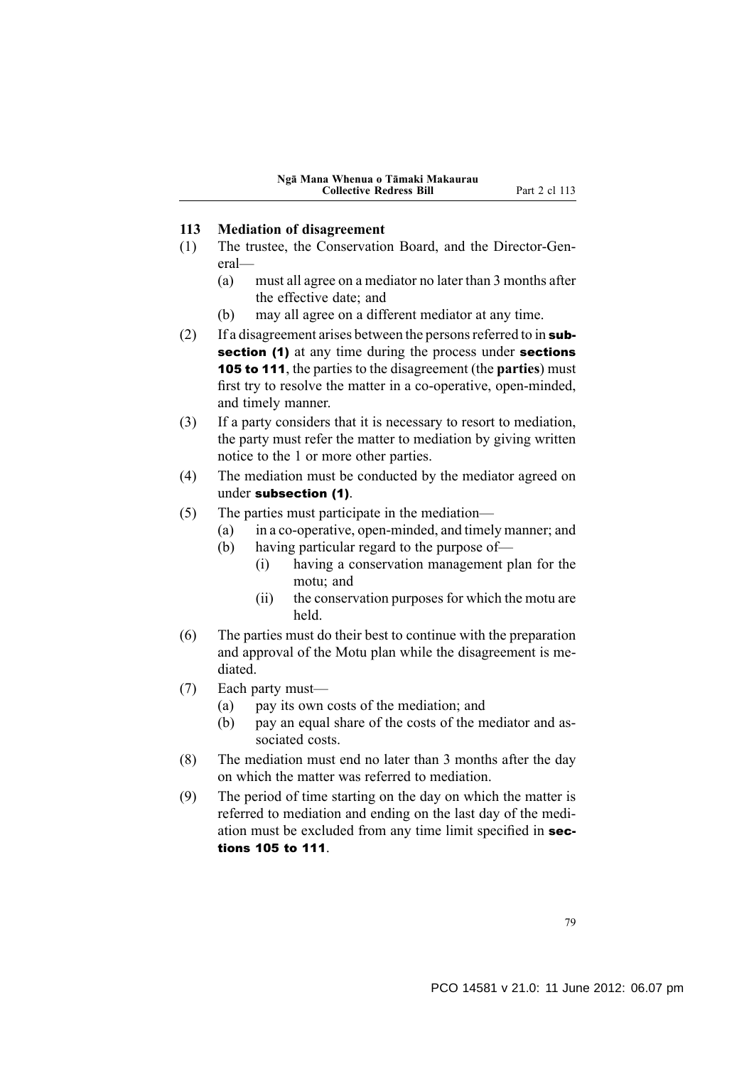## 113 Mediation of disagreement

(1) The trustee, the Conservation Board, and the Director-General—

(a) must all agree on a mediator no later than 3 months after the effective date; and

(b) may all agree on a different mediator at any time.

(2) If a disagreement arises between the persons referred to in **subsection (1)** at any time during the process under **sections 105 to 111**, the parties to the disagreement (the **parties**) must first try to resolve the matter in a co-operative, open-minded, and timely manner.

(3) If a party considers that it is necessary to resort to mediation, the party must refer the matter to mediation by giving written notice to the 1 or more other parties.

(4) The mediation must be conducted by the mediator agreed on under **subsection (1)**.

(5) The parties must participate in the mediation—

(a) in a co-operative, open-minded, and timely manner; and

(b) having particular regard to the purpose of—

(i) having a conservation management plan for the motu; and

(ii) the conservation purposes for which the motu are held.

(6) The parties must do their best to continue with the preparation and approval of the Motu plan while the disagreement is mediated.

(7) Each party must—

(a) pay its own costs of the mediation; and

(b) pay an equal share of the costs of the mediator and associated costs.

(8) The mediation must end no later than 3 months after the day on which the matter was referred to mediation.

(9) The period of time starting on the day on which the matter is referred to mediation and ending on the last day of the mediation must be excluded from any time limit specified in **sections 105 to 111**.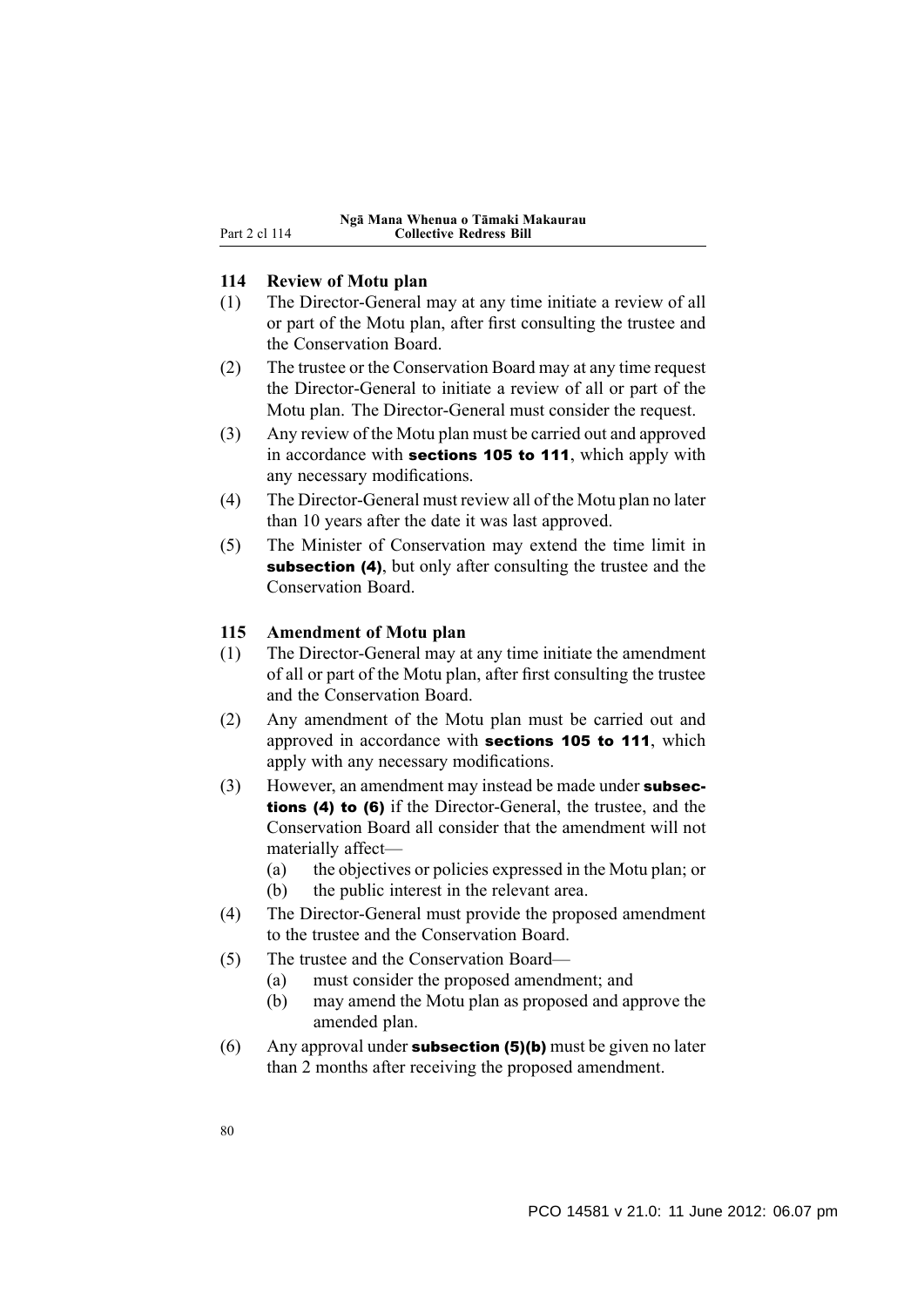### 114 Review of Motu plan

(1) The Director-General may at any time initiate a review of all or part of the Motu plan, after first consulting the trustee and the Conservation Board.

(2) The trustee or the Conservation Board may at any time request the Director-General to initiate a review of all or part of the Motu plan. The Director-General must consider the request.

(3) Any review of the Motu plan must be carried out and approved in accordance with **sections 105 to 111**, which apply with any necessary modifications.

(4) The Director-General must review all of the Motu plan no later than 10 years after the date it was last approved.

(5) The Minister of Conservation may extend the time limit in **subsection (4)**, but only after consulting the trustee and the Conservation Board.

### 115 Amendment of Motu plan

(1) The Director-General may at any time initiate the amendment of all or part of the Motu plan, after first consulting the trustee and the Conservation Board.

(2) Any amendment of the Motu plan must be carried out and approved in accordance with **sections 105 to 111**, which apply with any necessary modifications.

(3) However, an amendment may instead be made under **subsections (4) to (6)** if the Director-General, the trustee, and the Conservation Board all consider that the amendment will not materially affect—

  (a) the objectives or policies expressed in the Motu plan; or

  (b) the public interest in the relevant area.

(4) The Director-General must provide the proposed amendment to the trustee and the Conservation Board.

(5) The trustee and the Conservation Board—

  (a) must consider the proposed amendment; and

  (b) may amend the Motu plan as proposed and approve the amended plan.

(6) Any approval under **subsection (5)(b)** must be given no later than 2 months after receiving the proposed amendment.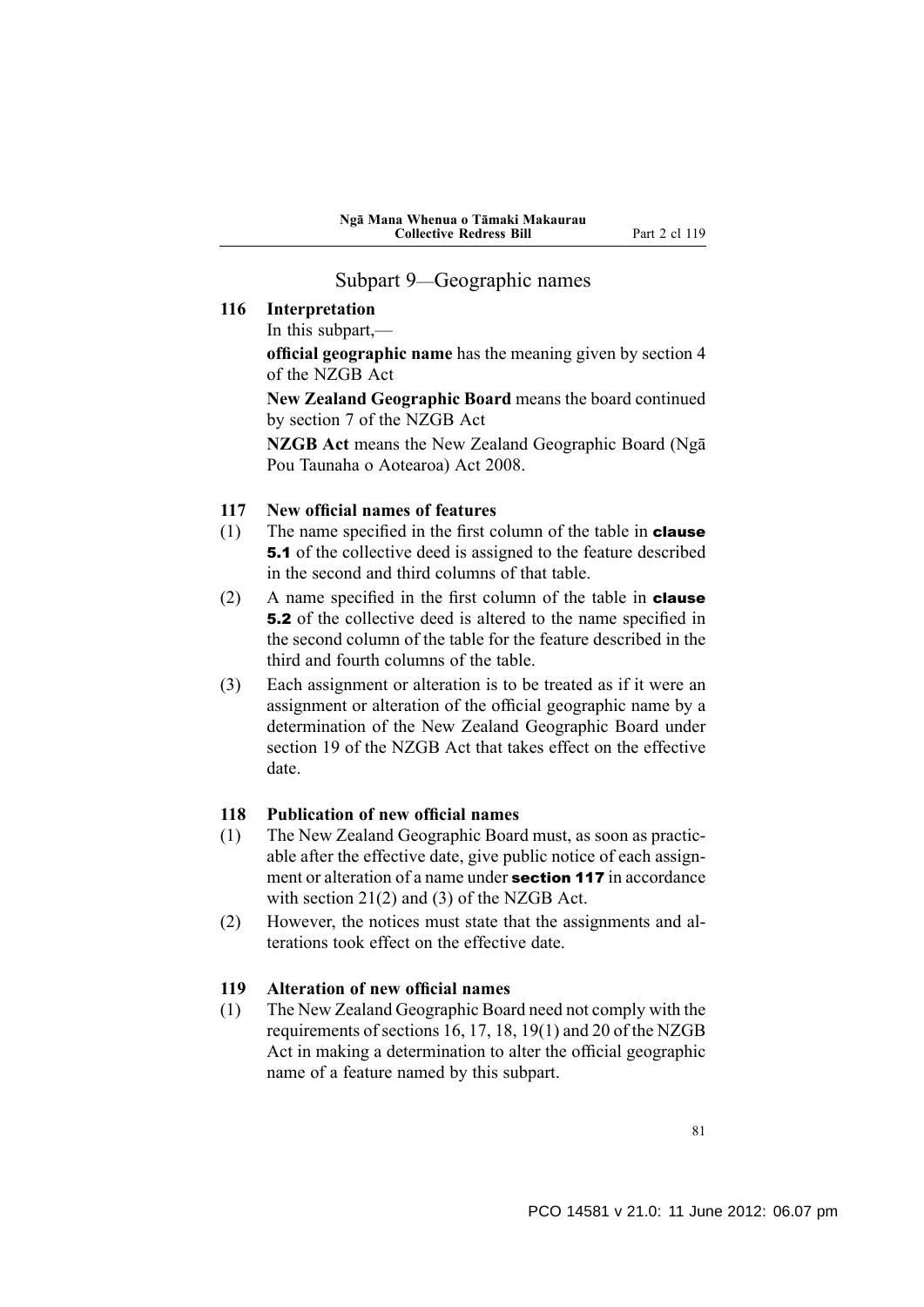## Subpart 9—Geographic names

### 116 Interpretation

In this subpart,—

**official geographic name** has the meaning given by section 4 of the NZGB Act

**New Zealand Geographic Board** means the board continued by section 7 of the NZGB Act

**NZGB Act** means the New Zealand Geographic Board (Ngā Pou Taunaha o Aotearoa) Act 2008.

### 117 New official names of features

(1) The name specified in the first column of the table in **clause 5.1** of the collective deed is assigned to the feature described in the second and third columns of that table.

(2) A name specified in the first column of the table in **clause 5.2** of the collective deed is altered to the name specified in the second column of the table for the feature described in the third and fourth columns of the table.

(3) Each assignment or alteration is to be treated as if it were an assignment or alteration of the official geographic name by a determination of the New Zealand Geographic Board under section 19 of the NZGB Act that takes effect on the effective date.

### 118 Publication of new official names

(1) The New Zealand Geographic Board must, as soon as practicable after the effective date, give public notice of each assignment or alteration of a name under **section 117** in accordance with section 21(2) and (3) of the NZGB Act.

(2) However, the notices must state that the assignments and alterations took effect on the effective date.

### 119 Alteration of new official names

(1) The New Zealand Geographic Board need not comply with the requirements of sections 16, 17, 18, 19(1) and 20 of the NZGB Act in making a determination to alter the official geographic name of a feature named by this subpart.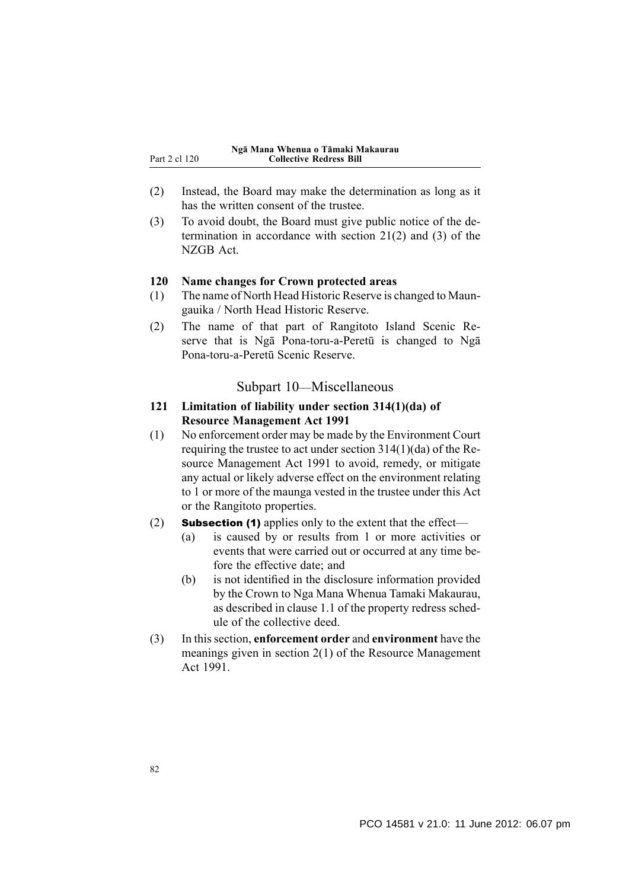(2) Instead, the Board may make the determination as long as it has the written consent of the trustee.

(3) To avoid doubt, the Board must give public notice of the determination in accordance with section 21(2) and (3) of the NZGB Act.

**120 Name changes for Crown protected areas**

(1) The name of North Head Historic Reserve is changed to Maungauika / North Head Historic Reserve.

(2) The name of that part of Rangitoto Island Scenic Reserve that is Ngā Pona-toru-a-Peretū is changed to Ngā Pona-toru-a-Peretū Scenic Reserve.

## Subpart 10—Miscellaneous

**121 Limitation of liability under section 314(1)(da) of Resource Management Act 1991**

(1) No enforcement order may be made by the Environment Court requiring the trustee to act under section 314(1)(da) of the Resource Management Act 1991 to avoid, remedy, or mitigate any actual or likely adverse effect on the environment relating to 1 or more of the maunga vested in the trustee under this Act or the Rangitoto properties.

(2) **Subsection (1)** applies only to the extent that the effect—

- (a) is caused by or results from 1 or more activities or events that were carried out or occurred at any time before the effective date; and
- (b) is not identified in the disclosure information provided by the Crown to Nga Mana Whenua Tamaki Makaurau, as described in clause 1.1 of the property redress schedule of the collective deed.

(3) In this section, **enforcement order** and **environment** have the meanings given in section 2(1) of the Resource Management Act 1991.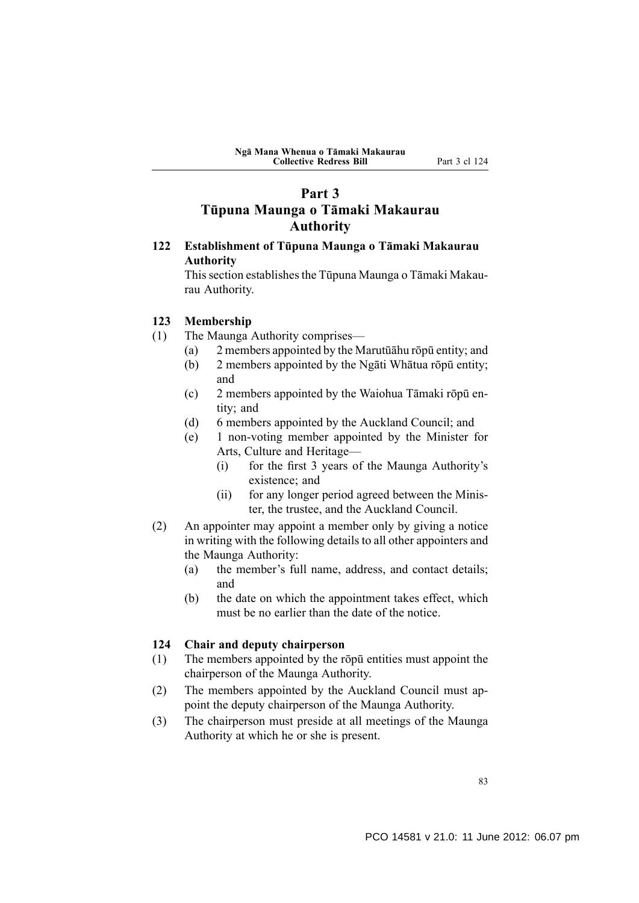# Part 3
# Tūpuna Maunga o Tāmaki Makaurau Authority

### 122 Establishment of Tūpuna Maunga o Tāmaki Makaurau Authority

This section establishes the Tūpuna Maunga o Tāmaki Makaurau Authority.

### 123 Membership

(1) The Maunga Authority comprises—

- (a) 2 members appointed by the Marutūāhu rōpū entity; and
- (b) 2 members appointed by the Ngāti Whātua rōpū entity; and
- (c) 2 members appointed by the Waiohua Tāmaki rōpū entity; and
- (d) 6 members appointed by the Auckland Council; and
- (e) 1 non-voting member appointed by the Minister for Arts, Culture and Heritage—
  - (i) for the first 3 years of the Maunga Authority's existence; and
  - (ii) for any longer period agreed between the Minister, the trustee, and the Auckland Council.

(2) An appointer may appoint a member only by giving a notice in writing with the following details to all other appointers and the Maunga Authority:

- (a) the member's full name, address, and contact details; and
- (b) the date on which the appointment takes effect, which must be no earlier than the date of the notice.

### 124 Chair and deputy chairperson

(1) The members appointed by the rōpū entities must appoint the chairperson of the Maunga Authority.

(2) The members appointed by the Auckland Council must appoint the deputy chairperson of the Maunga Authority.

(3) The chairperson must preside at all meetings of the Maunga Authority at which he or she is present.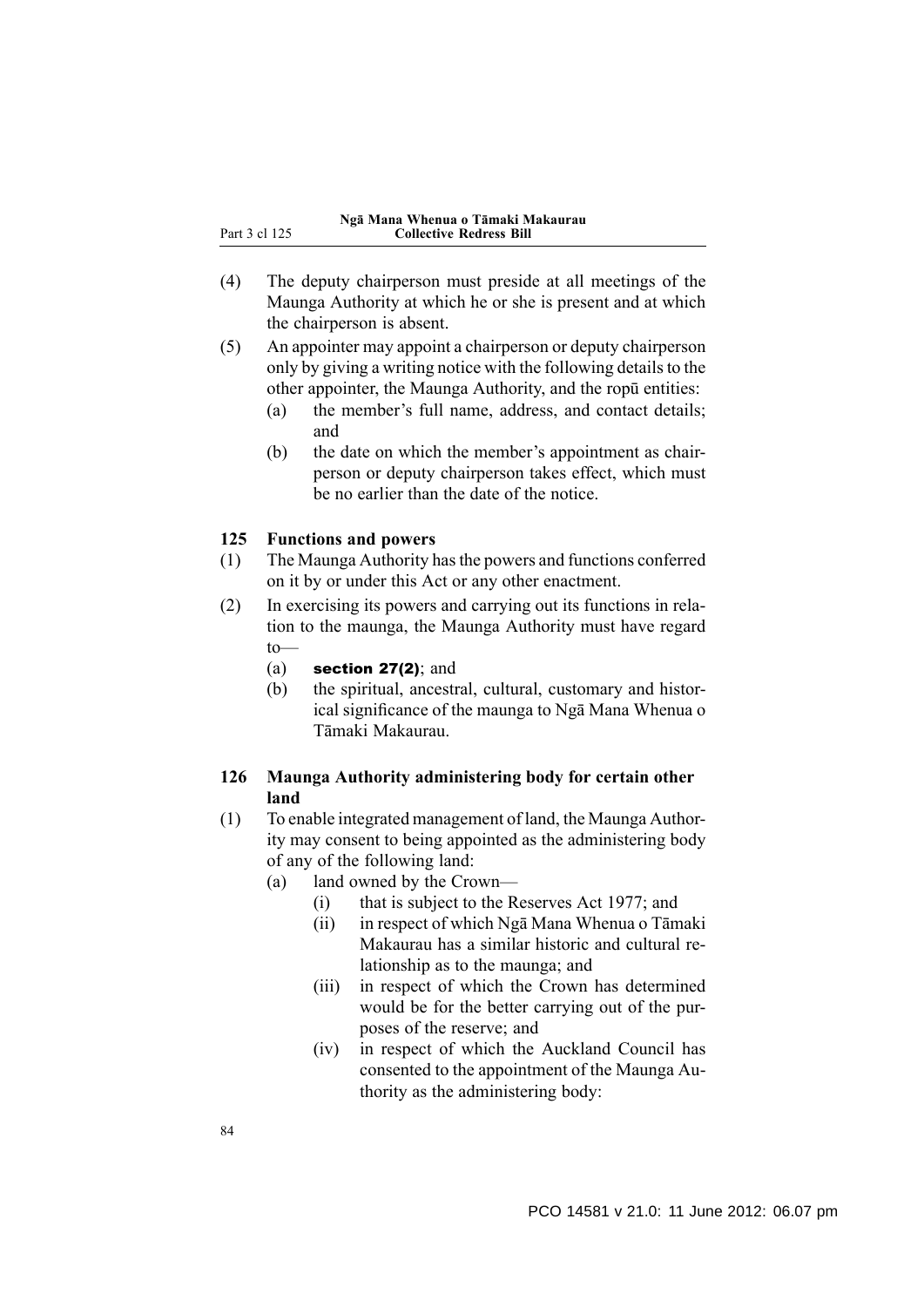(4) The deputy chairperson must preside at all meetings of the Maunga Authority at which he or she is present and at which the chairperson is absent.

(5) An appointer may appoint a chairperson or deputy chairperson only by giving a writing notice with the following details to the other appointer, the Maunga Authority, and the ropū entities:

  (a) the member's full name, address, and contact details; and

  (b) the date on which the member's appointment as chairperson or deputy chairperson takes effect, which must be no earlier than the date of the notice.

### 125 Functions and powers

(1) The Maunga Authority has the powers and functions conferred on it by or under this Act or any other enactment.

(2) In exercising its powers and carrying out its functions in relation to the maunga, the Maunga Authority must have regard to—

  (a) **section 27(2)**; and

  (b) the spiritual, ancestral, cultural, customary and historical significance of the maunga to Ngā Mana Whenua o Tāmaki Makaurau.

### 126 Maunga Authority administering body for certain other land

(1) To enable integrated management of land, the Maunga Authority may consent to being appointed as the administering body of any of the following land:

  (a) land owned by the Crown—

    (i) that is subject to the Reserves Act 1977; and

    (ii) in respect of which Ngā Mana Whenua o Tāmaki Makaurau has a similar historic and cultural relationship as to the maunga; and

    (iii) in respect of which the Crown has determined would be for the better carrying out of the purposes of the reserve; and

    (iv) in respect of which the Auckland Council has consented to the appointment of the Maunga Authority as the administering body: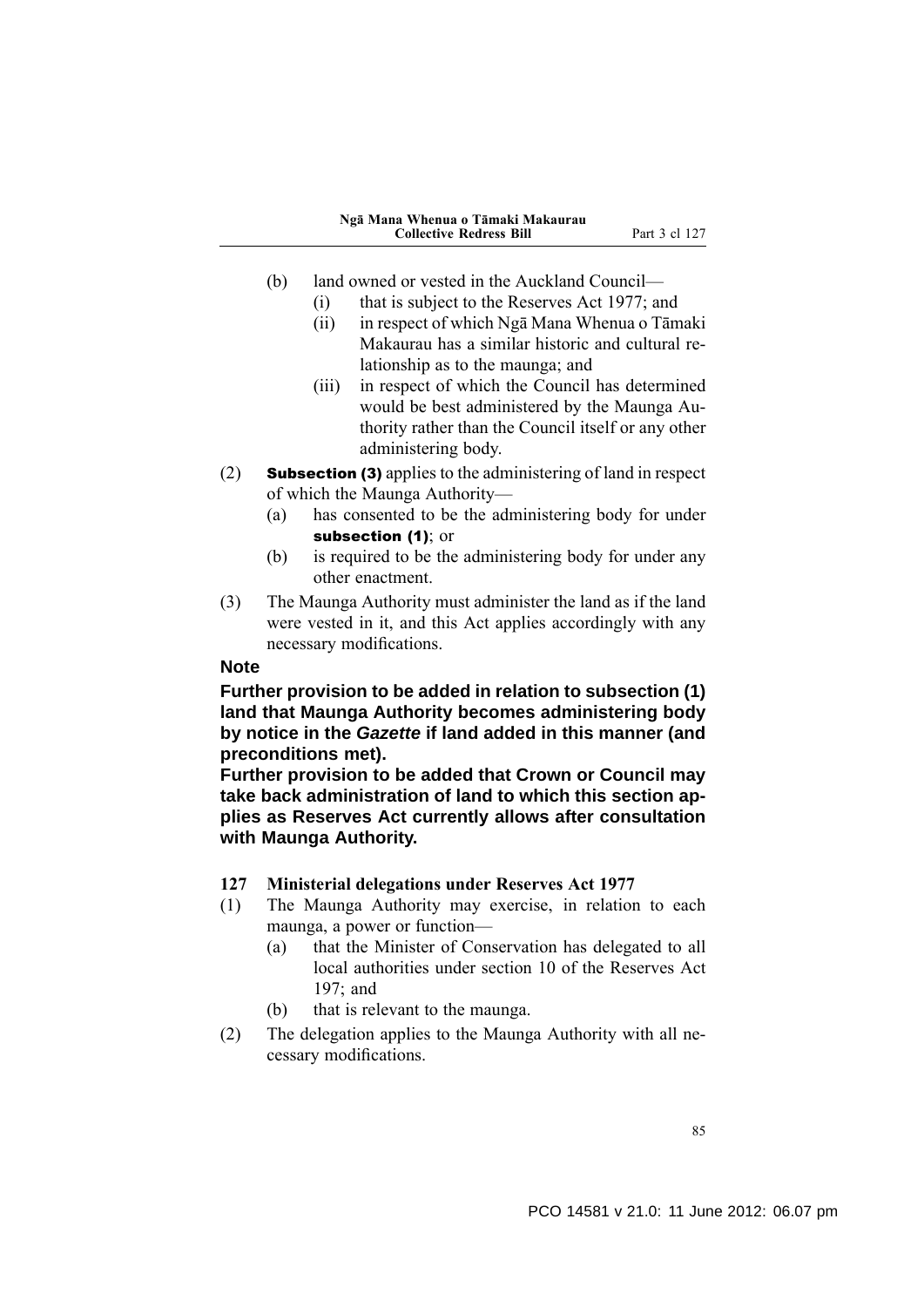(b) land owned or vested in the Auckland Council—

(i) that is subject to the Reserves Act 1977; and

(ii) in respect of which Ngā Mana Whenua o Tāmaki Makaurau has a similar historic and cultural relationship as to the maunga; and

(iii) in respect of which the Council has determined would be best administered by the Maunga Authority rather than the Council itself or any other administering body.

(2) **Subsection (3)** applies to the administering of land in respect of which the Maunga Authority—

(a) has consented to be the administering body for under **subsection (1)**; or

(b) is required to be the administering body for under any other enactment.

(3) The Maunga Authority must administer the land as if the land were vested in it, and this Act applies accordingly with any necessary modifications.

**Note**

**Further provision to be added in relation to subsection (1) land that Maunga Authority becomes administering body by notice in the *Gazette* if land added in this manner (and preconditions met).**

**Further provision to be added that Crown or Council may take back administration of land to which this section applies as Reserves Act currently allows after consultation with Maunga Authority.**

### 127 Ministerial delegations under Reserves Act 1977

(1) The Maunga Authority may exercise, in relation to each maunga, a power or function—

(a) that the Minister of Conservation has delegated to all local authorities under section 10 of the Reserves Act 197; and

(b) that is relevant to the maunga.

(2) The delegation applies to the Maunga Authority with all necessary modifications.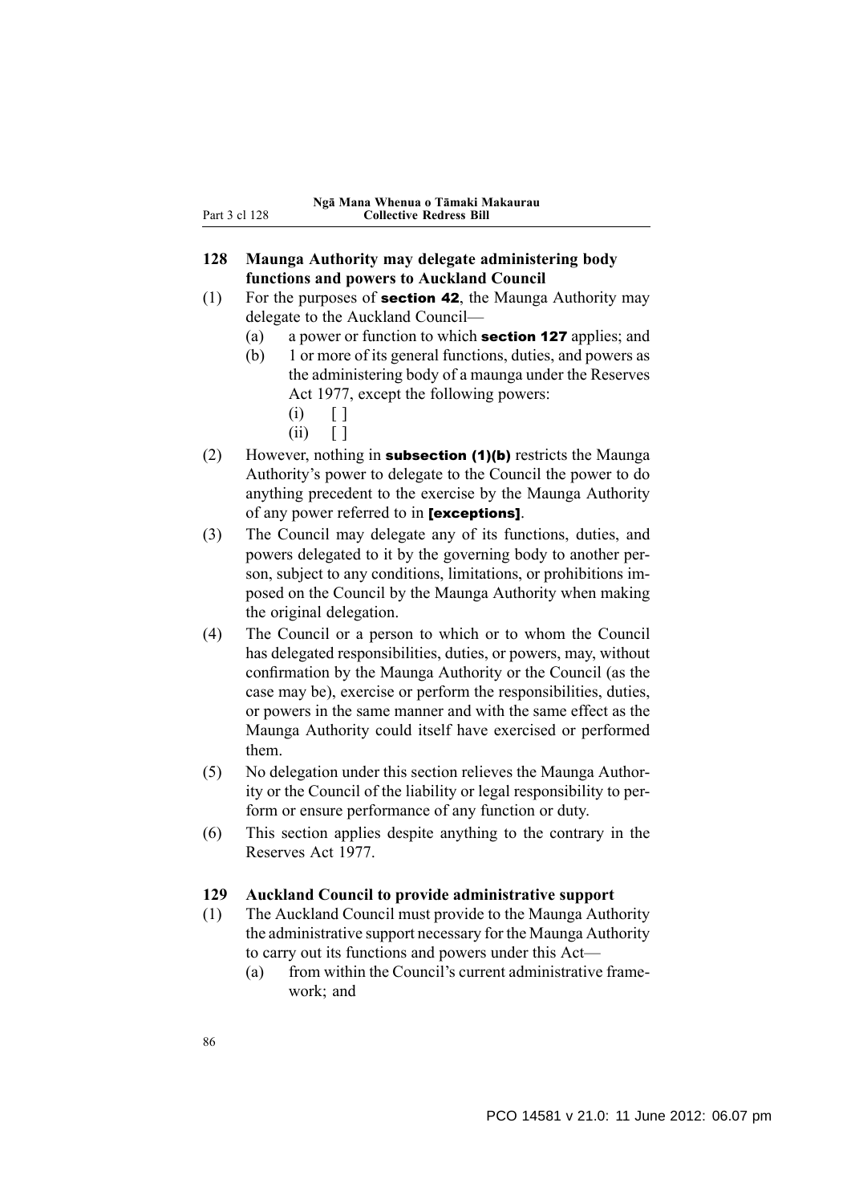**128 Maunga Authority may delegate administering body functions and powers to Auckland Council**

(1) For the purposes of **section 42**, the Maunga Authority may delegate to the Auckland Council—

   (a) a power or function to which **section 127** applies; and

   (b) 1 or more of its general functions, duties, and powers as the administering body of a maunga under the Reserves Act 1977, except the following powers:

      (i) [ ]

      (ii) [ ]

(2) However, nothing in **subsection (1)(b)** restricts the Maunga Authority's power to delegate to the Council the power to do anything precedent to the exercise by the Maunga Authority of any power referred to in **[exceptions]**.

(3) The Council may delegate any of its functions, duties, and powers delegated to it by the governing body to another person, subject to any conditions, limitations, or prohibitions imposed on the Council by the Maunga Authority when making the original delegation.

(4) The Council or a person to which or to whom the Council has delegated responsibilities, duties, or powers, may, without confirmation by the Maunga Authority or the Council (as the case may be), exercise or perform the responsibilities, duties, or powers in the same manner and with the same effect as the Maunga Authority could itself have exercised or performed them.

(5) No delegation under this section relieves the Maunga Authority or the Council of the liability or legal responsibility to perform or ensure performance of any function or duty.

(6) This section applies despite anything to the contrary in the Reserves Act 1977.

**129 Auckland Council to provide administrative support**

(1) The Auckland Council must provide to the Maunga Authority the administrative support necessary for the Maunga Authority to carry out its functions and powers under this Act—

   (a) from within the Council's current administrative framework; and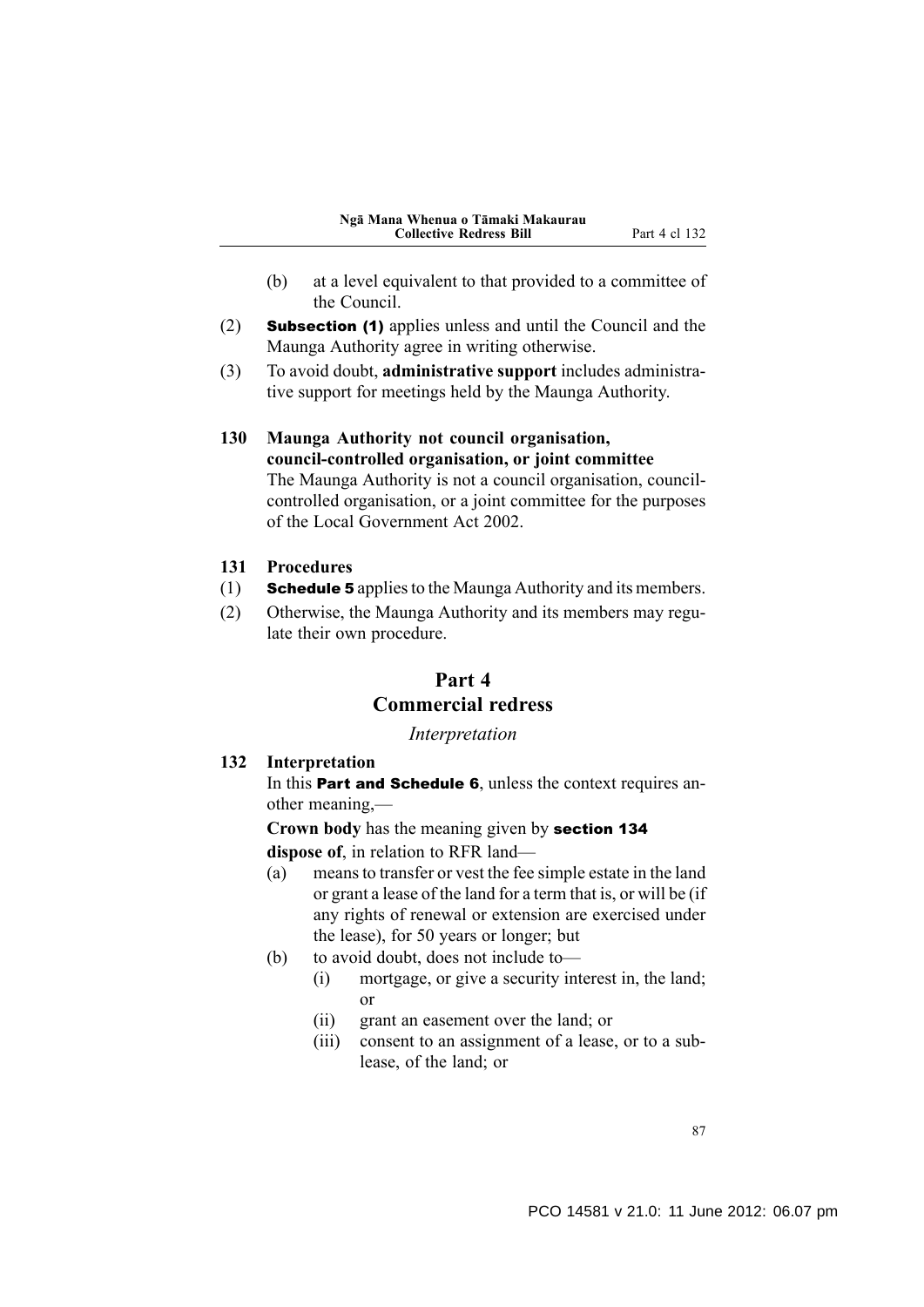(b) at a level equivalent to that provided to a committee of the Council.

(2) **Subsection (1)** applies unless and until the Council and the Maunga Authority agree in writing otherwise.

(3) To avoid doubt, **administrative support** includes administrative support for meetings held by the Maunga Authority.

**130 Maunga Authority not council organisation, council-controlled organisation, or joint committee**

The Maunga Authority is not a council organisation, council-controlled organisation, or a joint committee for the purposes of the Local Government Act 2002.

**131 Procedures**

(1) **Schedule 5** applies to the Maunga Authority and its members.

(2) Otherwise, the Maunga Authority and its members may regulate their own procedure.

# Part 4
# Commercial redress

### *Interpretation*

**132 Interpretation**

In this **Part and Schedule 6**, unless the context requires another meaning,—

**Crown body** has the meaning given by **section 134**

**dispose of**, in relation to RFR land—

(a) means to transfer or vest the fee simple estate in the land or grant a lease of the land for a term that is, or will be (if any rights of renewal or extension are exercised under the lease), for 50 years or longer; but

(b) to avoid doubt, does not include to—

  (i) mortgage, or give a security interest in, the land; or

  (ii) grant an easement over the land; or

  (iii) consent to an assignment of a lease, or to a sublease, of the land; or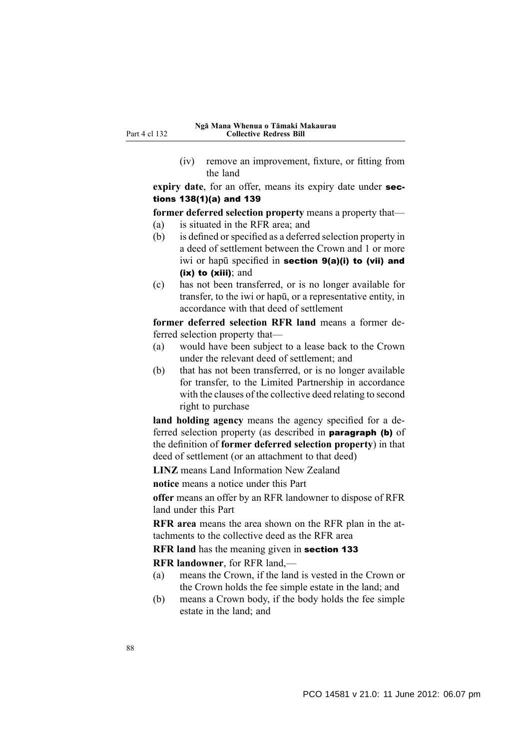(iv) remove an improvement, fixture, or fitting from the land

**expiry date**, for an offer, means its expiry date under **sections 138(1)(a) and 139**

**former deferred selection property** means a property that—

(a) is situated in the RFR area; and

(b) is defined or specified as a deferred selection property in a deed of settlement between the Crown and 1 or more iwi or hapū specified in **section 9(a)(i) to (vii) and (ix) to (xiii)**; and

(c) has not been transferred, or is no longer available for transfer, to the iwi or hapū, or a representative entity, in accordance with that deed of settlement

**former deferred selection RFR land** means a former deferred selection property that—

(a) would have been subject to a lease back to the Crown under the relevant deed of settlement; and

(b) that has not been transferred, or is no longer available for transfer, to the Limited Partnership in accordance with the clauses of the collective deed relating to second right to purchase

**land holding agency** means the agency specified for a deferred selection property (as described in **paragraph (b)** of the definition of **former deferred selection property**) in that deed of settlement (or an attachment to that deed)

**LINZ** means Land Information New Zealand

**notice** means a notice under this Part

**offer** means an offer by an RFR landowner to dispose of RFR land under this Part

**RFR area** means the area shown on the RFR plan in the attachments to the collective deed as the RFR area

**RFR land** has the meaning given in **section 133**

**RFR landowner**, for RFR land,—

(a) means the Crown, if the land is vested in the Crown or the Crown holds the fee simple estate in the land; and

(b) means a Crown body, if the body holds the fee simple estate in the land; and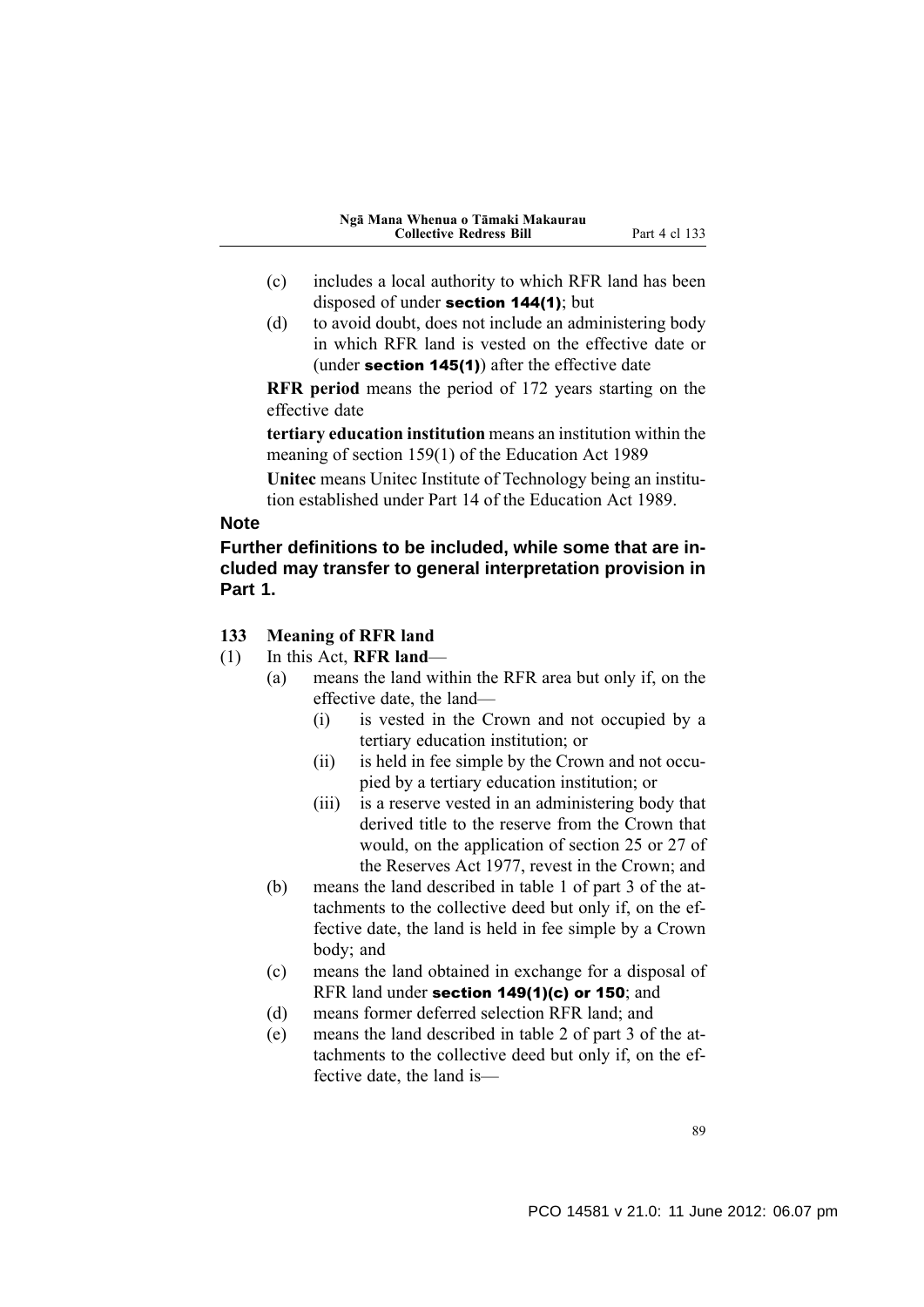(c) includes a local authority to which RFR land has been disposed of under **section 144(1)**; but

(d) to avoid doubt, does not include an administering body in which RFR land is vested on the effective date or (under **section 145(1)**) after the effective date

**RFR period** means the period of 172 years starting on the effective date

**tertiary education institution** means an institution within the meaning of section 159(1) of the Education Act 1989

**Unitec** means Unitec Institute of Technology being an institution established under Part 14 of the Education Act 1989.

**Note**

**Further definitions to be included, while some that are included may transfer to general interpretation provision in Part 1.**

### 133 Meaning of RFR land

(1) In this Act, **RFR land**—

(a) means the land within the RFR area but only if, on the effective date, the land—

(i) is vested in the Crown and not occupied by a tertiary education institution; or

(ii) is held in fee simple by the Crown and not occupied by a tertiary education institution; or

(iii) is a reserve vested in an administering body that derived title to the reserve from the Crown that would, on the application of section 25 or 27 of the Reserves Act 1977, revest in the Crown; and

(b) means the land described in table 1 of part 3 of the attachments to the collective deed but only if, on the effective date, the land is held in fee simple by a Crown body; and

(c) means the land obtained in exchange for a disposal of RFR land under **section 149(1)(c) or 150**; and

(d) means former deferred selection RFR land; and

(e) means the land described in table 2 of part 3 of the attachments to the collective deed but only if, on the effective date, the land is—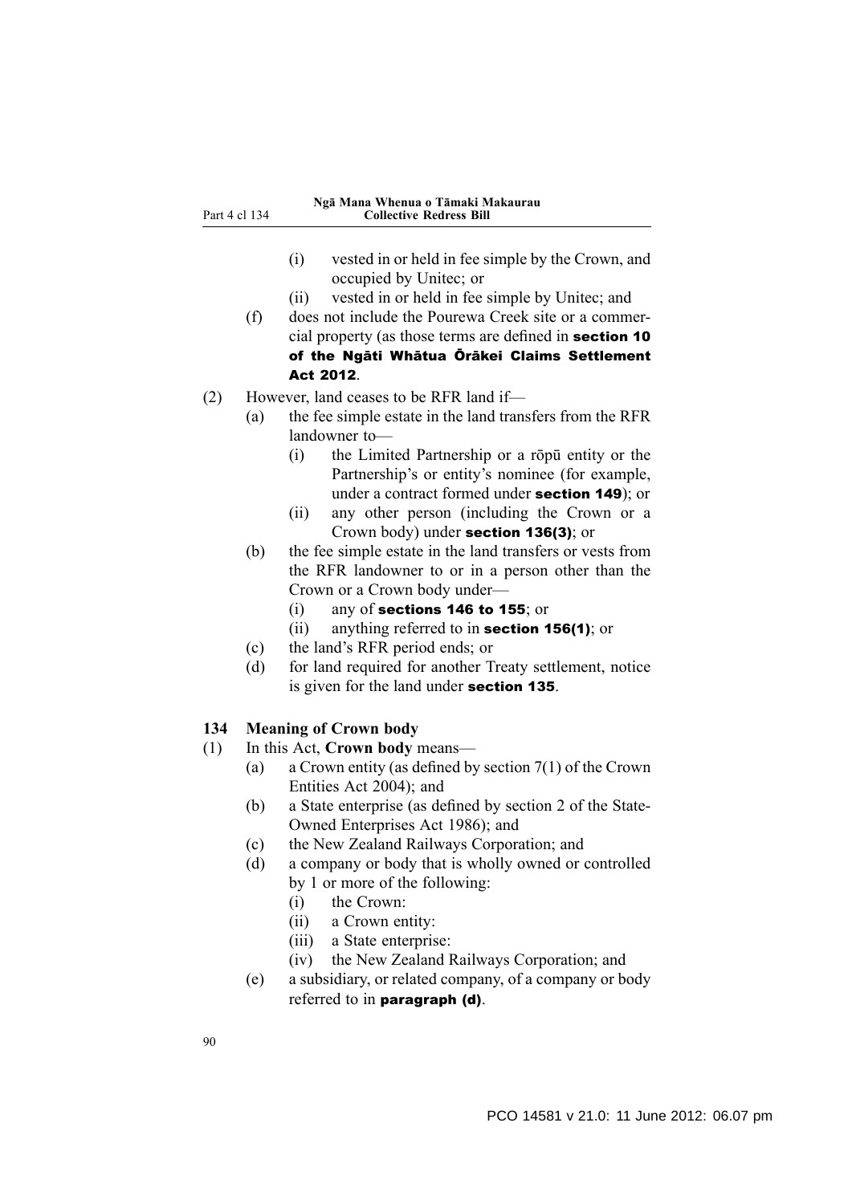(i) vested in or held in fee simple by the Crown, and occupied by Unitec; or

(ii) vested in or held in fee simple by Unitec; and

(f) does not include the Pourewa Creek site or a commercial property (as those terms are defined in **section 10 of the Ngāti Whātua Ōrākei Claims Settlement Act 2012**.

(2) However, land ceases to be RFR land if—

(a) the fee simple estate in the land transfers from the RFR landowner to—

(i) the Limited Partnership or a rōpū entity or the Partnership's or entity's nominee (for example, under a contract formed under **section 149**); or

(ii) any other person (including the Crown or a Crown body) under **section 136(3)**; or

(b) the fee simple estate in the land transfers or vests from the RFR landowner to or in a person other than the Crown or a Crown body under—

(i) any of **sections 146 to 155**; or

(ii) anything referred to in **section 156(1)**; or

(c) the land's RFR period ends; or

(d) for land required for another Treaty settlement, notice is given for the land under **section 135**.

### 134 Meaning of Crown body

(1) In this Act, **Crown body** means—

(a) a Crown entity (as defined by section 7(1) of the Crown Entities Act 2004); and

(b) a State enterprise (as defined by section 2 of the State-Owned Enterprises Act 1986); and

(c) the New Zealand Railways Corporation; and

(d) a company or body that is wholly owned or controlled by 1 or more of the following:

(i) the Crown:

(ii) a Crown entity:

(iii) a State enterprise:

(iv) the New Zealand Railways Corporation; and

(e) a subsidiary, or related company, of a company or body referred to in **paragraph (d)**.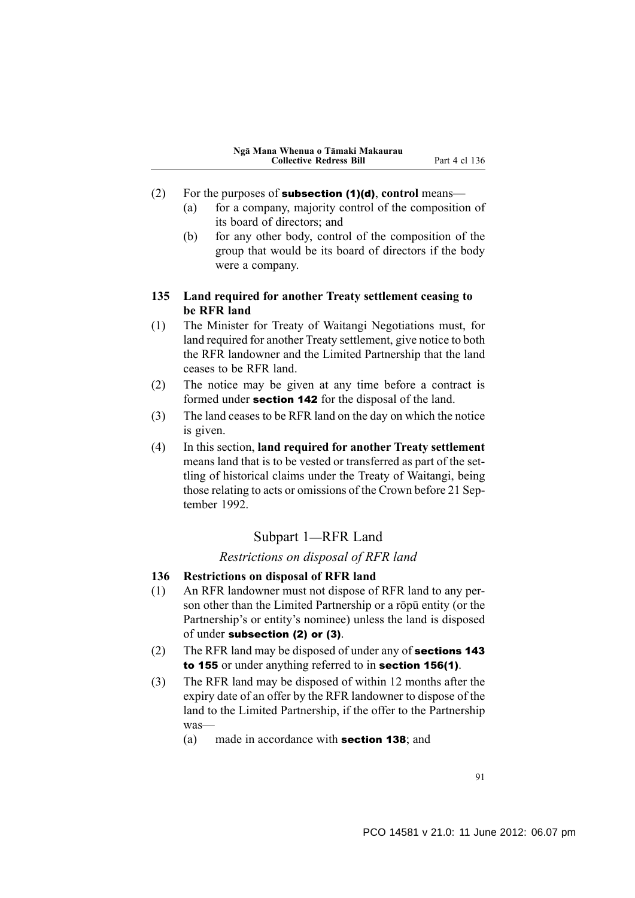(2) For the purposes of **subsection (1)(d)**, **control** means—

(a) for a company, majority control of the composition of its board of directors; and

(b) for any other body, control of the composition of the group that would be its board of directors if the body were a company.

### 135 Land required for another Treaty settlement ceasing to be RFR land

(1) The Minister for Treaty of Waitangi Negotiations must, for land required for another Treaty settlement, give notice to both the RFR landowner and the Limited Partnership that the land ceases to be RFR land.

(2) The notice may be given at any time before a contract is formed under **section 142** for the disposal of the land.

(3) The land ceases to be RFR land on the day on which the notice is given.

(4) In this section, **land required for another Treaty settlement** means land that is to be vested or transferred as part of the settling of historical claims under the Treaty of Waitangi, being those relating to acts or omissions of the Crown before 21 September 1992.

## Subpart 1—RFR Land

*Restrictions on disposal of RFR land*

### 136 Restrictions on disposal of RFR land

(1) An RFR landowner must not dispose of RFR land to any person other than the Limited Partnership or a rōpū entity (or the Partnership's or entity's nominee) unless the land is disposed of under **subsection (2) or (3)**.

(2) The RFR land may be disposed of under any of **sections 143 to 155** or under anything referred to in **section 156(1)**.

(3) The RFR land may be disposed of within 12 months after the expiry date of an offer by the RFR landowner to dispose of the land to the Limited Partnership, if the offer to the Partnership was—

(a) made in accordance with **section 138**; and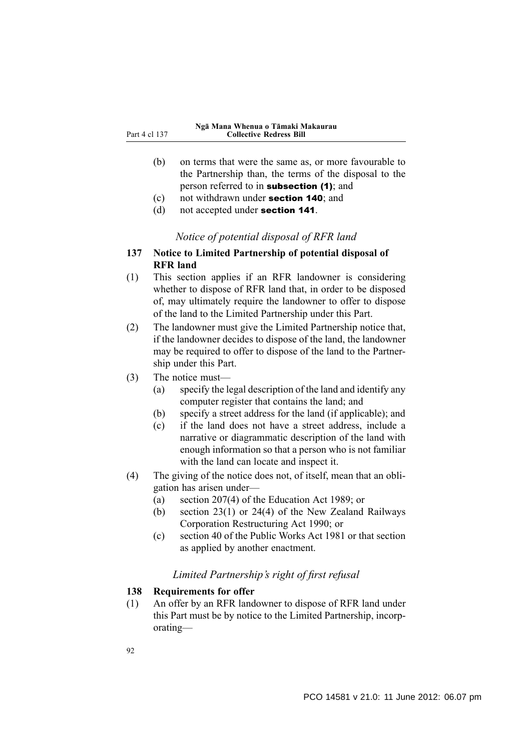(b) on terms that were the same as, or more favourable to the Partnership than, the terms of the disposal to the person referred to in **subsection (1)**; and

(c) not withdrawn under **section 140**; and

(d) not accepted under **section 141**.

*Notice of potential disposal of RFR land*

### 137 Notice to Limited Partnership of potential disposal of RFR land

(1) This section applies if an RFR landowner is considering whether to dispose of RFR land that, in order to be disposed of, may ultimately require the landowner to offer to dispose of the land to the Limited Partnership under this Part.

(2) The landowner must give the Limited Partnership notice that, if the landowner decides to dispose of the land, the landowner may be required to offer to dispose of the land to the Partnership under this Part.

(3) The notice must—

(a) specify the legal description of the land and identify any computer register that contains the land; and

(b) specify a street address for the land (if applicable); and

(c) if the land does not have a street address, include a narrative or diagrammatic description of the land with enough information so that a person who is not familiar with the land can locate and inspect it.

(4) The giving of the notice does not, of itself, mean that an obligation has arisen under—

(a) section 207(4) of the Education Act 1989; or

(b) section 23(1) or 24(4) of the New Zealand Railways Corporation Restructuring Act 1990; or

(c) section 40 of the Public Works Act 1981 or that section as applied by another enactment.

*Limited Partnership's right of first refusal*

### 138 Requirements for offer

(1) An offer by an RFR landowner to dispose of RFR land under this Part must be by notice to the Limited Partnership, incorporating—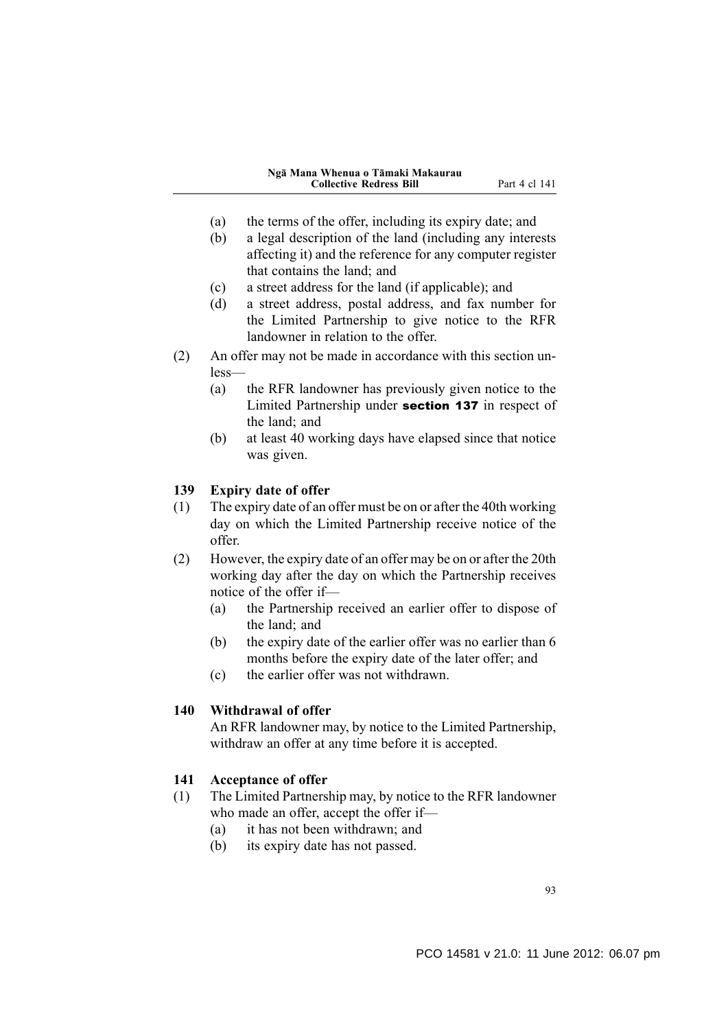(a) the terms of the offer, including its expiry date; and

(b) a legal description of the land (including any interests affecting it) and the reference for any computer register that contains the land; and

(c) a street address for the land (if applicable); and

(d) a street address, postal address, and fax number for the Limited Partnership to give notice to the RFR landowner in relation to the offer.

(2) An offer may not be made in accordance with this section unless—

(a) the RFR landowner has previously given notice to the Limited Partnership under **section 137** in respect of the land; and

(b) at least 40 working days have elapsed since that notice was given.

### 139 Expiry date of offer

(1) The expiry date of an offer must be on or after the 40th working day on which the Limited Partnership receive notice of the offer.

(2) However, the expiry date of an offer may be on or after the 20th working day after the day on which the Partnership receives notice of the offer if—

(a) the Partnership received an earlier offer to dispose of the land; and

(b) the expiry date of the earlier offer was no earlier than 6 months before the expiry date of the later offer; and

(c) the earlier offer was not withdrawn.

### 140 Withdrawal of offer

An RFR landowner may, by notice to the Limited Partnership, withdraw an offer at any time before it is accepted.

### 141 Acceptance of offer

(1) The Limited Partnership may, by notice to the RFR landowner who made an offer, accept the offer if—

(a) it has not been withdrawn; and

(b) its expiry date has not passed.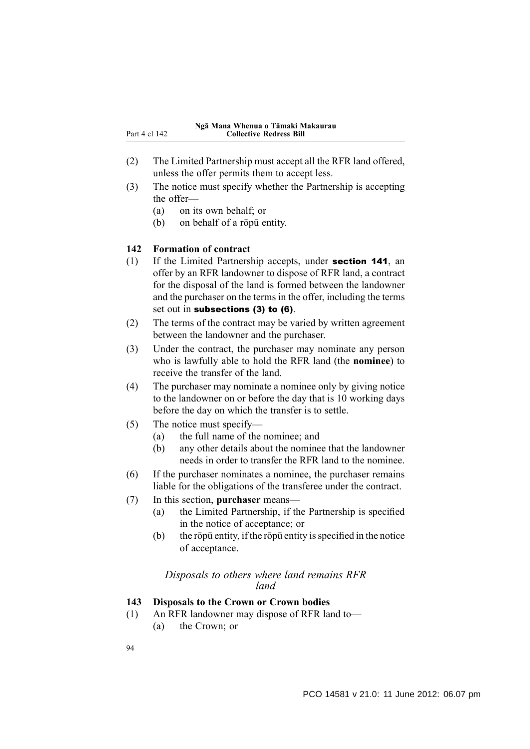(2) The Limited Partnership must accept all the RFR land offered, unless the offer permits them to accept less.

(3) The notice must specify whether the Partnership is accepting the offer—

(a) on its own behalf; or

(b) on behalf of a rōpū entity.

### 142 Formation of contract

(1) If the Limited Partnership accepts, under **section 141**, an offer by an RFR landowner to dispose of RFR land, a contract for the disposal of the land is formed between the landowner and the purchaser on the terms in the offer, including the terms set out in **subsections (3) to (6)**.

(2) The terms of the contract may be varied by written agreement between the landowner and the purchaser.

(3) Under the contract, the purchaser may nominate any person who is lawfully able to hold the RFR land (the **nominee**) to receive the transfer of the land.

(4) The purchaser may nominate a nominee only by giving notice to the landowner on or before the day that is 10 working days before the day on which the transfer is to settle.

(5) The notice must specify—

(a) the full name of the nominee; and

(b) any other details about the nominee that the landowner needs in order to transfer the RFR land to the nominee.

(6) If the purchaser nominates a nominee, the purchaser remains liable for the obligations of the transferee under the contract.

(7) In this section, **purchaser** means—

(a) the Limited Partnership, if the Partnership is specified in the notice of acceptance; or

(b) the rōpū entity, if the rōpū entity is specified in the notice of acceptance.

*Disposals to others where land remains RFR land*

### 143 Disposals to the Crown or Crown bodies

(1) An RFR landowner may dispose of RFR land to—

(a) the Crown; or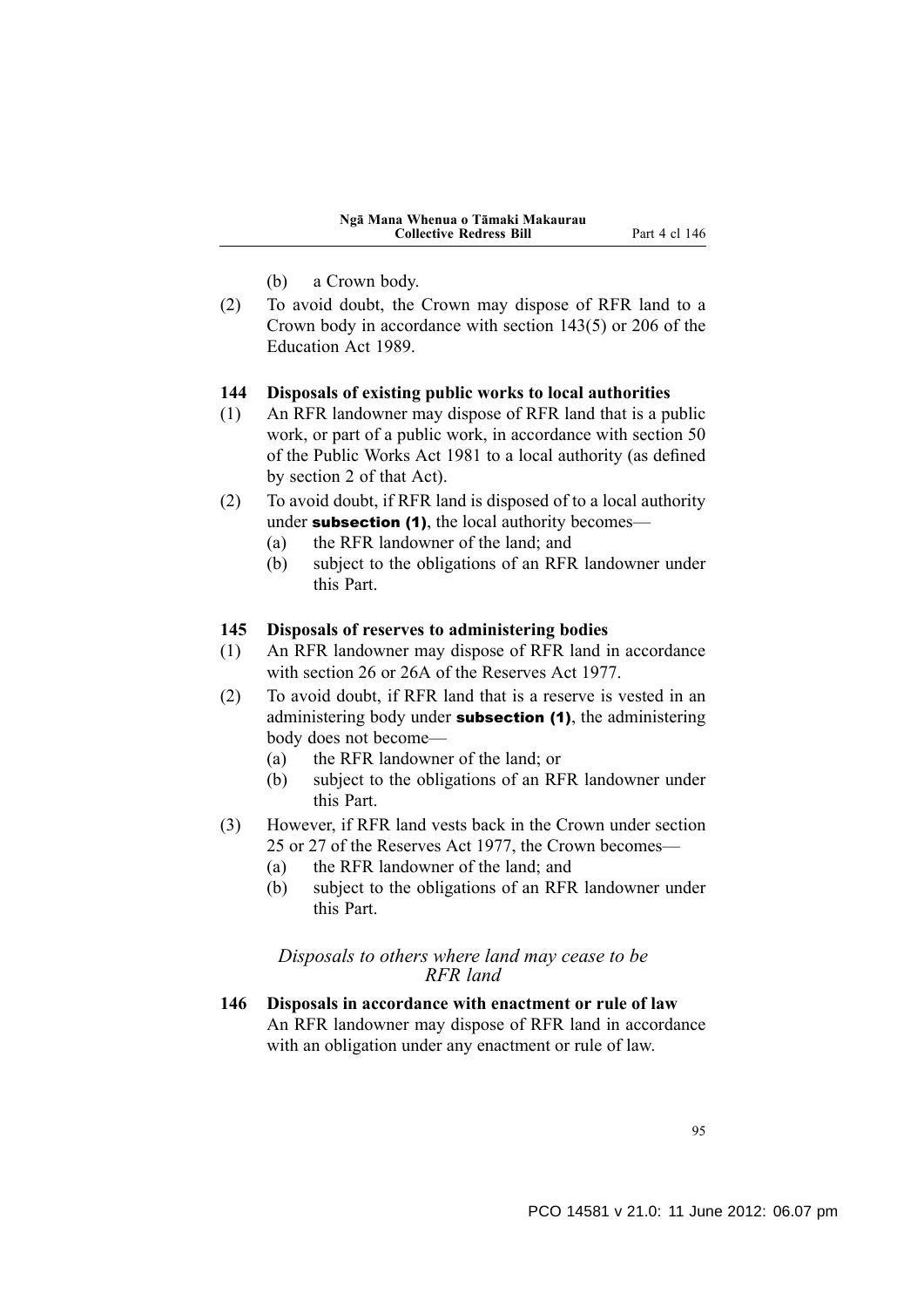(b) a Crown body.

(2) To avoid doubt, the Crown may dispose of RFR land to a Crown body in accordance with section 143(5) or 206 of the Education Act 1989.

**144 Disposals of existing public works to local authorities**

(1) An RFR landowner may dispose of RFR land that is a public work, or part of a public work, in accordance with section 50 of the Public Works Act 1981 to a local authority (as defined by section 2 of that Act).

(2) To avoid doubt, if RFR land is disposed of to a local authority under **subsection (1)**, the local authority becomes—

(a) the RFR landowner of the land; and

(b) subject to the obligations of an RFR landowner under this Part.

**145 Disposals of reserves to administering bodies**

(1) An RFR landowner may dispose of RFR land in accordance with section 26 or 26A of the Reserves Act 1977.

(2) To avoid doubt, if RFR land that is a reserve is vested in an administering body under **subsection (1)**, the administering body does not become—

(a) the RFR landowner of the land; or

(b) subject to the obligations of an RFR landowner under this Part.

(3) However, if RFR land vests back in the Crown under section 25 or 27 of the Reserves Act 1977, the Crown becomes—

(a) the RFR landowner of the land; and

(b) subject to the obligations of an RFR landowner under this Part.

*Disposals to others where land may cease to be RFR land*

**146 Disposals in accordance with enactment or rule of law**

An RFR landowner may dispose of RFR land in accordance with an obligation under any enactment or rule of law.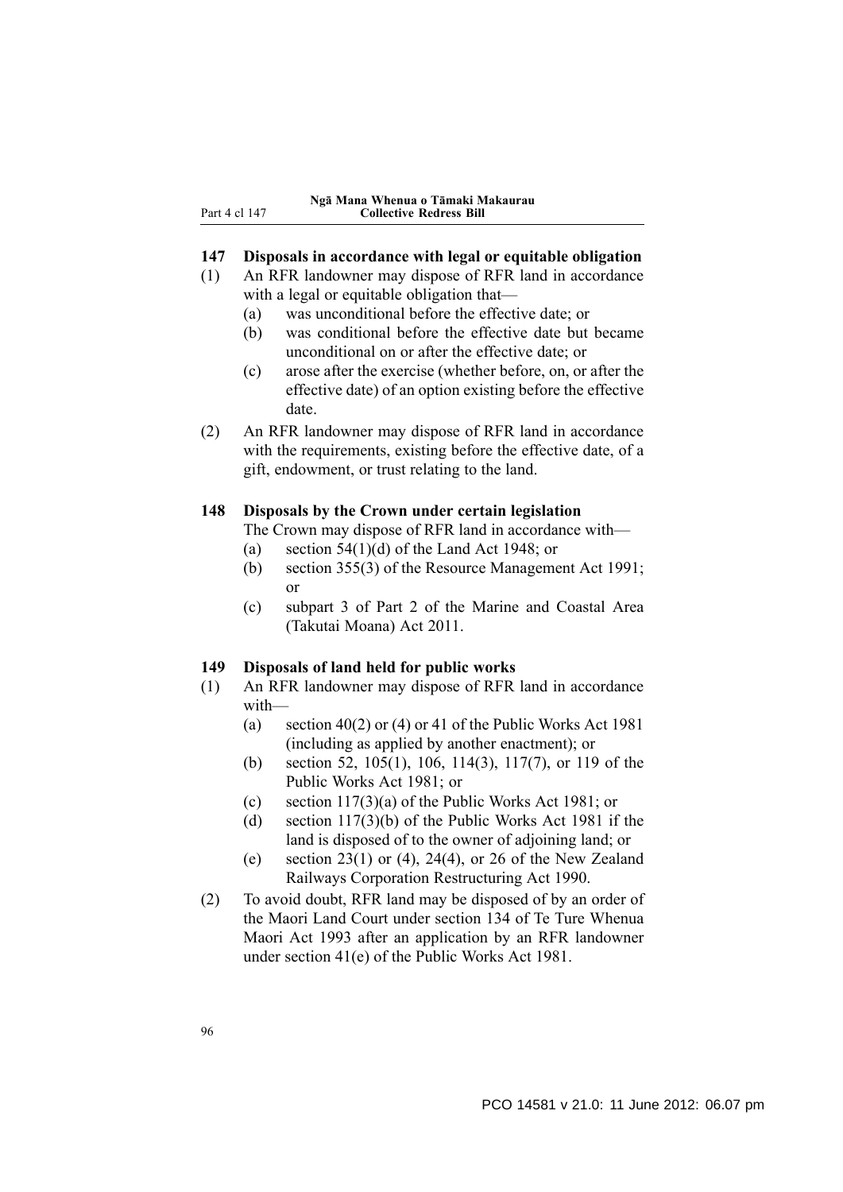### 147 Disposals in accordance with legal or equitable obligation

(1) An RFR landowner may dispose of RFR land in accordance with a legal or equitable obligation that—

- (a) was unconditional before the effective date; or
- (b) was conditional before the effective date but became unconditional on or after the effective date; or
- (c) arose after the exercise (whether before, on, or after the effective date) of an option existing before the effective date.

(2) An RFR landowner may dispose of RFR land in accordance with the requirements, existing before the effective date, of a gift, endowment, or trust relating to the land.

### 148 Disposals by the Crown under certain legislation

The Crown may dispose of RFR land in accordance with—

- (a) section 54(1)(d) of the Land Act 1948; or
- (b) section 355(3) of the Resource Management Act 1991; or
- (c) subpart 3 of Part 2 of the Marine and Coastal Area (Takutai Moana) Act 2011.

### 149 Disposals of land held for public works

(1) An RFR landowner may dispose of RFR land in accordance with—

- (a) section 40(2) or (4) or 41 of the Public Works Act 1981 (including as applied by another enactment); or
- (b) section 52, 105(1), 106, 114(3), 117(7), or 119 of the Public Works Act 1981; or
- (c) section 117(3)(a) of the Public Works Act 1981; or
- (d) section 117(3)(b) of the Public Works Act 1981 if the land is disposed of to the owner of adjoining land; or
- (e) section 23(1) or (4), 24(4), or 26 of the New Zealand Railways Corporation Restructuring Act 1990.

(2) To avoid doubt, RFR land may be disposed of by an order of the Maori Land Court under section 134 of Te Ture Whenua Maori Act 1993 after an application by an RFR landowner under section 41(e) of the Public Works Act 1981.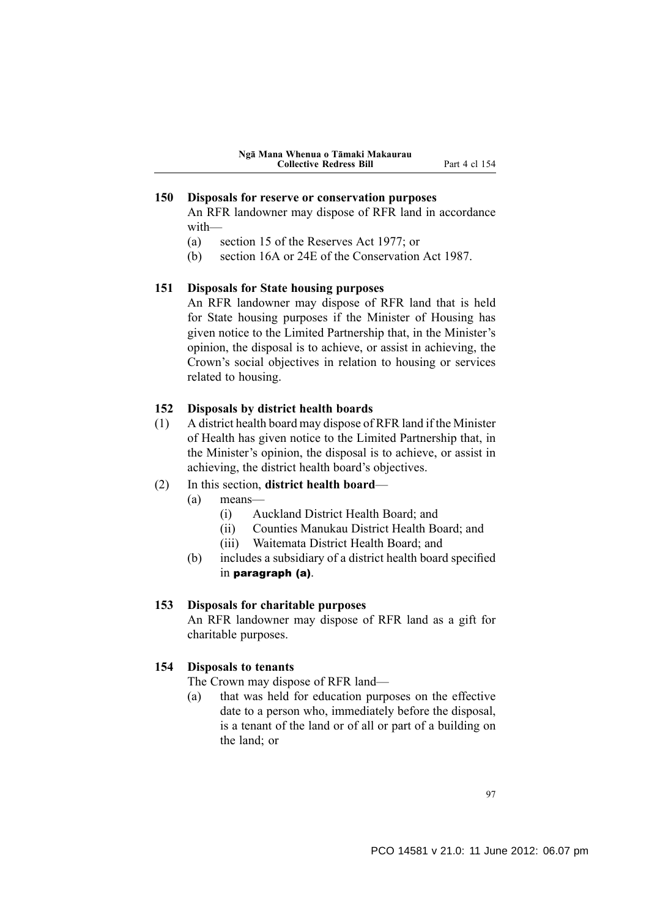### 150 Disposals for reserve or conservation purposes

An RFR landowner may dispose of RFR land in accordance with—

(a) section 15 of the Reserves Act 1977; or

(b) section 16A or 24E of the Conservation Act 1987.

### 151 Disposals for State housing purposes

An RFR landowner may dispose of RFR land that is held for State housing purposes if the Minister of Housing has given notice to the Limited Partnership that, in the Minister's opinion, the disposal is to achieve, or assist in achieving, the Crown's social objectives in relation to housing or services related to housing.

### 152 Disposals by district health boards

(1) A district health board may dispose of RFR land if the Minister of Health has given notice to the Limited Partnership that, in the Minister's opinion, the disposal is to achieve, or assist in achieving, the district health board's objectives.

(2) In this section, **district health board**—

  (a) means—

    (i) Auckland District Health Board; and

    (ii) Counties Manukau District Health Board; and

    (iii) Waitemata District Health Board; and

  (b) includes a subsidiary of a district health board specified in **paragraph (a)**.

### 153 Disposals for charitable purposes

An RFR landowner may dispose of RFR land as a gift for charitable purposes.

### 154 Disposals to tenants

The Crown may dispose of RFR land—

(a) that was held for education purposes on the effective date to a person who, immediately before the disposal, is a tenant of the land or of all or part of a building on the land; or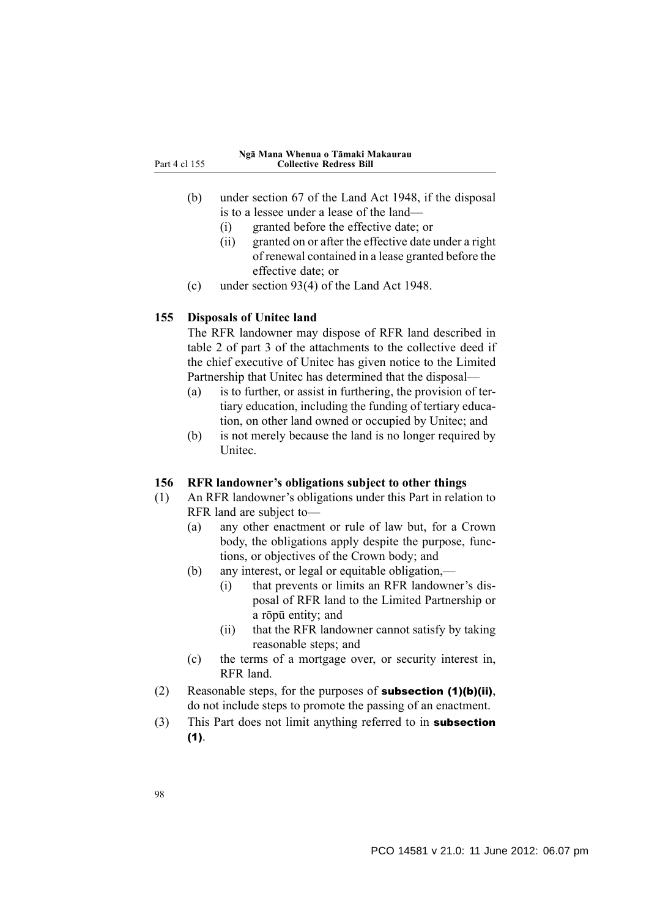(b) under section 67 of the Land Act 1948, if the disposal is to a lessee under a lease of the land—
   (i) granted before the effective date; or
   (ii) granted on or after the effective date under a right of renewal contained in a lease granted before the effective date; or

(c) under section 93(4) of the Land Act 1948.

### 155 Disposals of Unitec land

The RFR landowner may dispose of RFR land described in table 2 of part 3 of the attachments to the collective deed if the chief executive of Unitec has given notice to the Limited Partnership that Unitec has determined that the disposal—

(a) is to further, or assist in furthering, the provision of tertiary education, including the funding of tertiary education, on other land owned or occupied by Unitec; and

(b) is not merely because the land is no longer required by Unitec.

### 156 RFR landowner's obligations subject to other things

(1) An RFR landowner's obligations under this Part in relation to RFR land are subject to—
   (a) any other enactment or rule of law but, for a Crown body, the obligations apply despite the purpose, functions, or objectives of the Crown body; and
   (b) any interest, or legal or equitable obligation,—
      (i) that prevents or limits an RFR landowner's disposal of RFR land to the Limited Partnership or a rōpū entity; and
      (ii) that the RFR landowner cannot satisfy by taking reasonable steps; and
   (c) the terms of a mortgage over, or security interest in, RFR land.

(2) Reasonable steps, for the purposes of **subsection (1)(b)(ii)**, do not include steps to promote the passing of an enactment.

(3) This Part does not limit anything referred to in **subsection (1)**.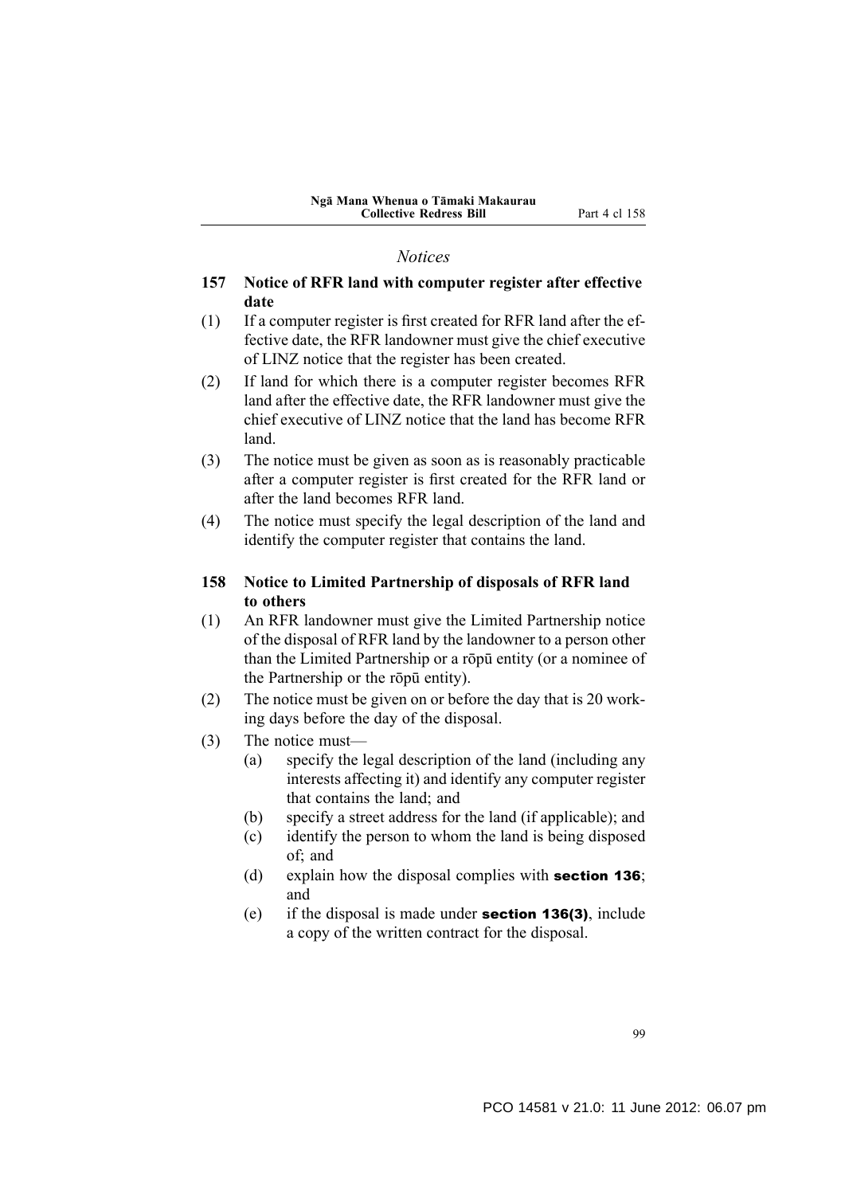*Notices*

**157 Notice of RFR land with computer register after effective date**

(1) If a computer register is first created for RFR land after the effective date, the RFR landowner must give the chief executive of LINZ notice that the register has been created.

(2) If land for which there is a computer register becomes RFR land after the effective date, the RFR landowner must give the chief executive of LINZ notice that the land has become RFR land.

(3) The notice must be given as soon as is reasonably practicable after a computer register is first created for the RFR land or after the land becomes RFR land.

(4) The notice must specify the legal description of the land and identify the computer register that contains the land.

**158 Notice to Limited Partnership of disposals of RFR land to others**

(1) An RFR landowner must give the Limited Partnership notice of the disposal of RFR land by the landowner to a person other than the Limited Partnership or a rōpū entity (or a nominee of the Partnership or the rōpū entity).

(2) The notice must be given on or before the day that is 20 working days before the day of the disposal.

(3) The notice must—

(a) specify the legal description of the land (including any interests affecting it) and identify any computer register that contains the land; and

(b) specify a street address for the land (if applicable); and

(c) identify the person to whom the land is being disposed of; and

(d) explain how the disposal complies with **section 136**; and

(e) if the disposal is made under **section 136(3)**, include a copy of the written contract for the disposal.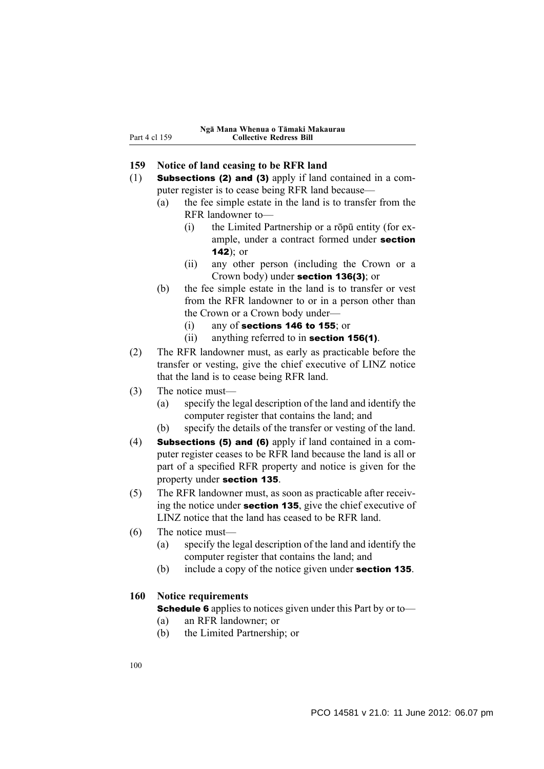### 159 Notice of land ceasing to be RFR land

(1) **Subsections (2) and (3)** apply if land contained in a computer register is to cease being RFR land because—

(a) the fee simple estate in the land is to transfer from the RFR landowner to—

(i) the Limited Partnership or a rōpū entity (for example, under a contract formed under **section 142**); or

(ii) any other person (including the Crown or a Crown body) under **section 136(3)**; or

(b) the fee simple estate in the land is to transfer or vest from the RFR landowner to or in a person other than the Crown or a Crown body under—

(i) any of **sections 146 to 155**; or

(ii) anything referred to in **section 156(1)**.

(2) The RFR landowner must, as early as practicable before the transfer or vesting, give the chief executive of LINZ notice that the land is to cease being RFR land.

(3) The notice must—

(a) specify the legal description of the land and identify the computer register that contains the land; and

(b) specify the details of the transfer or vesting of the land.

(4) **Subsections (5) and (6)** apply if land contained in a computer register ceases to be RFR land because the land is all or part of a specified RFR property and notice is given for the property under **section 135**.

(5) The RFR landowner must, as soon as practicable after receiving the notice under **section 135**, give the chief executive of LINZ notice that the land has ceased to be RFR land.

(6) The notice must—

(a) specify the legal description of the land and identify the computer register that contains the land; and

(b) include a copy of the notice given under **section 135**.

### 160 Notice requirements

**Schedule 6** applies to notices given under this Part by or to—

(a) an RFR landowner; or

(b) the Limited Partnership; or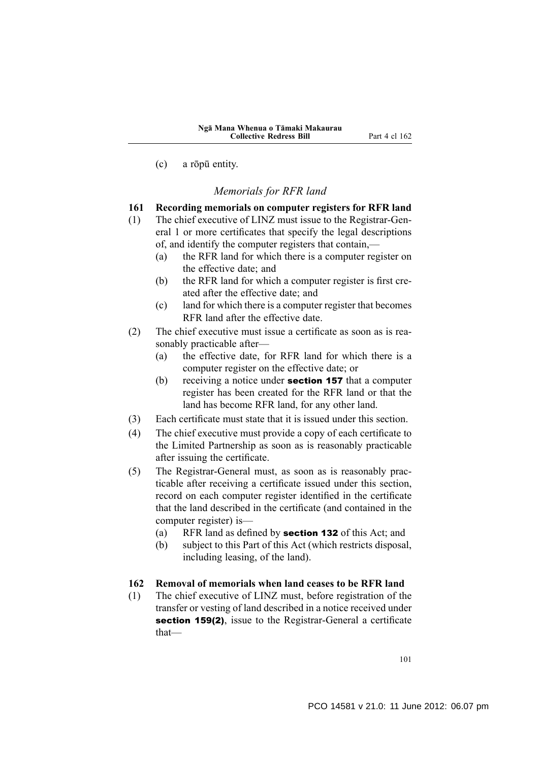(c) a rōpū entity.

### *Memorials for RFR land*

**161 Recording memorials on computer registers for RFR land**

(1) The chief executive of LINZ must issue to the Registrar-General 1 or more certificates that specify the legal descriptions of, and identify the computer registers that contain,—

(a) the RFR land for which there is a computer register on the effective date; and

(b) the RFR land for which a computer register is first created after the effective date; and

(c) land for which there is a computer register that becomes RFR land after the effective date.

(2) The chief executive must issue a certificate as soon as is reasonably practicable after—

(a) the effective date, for RFR land for which there is a computer register on the effective date; or

(b) receiving a notice under **section 157** that a computer register has been created for the RFR land or that the land has become RFR land, for any other land.

(3) Each certificate must state that it is issued under this section.

(4) The chief executive must provide a copy of each certificate to the Limited Partnership as soon as is reasonably practicable after issuing the certificate.

(5) The Registrar-General must, as soon as is reasonably practicable after receiving a certificate issued under this section, record on each computer register identified in the certificate that the land described in the certificate (and contained in the computer register) is—

(a) RFR land as defined by **section 132** of this Act; and

(b) subject to this Part of this Act (which restricts disposal, including leasing, of the land).

**162 Removal of memorials when land ceases to be RFR land**

(1) The chief executive of LINZ must, before registration of the transfer or vesting of land described in a notice received under **section 159(2)**, issue to the Registrar-General a certificate that—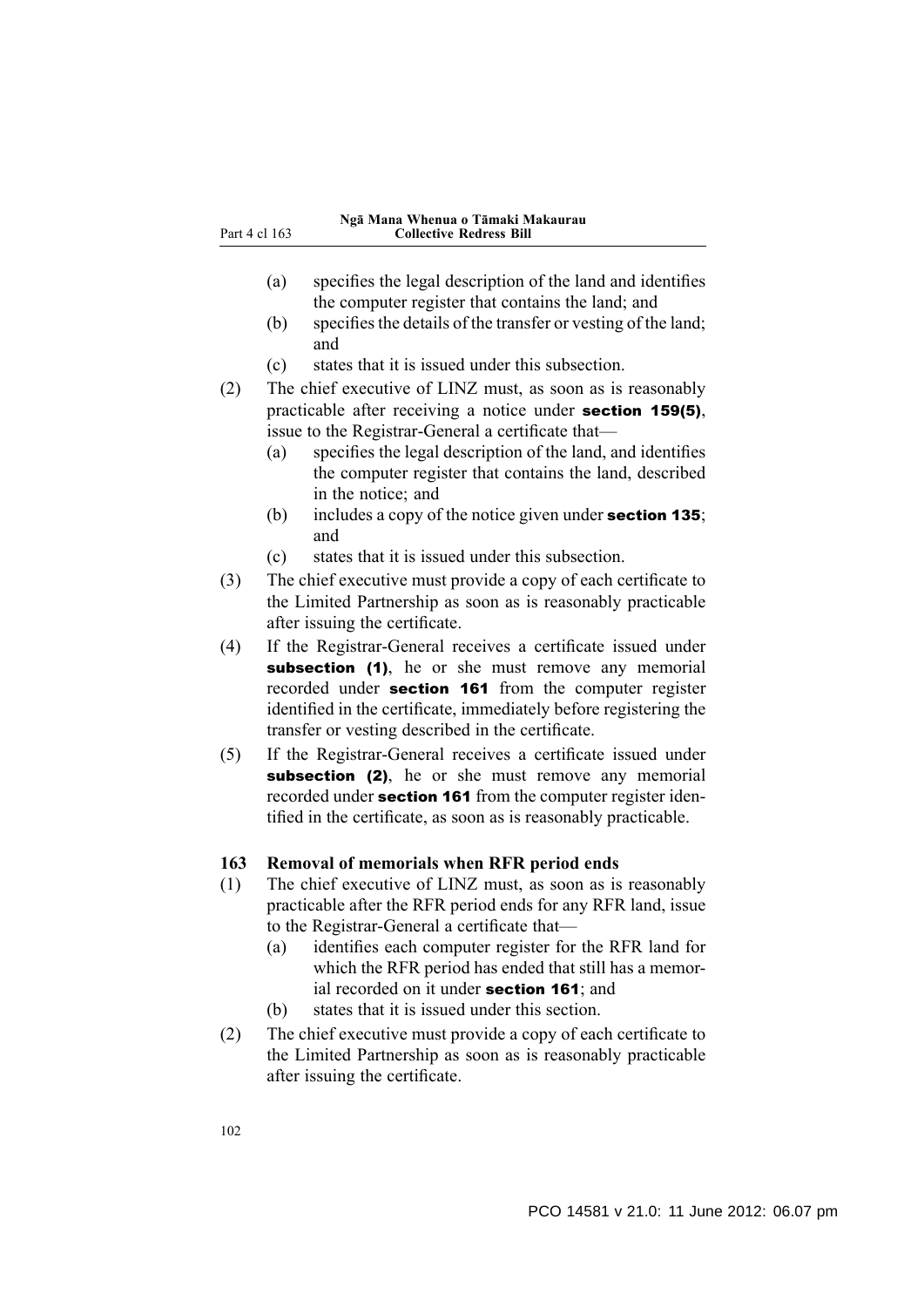(a) specifies the legal description of the land and identifies the computer register that contains the land; and

(b) specifies the details of the transfer or vesting of the land; and

(c) states that it is issued under this subsection.

(2) The chief executive of LINZ must, as soon as is reasonably practicable after receiving a notice under **section 159(5)**, issue to the Registrar-General a certificate that—

(a) specifies the legal description of the land, and identifies the computer register that contains the land, described in the notice; and

(b) includes a copy of the notice given under **section 135**; and

(c) states that it is issued under this subsection.

(3) The chief executive must provide a copy of each certificate to the Limited Partnership as soon as is reasonably practicable after issuing the certificate.

(4) If the Registrar-General receives a certificate issued under **subsection (1)**, he or she must remove any memorial recorded under **section 161** from the computer register identified in the certificate, immediately before registering the transfer or vesting described in the certificate.

(5) If the Registrar-General receives a certificate issued under **subsection (2)**, he or she must remove any memorial recorded under **section 161** from the computer register identified in the certificate, as soon as is reasonably practicable.

### 163 Removal of memorials when RFR period ends

(1) The chief executive of LINZ must, as soon as is reasonably practicable after the RFR period ends for any RFR land, issue to the Registrar-General a certificate that—

(a) identifies each computer register for the RFR land for which the RFR period has ended that still has a memorial recorded on it under **section 161**; and

(b) states that it is issued under this section.

(2) The chief executive must provide a copy of each certificate to the Limited Partnership as soon as is reasonably practicable after issuing the certificate.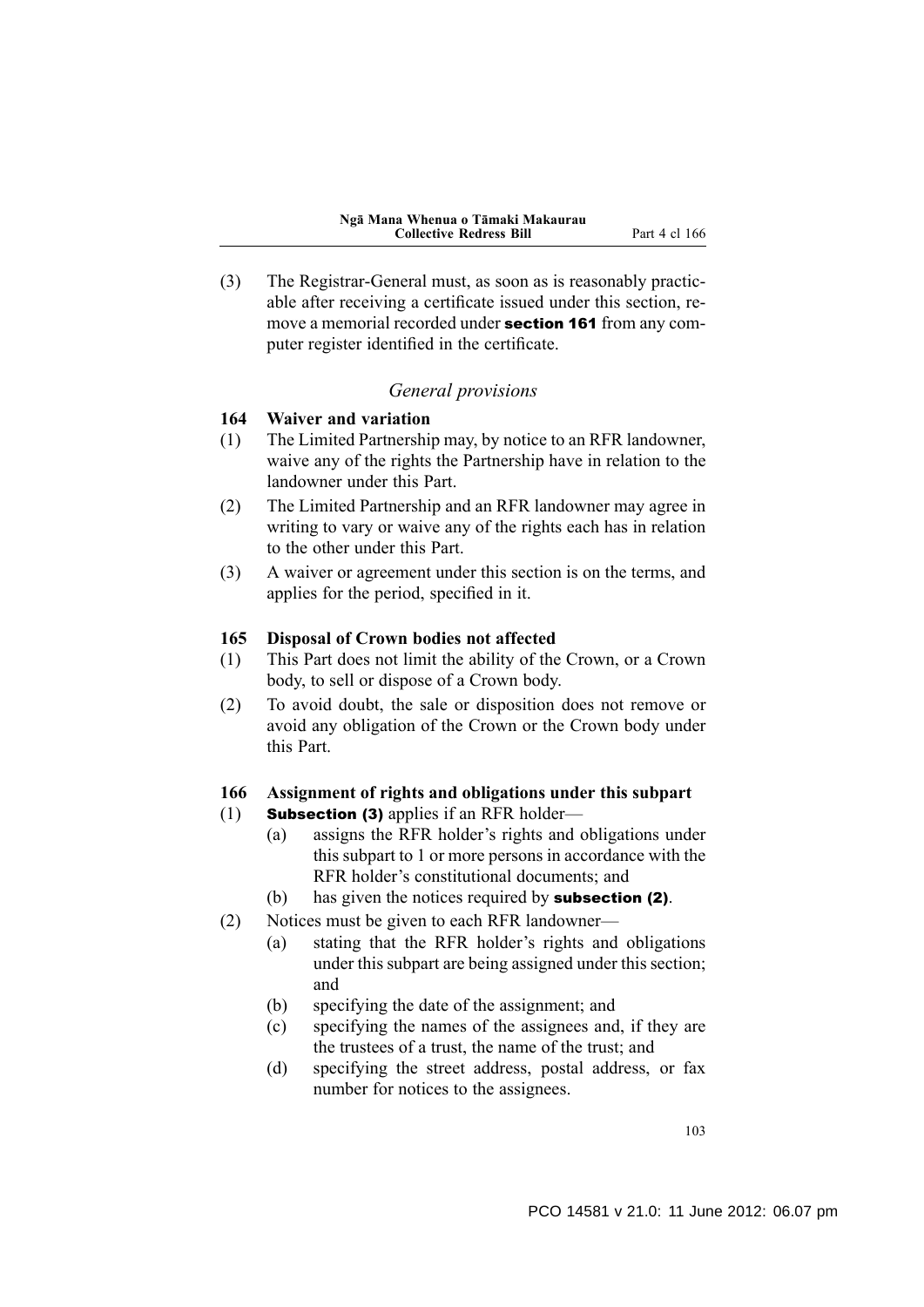(3) The Registrar-General must, as soon as is reasonably practicable after receiving a certificate issued under this section, remove a memorial recorded under **section 161** from any computer register identified in the certificate.

*General provisions*

**164 Waiver and variation**

(1) The Limited Partnership may, by notice to an RFR landowner, waive any of the rights the Partnership have in relation to the landowner under this Part.

(2) The Limited Partnership and an RFR landowner may agree in writing to vary or waive any of the rights each has in relation to the other under this Part.

(3) A waiver or agreement under this section is on the terms, and applies for the period, specified in it.

**165 Disposal of Crown bodies not affected**

(1) This Part does not limit the ability of the Crown, or a Crown body, to sell or dispose of a Crown body.

(2) To avoid doubt, the sale or disposition does not remove or avoid any obligation of the Crown or the Crown body under this Part.

**166 Assignment of rights and obligations under this subpart**

(1) **Subsection (3)** applies if an RFR holder—

(a) assigns the RFR holder's rights and obligations under this subpart to 1 or more persons in accordance with the RFR holder's constitutional documents; and

(b) has given the notices required by **subsection (2)**.

(2) Notices must be given to each RFR landowner—

(a) stating that the RFR holder's rights and obligations under this subpart are being assigned under this section; and

(b) specifying the date of the assignment; and

(c) specifying the names of the assignees and, if they are the trustees of a trust, the name of the trust; and

(d) specifying the street address, postal address, or fax number for notices to the assignees.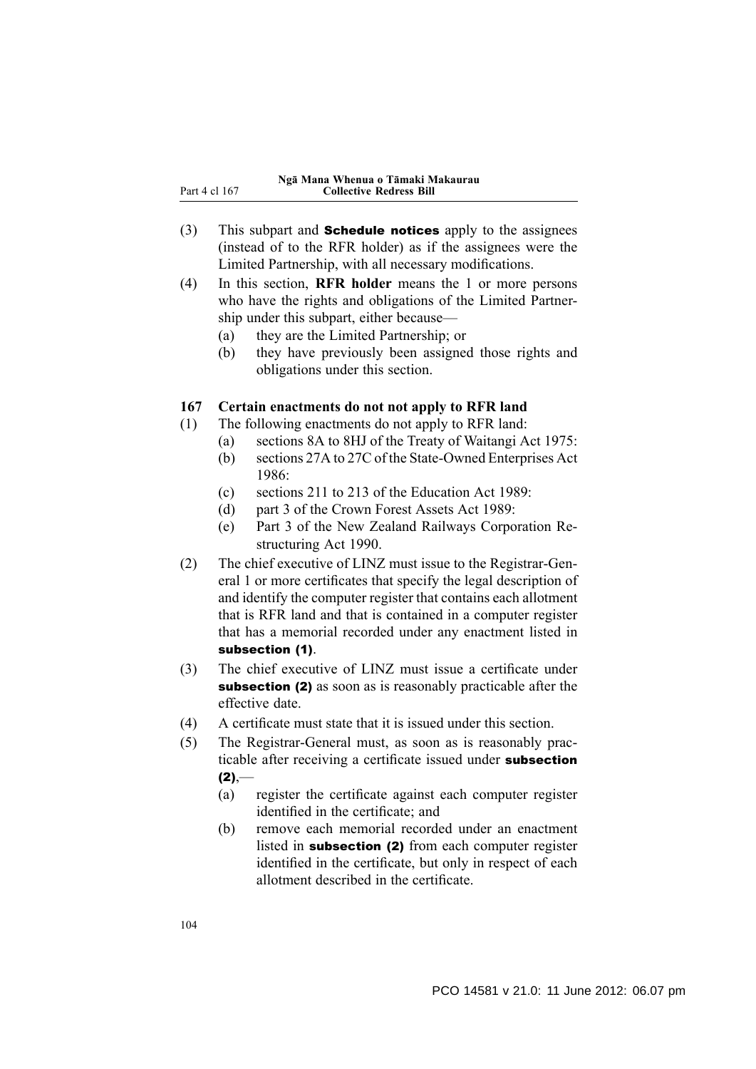(3) This subpart and **Schedule notices** apply to the assignees (instead of to the RFR holder) as if the assignees were the Limited Partnership, with all necessary modifications.

(4) In this section, **RFR holder** means the 1 or more persons who have the rights and obligations of the Limited Partnership under this subpart, either because—

  (a) they are the Limited Partnership; or

  (b) they have previously been assigned those rights and obligations under this section.

### 167 Certain enactments do not not apply to RFR land

(1) The following enactments do not apply to RFR land:

  (a) sections 8A to 8HJ of the Treaty of Waitangi Act 1975:

  (b) sections 27A to 27C of the State-Owned Enterprises Act 1986:

  (c) sections 211 to 213 of the Education Act 1989:

  (d) part 3 of the Crown Forest Assets Act 1989:

  (e) Part 3 of the New Zealand Railways Corporation Restructuring Act 1990.

(2) The chief executive of LINZ must issue to the Registrar-General 1 or more certificates that specify the legal description of and identify the computer register that contains each allotment that is RFR land and that is contained in a computer register that has a memorial recorded under any enactment listed in **subsection (1)**.

(3) The chief executive of LINZ must issue a certificate under **subsection (2)** as soon as is reasonably practicable after the effective date.

(4) A certificate must state that it is issued under this section.

(5) The Registrar-General must, as soon as is reasonably practicable after receiving a certificate issued under **subsection (2)**,—

  (a) register the certificate against each computer register identified in the certificate; and

  (b) remove each memorial recorded under an enactment listed in **subsection (2)** from each computer register identified in the certificate, but only in respect of each allotment described in the certificate.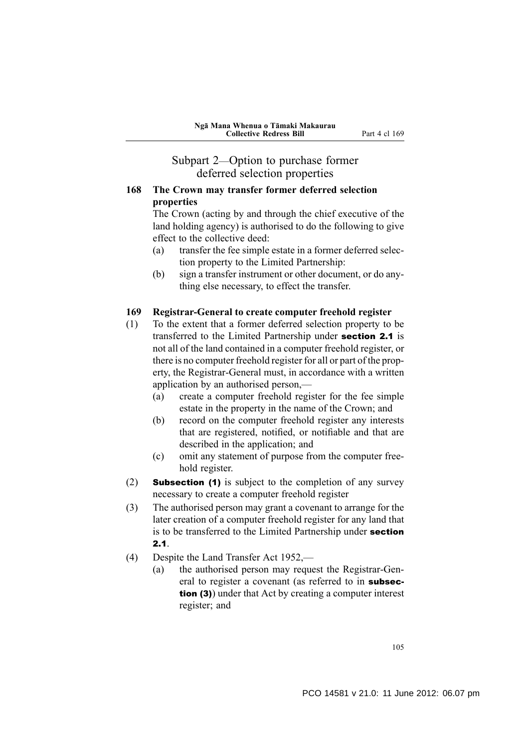## Subpart 2—Option to purchase former deferred selection properties

### 168 The Crown may transfer former deferred selection properties

The Crown (acting by and through the chief executive of the land holding agency) is authorised to do the following to give effect to the collective deed:

- (a) transfer the fee simple estate in a former deferred selection property to the Limited Partnership:
- (b) sign a transfer instrument or other document, or do anything else necessary, to effect the transfer.

### 169 Registrar-General to create computer freehold register

(1) To the extent that a former deferred selection property to be transferred to the Limited Partnership under **section 2.1** is not all of the land contained in a computer freehold register, or there is no computer freehold register for all or part of the property, the Registrar-General must, in accordance with a written application by an authorised person,—

- (a) create a computer freehold register for the fee simple estate in the property in the name of the Crown; and
- (b) record on the computer freehold register any interests that are registered, notified, or notifiable and that are described in the application; and
- (c) omit any statement of purpose from the computer freehold register.

(2) **Subsection (1)** is subject to the completion of any survey necessary to create a computer freehold register

(3) The authorised person may grant a covenant to arrange for the later creation of a computer freehold register for any land that is to be transferred to the Limited Partnership under **section 2.1**.

(4) Despite the Land Transfer Act 1952,—

- (a) the authorised person may request the Registrar-General to register a covenant (as referred to in **subsection (3)**) under that Act by creating a computer interest register; and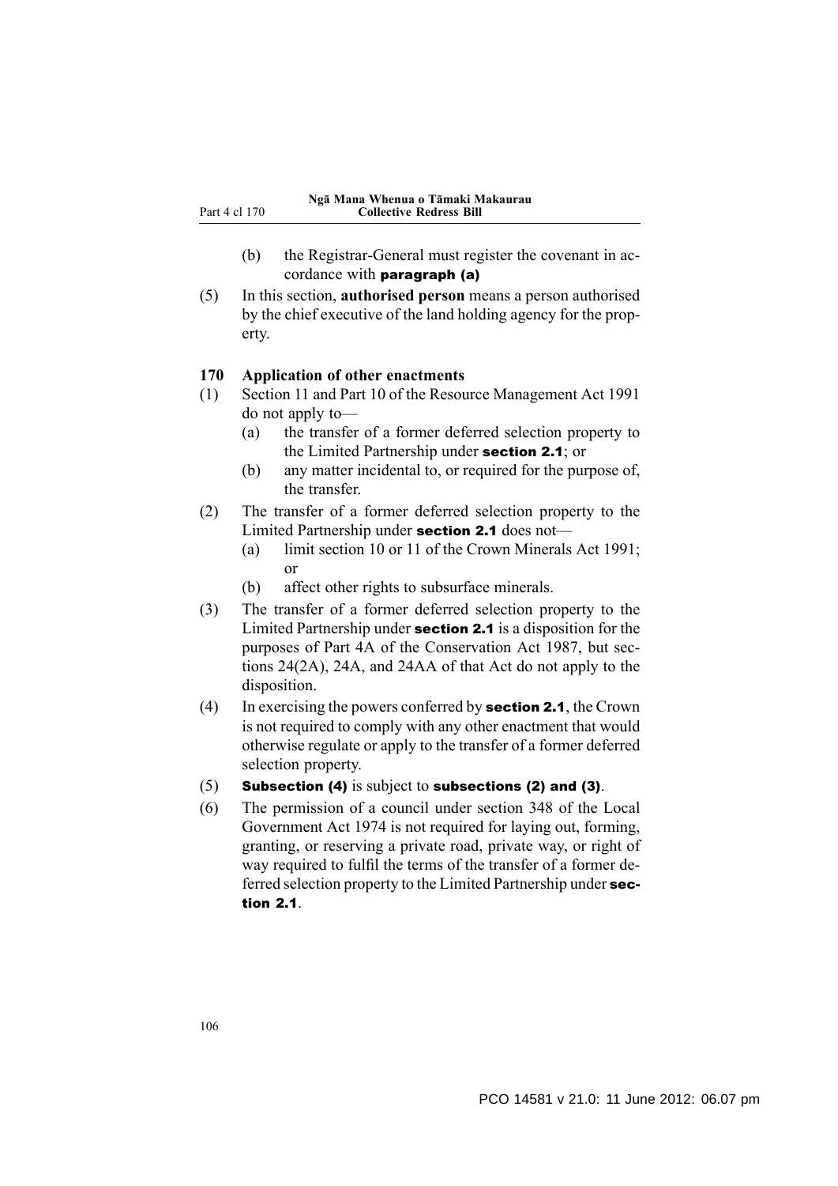(b) the Registrar-General must register the covenant in accordance with **paragraph (a)**

(5) In this section, **authorised person** means a person authorised by the chief executive of the land holding agency for the property.

### 170 Application of other enactments

(1) Section 11 and Part 10 of the Resource Management Act 1991 do not apply to—

(a) the transfer of a former deferred selection property to the Limited Partnership under **section 2.1**; or

(b) any matter incidental to, or required for the purpose of, the transfer.

(2) The transfer of a former deferred selection property to the Limited Partnership under **section 2.1** does not—

(a) limit section 10 or 11 of the Crown Minerals Act 1991; or

(b) affect other rights to subsurface minerals.

(3) The transfer of a former deferred selection property to the Limited Partnership under **section 2.1** is a disposition for the purposes of Part 4A of the Conservation Act 1987, but sections 24(2A), 24A, and 24AA of that Act do not apply to the disposition.

(4) In exercising the powers conferred by **section 2.1**, the Crown is not required to comply with any other enactment that would otherwise regulate or apply to the transfer of a former deferred selection property.

(5) **Subsection (4)** is subject to **subsections (2) and (3)**.

(6) The permission of a council under section 348 of the Local Government Act 1974 is not required for laying out, forming, granting, or reserving a private road, private way, or right of way required to fulfil the terms of the transfer of a former deferred selection property to the Limited Partnership under **section 2.1**.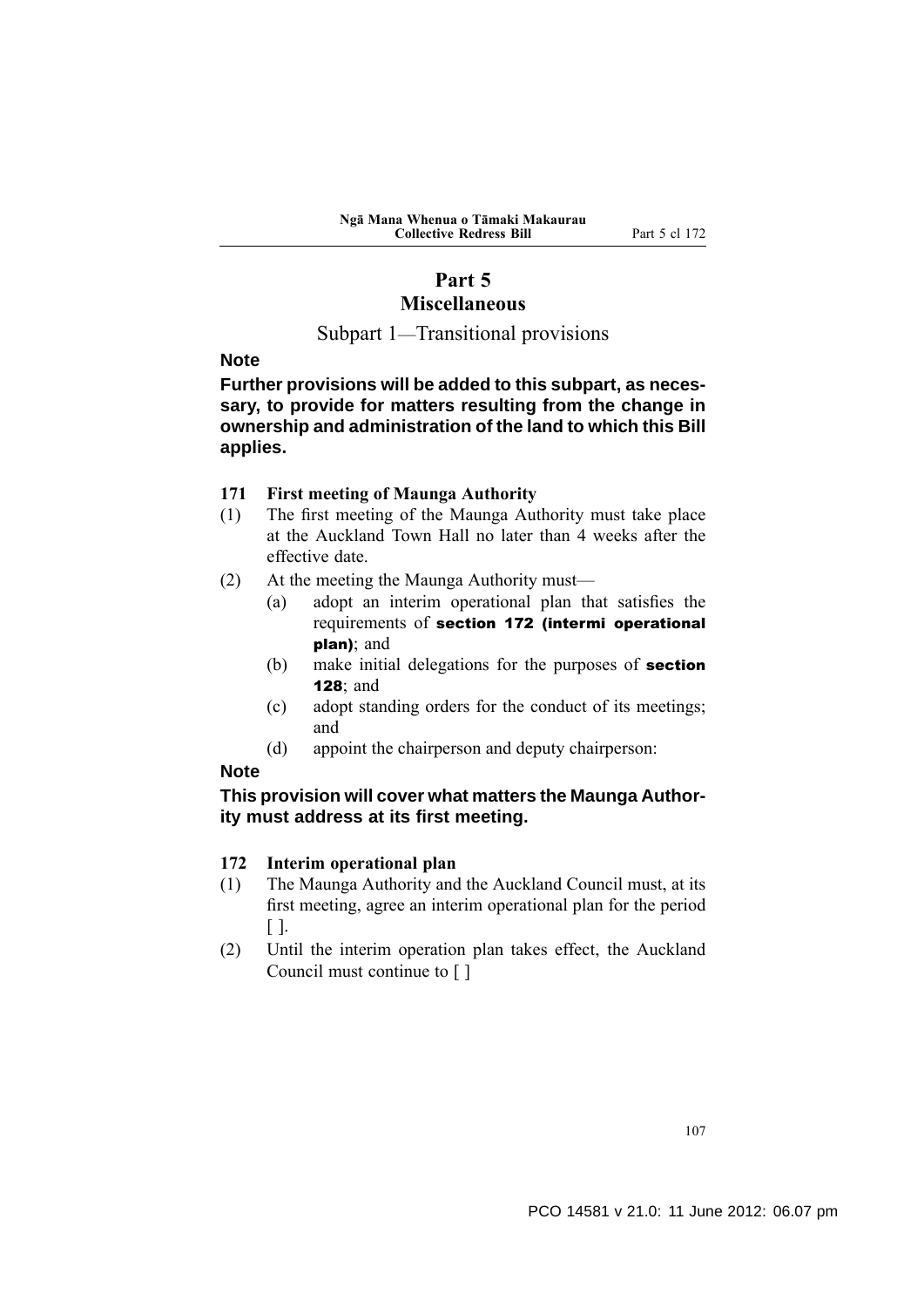# Part 5
# Miscellaneous

## Subpart 1—Transitional provisions

**Note**

**Further provisions will be added to this subpart, as necessary, to provide for matters resulting from the change in ownership and administration of the land to which this Bill applies.**

### 171 First meeting of Maunga Authority

(1) The first meeting of the Maunga Authority must take place at the Auckland Town Hall no later than 4 weeks after the effective date.

(2) At the meeting the Maunga Authority must—

  (a) adopt an interim operational plan that satisfies the requirements of **section 172 (intermi operational plan)**; and

  (b) make initial delegations for the purposes of **section 128**; and

  (c) adopt standing orders for the conduct of its meetings; and

  (d) appoint the chairperson and deputy chairperson:

**Note**

**This provision will cover what matters the Maunga Authority must address at its first meeting.**

### 172 Interim operational plan

(1) The Maunga Authority and the Auckland Council must, at its first meeting, agree an interim operational plan for the period [ ].

(2) Until the interim operation plan takes effect, the Auckland Council must continue to [ ]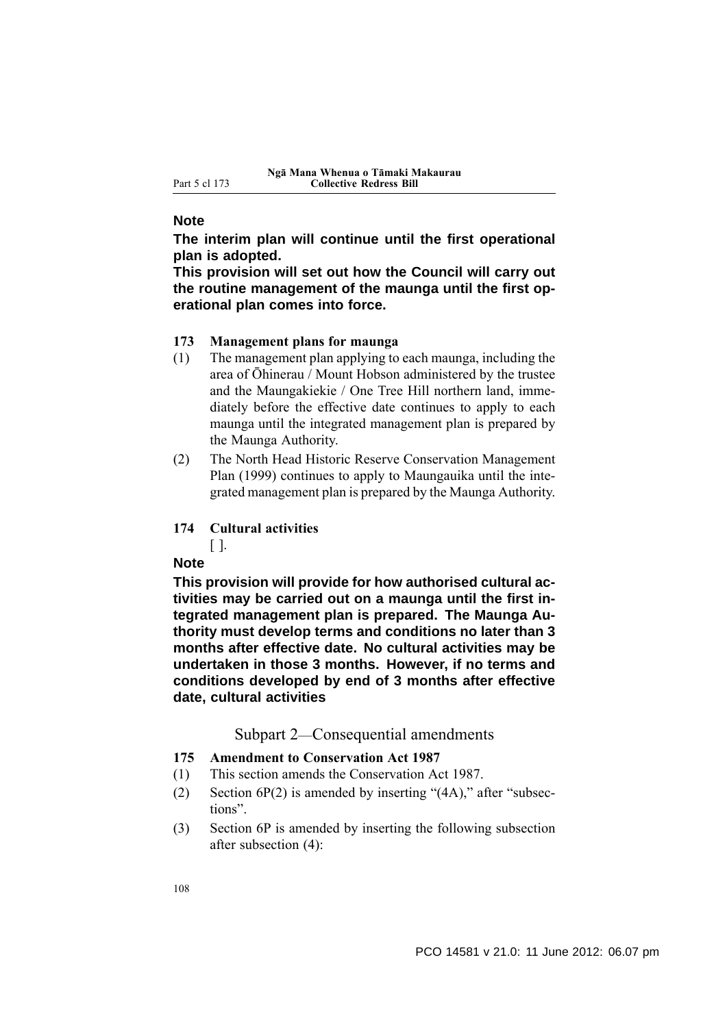**Note**

**The interim plan will continue until the first operational plan is adopted.**

**This provision will set out how the Council will carry out the routine management of the maunga until the first operational plan comes into force.**

### 173 Management plans for maunga

(1) The management plan applying to each maunga, including the area of Ōhinerau / Mount Hobson administered by the trustee and the Maungakiekie / One Tree Hill northern land, immediately before the effective date continues to apply to each maunga until the integrated management plan is prepared by the Maunga Authority.

(2) The North Head Historic Reserve Conservation Management Plan (1999) continues to apply to Maungauika until the integrated management plan is prepared by the Maunga Authority.

### 174 Cultural activities

[ ].

**Note**

**This provision will provide for how authorised cultural activities may be carried out on a maunga until the first integrated management plan is prepared. The Maunga Authority must develop terms and conditions no later than 3 months after effective date. No cultural activities may be undertaken in those 3 months. However, if no terms and conditions developed by end of 3 months after effective date, cultural activities**

## Subpart 2—Consequential amendments

### 175 Amendment to Conservation Act 1987

(1) This section amends the Conservation Act 1987.

(2) Section 6P(2) is amended by inserting "(4A)," after "subsections".

(3) Section 6P is amended by inserting the following subsection after subsection (4):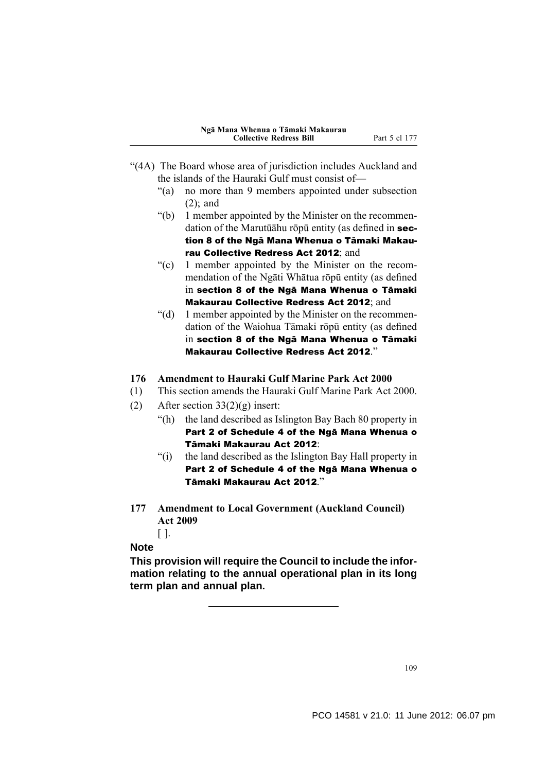"(4A) The Board whose area of jurisdiction includes Auckland and the islands of the Hauraki Gulf must consist of—

"(a) no more than 9 members appointed under subsection (2); and

"(b) 1 member appointed by the Minister on the recommendation of the Marutūāhu rōpū entity (as defined in **section 8 of the Ngā Mana Whenua o Tāmaki Makaurau Collective Redress Act 2012**; and

"(c) 1 member appointed by the Minister on the recommendation of the Ngāti Whātua rōpū entity (as defined in **section 8 of the Ngā Mana Whenua o Tāmaki Makaurau Collective Redress Act 2012**; and

"(d) 1 member appointed by the Minister on the recommendation of the Waiohua Tāmaki rōpū entity (as defined in **section 8 of the Ngā Mana Whenua o Tāmaki Makaurau Collective Redress Act 2012**."

**176 Amendment to Hauraki Gulf Marine Park Act 2000**

(1) This section amends the Hauraki Gulf Marine Park Act 2000.

(2) After section 33(2)(g) insert:

"(h) the land described as Islington Bay Bach 80 property in **Part 2 of Schedule 4 of the Ngā Mana Whenua o Tāmaki Makaurau Act 2012**:

"(i) the land described as the Islington Bay Hall property in **Part 2 of Schedule 4 of the Ngā Mana Whenua o Tāmaki Makaurau Act 2012**."

**177 Amendment to Local Government (Auckland Council) Act 2009**

[ ].

**Note**

**This provision will require the Council to include the information relating to the annual operational plan in its long term plan and annual plan.**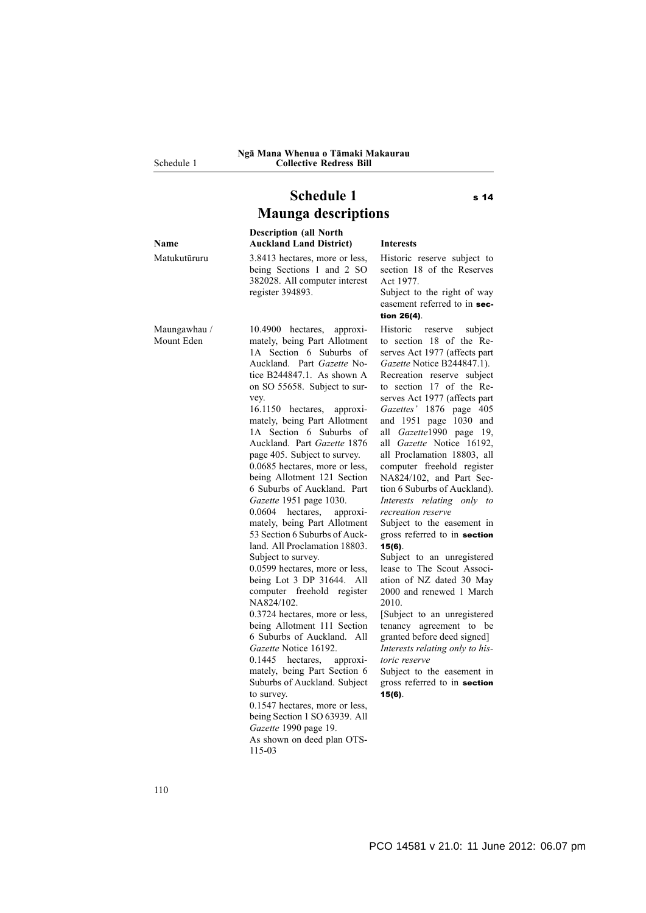# Schedule 1
## Maunga descriptions

s 14

| Name | Description (all North Auckland Land District) | Interests |
|---|---|---|
| Matukutūruru | 3.8413 hectares, more or less, being Sections 1 and 2 SO 382028. All computer interest register 394893. | Historic reserve subject to section 18 of the Reserves Act 1977.<br>Subject to the right of way easement referred to in **section 26(4)**. |
| Maungawhau / Mount Eden | 10.4900 hectares, approximately, being Part Allotment 1A Section 6 Suburbs of Auckland. Part *Gazette* Notice B244847.1. As shown A on SO 55658. Subject to survey.<br>16.1150 hectares, approximately, being Part Allotment 1A Section 6 Suburbs of Auckland. Part *Gazette* 1876 page 405. Subject to survey.<br>0.0685 hectares, more or less, being Allotment 121 Section 6 Suburbs of Auckland. Part *Gazette* 1951 page 1030.<br>0.0604 hectares, approximately, being Part Allotment 53 Section 6 Suburbs of Auckland. All Proclamation 18803. Subject to survey.<br>0.0599 hectares, more or less, being Lot 3 DP 31644. All computer freehold register NA824/102.<br>0.3724 hectares, more or less, being Allotment 111 Section 6 Suburbs of Auckland. All *Gazette* Notice 16192.<br>0.1445 hectares, approximately, being Part Section 6 Suburbs of Auckland. Subject to survey.<br>0.1547 hectares, more or less, being Section 1 SO 63939. All *Gazette* 1990 page 19.<br>As shown on deed plan OTS-115-03 | Historic reserve subject to section 18 of the Reserves Act 1977 (affects part *Gazette* Notice B244847.1).<br>Recreation reserve subject to section 17 of the Reserves Act 1977 (affects part *Gazettes'* 1876 page 405 and 1951 page 1030 and all *Gazette*1990 page 19, all *Gazette* Notice 16192, all Proclamation 18803, all computer freehold register NA824/102, and Part Section 6 Suburbs of Auckland).<br>*Interests relating only to recreation reserve*<br>Subject to the easement in gross referred to in **section 15(6)**.<br>Subject to an unregistered lease to The Scout Association of NZ dated 30 May 2000 and renewed 1 March 2010.<br>[Subject to an unregistered tenancy agreement to be granted before deed signed]<br>*Interests relating only to historic reserve*<br>Subject to the easement in gross referred to in **section 15(6)**. |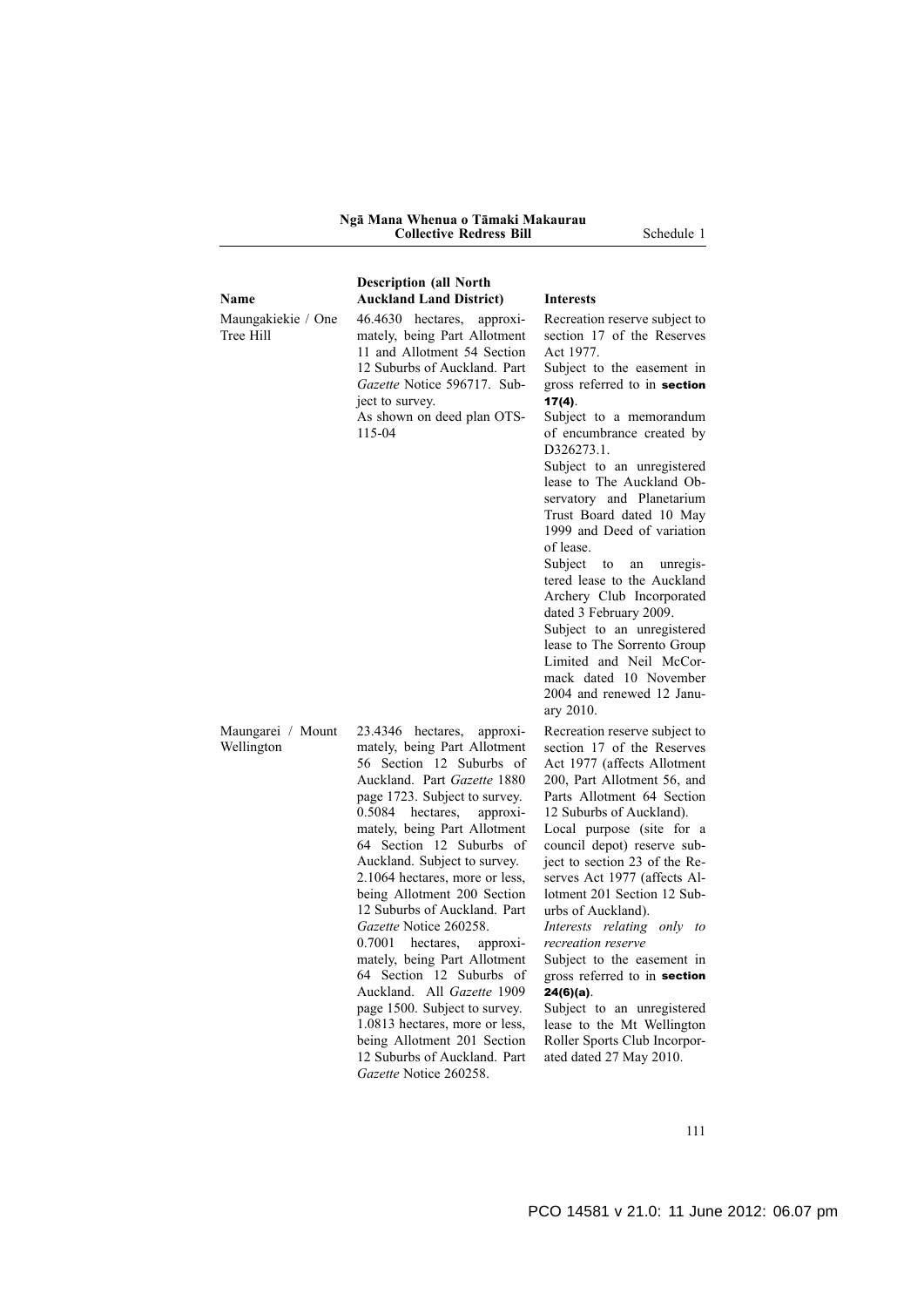| Name | Description (all North Auckland Land District) | Interests |
|---|---|---|
| Maungakiekie / One Tree Hill | 46.4630 hectares, approximately, being Part Allotment 11 and Allotment 54 Section 12 Suburbs of Auckland. Part *Gazette* Notice 596717. Subject to survey.<br>As shown on deed plan OTS-115-04 | Recreation reserve subject to section 17 of the Reserves Act 1977.<br>Subject to the easement in gross referred to in **section 17(4)**.<br>Subject to a memorandum of encumbrance created by D326273.1.<br>Subject to an unregistered lease to The Auckland Observatory and Planetarium Trust Board dated 10 May 1999 and Deed of variation of lease.<br>Subject to an unregistered lease to the Auckland Archery Club Incorporated dated 3 February 2009.<br>Subject to an unregistered lease to The Sorrento Group Limited and Neil McCormack dated 10 November 2004 and renewed 12 January 2010. |
| Maungarei / Mount Wellington | 23.4346 hectares, approximately, being Part Allotment 56 Section 12 Suburbs of Auckland. Part *Gazette* 1880 page 1723. Subject to survey.<br>0.5084 hectares, approximately, being Part Allotment 64 Section 12 Suburbs of Auckland. Subject to survey.<br>2.1064 hectares, more or less, being Allotment 200 Section 12 Suburbs of Auckland. Part *Gazette* Notice 260258.<br>0.7001 hectares, approximately, being Part Allotment 64 Section 12 Suburbs of Auckland. All *Gazette* 1909 page 1500. Subject to survey.<br>1.0813 hectares, more or less, being Allotment 201 Section 12 Suburbs of Auckland. Part *Gazette* Notice 260258. | Recreation reserve subject to section 17 of the Reserves Act 1977 (affects Allotment 200, Part Allotment 56, and Parts Allotment 64 Section 12 Suburbs of Auckland).<br>Local purpose (site for a council depot) reserve subject to section 23 of the Reserves Act 1977 (affects Allotment 201 Section 12 Suburbs of Auckland).<br>*Interests relating only to recreation reserve*<br>Subject to the easement in gross referred to in **section 24(6)(a)**.<br>Subject to an unregistered lease to the Mt Wellington Roller Sports Club Incorporated dated 27 May 2010. |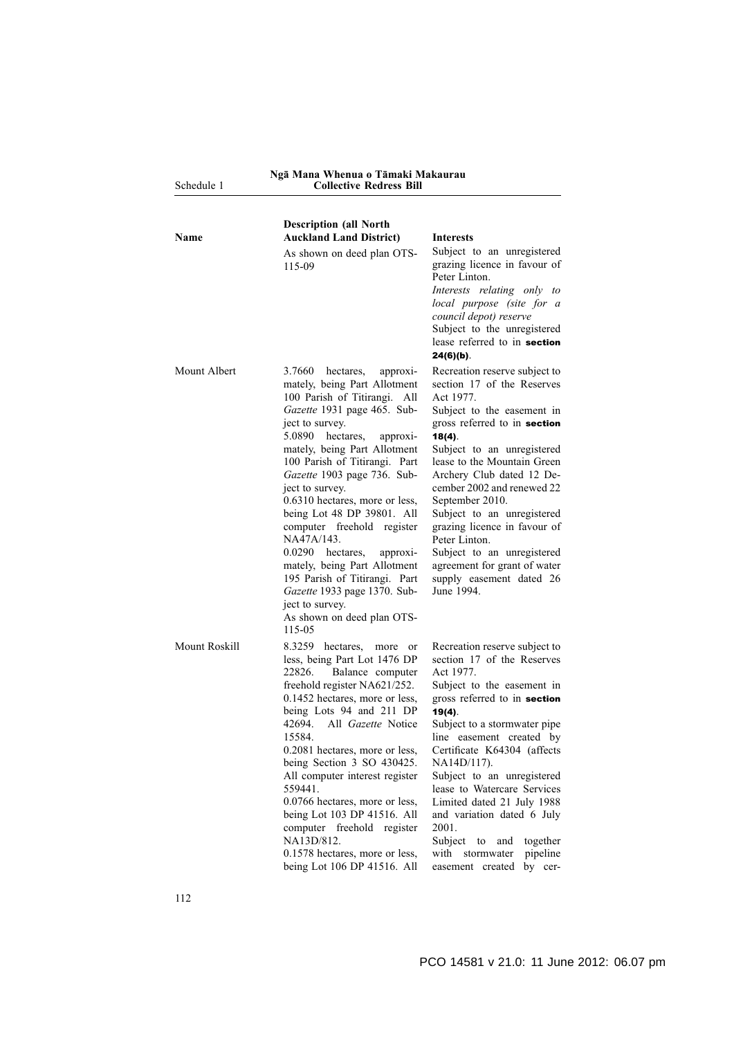| Name | Description (all North Auckland Land District) | Interests |
|---|---|---|
| | As shown on deed plan OTS-115-09 | Subject to an unregistered grazing licence in favour of Peter Linton.<br>*Interests relating only to local purpose (site for a council depot) reserve*<br>Subject to the unregistered lease referred to in **section 24(6)(b)**. |
| Mount Albert | 3.7660 hectares, approximately, being Part Allotment 100 Parish of Titirangi. All *Gazette* 1931 page 465. Subject to survey.<br>5.0890 hectares, approximately, being Part Allotment 100 Parish of Titirangi. Part *Gazette* 1903 page 736. Subject to survey.<br>0.6310 hectares, more or less, being Lot 48 DP 39801. All computer freehold register NA47A/143.<br>0.0290 hectares, approximately, being Part Allotment 195 Parish of Titirangi. Part *Gazette* 1933 page 1370. Subject to survey.<br>As shown on deed plan OTS-115-05 | Recreation reserve subject to section 17 of the Reserves Act 1977.<br>Subject to the easement in gross referred to in **section 18(4)**.<br>Subject to an unregistered lease to the Mountain Green Archery Club dated 12 December 2002 and renewed 22 September 2010.<br>Subject to an unregistered grazing licence in favour of Peter Linton.<br>Subject to an unregistered agreement for grant of water supply easement dated 26 June 1994. |
| Mount Roskill | 8.3259 hectares, more or less, being Part Lot 1476 DP 22826. Balance computer freehold register NA621/252.<br>0.1452 hectares, more or less, being Lots 94 and 211 DP 42694. All *Gazette* Notice 15584.<br>0.2081 hectares, more or less, being Section 3 SO 430425. All computer interest register 559441.<br>0.0766 hectares, more or less, being Lot 103 DP 41516. All computer freehold register NA13D/812.<br>0.1578 hectares, more or less, being Lot 106 DP 41516. All | Recreation reserve subject to section 17 of the Reserves Act 1977.<br>Subject to the easement in gross referred to in **section 19(4)**.<br>Subject to a stormwater pipe line easement created by Certificate K64304 (affects NA14D/117).<br>Subject to an unregistered lease to Watercare Services Limited dated 21 July 1988 and variation dated 6 July 2001.<br>Subject to and together with stormwater pipeline easement created by cer- |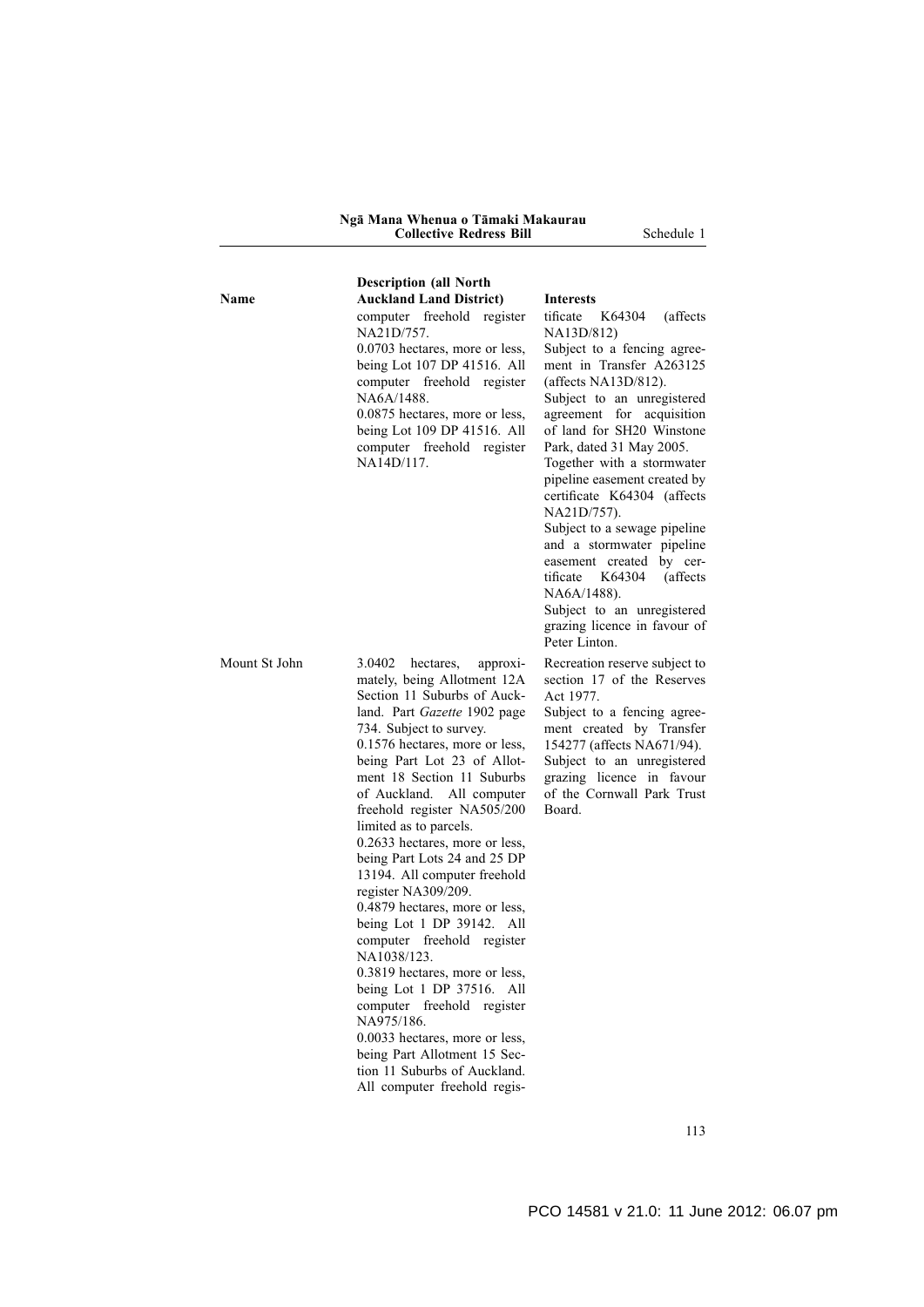| Name | Description (all North Auckland Land District) | Interests |
|---|---|---|
| | computer freehold register NA21D/757. 0.0703 hectares, more or less, being Lot 107 DP 41516. All computer freehold register NA6A/1488. 0.0875 hectares, more or less, being Lot 109 DP 41516. All computer freehold register NA14D/117. | tificate K64304 (affects NA13D/812) Subject to a fencing agreement in Transfer A263125 (affects NA13D/812). Subject to an unregistered agreement for acquisition of land for SH20 Winstone Park, dated 31 May 2005. Together with a stormwater pipeline easement created by certificate K64304 (affects NA21D/757). Subject to a sewage pipeline and a stormwater pipeline easement created by certificate K64304 (affects NA6A/1488). Subject to an unregistered grazing licence in favour of Peter Linton. |
| Mount St John | 3.0402 hectares, approximately, being Allotment 12A Section 11 Suburbs of Auckland. Part *Gazette* 1902 page 734. Subject to survey. 0.1576 hectares, more or less, being Part Lot 23 of Allotment 18 Section 11 Suburbs of Auckland. All computer freehold register NA505/200 limited as to parcels. 0.2633 hectares, more or less, being Part Lots 24 and 25 DP 13194. All computer freehold register NA309/209. 0.4879 hectares, more or less, being Lot 1 DP 39142. All computer freehold register NA1038/123. 0.3819 hectares, more or less, being Lot 1 DP 37516. All computer freehold register NA975/186. 0.0033 hectares, more or less, being Part Allotment 15 Section 11 Suburbs of Auckland. All computer freehold regis- | Recreation reserve subject to section 17 of the Reserves Act 1977. Subject to a fencing agreement created by Transfer 154277 (affects NA671/94). Subject to an unregistered grazing licence in favour of the Cornwall Park Trust Board. |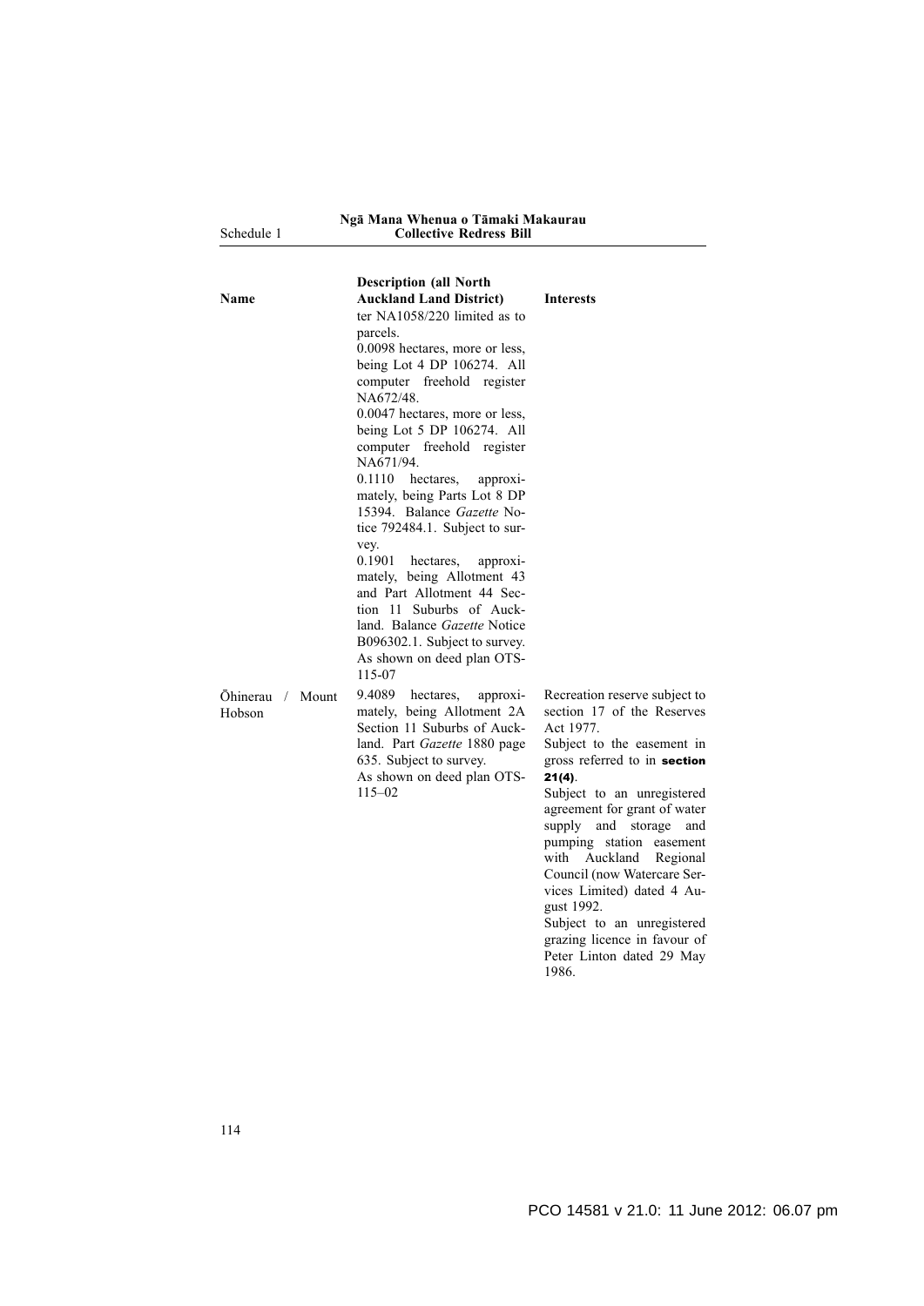| Name | Description (all North Auckland Land District) | Interests |
|---|---|---|
| | ter NA1058/220 limited as to parcels. 0.0098 hectares, more or less, being Lot 4 DP 106274. All computer freehold register NA672/48. 0.0047 hectares, more or less, being Lot 5 DP 106274. All computer freehold register NA671/94. 0.1110 hectares, approximately, being Parts Lot 8 DP 15394. Balance *Gazette* Notice 792484.1. Subject to survey. 0.1901 hectares, approximately, being Allotment 43 and Part Allotment 44 Section 11 Suburbs of Auckland. Balance *Gazette* Notice B096302.1. Subject to survey. As shown on deed plan OTS-115-07 | |
| Ōhinerau / Mount Hobson | 9.4089 hectares, approximately, being Allotment 2A Section 11 Suburbs of Auckland. Part *Gazette* 1880 page 635. Subject to survey. As shown on deed plan OTS-115–02 | Recreation reserve subject to section 17 of the Reserves Act 1977. Subject to the easement in gross referred to in **section 21(4)**. Subject to an unregistered agreement for grant of water supply and storage and pumping station easement with Auckland Regional Council (now Watercare Services Limited) dated 4 August 1992. Subject to an unregistered grazing licence in favour of Peter Linton dated 29 May 1986. |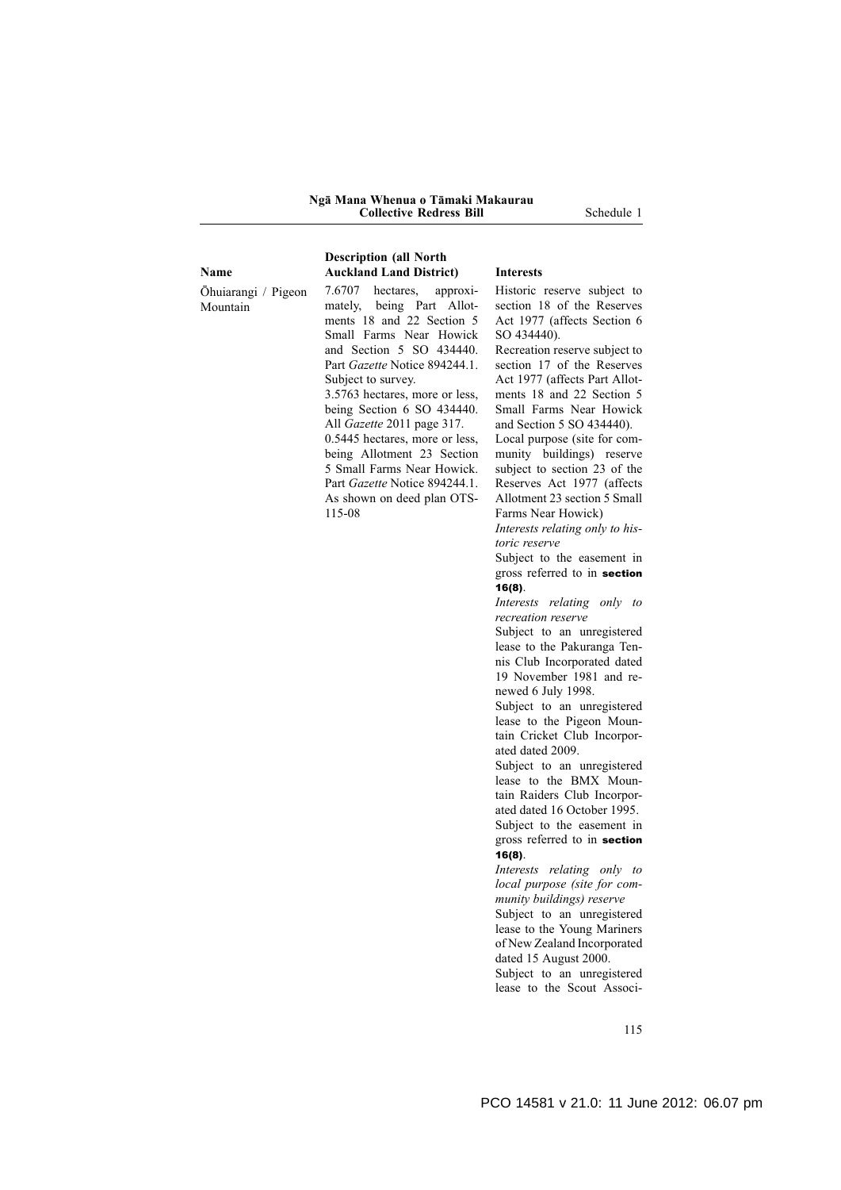| Name | Description (all North Auckland Land District) | Interests |
|---|---|---|
| Ōhuiarangi / Pigeon Mountain | 7.6707 hectares, approximately, being Part Allotments 18 and 22 Section 5 Small Farms Near Howick and Section 5 SO 434440. Part *Gazette* Notice 894244.1. Subject to survey.<br>3.5763 hectares, more or less, being Section 6 SO 434440. All *Gazette* 2011 page 317.<br>0.5445 hectares, more or less, being Allotment 23 Section 5 Small Farms Near Howick. Part *Gazette* Notice 894244.1.<br>As shown on deed plan OTS-115-08 | Historic reserve subject to section 18 of the Reserves Act 1977 (affects Section 6 SO 434440).<br>Recreation reserve subject to section 17 of the Reserves Act 1977 (affects Part Allotments 18 and 22 Section 5 Small Farms Near Howick and Section 5 SO 434440).<br>Local purpose (site for community buildings) reserve subject to section 23 of the Reserves Act 1977 (affects Allotment 23 section 5 Small Farms Near Howick)<br>*Interests relating only to historic reserve*<br>Subject to the easement in gross referred to in **section 16(8)**.<br>*Interests relating only to recreation reserve*<br>Subject to an unregistered lease to the Pakuranga Tennis Club Incorporated dated 19 November 1981 and renewed 6 July 1998.<br>Subject to an unregistered lease to the Pigeon Mountain Cricket Club Incorporated dated 2009.<br>Subject to an unregistered lease to the BMX Mountain Raiders Club Incorporated dated 16 October 1995.<br>Subject to the easement in gross referred to in **section 16(8)**.<br>*Interests relating only to local purpose (site for community buildings) reserve*<br>Subject to an unregistered lease to the Young Mariners of New Zealand Incorporated dated 15 August 2000.<br>Subject to an unregistered lease to the Scout Associ- |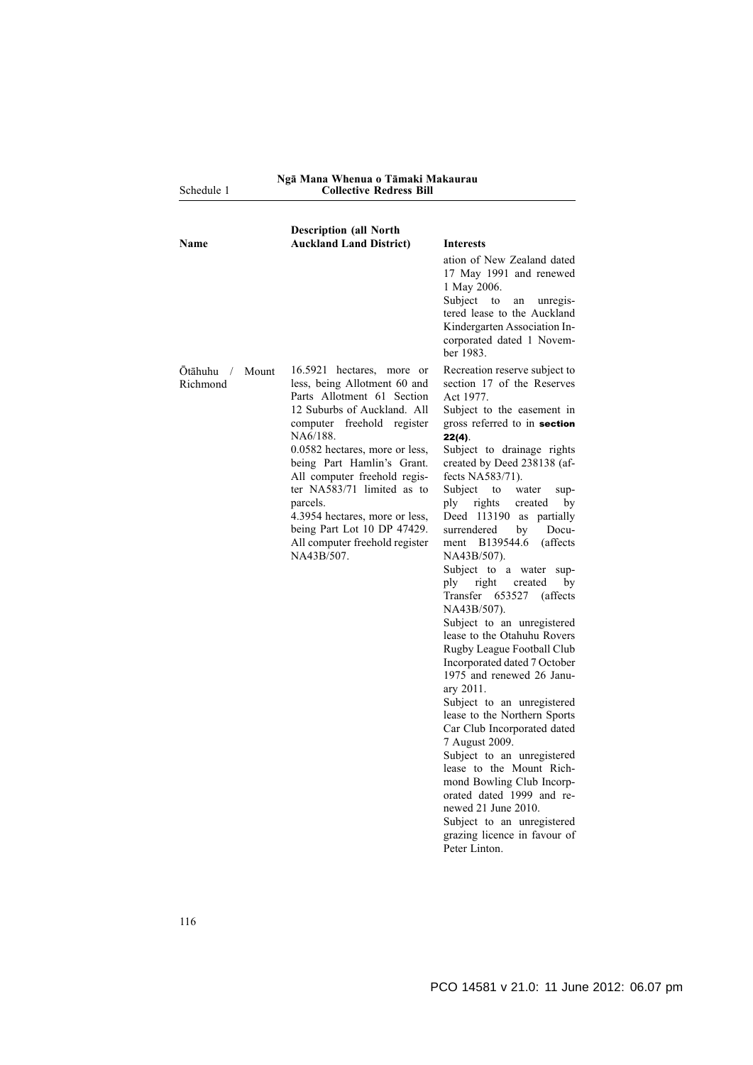| Name | Description (all North Auckland Land District) | Interests |
|---|---|---|
| | | ation of New Zealand dated 17 May 1991 and renewed 1 May 2006.<br>Subject to an unregistered lease to the Auckland Kindergarten Association Incorporated dated 1 November 1983. |
| Ōtāhuhu / Mount Richmond | 16.5921 hectares, more or less, being Allotment 60 and Parts Allotment 61 Section 12 Suburbs of Auckland. All computer freehold register NA6/188.<br>0.0582 hectares, more or less, being Part Hamlin's Grant. All computer freehold register NA583/71 limited as to parcels.<br>4.3954 hectares, more or less, being Part Lot 10 DP 47429. All computer freehold register NA43B/507. | Recreation reserve subject to section 17 of the Reserves Act 1977.<br>Subject to the easement in gross referred to in **section 22(4)**.<br>Subject to drainage rights created by Deed 238138 (affects NA583/71).<br>Subject to water supply rights created by Deed 113190 as partially surrendered by Document B139544.6 (affects NA43B/507).<br>Subject to a water supply right created by Transfer 653527 (affects NA43B/507).<br>Subject to an unregistered lease to the Otahuhu Rovers Rugby League Football Club Incorporated dated 7 October 1975 and renewed 26 January 2011.<br>Subject to an unregistered lease to the Northern Sports Car Club Incorporated dated 7 August 2009.<br>Subject to an unregistered lease to the Mount Richmond Bowling Club Incorporated dated 1999 and renewed 21 June 2010.<br>Subject to an unregistered grazing licence in favour of Peter Linton. |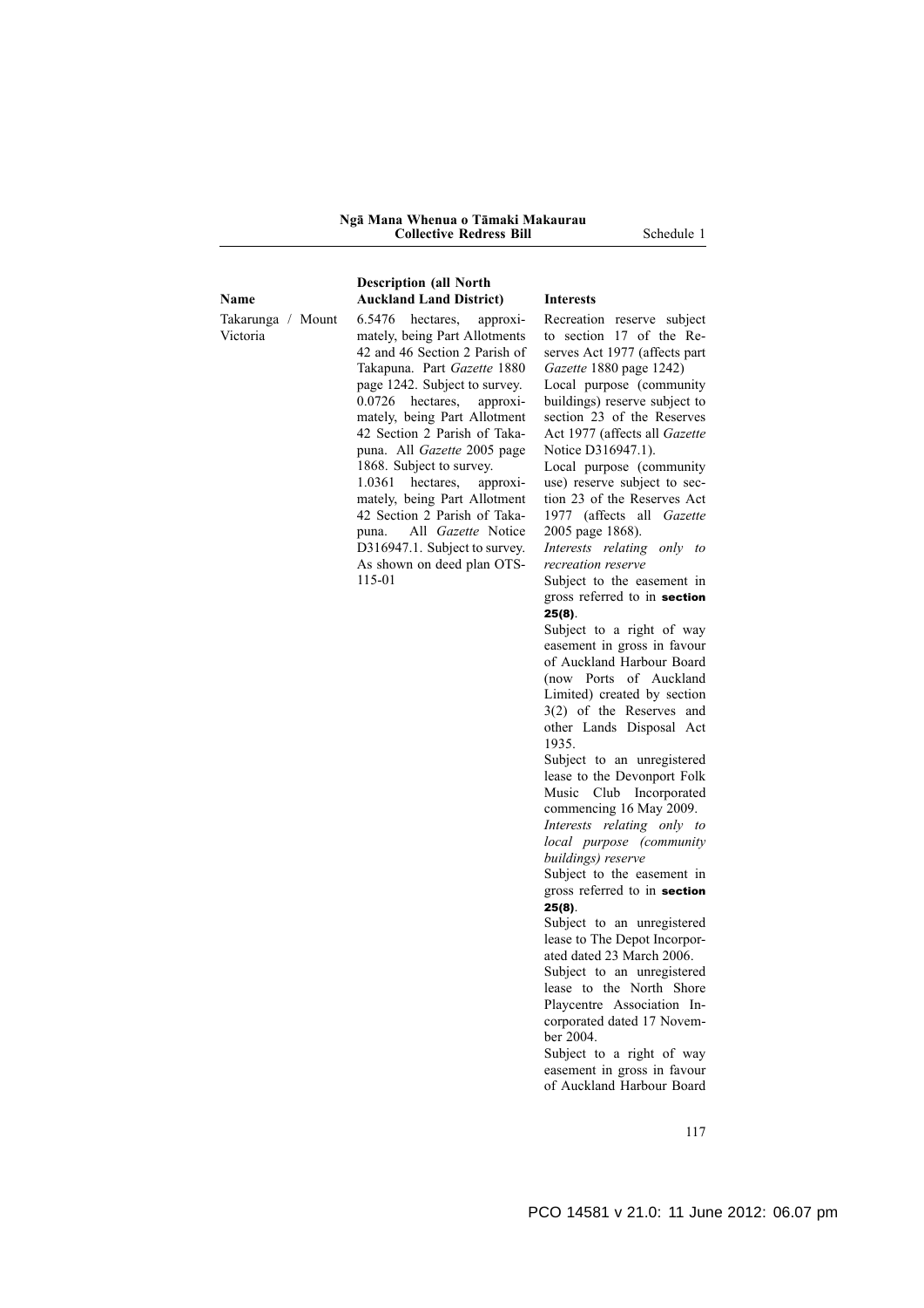| Name | Description (all North Auckland Land District) | Interests |
|---|---|---|
| Takarunga / Mount Victoria | 6.5476 hectares, approximately, being Part Allotments 42 and 46 Section 2 Parish of Takapuna. Part *Gazette* 1880 page 1242. Subject to survey.<br>0.0726 hectares, approximately, being Part Allotment 42 Section 2 Parish of Takapuna. All *Gazette* 2005 page 1868. Subject to survey.<br>1.0361 hectares, approximately, being Part Allotment 42 Section 2 Parish of Takapuna. All *Gazette* Notice D316947.1. Subject to survey.<br>As shown on deed plan OTS-115-01 | Recreation reserve subject to section 17 of the Reserves Act 1977 (affects part *Gazette* 1880 page 1242)<br>Local purpose (community buildings) reserve subject to section 23 of the Reserves Act 1977 (affects all *Gazette* Notice D316947.1).<br>Local purpose (community use) reserve subject to section 23 of the Reserves Act 1977 (affects all *Gazette* 2005 page 1868).<br>*Interests relating only to recreation reserve*<br>Subject to the easement in gross referred to in **section 25(8)**.<br>Subject to a right of way easement in gross in favour of Auckland Harbour Board (now Ports of Auckland Limited) created by section 3(2) of the Reserves and other Lands Disposal Act 1935.<br>Subject to an unregistered lease to the Devonport Folk Music Club Incorporated commencing 16 May 2009.<br>*Interests relating only to local purpose (community buildings) reserve*<br>Subject to the easement in gross referred to in **section 25(8)**.<br>Subject to an unregistered lease to The Depot Incorporated dated 23 March 2006.<br>Subject to an unregistered lease to the North Shore Playcentre Association Incorporated dated 17 November 2004.<br>Subject to a right of way easement in gross in favour of Auckland Harbour Board |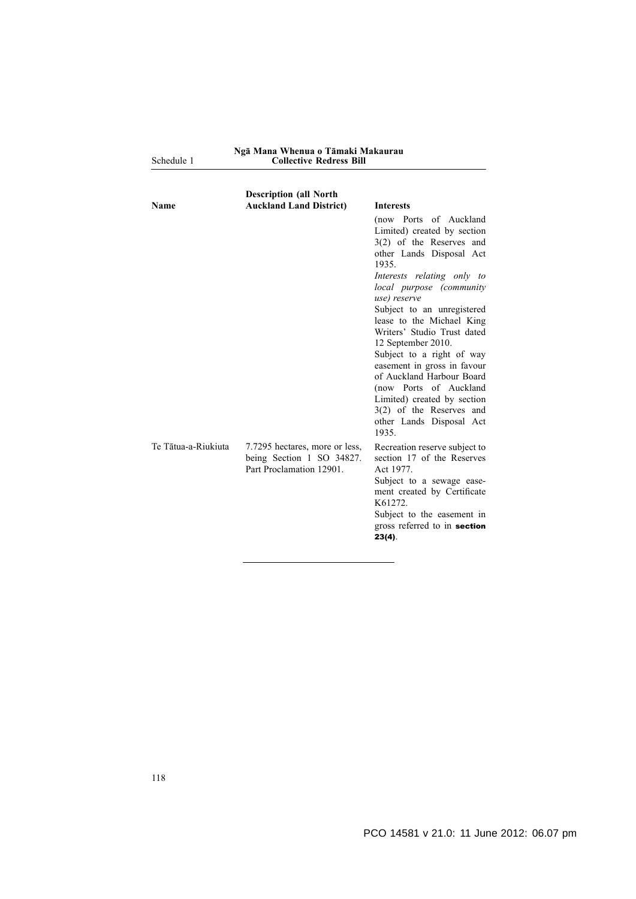| Name | Description (all North Auckland Land District) | Interests |
|---|---|---|
| | | (now Ports of Auckland Limited) created by section 3(2) of the Reserves and other Lands Disposal Act 1935.<br>*Interests relating only to local purpose (community use) reserve*<br>Subject to an unregistered lease to the Michael King Writers' Studio Trust dated 12 September 2010.<br>Subject to a right of way easement in gross in favour of Auckland Harbour Board (now Ports of Auckland Limited) created by section 3(2) of the Reserves and other Lands Disposal Act 1935. |
| Te Tātua-a-Riukiuta | 7.7295 hectares, more or less, being Section 1 SO 34827. Part Proclamation 12901. | Recreation reserve subject to section 17 of the Reserves Act 1977.<br>Subject to a sewage easement created by Certificate K61272.<br>Subject to the easement in gross referred to in **section 23(4)**. |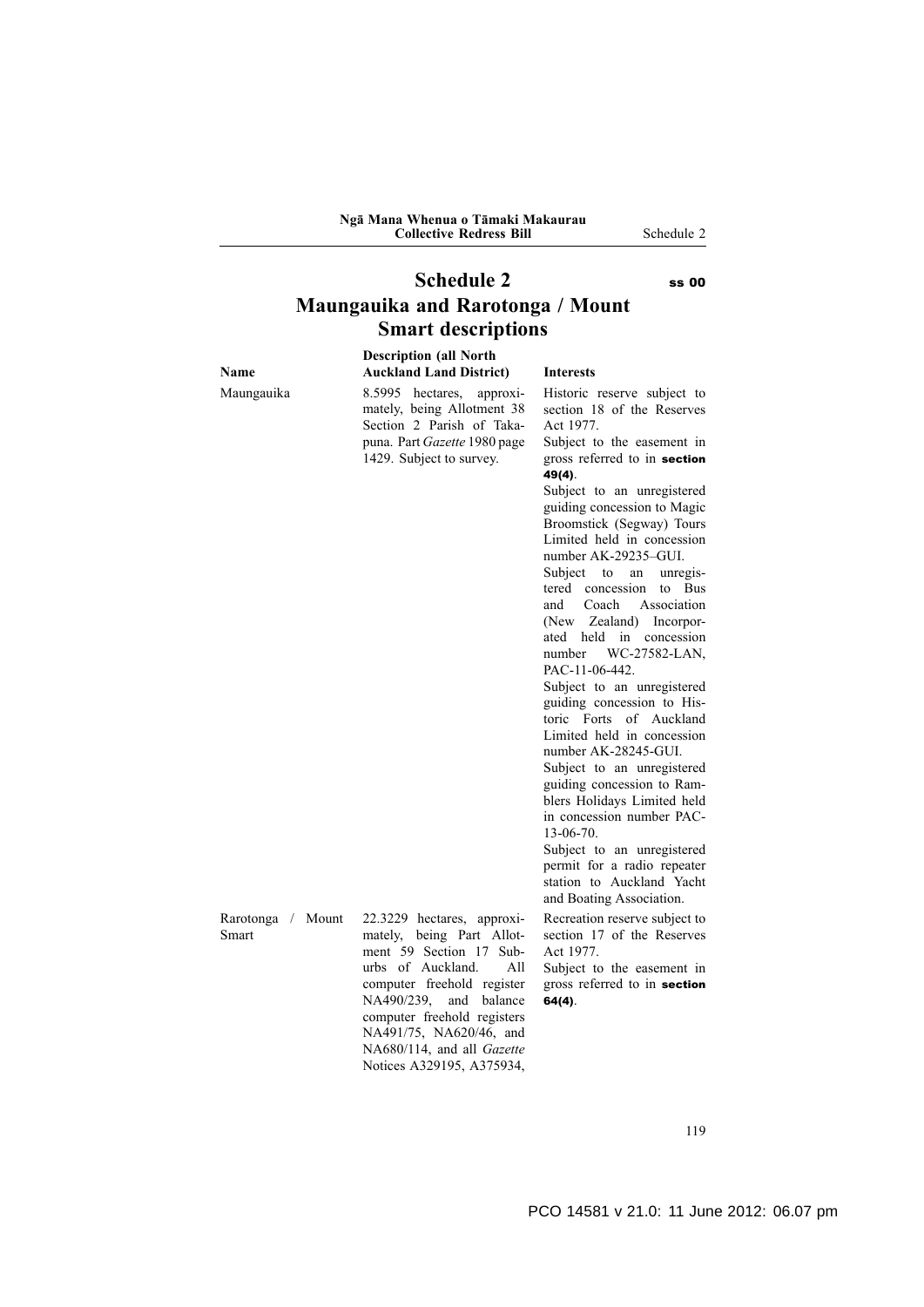# Schedule 2
**ss 00**

## Maungauika and Rarotonga / Mount Smart descriptions

| Name | Description (all North Auckland Land District) | Interests |
|---|---|---|
| Maungauika | 8.5995 hectares, approximately, being Allotment 38 Section 2 Parish of Takapuna. Part *Gazette* 1980 page 1429. Subject to survey. | Historic reserve subject to section 18 of the Reserves Act 1977.<br>Subject to the easement in gross referred to in **section 49(4)**.<br>Subject to an unregistered guiding concession to Magic Broomstick (Segway) Tours Limited held in concession number AK-29235–GUI.<br>Subject to an unregistered concession to Bus and Coach Association (New Zealand) Incorporated held in concession number WC-27582-LAN, PAC-11-06-442.<br>Subject to an unregistered guiding concession to Historic Forts of Auckland Limited held in concession number AK-28245-GUI.<br>Subject to an unregistered guiding concession to Ramblers Holidays Limited held in concession number PAC-13-06-70.<br>Subject to an unregistered permit for a radio repeater station to Auckland Yacht and Boating Association. |
| Rarotonga / Mount Smart | 22.3229 hectares, approximately, being Part Allotment 59 Section 17 Suburbs of Auckland. All computer freehold register NA490/239, and balance computer freehold registers NA491/75, NA620/46, and NA680/114, and all *Gazette* Notices A329195, A375934, | Recreation reserve subject to section 17 of the Reserves Act 1977.<br>Subject to the easement in gross referred to in **section 64(4)**. |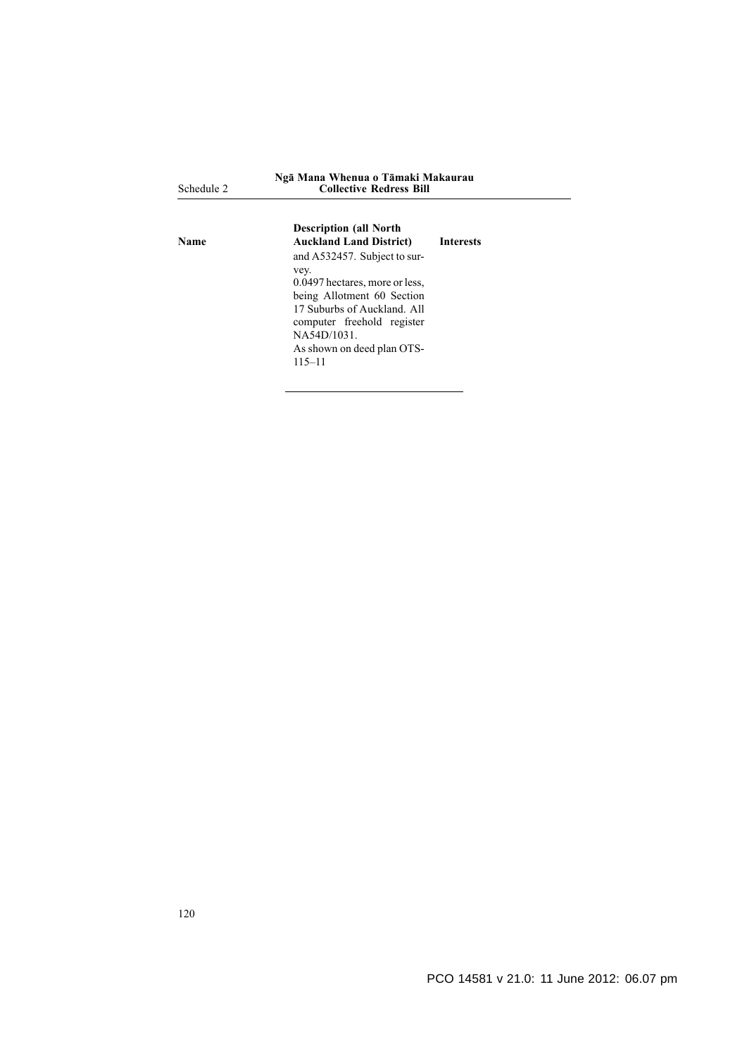| Name | Description (all North Auckland Land District) | Interests |
|---|---|---|
| | and A532457. Subject to survey.<br>0.0497 hectares, more or less, being Allotment 60 Section 17 Suburbs of Auckland. All computer freehold register NA54D/1031.<br>As shown on deed plan OTS-115–11 | |

PCO 14581 v 21.0: 11 June 2012: 06.07 pm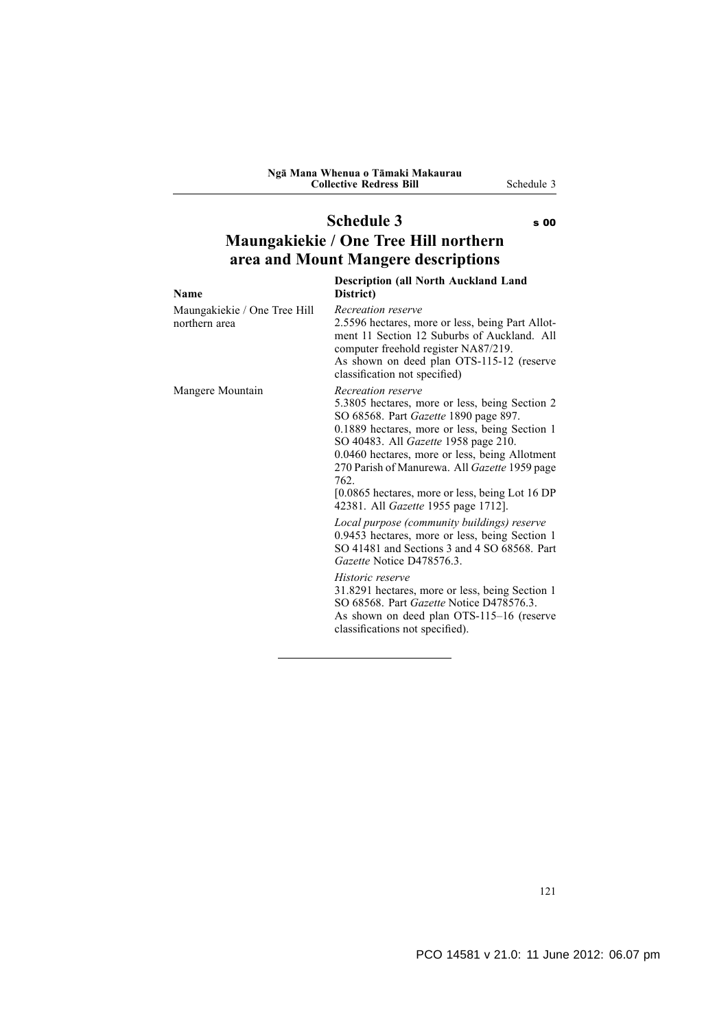# Schedule 3

s 00

## Maungakiekie / One Tree Hill northern area and Mount Mangere descriptions

| Name | Description (all North Auckland Land District) |
|---|---|
| Maungakiekie / One Tree Hill northern area | *Recreation reserve*<br>2.5596 hectares, more or less, being Part Allotment 11 Section 12 Suburbs of Auckland. All computer freehold register NA87/219.<br>As shown on deed plan OTS-115-12 (reserve classification not specified) |
| Mangere Mountain | *Recreation reserve*<br>5.3805 hectares, more or less, being Section 2 SO 68568. Part *Gazette* 1890 page 897.<br>0.1889 hectares, more or less, being Section 1 SO 40483. All *Gazette* 1958 page 210.<br>0.0460 hectares, more or less, being Allotment 270 Parish of Manurewa. All *Gazette* 1959 page 762.<br>[0.0865 hectares, more or less, being Lot 16 DP 42381. All *Gazette* 1955 page 1712].<br><br>*Local purpose (community buildings) reserve*<br>0.9453 hectares, more or less, being Section 1 SO 41481 and Sections 3 and 4 SO 68568. Part *Gazette* Notice D478576.3.<br><br>*Historic reserve*<br>31.8291 hectares, more or less, being Section 1 SO 68568. Part *Gazette* Notice D478576.3.<br>As shown on deed plan OTS-115–16 (reserve classifications not specified). |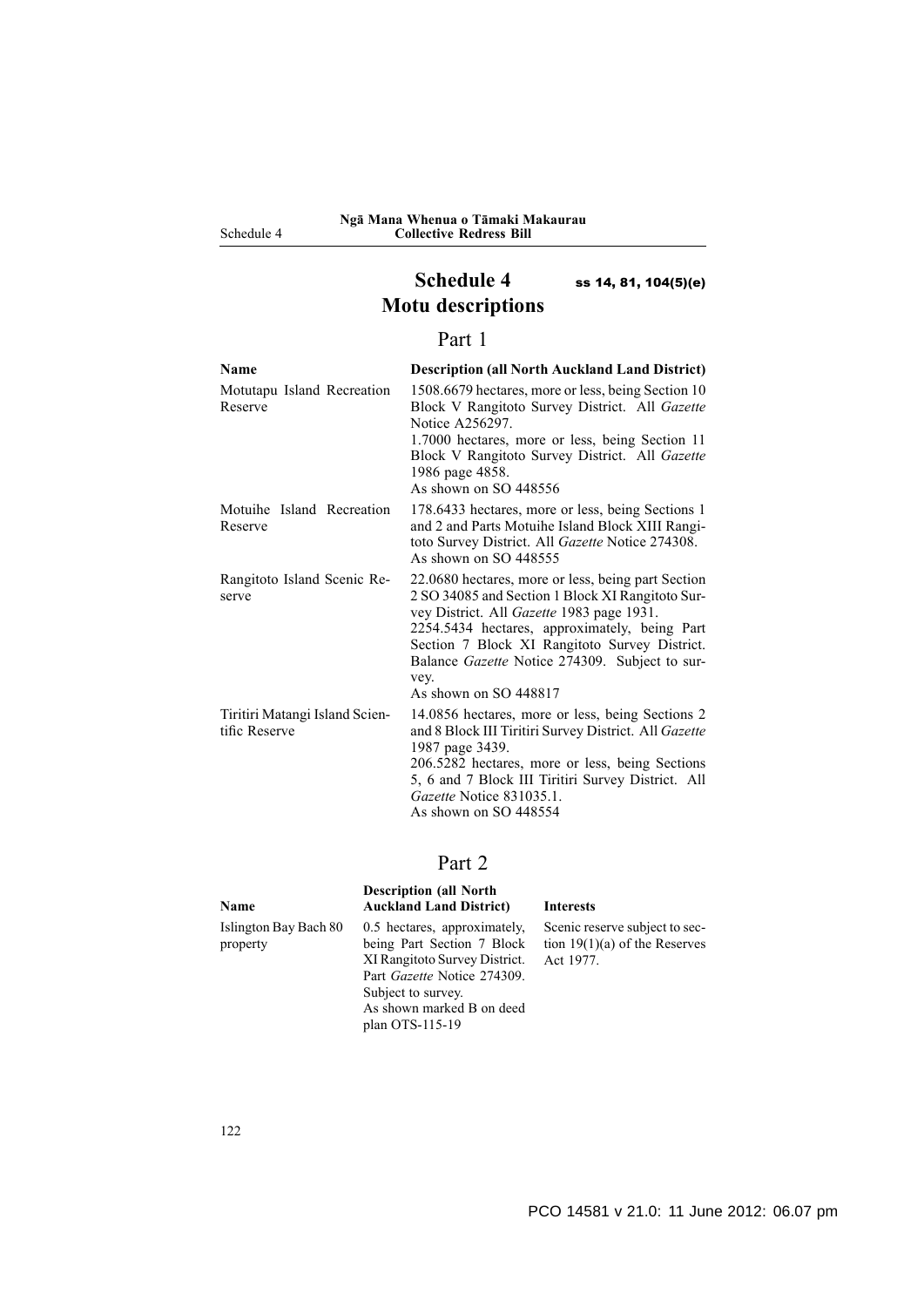# Schedule 4 ss 14, 81, 104(5)(e)

# Motu descriptions

## Part 1

| Name | Description (all North Auckland Land District) |
|---|---|
| Motutapu Island Recreation Reserve | 1508.6679 hectares, more or less, being Section 10 Block V Rangitoto Survey District. All *Gazette* Notice A256297.<br>1.7000 hectares, more or less, being Section 11 Block V Rangitoto Survey District. All *Gazette* 1986 page 4858.<br>As shown on SO 448556 |
| Motuihe Island Recreation Reserve | 178.6433 hectares, more or less, being Sections 1 and 2 and Parts Motuihe Island Block XIII Rangitoto Survey District. All *Gazette* Notice 274308.<br>As shown on SO 448555 |
| Rangitoto Island Scenic Reserve | 22.0680 hectares, more or less, being part Section 2 SO 34085 and Section 1 Block XI Rangitoto Survey District. All *Gazette* 1983 page 1931.<br>2254.5434 hectares, approximately, being Part Section 7 Block XI Rangitoto Survey District. Balance *Gazette* Notice 274309. Subject to survey.<br>As shown on SO 448817 |
| Tiritiri Matangi Island Scientific Reserve | 14.0856 hectares, more or less, being Sections 2 and 8 Block III Tiritiri Survey District. All *Gazette* 1987 page 3439.<br>206.5282 hectares, more or less, being Sections 5, 6 and 7 Block III Tiritiri Survey District. All *Gazette* Notice 831035.1.<br>As shown on SO 448554 |

## Part 2

| Name | Description (all North Auckland Land District) | Interests |
|---|---|---|
| Islington Bay Bach 80 property | 0.5 hectares, approximately, being Part Section 7 Block XI Rangitoto Survey District. Part *Gazette* Notice 274309. Subject to survey.<br>As shown marked B on deed plan OTS-115-19 | Scenic reserve subject to section 19(1)(a) of the Reserves Act 1977. |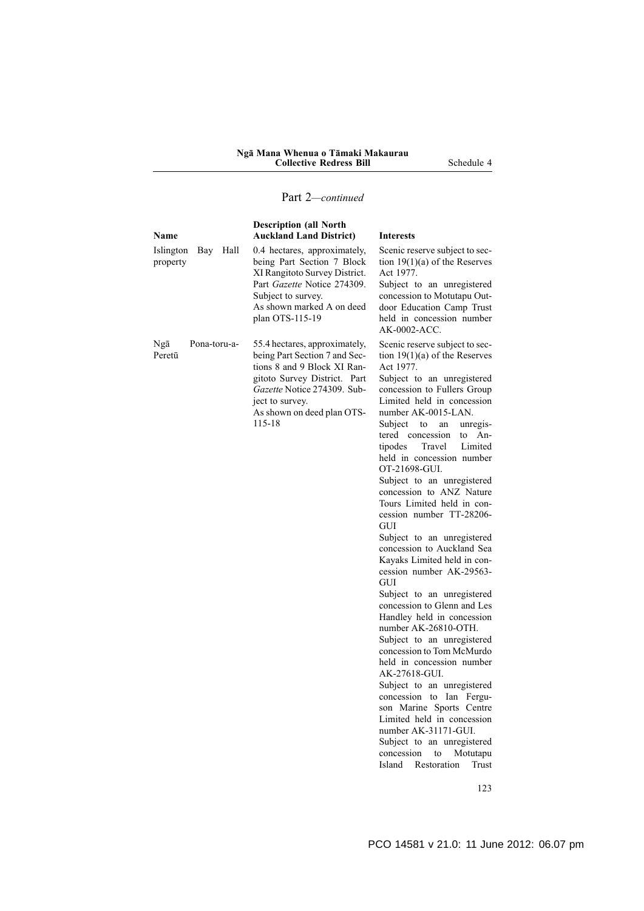Part 2—*continued*

| Name | Description (all North Auckland Land District) | Interests |
|---|---|---|
| Islington Bay Hall property | 0.4 hectares, approximately, being Part Section 7 Block XI Rangitoto Survey District. Part *Gazette* Notice 274309. Subject to survey. As shown marked A on deed plan OTS-115-19 | Scenic reserve subject to section 19(1)(a) of the Reserves Act 1977. Subject to an unregistered concession to Motutapu Outdoor Education Camp Trust held in concession number AK-0002-ACC. |
| Ngā Pona-toru-a-Peretū | 55.4 hectares, approximately, being Part Section 7 and Sections 8 and 9 Block XI Rangitoto Survey District. Part *Gazette* Notice 274309. Subject to survey. As shown on deed plan OTS-115-18 | Scenic reserve subject to section 19(1)(a) of the Reserves Act 1977. Subject to an unregistered concession to Fullers Group Limited held in concession number AK-0015-LAN. Subject to an unregistered concession to Antipodes Travel Limited held in concession number OT-21698-GUI. Subject to an unregistered concession to ANZ Nature Tours Limited held in concession number TT-28206-GUI Subject to an unregistered concession to Auckland Sea Kayaks Limited held in concession number AK-29563-GUI Subject to an unregistered concession to Glenn and Les Handley held in concession number AK-26810-OTH. Subject to an unregistered concession to Tom McMurdo held in concession number AK-27618-GUI. Subject to an unregistered concession to Ian Ferguson Marine Sports Centre Limited held in concession number AK-31171-GUI. Subject to an unregistered concession to Motutapu Island Restoration Trust |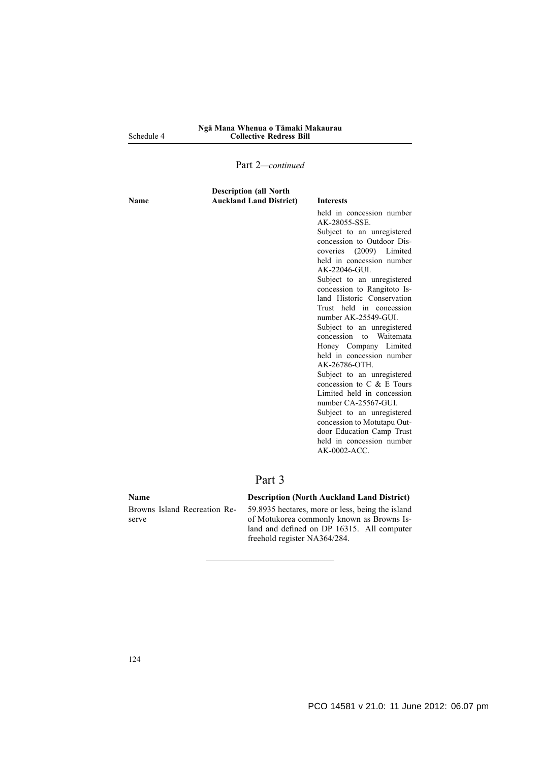Part 2—*continued*

| Name | Description (all North Auckland Land District) | Interests |
|---|---|---|
| | | held in concession number AK-28055-SSE.<br>Subject to an unregistered concession to Outdoor Discoveries (2009) Limited held in concession number AK-22046-GUI.<br>Subject to an unregistered concession to Rangitoto Island Historic Conservation Trust held in concession number AK-25549-GUI.<br>Subject to an unregistered concession to Waitemata Honey Company Limited held in concession number AK-26786-OTH.<br>Subject to an unregistered concession to C & E Tours Limited held in concession number CA-25567-GUI.<br>Subject to an unregistered concession to Motutapu Outdoor Education Camp Trust held in concession number AK-0002-ACC. |

# Part 3

| Name | Description (North Auckland Land District) |
|---|---|
| Browns Island Recreation Reserve | 59.8935 hectares, more or less, being the island of Motukorea commonly known as Browns Island and defined on DP 16315. All computer freehold register NA364/284. |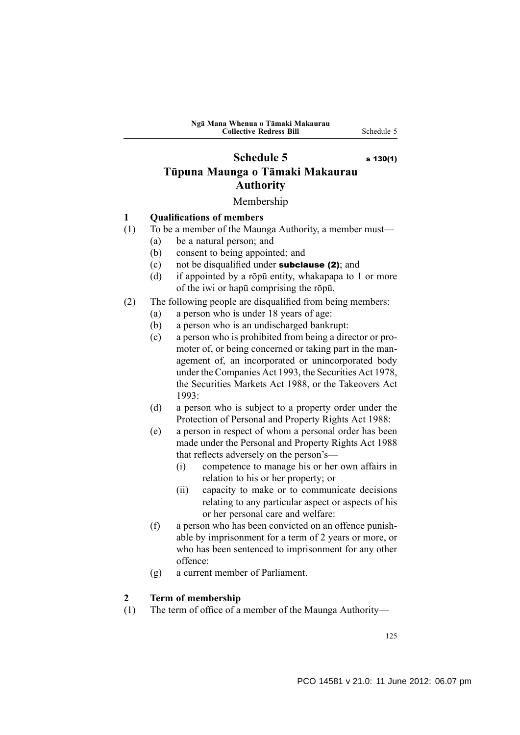# Schedule 5 s 130(1)

# Tūpuna Maunga o Tāmaki Makaurau Authority

## Membership

### 1 Qualifications of members

(1) To be a member of the Maunga Authority, a member must—

- (a) be a natural person; and
- (b) consent to being appointed; and
- (c) not be disqualified under **subclause (2)**; and
- (d) if appointed by a rōpū entity, whakapapa to 1 or more of the iwi or hapū comprising the rōpū.

(2) The following people are disqualified from being members:

- (a) a person who is under 18 years of age:
- (b) a person who is an undischarged bankrupt:
- (c) a person who is prohibited from being a director or promoter of, or being concerned or taking part in the management of, an incorporated or unincorporated body under the Companies Act 1993, the Securities Act 1978, the Securities Markets Act 1988, or the Takeovers Act 1993:
- (d) a person who is subject to a property order under the Protection of Personal and Property Rights Act 1988:
- (e) a person in respect of whom a personal order has been made under the Personal and Property Rights Act 1988 that reflects adversely on the person's—
  - (i) competence to manage his or her own affairs in relation to his or her property; or
  - (ii) capacity to make or to communicate decisions relating to any particular aspect or aspects of his or her personal care and welfare:
- (f) a person who has been convicted on an offence punishable by imprisonment for a term of 2 years or more, or who has been sentenced to imprisonment for any other offence:
- (g) a current member of Parliament.

### 2 Term of membership

(1) The term of office of a member of the Maunga Authority—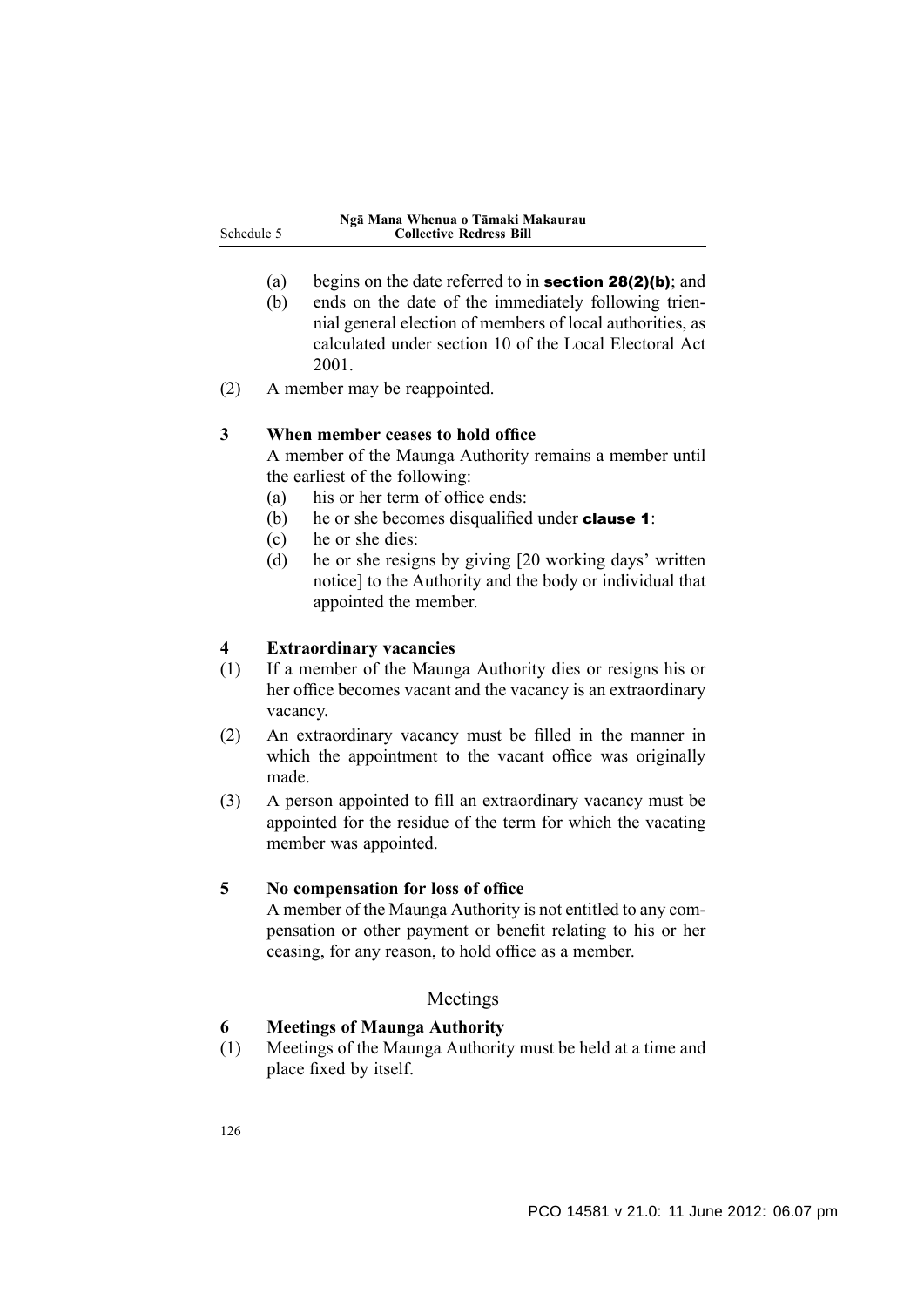(a) begins on the date referred to in **section 28(2)(b)**; and

(b) ends on the date of the immediately following triennial general election of members of local authorities, as calculated under section 10 of the Local Electoral Act 2001.

(2) A member may be reappointed.

**3 When member ceases to hold office**

A member of the Maunga Authority remains a member until the earliest of the following:

(a) his or her term of office ends:

(b) he or she becomes disqualified under **clause 1**:

(c) he or she dies:

(d) he or she resigns by giving [20 working days' written notice] to the Authority and the body or individual that appointed the member.

**4 Extraordinary vacancies**

(1) If a member of the Maunga Authority dies or resigns his or her office becomes vacant and the vacancy is an extraordinary vacancy.

(2) An extraordinary vacancy must be filled in the manner in which the appointment to the vacant office was originally made.

(3) A person appointed to fill an extraordinary vacancy must be appointed for the residue of the term for which the vacating member was appointed.

**5 No compensation for loss of office**

A member of the Maunga Authority is not entitled to any compensation or other payment or benefit relating to his or her ceasing, for any reason, to hold office as a member.

## Meetings

**6 Meetings of Maunga Authority**

(1) Meetings of the Maunga Authority must be held at a time and place fixed by itself.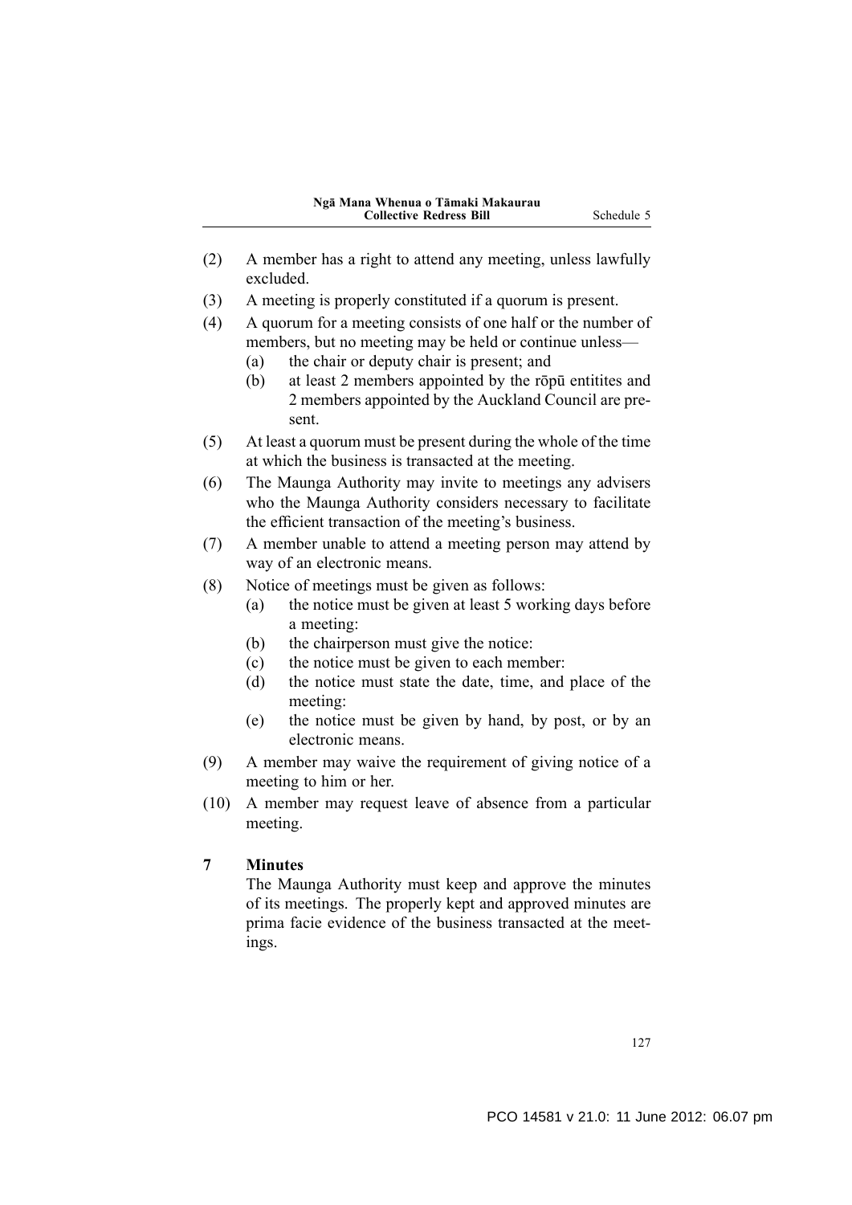(2) A member has a right to attend any meeting, unless lawfully excluded.

(3) A meeting is properly constituted if a quorum is present.

(4) A quorum for a meeting consists of one half or the number of members, but no meeting may be held or continue unless—

  (a) the chair or deputy chair is present; and

  (b) at least 2 members appointed by the rōpū entitites and 2 members appointed by the Auckland Council are present.

(5) At least a quorum must be present during the whole of the time at which the business is transacted at the meeting.

(6) The Maunga Authority may invite to meetings any advisers who the Maunga Authority considers necessary to facilitate the efficient transaction of the meeting's business.

(7) A member unable to attend a meeting person may attend by way of an electronic means.

(8) Notice of meetings must be given as follows:

  (a) the notice must be given at least 5 working days before a meeting:

  (b) the chairperson must give the notice:

  (c) the notice must be given to each member:

  (d) the notice must state the date, time, and place of the meeting:

  (e) the notice must be given by hand, by post, or by an electronic means.

(9) A member may waive the requirement of giving notice of a meeting to him or her.

(10) A member may request leave of absence from a particular meeting.

**7 Minutes**

The Maunga Authority must keep and approve the minutes of its meetings. The properly kept and approved minutes are prima facie evidence of the business transacted at the meetings.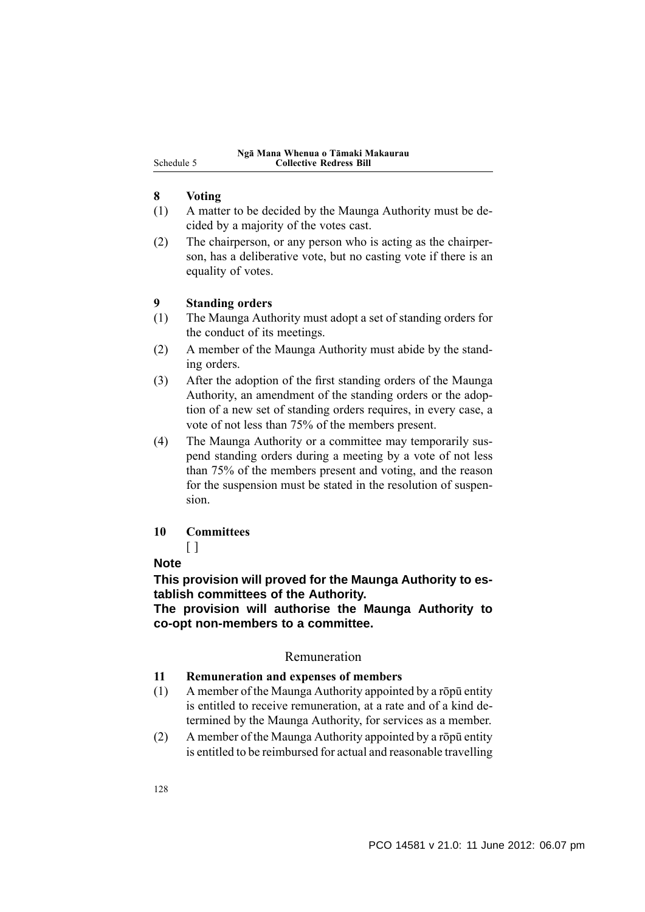### 8 Voting

(1) A matter to be decided by the Maunga Authority must be decided by a majority of the votes cast.

(2) The chairperson, or any person who is acting as the chairperson, has a deliberative vote, but no casting vote if there is an equality of votes.

### 9 Standing orders

(1) The Maunga Authority must adopt a set of standing orders for the conduct of its meetings.

(2) A member of the Maunga Authority must abide by the standing orders.

(3) After the adoption of the first standing orders of the Maunga Authority, an amendment of the standing orders or the adoption of a new set of standing orders requires, in every case, a vote of not less than 75% of the members present.

(4) The Maunga Authority or a committee may temporarily suspend standing orders during a meeting by a vote of not less than 75% of the members present and voting, and the reason for the suspension must be stated in the resolution of suspension.

### 10 Committees

[ ]

**Note**

**This provision will proved for the Maunga Authority to establish committees of the Authority.**

**The provision will authorise the Maunga Authority to co-opt non-members to a committee.**

## Remuneration

### 11 Remuneration and expenses of members

(1) A member of the Maunga Authority appointed by a rōpū entity is entitled to receive remuneration, at a rate and of a kind determined by the Maunga Authority, for services as a member.

(2) A member of the Maunga Authority appointed by a rōpū entity is entitled to be reimbursed for actual and reasonable travelling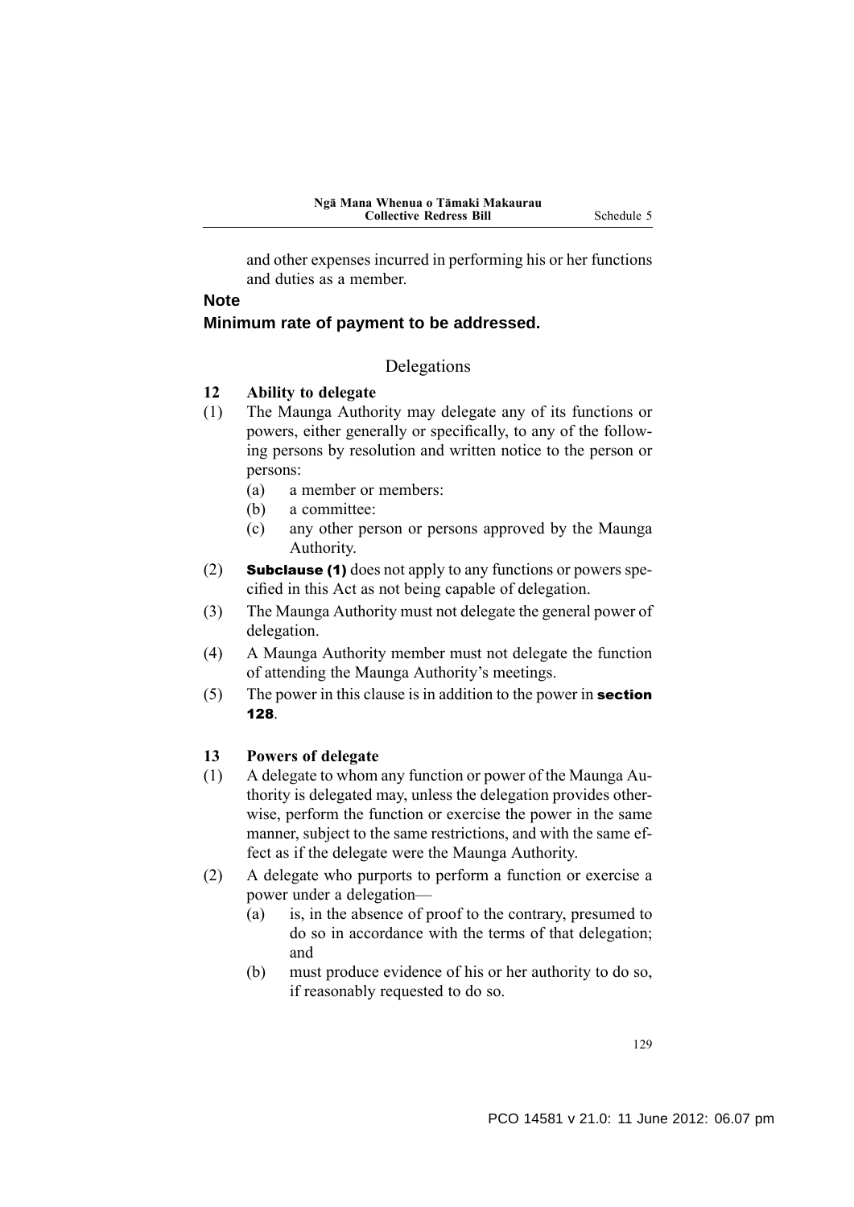and other expenses incurred in performing his or her functions and duties as a member.

**Note**

**Minimum rate of payment to be addressed.**

## Delegations

### 12 Ability to delegate

(1) The Maunga Authority may delegate any of its functions or powers, either generally or specifically, to any of the following persons by resolution and written notice to the person or persons:

- (a) a member or members:
- (b) a committee:
- (c) any other person or persons approved by the Maunga Authority.

(2) **Subclause (1)** does not apply to any functions or powers specified in this Act as not being capable of delegation.

(3) The Maunga Authority must not delegate the general power of delegation.

(4) A Maunga Authority member must not delegate the function of attending the Maunga Authority's meetings.

(5) The power in this clause is in addition to the power in **section 128**.

### 13 Powers of delegate

(1) A delegate to whom any function or power of the Maunga Authority is delegated may, unless the delegation provides otherwise, perform the function or exercise the power in the same manner, subject to the same restrictions, and with the same effect as if the delegate were the Maunga Authority.

(2) A delegate who purports to perform a function or exercise a power under a delegation—

- (a) is, in the absence of proof to the contrary, presumed to do so in accordance with the terms of that delegation; and
- (b) must produce evidence of his or her authority to do so, if reasonably requested to do so.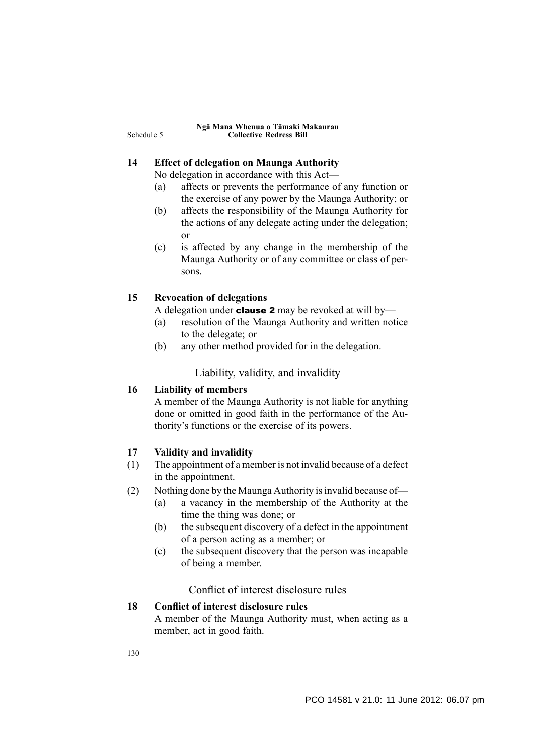**14 Effect of delegation on Maunga Authority**

No delegation in accordance with this Act—

(a) affects or prevents the performance of any function or the exercise of any power by the Maunga Authority; or

(b) affects the responsibility of the Maunga Authority for the actions of any delegate acting under the delegation; or

(c) is affected by any change in the membership of the Maunga Authority or of any committee or class of persons.

**15 Revocation of delegations**

A delegation under **clause 2** may be revoked at will by—

(a) resolution of the Maunga Authority and written notice to the delegate; or

(b) any other method provided for in the delegation.

Liability, validity, and invalidity

**16 Liability of members**

A member of the Maunga Authority is not liable for anything done or omitted in good faith in the performance of the Authority's functions or the exercise of its powers.

**17 Validity and invalidity**

(1) The appointment of a member is not invalid because of a defect in the appointment.

(2) Nothing done by the Maunga Authority is invalid because of—

(a) a vacancy in the membership of the Authority at the time the thing was done; or

(b) the subsequent discovery of a defect in the appointment of a person acting as a member; or

(c) the subsequent discovery that the person was incapable of being a member.

Conflict of interest disclosure rules

**18 Conflict of interest disclosure rules**

A member of the Maunga Authority must, when acting as a member, act in good faith.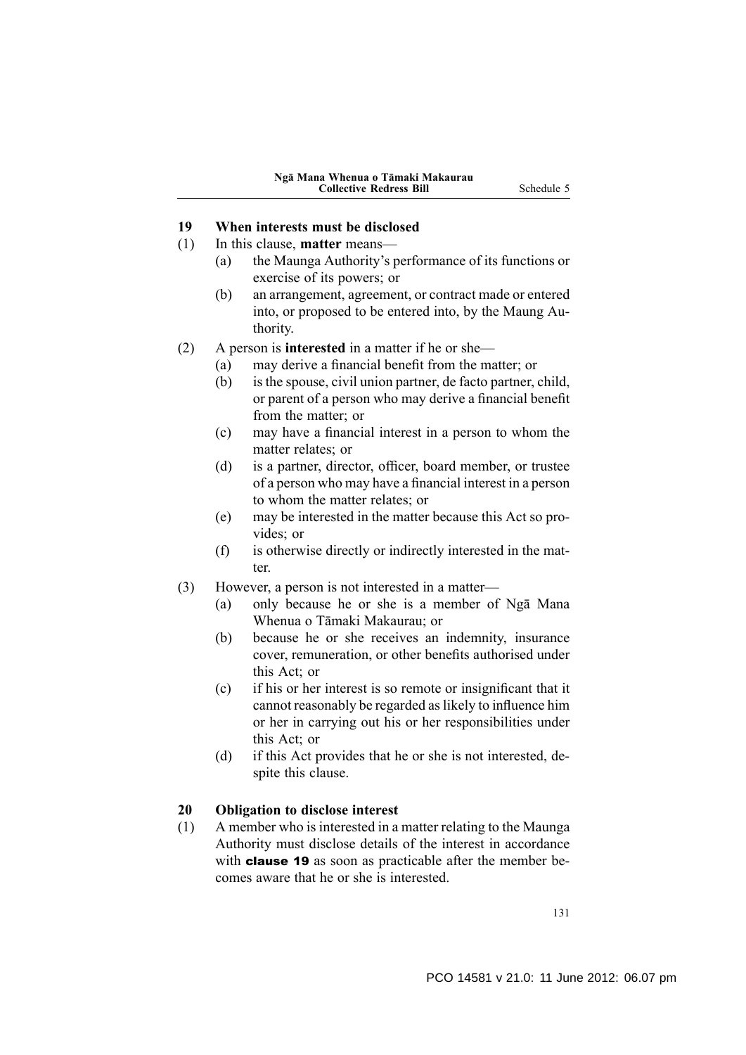## 19 When interests must be disclosed

(1) In this clause, **matter** means—

  (a) the Maunga Authority's performance of its functions or exercise of its powers; or

  (b) an arrangement, agreement, or contract made or entered into, or proposed to be entered into, by the Maung Authority.

(2) A person is **interested** in a matter if he or she—

  (a) may derive a financial benefit from the matter; or

  (b) is the spouse, civil union partner, de facto partner, child, or parent of a person who may derive a financial benefit from the matter; or

  (c) may have a financial interest in a person to whom the matter relates; or

  (d) is a partner, director, officer, board member, or trustee of a person who may have a financial interest in a person to whom the matter relates; or

  (e) may be interested in the matter because this Act so provides; or

  (f) is otherwise directly or indirectly interested in the matter.

(3) However, a person is not interested in a matter—

  (a) only because he or she is a member of Ngā Mana Whenua o Tāmaki Makaurau; or

  (b) because he or she receives an indemnity, insurance cover, remuneration, or other benefits authorised under this Act; or

  (c) if his or her interest is so remote or insignificant that it cannot reasonably be regarded as likely to influence him or her in carrying out his or her responsibilities under this Act; or

  (d) if this Act provides that he or she is not interested, despite this clause.

## 20 Obligation to disclose interest

(1) A member who is interested in a matter relating to the Maunga Authority must disclose details of the interest in accordance with **clause 19** as soon as practicable after the member becomes aware that he or she is interested.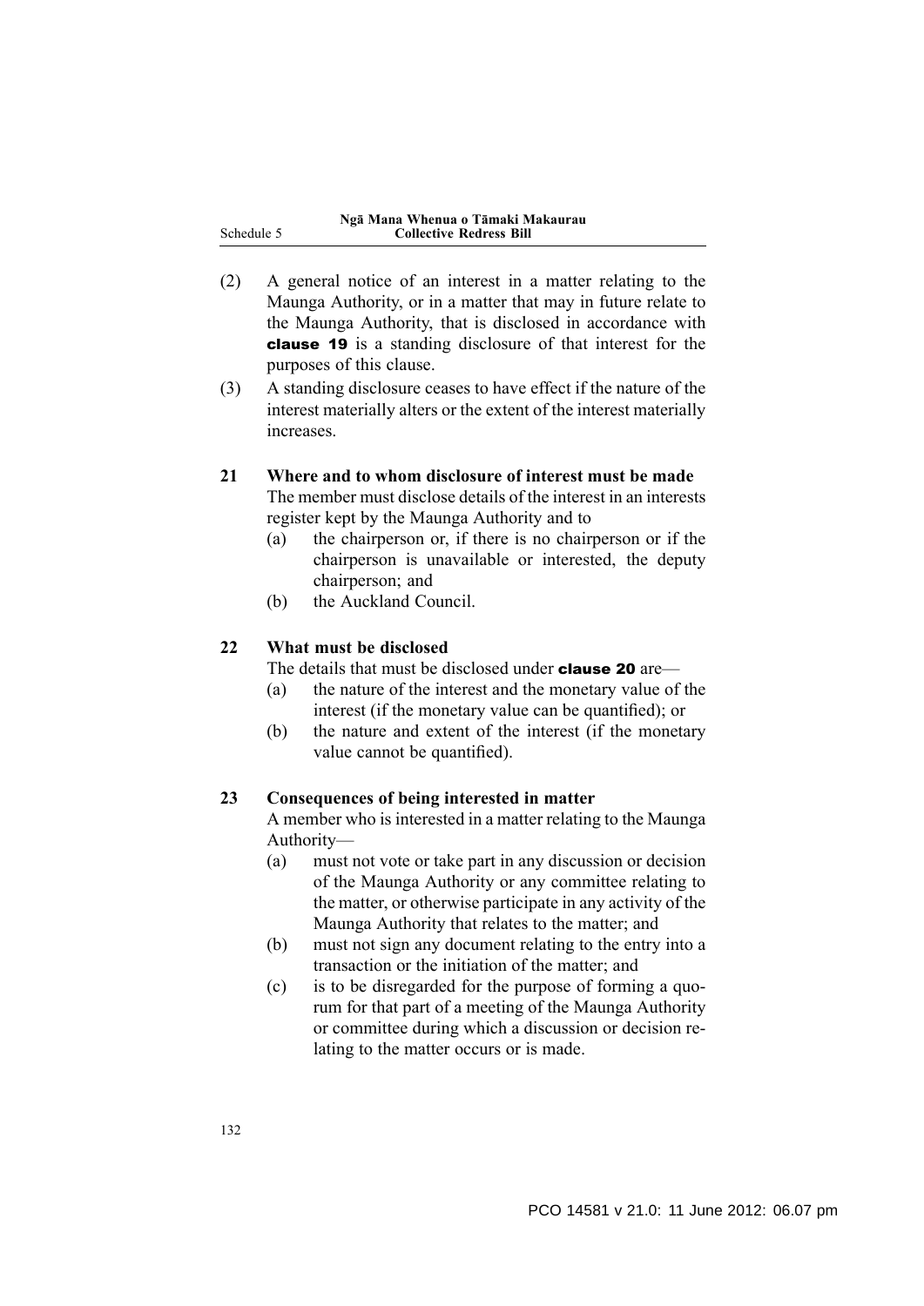(2) A general notice of an interest in a matter relating to the Maunga Authority, or in a matter that may in future relate to the Maunga Authority, that is disclosed in accordance with **clause 19** is a standing disclosure of that interest for the purposes of this clause.

(3) A standing disclosure ceases to have effect if the nature of the interest materially alters or the extent of the interest materially increases.

### 21 Where and to whom disclosure of interest must be made

The member must disclose details of the interest in an interests register kept by the Maunga Authority and to

- (a) the chairperson or, if there is no chairperson or if the chairperson is unavailable or interested, the deputy chairperson; and
- (b) the Auckland Council.

### 22 What must be disclosed

The details that must be disclosed under **clause 20** are—

- (a) the nature of the interest and the monetary value of the interest (if the monetary value can be quantified); or
- (b) the nature and extent of the interest (if the monetary value cannot be quantified).

### 23 Consequences of being interested in matter

A member who is interested in a matter relating to the Maunga Authority—

- (a) must not vote or take part in any discussion or decision of the Maunga Authority or any committee relating to the matter, or otherwise participate in any activity of the Maunga Authority that relates to the matter; and
- (b) must not sign any document relating to the entry into a transaction or the initiation of the matter; and
- (c) is to be disregarded for the purpose of forming a quorum for that part of a meeting of the Maunga Authority or committee during which a discussion or decision relating to the matter occurs or is made.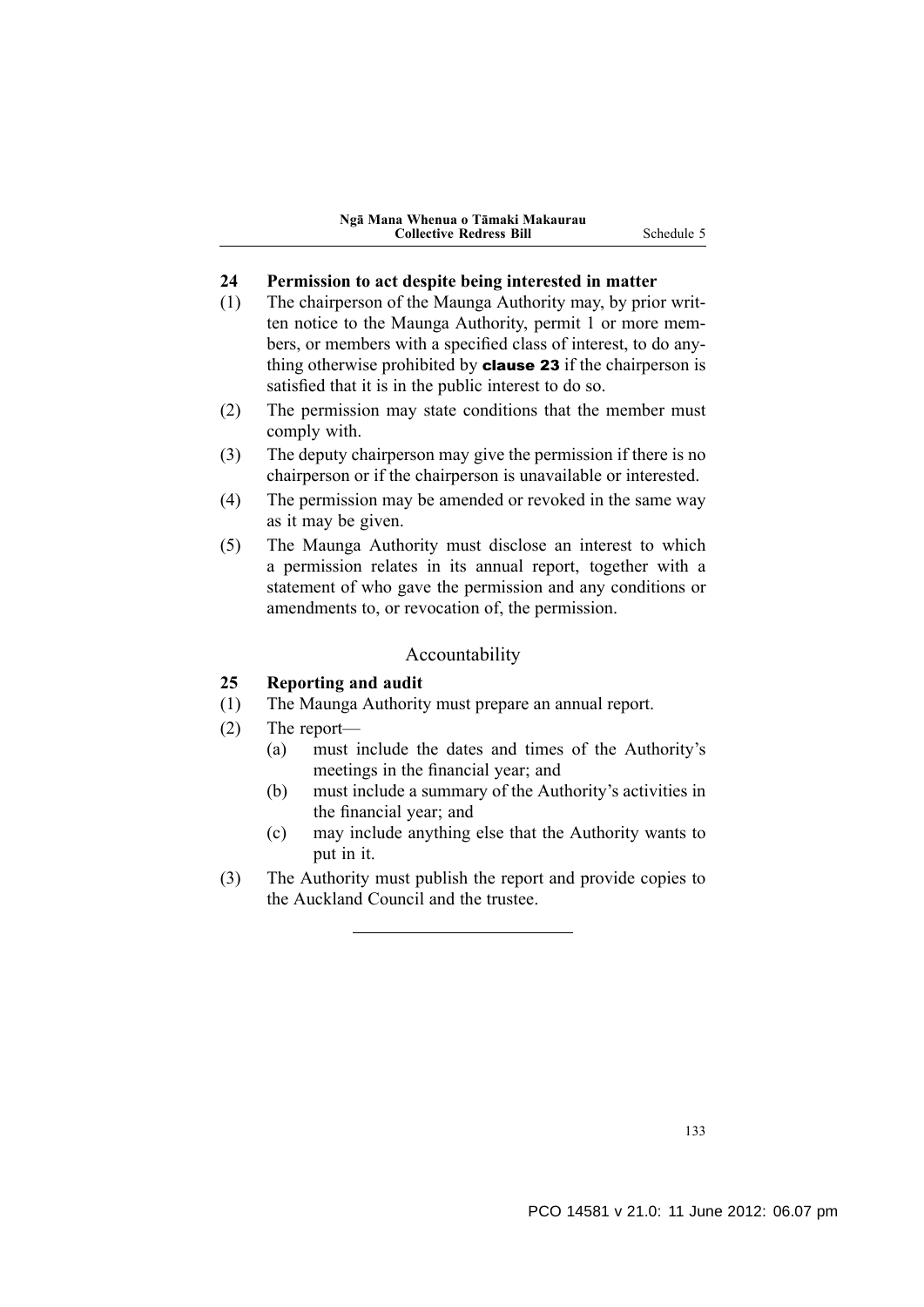### 24 Permission to act despite being interested in matter

(1) The chairperson of the Maunga Authority may, by prior written notice to the Maunga Authority, permit 1 or more members, or members with a specified class of interest, to do anything otherwise prohibited by **clause 23** if the chairperson is satisfied that it is in the public interest to do so.

(2) The permission may state conditions that the member must comply with.

(3) The deputy chairperson may give the permission if there is no chairperson or if the chairperson is unavailable or interested.

(4) The permission may be amended or revoked in the same way as it may be given.

(5) The Maunga Authority must disclose an interest to which a permission relates in its annual report, together with a statement of who gave the permission and any conditions or amendments to, or revocation of, the permission.

## Accountability

### 25 Reporting and audit

(1) The Maunga Authority must prepare an annual report.

(2) The report—

- (a) must include the dates and times of the Authority's meetings in the financial year; and
- (b) must include a summary of the Authority's activities in the financial year; and
- (c) may include anything else that the Authority wants to put in it.

(3) The Authority must publish the report and provide copies to the Auckland Council and the trustee.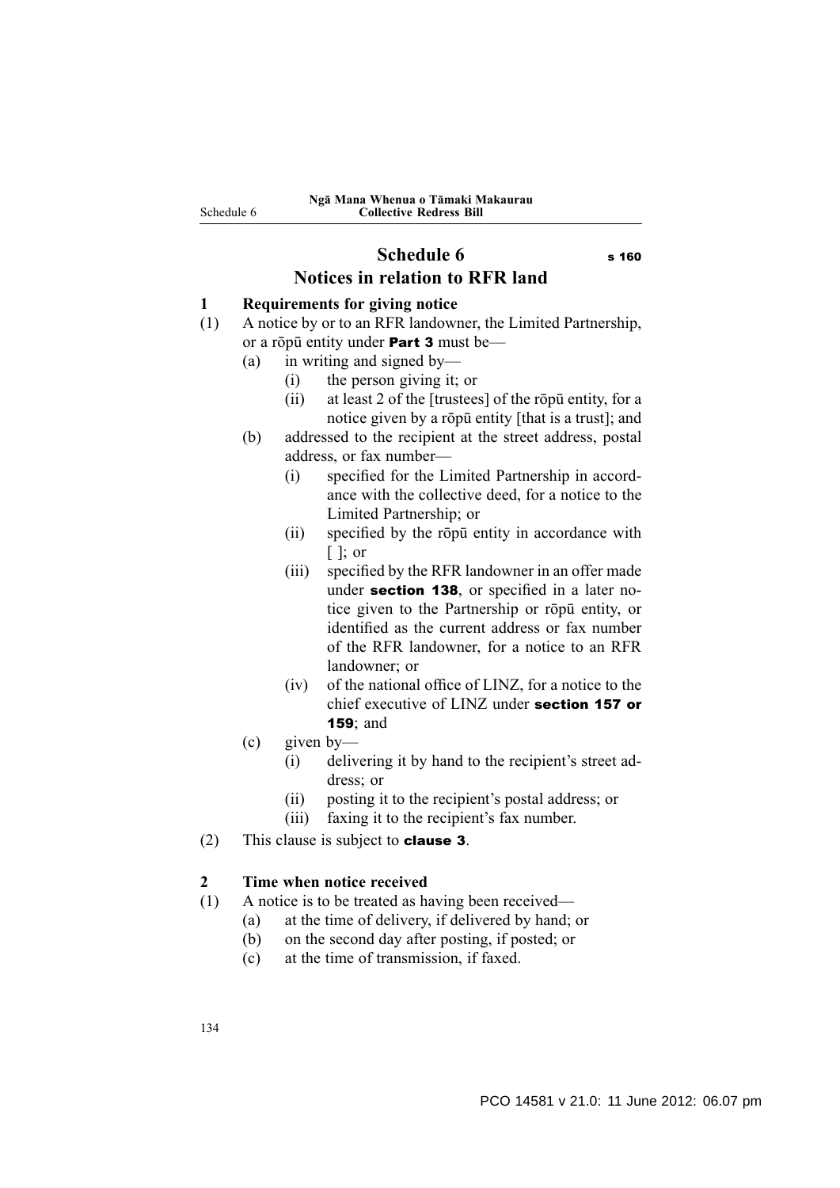# Schedule 6

s 160

## Notices in relation to RFR land

### 1 Requirements for giving notice

(1) A notice by or to an RFR landowner, the Limited Partnership, or a rōpū entity under **Part 3** must be—

- (a) in writing and signed by—
  - (i) the person giving it; or
  - (ii) at least 2 of the [trustees] of the rōpū entity, for a notice given by a rōpū entity [that is a trust]; and
- (b) addressed to the recipient at the street address, postal address, or fax number—
  - (i) specified for the Limited Partnership in accordance with the collective deed, for a notice to the Limited Partnership; or
  - (ii) specified by the rōpū entity in accordance with [ ]; or
  - (iii) specified by the RFR landowner in an offer made under **section 138**, or specified in a later notice given to the Partnership or rōpū entity, or identified as the current address or fax number of the RFR landowner, for a notice to an RFR landowner; or
  - (iv) of the national office of LINZ, for a notice to the chief executive of LINZ under **section 157 or 159**; and
- (c) given by—
  - (i) delivering it by hand to the recipient's street address; or
  - (ii) posting it to the recipient's postal address; or
  - (iii) faxing it to the recipient's fax number.

(2) This clause is subject to **clause 3**.

### 2 Time when notice received

(1) A notice is to be treated as having been received—

- (a) at the time of delivery, if delivered by hand; or
- (b) on the second day after posting, if posted; or
- (c) at the time of transmission, if faxed.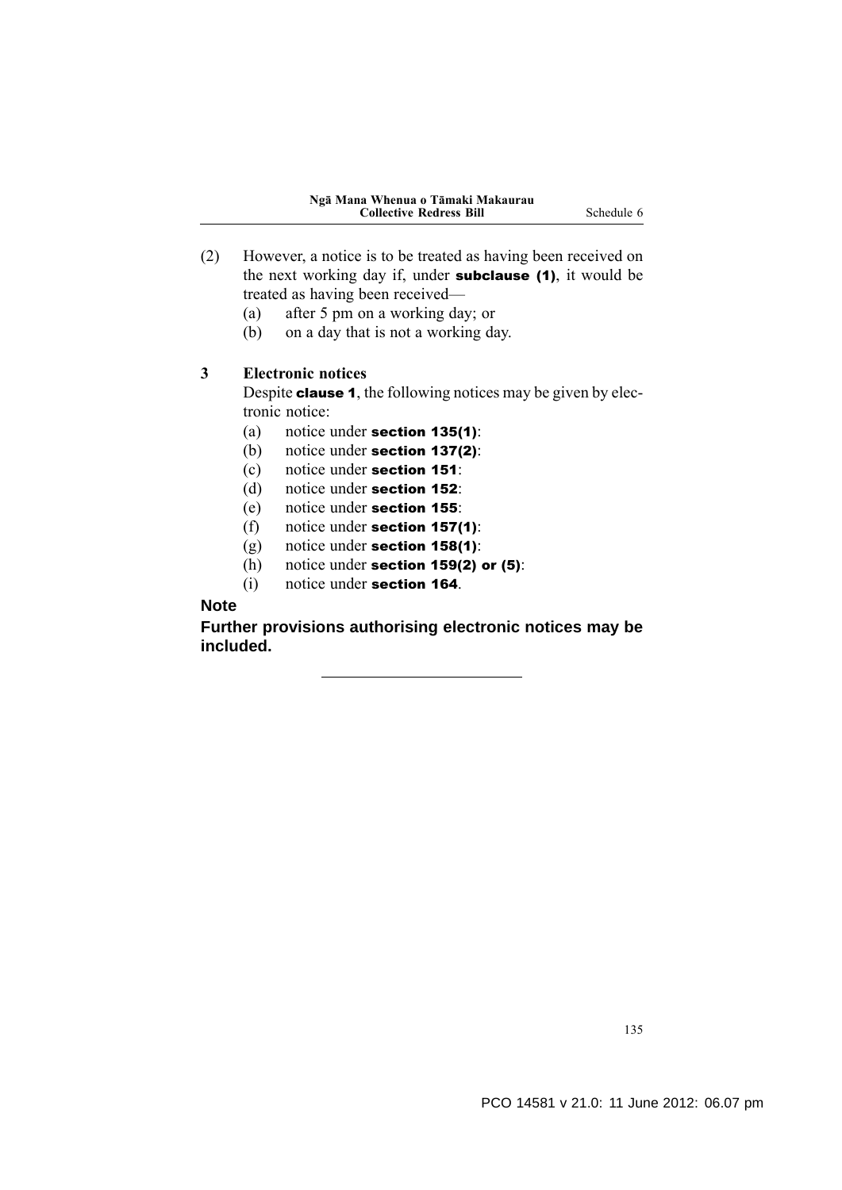(2) However, a notice is to be treated as having been received on the next working day if, under **subclause (1)**, it would be treated as having been received—

(a) after 5 pm on a working day; or

(b) on a day that is not a working day.

### 3 Electronic notices

Despite **clause 1**, the following notices may be given by electronic notice:

(a) notice under **section 135(1)**:

(b) notice under **section 137(2)**:

(c) notice under **section 151**:

(d) notice under **section 152**:

(e) notice under **section 155**:

(f) notice under **section 157(1)**:

(g) notice under **section 158(1)**:

(h) notice under **section 159(2) or (5)**:

(i) notice under **section 164**.

**Note**

**Further provisions authorising electronic notices may be included.**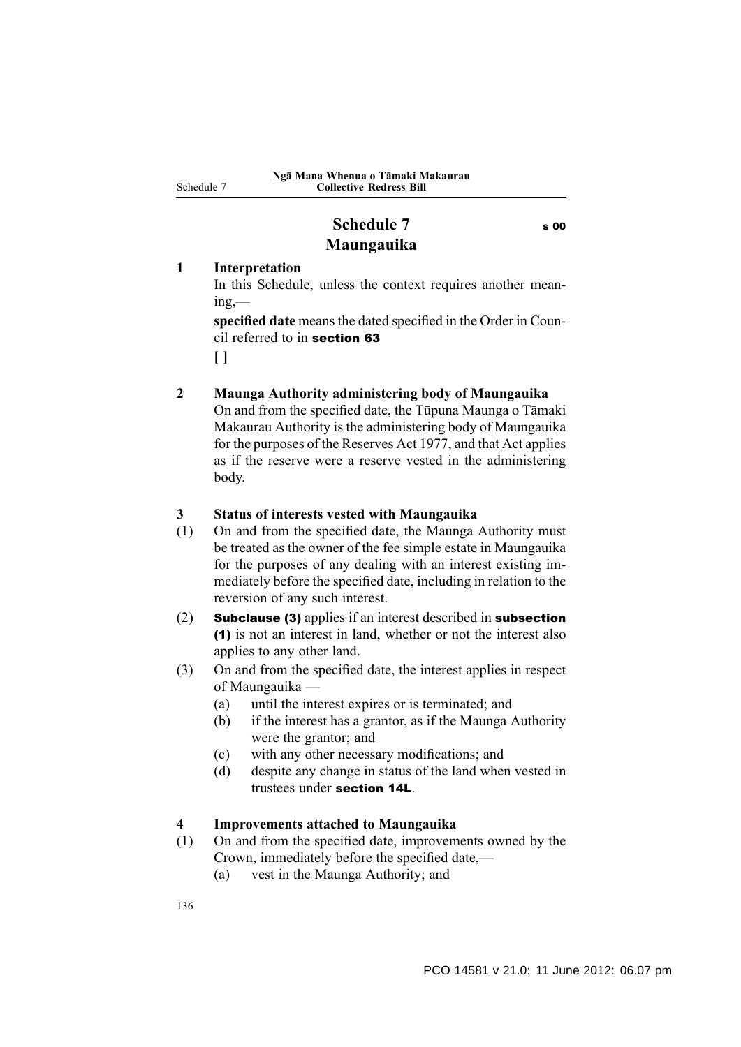# Schedule 7 Maungauika

s 00

## 1 Interpretation

In this Schedule, unless the context requires another meaning,—

**specified date** means the dated specified in the Order in Council referred to in **section 63**

**[ ]**

## 2 Maunga Authority administering body of Maungauika

On and from the specified date, the Tūpuna Maunga o Tāmaki Makaurau Authority is the administering body of Maungauika for the purposes of the Reserves Act 1977, and that Act applies as if the reserve were a reserve vested in the administering body.

## 3 Status of interests vested with Maungauika

(1) On and from the specified date, the Maunga Authority must be treated as the owner of the fee simple estate in Maungauika for the purposes of any dealing with an interest existing immediately before the specified date, including in relation to the reversion of any such interest.

(2) **Subclause (3)** applies if an interest described in **subsection (1)** is not an interest in land, whether or not the interest also applies to any other land.

(3) On and from the specified date, the interest applies in respect of Maungauika —

- (a) until the interest expires or is terminated; and
- (b) if the interest has a grantor, as if the Maunga Authority were the grantor; and
- (c) with any other necessary modifications; and
- (d) despite any change in status of the land when vested in trustees under **section 14L**.

## 4 Improvements attached to Maungauika

(1) On and from the specified date, improvements owned by the Crown, immediately before the specified date,—

- (a) vest in the Maunga Authority; and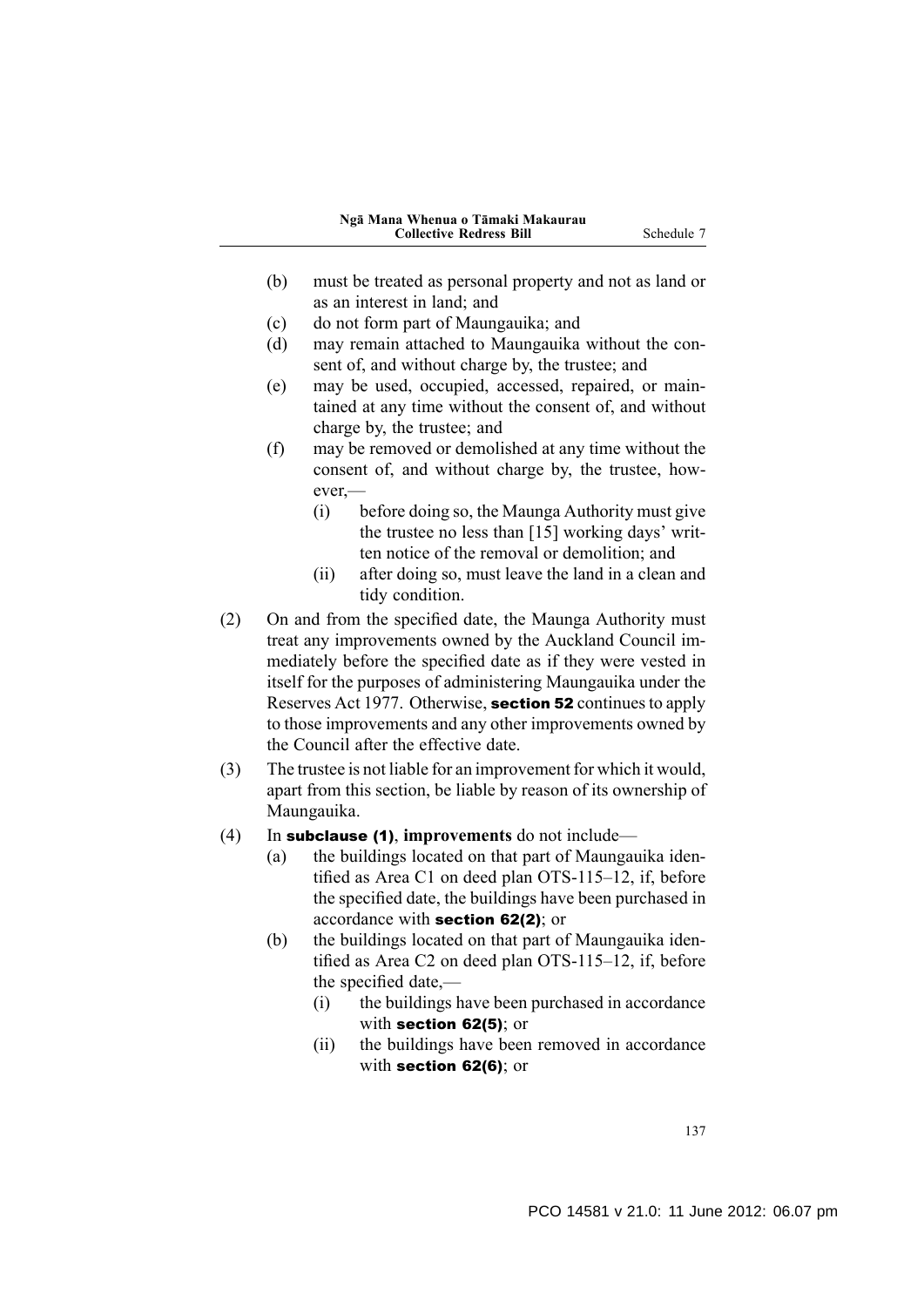(b) must be treated as personal property and not as land or as an interest in land; and

(c) do not form part of Maungauika; and

(d) may remain attached to Maungauika without the consent of, and without charge by, the trustee; and

(e) may be used, occupied, accessed, repaired, or maintained at any time without the consent of, and without charge by, the trustee; and

(f) may be removed or demolished at any time without the consent of, and without charge by, the trustee, however,—

  (i) before doing so, the Maunga Authority must give the trustee no less than [15] working days' written notice of the removal or demolition; and

  (ii) after doing so, must leave the land in a clean and tidy condition.

(2) On and from the specified date, the Maunga Authority must treat any improvements owned by the Auckland Council immediately before the specified date as if they were vested in itself for the purposes of administering Maungauika under the Reserves Act 1977. Otherwise, **section 52** continues to apply to those improvements and any other improvements owned by the Council after the effective date.

(3) The trustee is not liable for an improvement for which it would, apart from this section, be liable by reason of its ownership of Maungauika.

(4) In **subclause (1)**, **improvements** do not include—

(a) the buildings located on that part of Maungauika identified as Area C1 on deed plan OTS-115–12, if, before the specified date, the buildings have been purchased in accordance with **section 62(2)**; or

(b) the buildings located on that part of Maungauika identified as Area C2 on deed plan OTS-115–12, if, before the specified date,—

  (i) the buildings have been purchased in accordance with **section 62(5)**; or

  (ii) the buildings have been removed in accordance with **section 62(6)**; or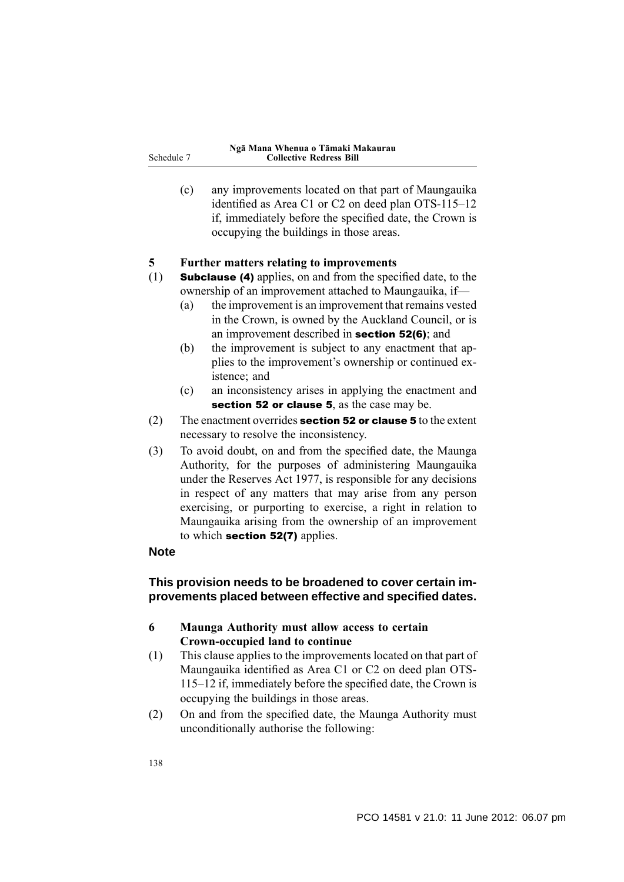(c) any improvements located on that part of Maungauika identified as Area C1 or C2 on deed plan OTS-115–12 if, immediately before the specified date, the Crown is occupying the buildings in those areas.

**5 Further matters relating to improvements**

(1) **Subclause (4)** applies, on and from the specified date, to the ownership of an improvement attached to Maungauika, if—

(a) the improvement is an improvement that remains vested in the Crown, is owned by the Auckland Council, or is an improvement described in **section 52(6)**; and

(b) the improvement is subject to any enactment that applies to the improvement's ownership or continued existence; and

(c) an inconsistency arises in applying the enactment and **section 52 or clause 5**, as the case may be.

(2) The enactment overrides **section 52 or clause 5** to the extent necessary to resolve the inconsistency.

(3) To avoid doubt, on and from the specified date, the Maunga Authority, for the purposes of administering Maungauika under the Reserves Act 1977, is responsible for any decisions in respect of any matters that may arise from any person exercising, or purporting to exercise, a right in relation to Maungauika arising from the ownership of an improvement to which **section 52(7)** applies.

**Note**

**This provision needs to be broadened to cover certain improvements placed between effective and specified dates.**

**6 Maunga Authority must allow access to certain Crown-occupied land to continue**

(1) This clause applies to the improvements located on that part of Maungauika identified as Area C1 or C2 on deed plan OTS-115–12 if, immediately before the specified date, the Crown is occupying the buildings in those areas.

(2) On and from the specified date, the Maunga Authority must unconditionally authorise the following: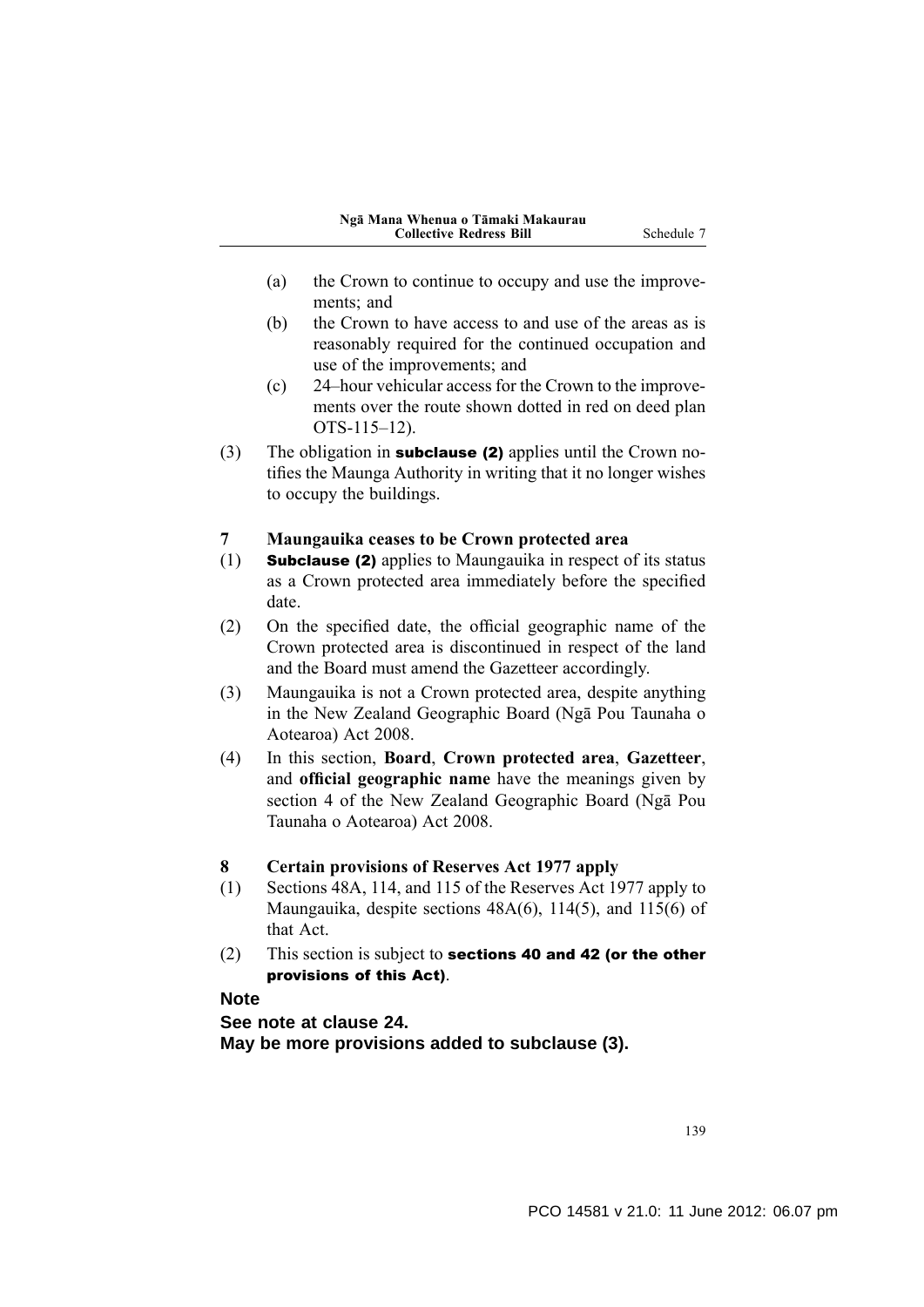(a) the Crown to continue to occupy and use the improvements; and

(b) the Crown to have access to and use of the areas as is reasonably required for the continued occupation and use of the improvements; and

(c) 24–hour vehicular access for the Crown to the improvements over the route shown dotted in red on deed plan OTS-115–12).

(3) The obligation in **subclause (2)** applies until the Crown notifies the Maunga Authority in writing that it no longer wishes to occupy the buildings.

**7 Maungauika ceases to be Crown protected area**

(1) **Subclause (2)** applies to Maungauika in respect of its status as a Crown protected area immediately before the specified date.

(2) On the specified date, the official geographic name of the Crown protected area is discontinued in respect of the land and the Board must amend the Gazetteer accordingly.

(3) Maungauika is not a Crown protected area, despite anything in the New Zealand Geographic Board (Ngā Pou Taunaha o Aotearoa) Act 2008.

(4) In this section, **Board**, **Crown protected area**, **Gazetteer**, and **official geographic name** have the meanings given by section 4 of the New Zealand Geographic Board (Ngā Pou Taunaha o Aotearoa) Act 2008.

**8 Certain provisions of Reserves Act 1977 apply**

(1) Sections 48A, 114, and 115 of the Reserves Act 1977 apply to Maungauika, despite sections 48A(6), 114(5), and 115(6) of that Act.

(2) This section is subject to **sections 40 and 42 (or the other provisions of this Act)**.

**Note**

**See note at clause 24.**

**May be more provisions added to subclause (3).**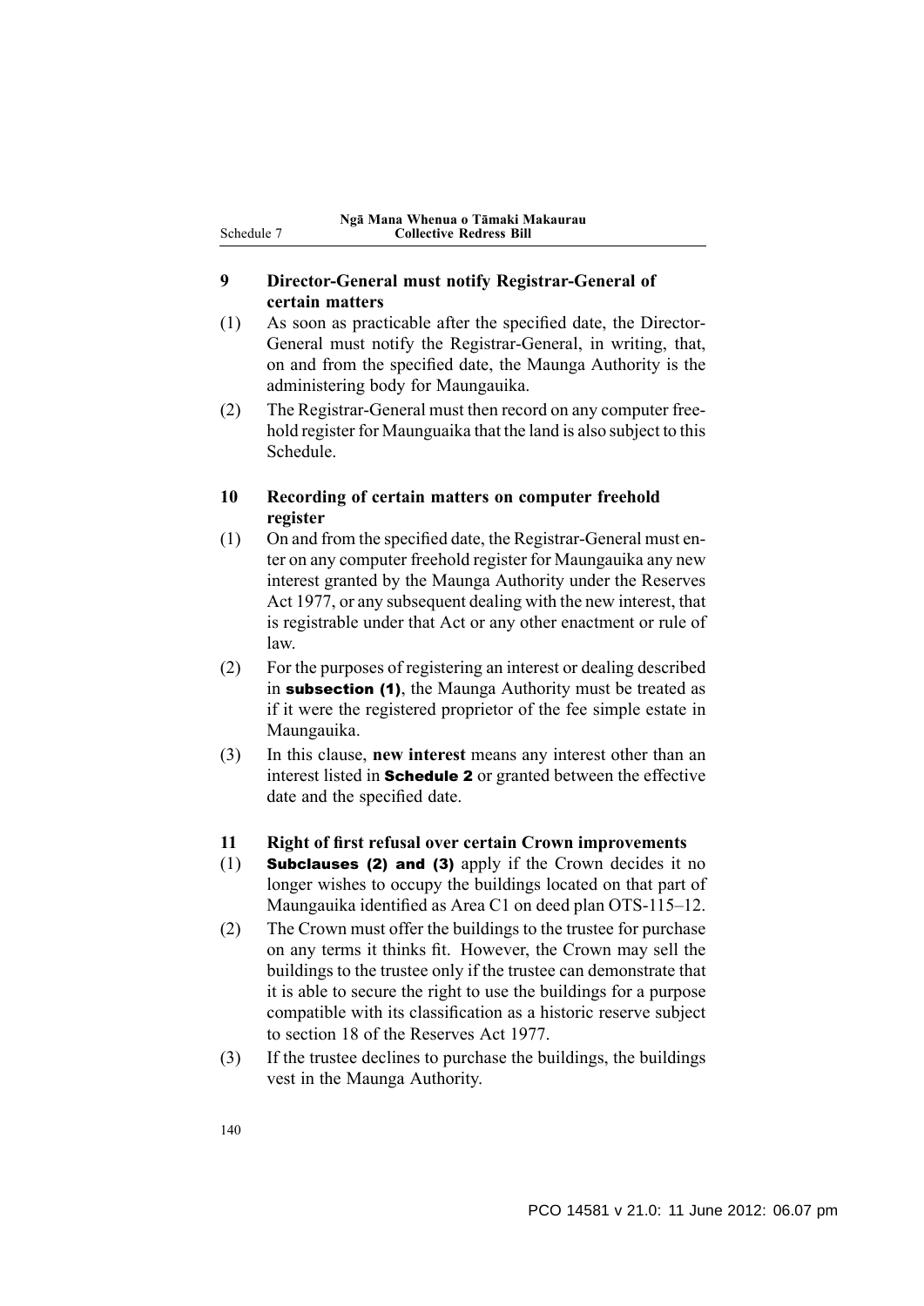**9 Director-General must notify Registrar-General of certain matters**

(1) As soon as practicable after the specified date, the Director-General must notify the Registrar-General, in writing, that, on and from the specified date, the Maunga Authority is the administering body for Maungauika.

(2) The Registrar-General must then record on any computer freehold register for Maunguaika that the land is also subject to this Schedule.

**10 Recording of certain matters on computer freehold register**

(1) On and from the specified date, the Registrar-General must enter on any computer freehold register for Maungauika any new interest granted by the Maunga Authority under the Reserves Act 1977, or any subsequent dealing with the new interest, that is registrable under that Act or any other enactment or rule of law.

(2) For the purposes of registering an interest or dealing described in **subsection (1)**, the Maunga Authority must be treated as if it were the registered proprietor of the fee simple estate in Maungauika.

(3) In this clause, **new interest** means any interest other than an interest listed in **Schedule 2** or granted between the effective date and the specified date.

**11 Right of first refusal over certain Crown improvements**

(1) **Subclauses (2) and (3)** apply if the Crown decides it no longer wishes to occupy the buildings located on that part of Maungauika identified as Area C1 on deed plan OTS-115–12.

(2) The Crown must offer the buildings to the trustee for purchase on any terms it thinks fit. However, the Crown may sell the buildings to the trustee only if the trustee can demonstrate that it is able to secure the right to use the buildings for a purpose compatible with its classification as a historic reserve subject to section 18 of the Reserves Act 1977.

(3) If the trustee declines to purchase the buildings, the buildings vest in the Maunga Authority.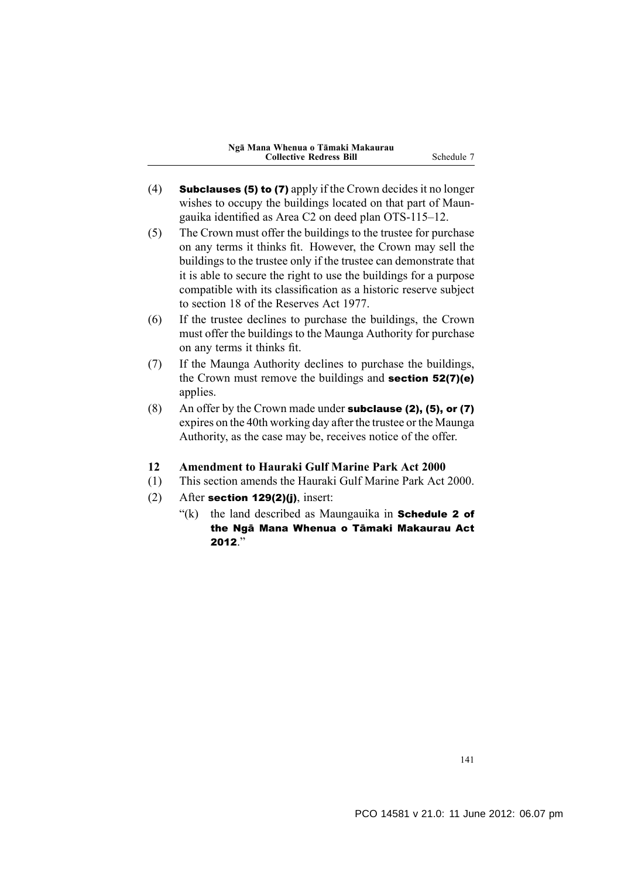(4) **Subclauses (5) to (7)** apply if the Crown decides it no longer wishes to occupy the buildings located on that part of Maungauika identified as Area C2 on deed plan OTS-115–12.

(5) The Crown must offer the buildings to the trustee for purchase on any terms it thinks fit. However, the Crown may sell the buildings to the trustee only if the trustee can demonstrate that it is able to secure the right to use the buildings for a purpose compatible with its classification as a historic reserve subject to section 18 of the Reserves Act 1977.

(6) If the trustee declines to purchase the buildings, the Crown must offer the buildings to the Maunga Authority for purchase on any terms it thinks fit.

(7) If the Maunga Authority declines to purchase the buildings, the Crown must remove the buildings and **section 52(7)(e)** applies.

(8) An offer by the Crown made under **subclause (2), (5), or (7)** expires on the 40th working day after the trustee or the Maunga Authority, as the case may be, receives notice of the offer.

**12 Amendment to Hauraki Gulf Marine Park Act 2000**

(1) This section amends the Hauraki Gulf Marine Park Act 2000.

(2) After **section 129(2)(j)**, insert:

"(k) the land described as Maungauika in **Schedule 2 of the Ngā Mana Whenua o Tāmaki Makaurau Act 2012**."

PCO 14581 v 21.0: 11 June 2012: 06.07 pm